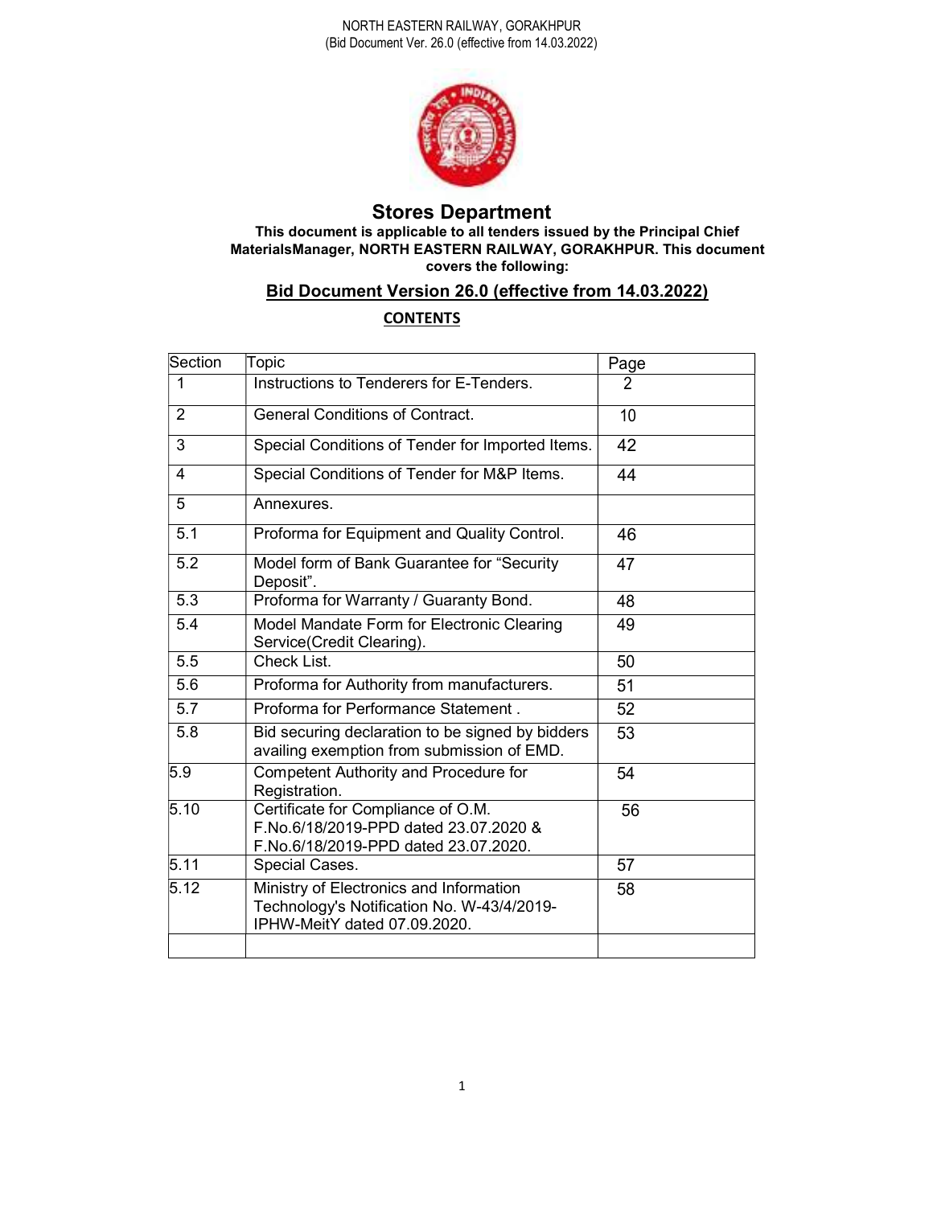NORTH EASTERN RAILWAY, GORAKHPUR
(Bid Document Ver. 26.0 (effective from 14.03.2022)

# Stores Department

**This document is applicable to all tenders issued by the Principal Chief MaterialsManager, NORTH EASTERN RAILWAY, GORAKHPUR. This document covers the following:**

## Bid Document Version 26.0 (effective from 14.03.2022)

**CONTENTS**

| Section | Topic | Page |
|---|---|---|
| 1 | Instructions to Tenderers for E-Tenders. | 2 |
| 2 | General Conditions of Contract. | 10 |
| 3 | Special Conditions of Tender for Imported Items. | 42 |
| 4 | Special Conditions of Tender for M&P Items. | 44 |
| 5 | Annexures. | |
| 5.1 | Proforma for Equipment and Quality Control. | 46 |
| 5.2 | Model form of Bank Guarantee for "Security Deposit". | 47 |
| 5.3 | Proforma for Warranty / Guaranty Bond. | 48 |
| 5.4 | Model Mandate Form for Electronic Clearing Service(Credit Clearing). | 49 |
| 5.5 | Check List. | 50 |
| 5.6 | Proforma for Authority from manufacturers. | 51 |
| 5.7 | Proforma for Performance Statement . | 52 |
| 5.8 | Bid securing declaration to be signed by bidders availing exemption from submission of EMD. | 53 |
| 5.9 | Competent Authority and Procedure for Registration. | 54 |
| 5.10 | Certificate for Compliance of O.M. F.No.6/18/2019-PPD dated 23.07.2020 & F.No.6/18/2019-PPD dated 23.07.2020. | 56 |
| 5.11 | Special Cases. | 57 |
| 5.12 | Ministry of Electronics and Information Technology's Notification No. W-43/4/2019-IPHW-MeitY dated 07.09.2020. | 58 |
| | | |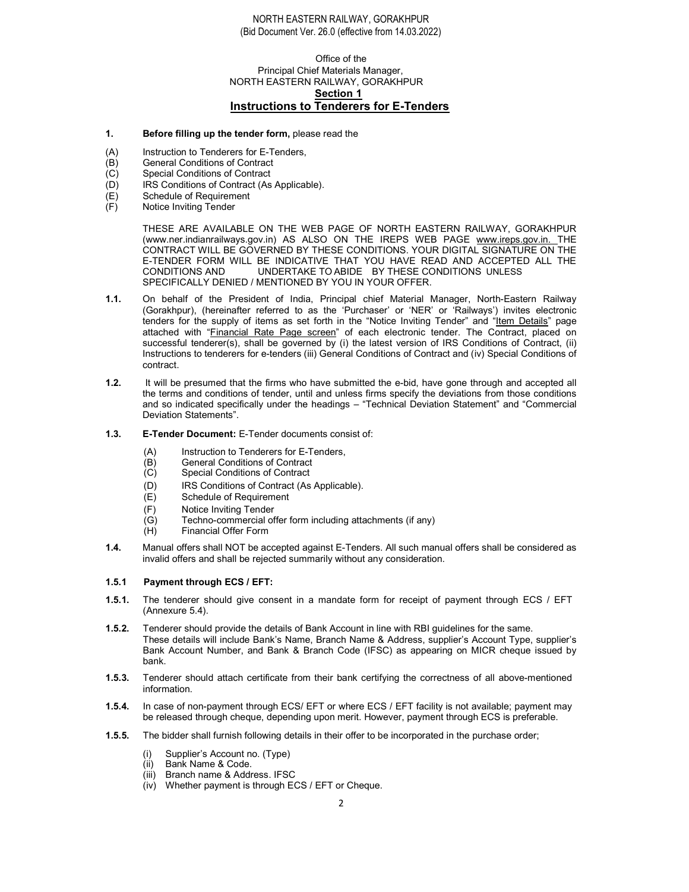NORTH EASTERN RAILWAY, GORAKHPUR
(Bid Document Ver. 26.0 (effective from 14.03.2022)

Office of the
Principal Chief Materials Manager,
NORTH EASTERN RAILWAY, GORAKHPUR

## Section 1

## Instructions to Tenderers for E-Tenders

**1. Before filling up the tender form,** please read the

(A) Instruction to Tenderers for E-Tenders,
(B) General Conditions of Contract
(C) Special Conditions of Contract
(D) IRS Conditions of Contract (As Applicable).
(E) Schedule of Requirement
(F) Notice Inviting Tender

THESE ARE AVAILABLE ON THE WEB PAGE OF NORTH EASTERN RAILWAY, GORAKHPUR (www.ner.indianrailways.gov.in) AS ALSO ON THE IREPS WEB PAGE www.ireps.gov.in. THE CONTRACT WILL BE GOVERNED BY THESE CONDITIONS. YOUR DIGITAL SIGNATURE ON THE E-TENDER FORM WILL BE INDICATIVE THAT YOU HAVE READ AND ACCEPTED ALL THE CONDITIONS AND UNDERTAKE TO ABIDE BY THESE CONDITIONS UNLESS SPECIFICALLY DENIED / MENTIONED BY YOU IN YOUR OFFER.

**1.1.** On behalf of the President of India, Principal chief Material Manager, North-Eastern Railway (Gorakhpur), (hereinafter referred to as the 'Purchaser' or 'NER' or 'Railways') invites electronic tenders for the supply of items as set forth in the "Notice Inviting Tender" and "Item Details" page attached with "Financial Rate Page screen" of each electronic tender. The Contract, placed on successful tenderer(s), shall be governed by (i) the latest version of IRS Conditions of Contract, (ii) Instructions to tenderers for e-tenders (iii) General Conditions of Contract and (iv) Special Conditions of contract.

**1.2.** It will be presumed that the firms who have submitted the e-bid, have gone through and accepted all the terms and conditions of tender, until and unless firms specify the deviations from those conditions and so indicated specifically under the headings – "Technical Deviation Statement" and "Commercial Deviation Statements".

**1.3. E-Tender Document:** E-Tender documents consist of:

(A) Instruction to Tenderers for E-Tenders,
(B) General Conditions of Contract
(C) Special Conditions of Contract
(D) IRS Conditions of Contract (As Applicable).
(E) Schedule of Requirement
(F) Notice Inviting Tender
(G) Techno-commercial offer form including attachments (if any)
(H) Financial Offer Form

**1.4.** Manual offers shall NOT be accepted against E-Tenders. All such manual offers shall be considered as invalid offers and shall be rejected summarily without any consideration.

**1.5.1 Payment through ECS / EFT:**

**1.5.1.** The tenderer should give consent in a mandate form for receipt of payment through ECS / EFT (Annexure 5.4).

**1.5.2.** Tenderer should provide the details of Bank Account in line with RBI guidelines for the same. These details will include Bank's Name, Branch Name & Address, supplier's Account Type, supplier's Bank Account Number, and Bank & Branch Code (IFSC) as appearing on MICR cheque issued by bank.

**1.5.3.** Tenderer should attach certificate from their bank certifying the correctness of all above-mentioned information.

**1.5.4.** In case of non-payment through ECS/ EFT or where ECS / EFT facility is not available; payment may be released through cheque, depending upon merit. However, payment through ECS is preferable.

**1.5.5.** The bidder shall furnish following details in their offer to be incorporated in the purchase order;

(i) Supplier's Account no. (Type)
(ii) Bank Name & Code.
(iii) Branch name & Address. IFSC
(iv) Whether payment is through ECS / EFT or Cheque.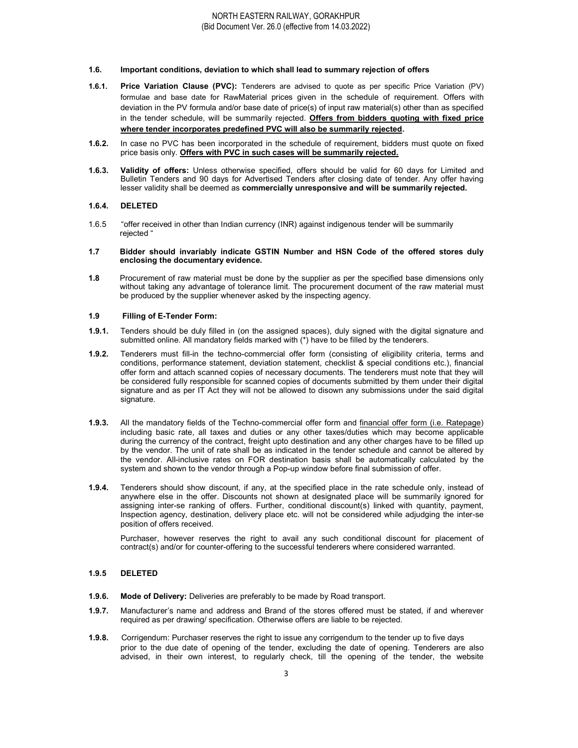**1.6. Important conditions, deviation to which shall lead to summary rejection of offers**

**1.6.1. Price Variation Clause (PVC):** Tenderers are advised to quote as per specific Price Variation (PV) formulae and base date for RawMaterial prices given in the schedule of requirement. Offers with deviation in the PV formula and/or base date of price(s) of input raw material(s) other than as specified in the tender schedule, will be summarily rejected. **Offers from bidders quoting with fixed price where tender incorporates predefined PVC will also be summarily rejected.**

**1.6.2.** In case no PVC has been incorporated in the schedule of requirement, bidders must quote on fixed price basis only. **Offers with PVC in such cases will be summarily rejected.**

**1.6.3. Validity of offers:** Unless otherwise specified, offers should be valid for 60 days for Limited and Bulletin Tenders and 90 days for Advertised Tenders after closing date of tender. Any offer having lesser validity shall be deemed as **commercially unresponsive and will be summarily rejected.**

**1.6.4. DELETED**

1.6.5 "offer received in other than Indian currency (INR) against indigenous tender will be summarily rejected "

**1.7 Bidder should invariably indicate GSTIN Number and HSN Code of the offered stores duly enclosing the documentary evidence.**

**1.8** Procurement of raw material must be done by the supplier as per the specified base dimensions only without taking any advantage of tolerance limit. The procurement document of the raw material must be produced by the supplier whenever asked by the inspecting agency.

**1.9 Filling of E-Tender Form:**

**1.9.1.** Tenders should be duly filled in (on the assigned spaces), duly signed with the digital signature and submitted online. All mandatory fields marked with (*) have to be filled by the tenderers.

**1.9.2.** Tenderers must fill-in the techno-commercial offer form (consisting of eligibility criteria, terms and conditions, performance statement, deviation statement, checklist & special conditions etc.), financial offer form and attach scanned copies of necessary documents. The tenderers must note that they will be considered fully responsible for scanned copies of documents submitted by them under their digital signature and as per IT Act they will not be allowed to disown any submissions under the said digital signature.

**1.9.3.** All the mandatory fields of the Techno-commercial offer form and financial offer form (i.e. Ratepage) including basic rate, all taxes and duties or any other taxes/duties which may become applicable during the currency of the contract, freight upto destination and any other charges have to be filled up by the vendor. The unit of rate shall be as indicated in the tender schedule and cannot be altered by the vendor. All-inclusive rates on FOR destination basis shall be automatically calculated by the system and shown to the vendor through a Pop-up window before final submission of offer.

**1.9.4.** Tenderers should show discount, if any, at the specified place in the rate schedule only, instead of anywhere else in the offer. Discounts not shown at designated place will be summarily ignored for assigning inter-se ranking of offers. Further, conditional discount(s) linked with quantity, payment, Inspection agency, destination, delivery place etc. will not be considered while adjudging the inter-se position of offers received.

Purchaser, however reserves the right to avail any such conditional discount for placement of contract(s) and/or for counter-offering to the successful tenderers where considered warranted.

**1.9.5 DELETED**

**1.9.6. Mode of Delivery:** Deliveries are preferably to be made by Road transport.

**1.9.7.** Manufacturer's name and address and Brand of the stores offered must be stated, if and wherever required as per drawing/ specification. Otherwise offers are liable to be rejected.

**1.9.8.** Corrigendum: Purchaser reserves the right to issue any corrigendum to the tender up to five days prior to the due date of opening of the tender, excluding the date of opening. Tenderers are also advised, in their own interest, to regularly check, till the opening of the tender, the website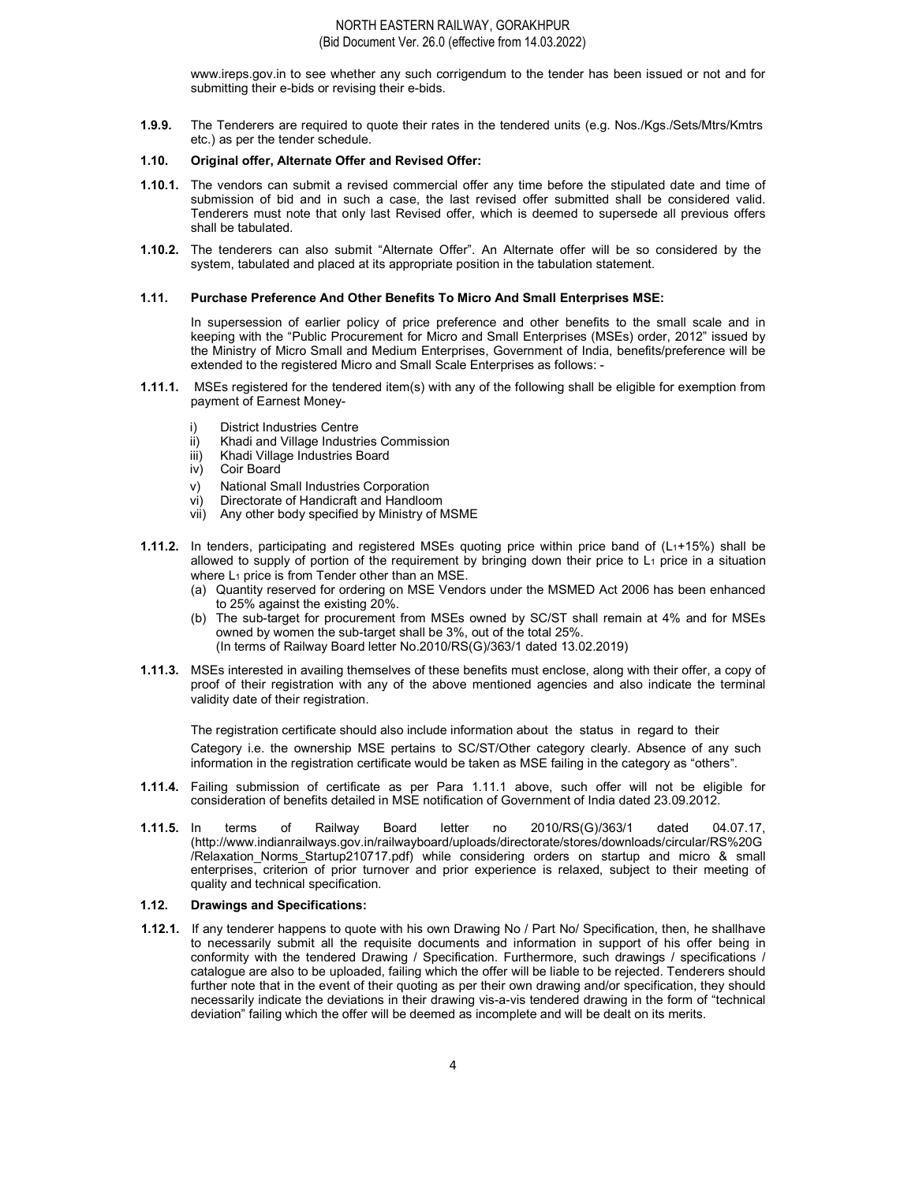www.ireps.gov.in to see whether any such corrigendum to the tender has been issued or not and for submitting their e-bids or revising their e-bids.

**1.9.9.** The Tenderers are required to quote their rates in the tendered units (e.g. Nos./Kgs./Sets/Mtrs/Kmtrs etc.) as per the tender schedule.

**1.10. Original offer, Alternate Offer and Revised Offer:**

**1.10.1.** The vendors can submit a revised commercial offer any time before the stipulated date and time of submission of bid and in such a case, the last revised offer submitted shall be considered valid. Tenderers must note that only last Revised offer, which is deemed to supersede all previous offers shall be tabulated.

**1.10.2.** The tenderers can also submit "Alternate Offer". An Alternate offer will be so considered by the system, tabulated and placed at its appropriate position in the tabulation statement.

**1.11. Purchase Preference And Other Benefits To Micro And Small Enterprises MSE:**

In supersession of earlier policy of price preference and other benefits to the small scale and in keeping with the "Public Procurement for Micro and Small Enterprises (MSEs) order, 2012" issued by the Ministry of Micro Small and Medium Enterprises, Government of India, benefits/preference will be extended to the registered Micro and Small Scale Enterprises as follows: -

**1.11.1.** MSEs registered for the tendered item(s) with any of the following shall be eligible for exemption from payment of Earnest Money-

i) District Industries Centre
ii) Khadi and Village Industries Commission
iii) Khadi Village Industries Board
iv) Coir Board
v) National Small Industries Corporation
vi) Directorate of Handicraft and Handloom
vii) Any other body specified by Ministry of MSME

**1.11.2.** In tenders, participating and registered MSEs quoting price within price band of ($L_1$+15%) shall be allowed to supply of portion of the requirement by bringing down their price to $L_1$ price in a situation where $L_1$ price is from Tender other than an MSE.

(a) Quantity reserved for ordering on MSE Vendors under the MSMED Act 2006 has been enhanced to 25% against the existing 20%.
(b) The sub-target for procurement from MSEs owned by SC/ST shall remain at 4% and for MSEs owned by women the sub-target shall be 3%, out of the total 25%.
(In terms of Railway Board letter No.2010/RS(G)/363/1 dated 13.02.2019)

**1.11.3.** MSEs interested in availing themselves of these benefits must enclose, along with their offer, a copy of proof of their registration with any of the above mentioned agencies and also indicate the terminal validity date of their registration.

The registration certificate should also include information about the status in regard to their Category i.e. the ownership MSE pertains to SC/ST/Other category clearly. Absence of any such information in the registration certificate would be taken as MSE failing in the category as "others".

**1.11.4.** Failing submission of certificate as per Para 1.11.1 above, such offer will not be eligible for consideration of benefits detailed in MSE notification of Government of India dated 23.09.2012.

**1.11.5.** In terms of Railway Board letter no 2010/RS(G)/363/1 dated 04.07.17, (http://www.indianrailways.gov.in/railwayboard/uploads/directorate/stores/downloads/circular/RS%20G/Relaxation_Norms_Startup210717.pdf) while considering orders on startup and micro & small enterprises, criterion of prior turnover and prior experience is relaxed, subject to their meeting of quality and technical specification.

**1.12. Drawings and Specifications:**

**1.12.1.** If any tenderer happens to quote with his own Drawing No / Part No/ Specification, then, he shallhave to necessarily submit all the requisite documents and information in support of his offer being in conformity with the tendered Drawing / Specification. Furthermore, such drawings / specifications / catalogue are also to be uploaded, failing which the offer will be liable to be rejected. Tenderers should further note that in the event of their quoting as per their own drawing and/or specification, they should necessarily indicate the deviations in their drawing vis-a-vis tendered drawing in the form of "technical deviation" failing which the offer will be deemed as incomplete and will be dealt on its merits.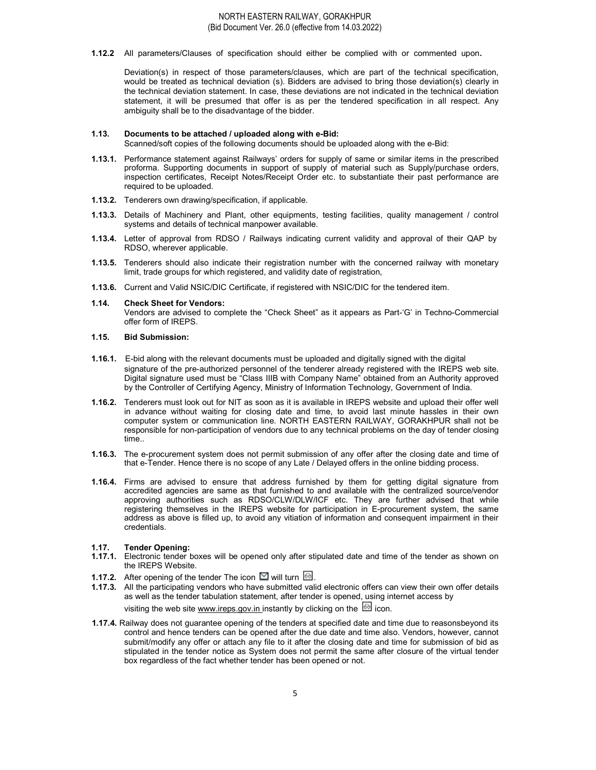**1.12.2** All parameters/Clauses of specification should either be complied with or commented upon**.**

Deviation(s) in respect of those parameters/clauses, which are part of the technical specification, would be treated as technical deviation (s). Bidders are advised to bring those deviation(s) clearly in the technical deviation statement. In case, these deviations are not indicated in the technical deviation statement, it will be presumed that offer is as per the tendered specification in all respect. Any ambiguity shall be to the disadvantage of the bidder.

**1.13. Documents to be attached / uploaded along with e-Bid:**

Scanned/soft copies of the following documents should be uploaded along with the e-Bid:

**1.13.1.** Performance statement against Railways' orders for supply of same or similar items in the prescribed proforma. Supporting documents in support of supply of material such as Supply/purchase orders, inspection certificates, Receipt Notes/Receipt Order etc. to substantiate their past performance are required to be uploaded.

**1.13.2.** Tenderers own drawing/specification, if applicable.

**1.13.3.** Details of Machinery and Plant, other equipments, testing facilities, quality management / control systems and details of technical manpower available.

**1.13.4.** Letter of approval from RDSO / Railways indicating current validity and approval of their QAP by RDSO, wherever applicable.

**1.13.5.** Tenderers should also indicate their registration number with the concerned railway with monetary limit, trade groups for which registered, and validity date of registration,

**1.13.6.** Current and Valid NSIC/DIC Certificate, if registered with NSIC/DIC for the tendered item.

**1.14. Check Sheet for Vendors:**

Vendors are advised to complete the "Check Sheet" as it appears as Part-'G' in Techno-Commercial offer form of IREPS.

**1.15. Bid Submission:**

**1.16.1.** E-bid along with the relevant documents must be uploaded and digitally signed with the digital signature of the pre-authorized personnel of the tenderer already registered with the IREPS web site. Digital signature used must be "Class IIIB with Company Name" obtained from an Authority approved by the Controller of Certifying Agency, Ministry of Information Technology, Government of India.

**1.16.2.** Tenderers must look out for NIT as soon as it is available in IREPS website and upload their offer well in advance without waiting for closing date and time, to avoid last minute hassles in their own computer system or communication line. NORTH EASTERN RAILWAY, GORAKHPUR shall not be responsible for non-participation of vendors due to any technical problems on the day of tender closing time..

**1.16.3.** The e-procurement system does not permit submission of any offer after the closing date and time of that e-Tender. Hence there is no scope of any Late / Delayed offers in the online bidding process.

**1.16.4.** Firms are advised to ensure that address furnished by them for getting digital signature from accredited agencies are same as that furnished to and available with the centralized source/vendor approving authorities such as RDSO/CLW/DLW/ICF etc. They are further advised that while registering themselves in the IREPS website for participation in E-procurement system, the same address as above is filled up, to avoid any vitiation of information and consequent impairment in their credentials.

**1.17. Tender Opening:**

**1.17.1.** Electronic tender boxes will be opened only after stipulated date and time of the tender as shown on the IREPS Website.

**1.17.2.** After opening of the tender The icon ✉ will turn ✉.

**1.17.3.** All the participating vendors who have submitted valid electronic offers can view their own offer details as well as the tender tabulation statement, after tender is opened, using internet access by visiting the web site www.ireps.gov.in instantly by clicking on the ✉ icon.

**1.17.4.** Railway does not guarantee opening of the tenders at specified date and time due to reasonsbeyond its control and hence tenders can be opened after the due date and time also. Vendors, however, cannot submit/modify any offer or attach any file to it after the closing date and time for submission of bid as stipulated in the tender notice as System does not permit the same after closure of the virtual tender box regardless of the fact whether tender has been opened or not.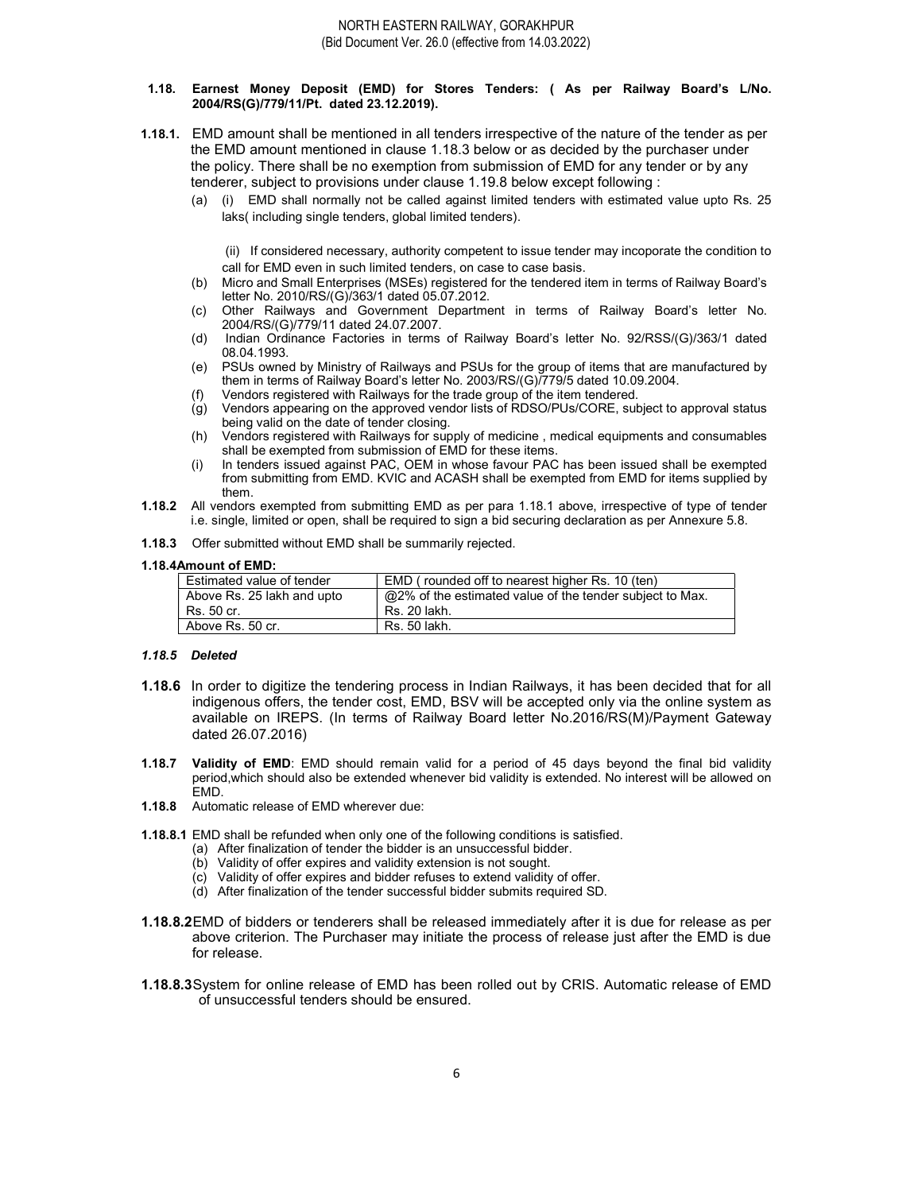### 1.18. Earnest Money Deposit (EMD) for Stores Tenders: ( As per Railway Board's L/No. 2004/RS(G)/779/11/Pt. dated 23.12.2019).

**1.18.1.** EMD amount shall be mentioned in all tenders irrespective of the nature of the tender as per the EMD amount mentioned in clause 1.18.3 below or as decided by the purchaser under the policy. There shall be no exemption from submission of EMD for any tender or by any tenderer, subject to provisions under clause 1.19.8 below except following :

(a) (i) EMD shall normally not be called against limited tenders with estimated value upto Rs. 25 laks( including single tenders, global limited tenders).

(ii) If considered necessary, authority competent to issue tender may incoporate the condition to call for EMD even in such limited tenders, on case to case basis.

(b) Micro and Small Enterprises (MSEs) registered for the tendered item in terms of Railway Board's letter No. 2010/RS/(G)/363/1 dated 05.07.2012.

(c) Other Railways and Government Department in terms of Railway Board's letter No. 2004/RS/(G)/779/11 dated 24.07.2007.

(d) Indian Ordinance Factories in terms of Railway Board's letter No. 92/RSS/(G)/363/1 dated 08.04.1993.

(e) PSUs owned by Ministry of Railways and PSUs for the group of items that are manufactured by them in terms of Railway Board's letter No. 2003/RS/(G)/779/5 dated 10.09.2004.

(f) Vendors registered with Railways for the trade group of the item tendered.

(g) Vendors appearing on the approved vendor lists of RDSO/PUs/CORE, subject to approval status being valid on the date of tender closing.

(h) Vendors registered with Railways for supply of medicine , medical equipments and consumables shall be exempted from submission of EMD for these items.

(i) In tenders issued against PAC, OEM in whose favour PAC has been issued shall be exempted from submitting from EMD. KVIC and ACASH shall be exempted from EMD for items supplied by them.

**1.18.2** All vendors exempted from submitting EMD as per para 1.18.1 above, irrespective of type of tender i.e. single, limited or open, shall be required to sign a bid securing declaration as per Annexure 5.8.

**1.18.3** Offer submitted without EMD shall be summarily rejected.

**1.18.4 Amount of EMD:**

| Estimated value of tender | EMD ( rounded off to nearest higher Rs. 10 (ten) |
|---|---|
| Above Rs. 25 lakh and upto Rs. 50 cr. | @2% of the estimated value of the tender subject to Max. Rs. 20 lakh. |
| Above Rs. 50 cr. | Rs. 50 lakh. |

***1.18.5 Deleted***

**1.18.6** In order to digitize the tendering process in Indian Railways, it has been decided that for all indigenous offers, the tender cost, EMD, BSV will be accepted only via the online system as available on IREPS. (In terms of Railway Board letter No.2016/RS(M)/Payment Gateway dated 26.07.2016)

**1.18.7** **Validity of EMD**: EMD should remain valid for a period of 45 days beyond the final bid validity period,which should also be extended whenever bid validity is extended. No interest will be allowed on EMD.

**1.18.8** Automatic release of EMD wherever due:

**1.18.8.1** EMD shall be refunded when only one of the following conditions is satisfied.

(a) After finalization of tender the bidder is an unsuccessful bidder.
(b) Validity of offer expires and validity extension is not sought.
(c) Validity of offer expires and bidder refuses to extend validity of offer.
(d) After finalization of the tender successful bidder submits required SD.

**1.18.8.2** EMD of bidders or tenderers shall be released immediately after it is due for release as per above criterion. The Purchaser may initiate the process of release just after the EMD is due for release.

**1.18.8.3** System for online release of EMD has been rolled out by CRIS. Automatic release of EMD of unsuccessful tenders should be ensured.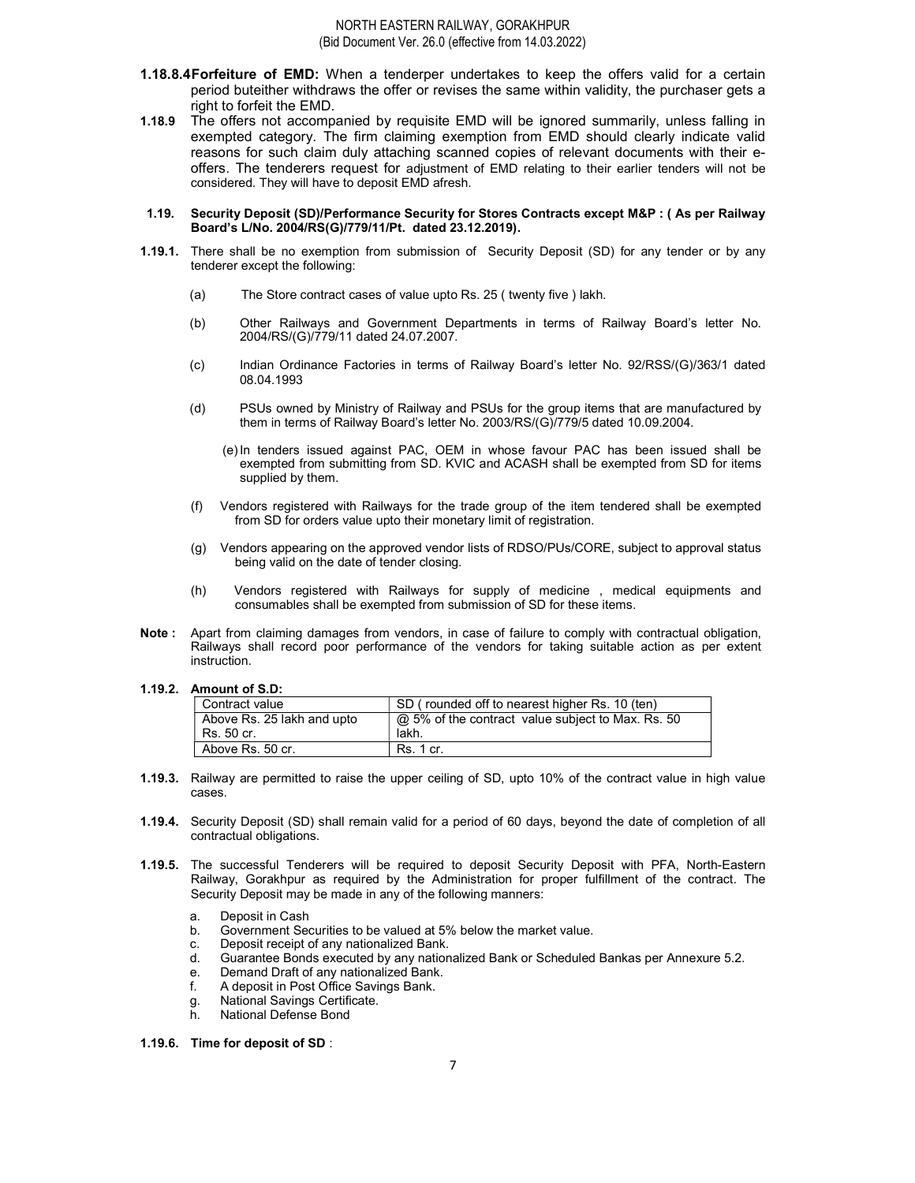**1.18.8.4 Forfeiture of EMD:** When a tenderper undertakes to keep the offers valid for a certain period buteither withdraws the offer or revises the same within validity, the purchaser gets a right to forfeit the EMD.

**1.18.9** The offers not accompanied by requisite EMD will be ignored summarily, unless falling in exempted category. The firm claiming exemption from EMD should clearly indicate valid reasons for such claim duly attaching scanned copies of relevant documents with their e-offers. The tenderers request for adjustment of EMD relating to their earlier tenders will not be considered. They will have to deposit EMD afresh.

**1.19. Security Deposit (SD)/Performance Security for Stores Contracts except M&P : ( As per Railway Board's L/No. 2004/RS(G)/779/11/Pt. dated 23.12.2019).**

**1.19.1.** There shall be no exemption from submission of Security Deposit (SD) for any tender or by any tenderer except the following:

(a) The Store contract cases of value upto Rs. 25 ( twenty five ) lakh.

(b) Other Railways and Government Departments in terms of Railway Board's letter No. 2004/RS/(G)/779/11 dated 24.07.2007.

(c) Indian Ordinance Factories in terms of Railway Board's letter No. 92/RSS/(G)/363/1 dated 08.04.1993

(d) PSUs owned by Ministry of Railway and PSUs for the group items that are manufactured by them in terms of Railway Board's letter No. 2003/RS/(G)/779/5 dated 10.09.2004.

(e) In tenders issued against PAC, OEM in whose favour PAC has been issued shall be exempted from submitting from SD. KVIC and ACASH shall be exempted from SD for items supplied by them.

(f) Vendors registered with Railways for the trade group of the item tendered shall be exempted from SD for orders value upto their monetary limit of registration.

(g) Vendors appearing on the approved vendor lists of RDSO/PUs/CORE, subject to approval status being valid on the date of tender closing.

(h) Vendors registered with Railways for supply of medicine , medical equipments and consumables shall be exempted from submission of SD for these items.

**Note :** Apart from claiming damages from vendors, in case of failure to comply with contractual obligation, Railways shall record poor performance of the vendors for taking suitable action as per extent instruction.

**1.19.2. Amount of S.D:**

| Contract value | SD ( rounded off to nearest higher Rs. 10 (ten) |
|---|---|
| Above Rs. 25 lakh and upto Rs. 50 cr. | @ 5% of the contract value subject to Max. Rs. 50 lakh. |
| Above Rs. 50 cr. | Rs. 1 cr. |

**1.19.3.** Railway are permitted to raise the upper ceiling of SD, upto 10% of the contract value in high value cases.

**1.19.4.** Security Deposit (SD) shall remain valid for a period of 60 days, beyond the date of completion of all contractual obligations.

**1.19.5.** The successful Tenderers will be required to deposit Security Deposit with PFA, North-Eastern Railway, Gorakhpur as required by the Administration for proper fulfillment of the contract. The Security Deposit may be made in any of the following manners:

a. Deposit in Cash
b. Government Securities to be valued at 5% below the market value.
c. Deposit receipt of any nationalized Bank.
d. Guarantee Bonds executed by any nationalized Bank or Scheduled Bankas per Annexure 5.2.
e. Demand Draft of any nationalized Bank.
f. A deposit in Post Office Savings Bank.
g. National Savings Certificate.
h. National Defense Bond

**1.19.6. Time for deposit of SD** :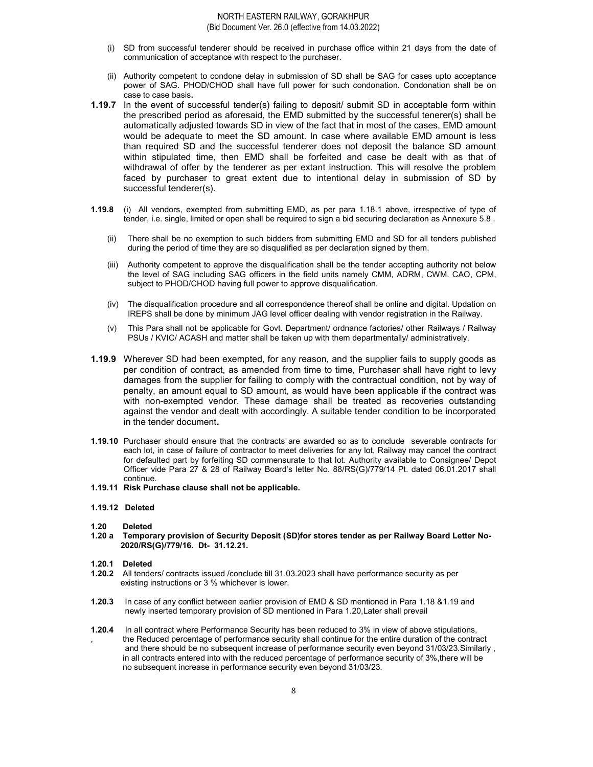(i) SD from successful tenderer should be received in purchase office within 21 days from the date of communication of acceptance with respect to the purchaser.

(ii) Authority competent to condone delay in submission of SD shall be SAG for cases upto acceptance power of SAG. PHOD/CHOD shall have full power for such condonation. Condonation shall be on case to case basis**.**

**1.19.7** In the event of successful tender(s) failing to deposit/ submit SD in acceptable form within the prescribed period as aforesaid, the EMD submitted by the successful tenerer(s) shall be automatically adjusted towards SD in view of the fact that in most of the cases, EMD amount would be adequate to meet the SD amount. In case where available EMD amount is less than required SD and the successful tenderer does not deposit the balance SD amount within stipulated time, then EMD shall be forfeited and case be dealt with as that of withdrawal of offer by the tenderer as per extant instruction. This will resolve the problem faced by purchaser to great extent due to intentional delay in submission of SD by successful tenderer(s).

**1.19.8** (i) All vendors, exempted from submitting EMD, as per para 1.18.1 above, irrespective of type of tender, i.e. single, limited or open shall be required to sign a bid securing declaration as Annexure 5.8 .

(ii) There shall be no exemption to such bidders from submitting EMD and SD for all tenders published during the period of time they are so disqualified as per declaration signed by them.

(iii) Authority competent to approve the disqualification shall be the tender accepting authority not below the level of SAG including SAG officers in the field units namely CMM, ADRM, CWM. CAO, CPM, subject to PHOD/CHOD having full power to approve disqualification.

(iv) The disqualification procedure and all correspondence thereof shall be online and digital. Updation on IREPS shall be done by minimum JAG level officer dealing with vendor registration in the Railway.

(v) This Para shall not be applicable for Govt. Department/ ordnance factories/ other Railways / Railway PSUs / KVIC/ ACASH and matter shall be taken up with them departmentally/ administratively.

**1.19.9** Wherever SD had been exempted, for any reason, and the supplier fails to supply goods as per condition of contract, as amended from time to time, Purchaser shall have right to levy damages from the supplier for failing to comply with the contractual condition, not by way of penalty, an amount equal to SD amount, as would have been applicable if the contract was with non-exempted vendor. These damage shall be treated as recoveries outstanding against the vendor and dealt with accordingly. A suitable tender condition to be incorporated in the tender document**.**

**1.19.10** Purchaser should ensure that the contracts are awarded so as to conclude severable contracts for each lot, in case of failure of contractor to meet deliveries for any lot, Railway may cancel the contract for defaulted part by forfeiting SD commensurate to that lot. Authority available to Consignee/ Depot Officer vide Para 27 & 28 of Railway Board's letter No. 88/RS(G)/779/14 Pt. dated 06.01.2017 shall continue.

**1.19.11 Risk Purchase clause shall not be applicable.**

**1.19.12 Deleted**

**1.20 Deleted**

**1.20 a Temporary provision of Security Deposit (SD)for stores tender as per Railway Board Letter No- 2020/RS(G)/779/16. Dt- 31.12.21.**

**1.20.1 Deleted**

**1.20.2** All tenders/ contracts issued /conclude till 31.03.2023 shall have performance security as per existing instructions or 3 % whichever is lower.

**1.20.3** In case of any conflict between earlier provision of EMD & SD mentioned in Para 1.18 &1.19 and newly inserted temporary provision of SD mentioned in Para 1.20,Later shall prevail

**1.20.4** In all **c**ontract where Performance Security has been reduced to 3% in view of above stipulations, , the Reduced percentage of performance security shall continue for the entire duration of the contract and there should be no subsequent increase of performance security even beyond 31/03/23.Similarly , in all contracts entered into with the reduced percentage of performance security of 3%,there will be no subsequent increase in performance security even beyond 31/03/23.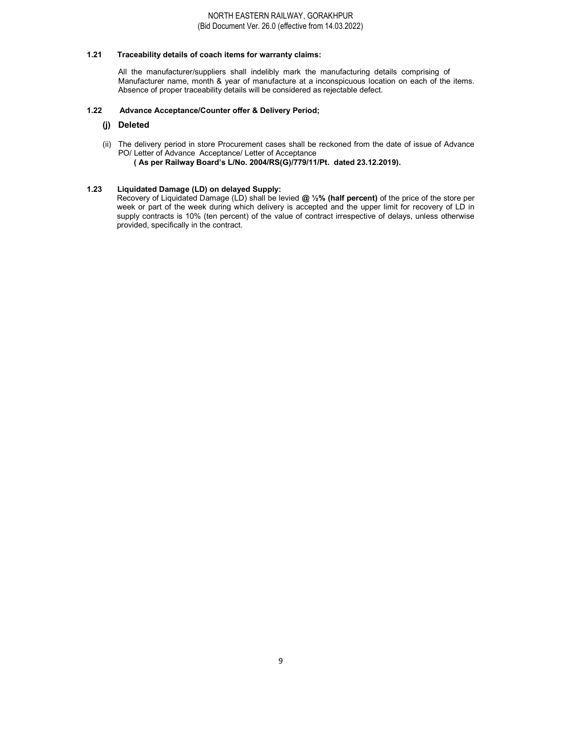### 1.21 Traceability details of coach items for warranty claims:

All the manufacturer/suppliers shall indelibly mark the manufacturing details comprising of Manufacturer name, month & year of manufacture at a inconspicuous location on each of the items. Absence of proper traceability details will be considered as rejectable defect.

### 1.22 Advance Acceptance/Counter offer & Delivery Period;

**(j) Deleted**

(ii) The delivery period in store Procurement cases shall be reckoned from the date of issue of Advance PO/ Letter of Advance Acceptance/ Letter of Acceptance
**( As per Railway Board's L/No. 2004/RS(G)/779/11/Pt. dated 23.12.2019).**

### 1.23 Liquidated Damage (LD) on delayed Supply:

Recovery of Liquidated Damage (LD) shall be levied **@ ½% (half percent)** of the price of the store per week or part of the week during which delivery is accepted and the upper limit for recovery of LD in supply contracts is 10% (ten percent) of the value of contract irrespective of delays, unless otherwise provided, specifically in the contract.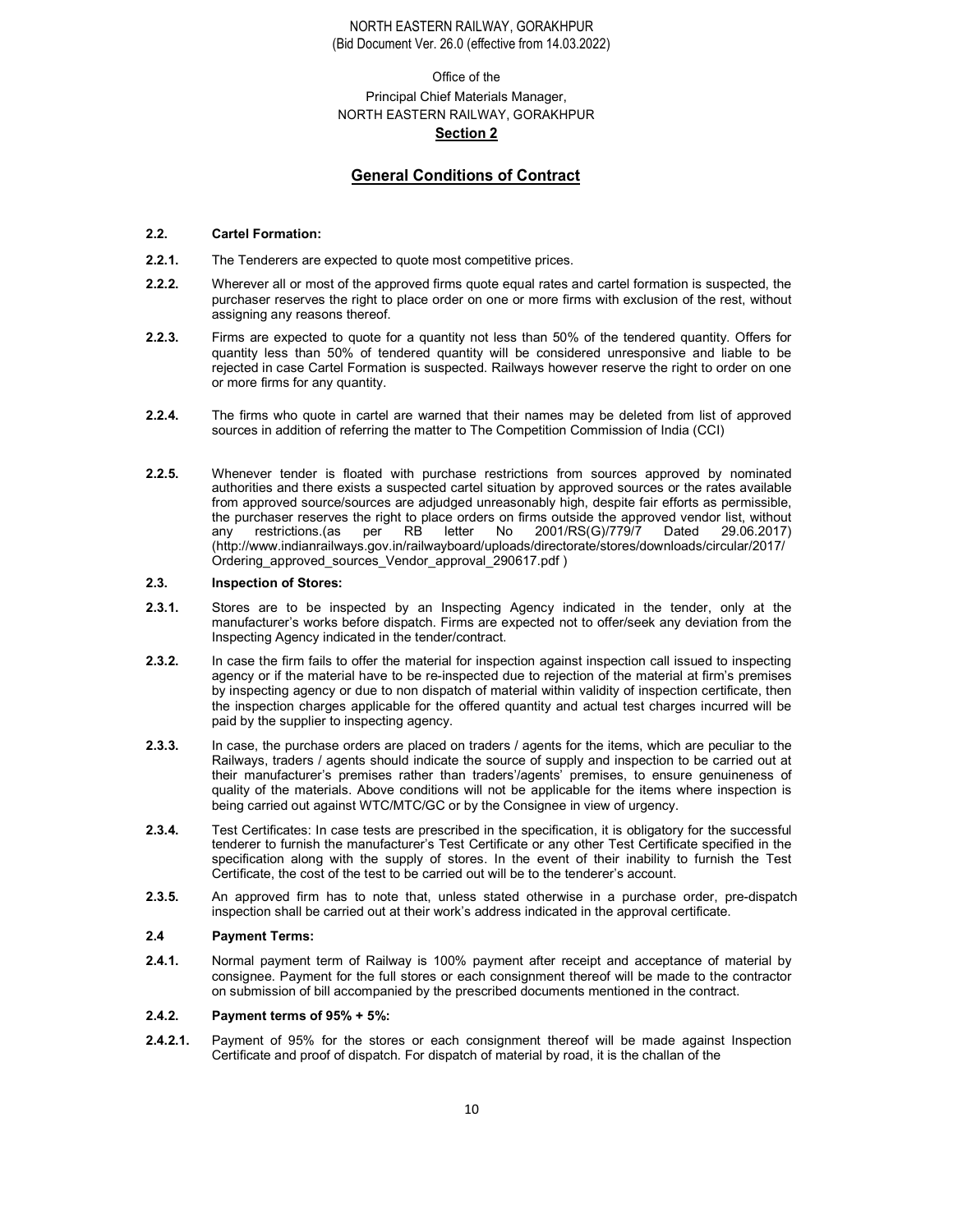Office of the
Principal Chief Materials Manager,
NORTH EASTERN RAILWAY, GORAKHPUR

**Section 2**

## General Conditions of Contract

**2.2. Cartel Formation:**

**2.2.1.** The Tenderers are expected to quote most competitive prices.

**2.2.2.** Wherever all or most of the approved firms quote equal rates and cartel formation is suspected, the purchaser reserves the right to place order on one or more firms with exclusion of the rest, without assigning any reasons thereof.

**2.2.3.** Firms are expected to quote for a quantity not less than 50% of the tendered quantity. Offers for quantity less than 50% of tendered quantity will be considered unresponsive and liable to be rejected in case Cartel Formation is suspected. Railways however reserve the right to order on one or more firms for any quantity.

**2.2.4.** The firms who quote in cartel are warned that their names may be deleted from list of approved sources in addition of referring the matter to The Competition Commission of India (CCI)

**2.2.5.** Whenever tender is floated with purchase restrictions from sources approved by nominated authorities and there exists a suspected cartel situation by approved sources or the rates available from approved source/sources are adjudged unreasonably high, despite fair efforts as permissible, the purchaser reserves the right to place orders on firms outside the approved vendor list, without any restrictions.(as per RB letter No 2001/RS(G)/779/7 Dated 29.06.2017) (http://www.indianrailways.gov.in/railwayboard/uploads/directorate/stores/downloads/circular/2017/Ordering_approved_sources_Vendor_approval_290617.pdf )

**2.3. Inspection of Stores:**

**2.3.1.** Stores are to be inspected by an Inspecting Agency indicated in the tender, only at the manufacturer's works before dispatch. Firms are expected not to offer/seek any deviation from the Inspecting Agency indicated in the tender/contract.

**2.3.2.** In case the firm fails to offer the material for inspection against inspection call issued to inspecting agency or if the material have to be re-inspected due to rejection of the material at firm's premises by inspecting agency or due to non dispatch of material within validity of inspection certificate, then the inspection charges applicable for the offered quantity and actual test charges incurred will be paid by the supplier to inspecting agency.

**2.3.3.** In case, the purchase orders are placed on traders / agents for the items, which are peculiar to the Railways, traders / agents should indicate the source of supply and inspection to be carried out at their manufacturer's premises rather than traders'/agents' premises, to ensure genuineness of quality of the materials. Above conditions will not be applicable for the items where inspection is being carried out against WTC/MTC/GC or by the Consignee in view of urgency.

**2.3.4.** Test Certificates: In case tests are prescribed in the specification, it is obligatory for the successful tenderer to furnish the manufacturer's Test Certificate or any other Test Certificate specified in the specification along with the supply of stores. In the event of their inability to furnish the Test Certificate, the cost of the test to be carried out will be to the tenderer's account.

**2.3.5.** An approved firm has to note that, unless stated otherwise in a purchase order, pre-dispatch inspection shall be carried out at their work's address indicated in the approval certificate.

**2.4 Payment Terms:**

**2.4.1.** Normal payment term of Railway is 100% payment after receipt and acceptance of material by consignee. Payment for the full stores or each consignment thereof will be made to the contractor on submission of bill accompanied by the prescribed documents mentioned in the contract.

**2.4.2. Payment terms of 95% + 5%:**

**2.4.2.1.** Payment of 95% for the stores or each consignment thereof will be made against Inspection Certificate and proof of dispatch. For dispatch of material by road, it is the challan of the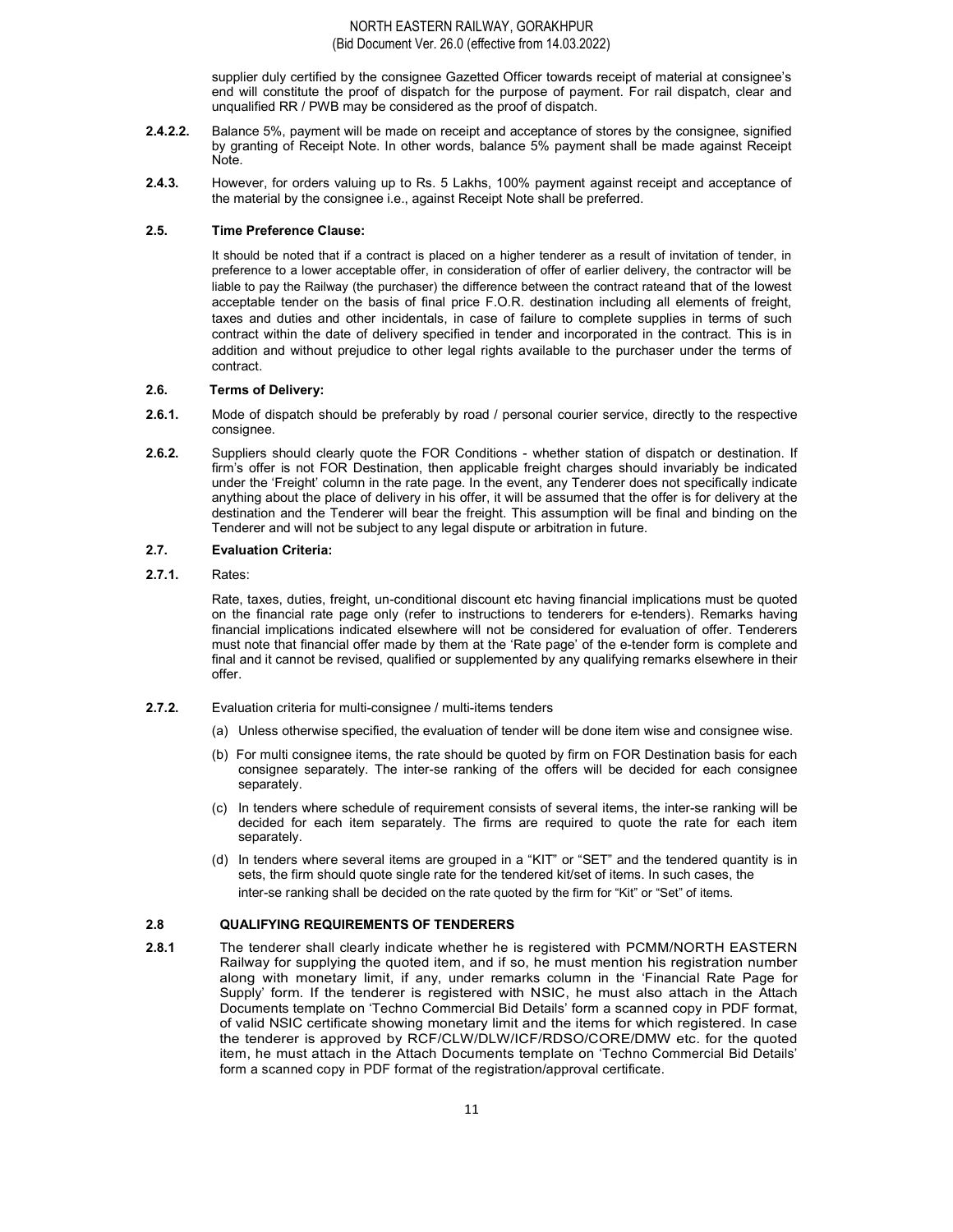supplier duly certified by the consignee Gazetted Officer towards receipt of material at consignee's end will constitute the proof of dispatch for the purpose of payment. For rail dispatch, clear and unqualified RR / PWB may be considered as the proof of dispatch.

**2.4.2.2.** Balance 5%, payment will be made on receipt and acceptance of stores by the consignee, signified by granting of Receipt Note. In other words, balance 5% payment shall be made against Receipt Note.

**2.4.3.** However, for orders valuing up to Rs. 5 Lakhs, 100% payment against receipt and acceptance of the material by the consignee i.e., against Receipt Note shall be preferred.

### 2.5. Time Preference Clause:

It should be noted that if a contract is placed on a higher tenderer as a result of invitation of tender, in preference to a lower acceptable offer, in consideration of offer of earlier delivery, the contractor will be liable to pay the Railway (the purchaser) the difference between the contract rateand that of the lowest acceptable tender on the basis of final price F.O.R. destination including all elements of freight, taxes and duties and other incidentals, in case of failure to complete supplies in terms of such contract within the date of delivery specified in tender and incorporated in the contract. This is in addition and without prejudice to other legal rights available to the purchaser under the terms of contract.

### 2.6. Terms of Delivery:

**2.6.1.** Mode of dispatch should be preferably by road / personal courier service, directly to the respective consignee.

**2.6.2.** Suppliers should clearly quote the FOR Conditions - whether station of dispatch or destination. If firm's offer is not FOR Destination, then applicable freight charges should invariably be indicated under the 'Freight' column in the rate page. In the event, any Tenderer does not specifically indicate anything about the place of delivery in his offer, it will be assumed that the offer is for delivery at the destination and the Tenderer will bear the freight. This assumption will be final and binding on the Tenderer and will not be subject to any legal dispute or arbitration in future.

### 2.7. Evaluation Criteria:

**2.7.1.** Rates:

Rate, taxes, duties, freight, un-conditional discount etc having financial implications must be quoted on the financial rate page only (refer to instructions to tenderers for e-tenders). Remarks having financial implications indicated elsewhere will not be considered for evaluation of offer. Tenderers must note that financial offer made by them at the 'Rate page' of the e-tender form is complete and final and it cannot be revised, qualified or supplemented by any qualifying remarks elsewhere in their offer.

**2.7.2.** Evaluation criteria for multi-consignee / multi-items tenders

(a) Unless otherwise specified, the evaluation of tender will be done item wise and consignee wise.

(b) For multi consignee items, the rate should be quoted by firm on FOR Destination basis for each consignee separately. The inter-se ranking of the offers will be decided for each consignee separately.

(c) In tenders where schedule of requirement consists of several items, the inter-se ranking will be decided for each item separately. The firms are required to quote the rate for each item separately.

(d) In tenders where several items are grouped in a "KIT" or "SET" and the tendered quantity is in sets, the firm should quote single rate for the tendered kit/set of items. In such cases, the inter-se ranking shall be decided on the rate quoted by the firm for "Kit" or "Set" of items.

### 2.8 QUALIFYING REQUIREMENTS OF TENDERERS

**2.8.1** The tenderer shall clearly indicate whether he is registered with PCMM/NORTH EASTERN Railway for supplying the quoted item, and if so, he must mention his registration number along with monetary limit, if any, under remarks column in the 'Financial Rate Page for Supply' form. If the tenderer is registered with NSIC, he must also attach in the Attach Documents template on 'Techno Commercial Bid Details' form a scanned copy in PDF format, of valid NSIC certificate showing monetary limit and the items for which registered. In case the tenderer is approved by RCF/CLW/DLW/ICF/RDSO/CORE/DMW etc. for the quoted item, he must attach in the Attach Documents template on 'Techno Commercial Bid Details' form a scanned copy in PDF format of the registration/approval certificate.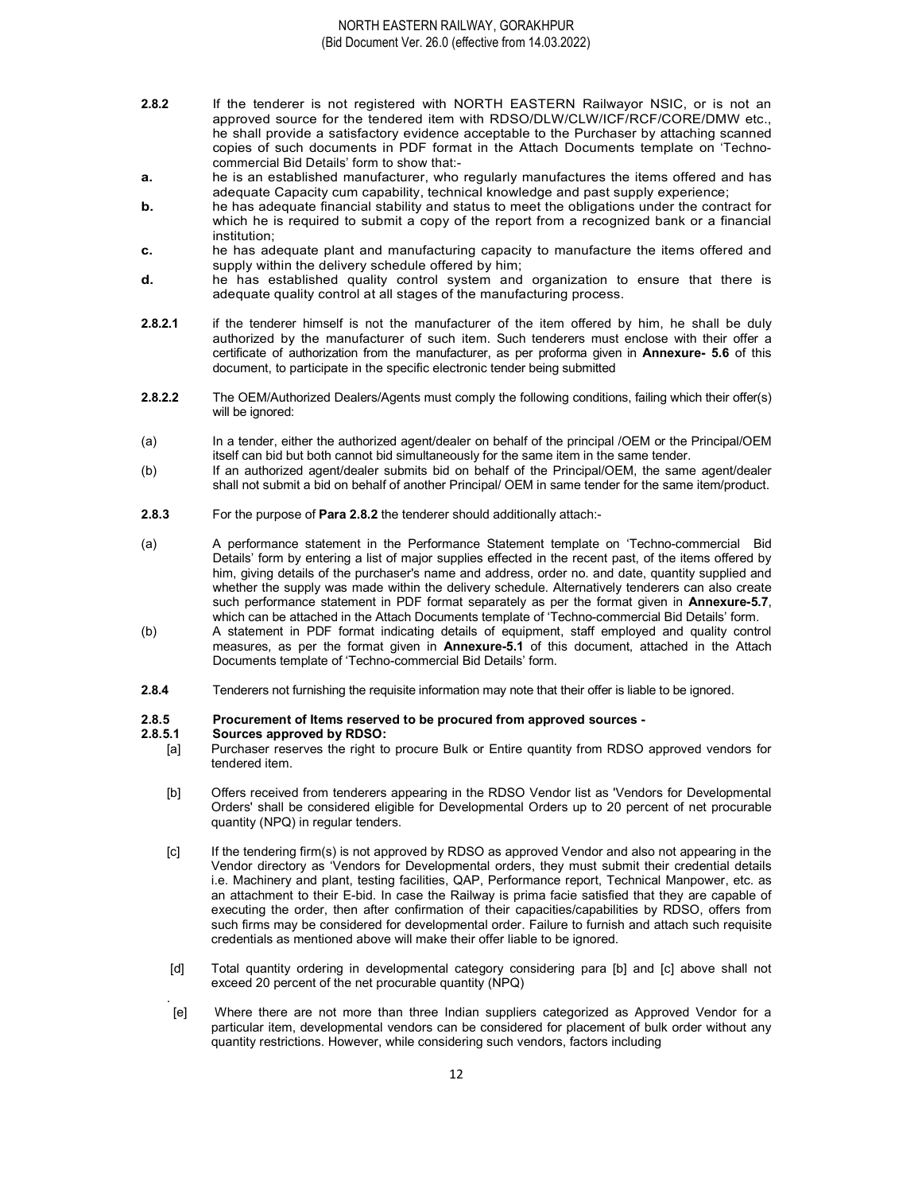**2.8.2** If the tenderer is not registered with NORTH EASTERN Railwayor NSIC, or is not an approved source for the tendered item with RDSO/DLW/CLW/ICF/RCF/CORE/DMW etc., he shall provide a satisfactory evidence acceptable to the Purchaser by attaching scanned copies of such documents in PDF format in the Attach Documents template on 'Techno-commercial Bid Details' form to show that:-

**a.** he is an established manufacturer, who regularly manufactures the items offered and has adequate Capacity cum capability, technical knowledge and past supply experience;

**b.** he has adequate financial stability and status to meet the obligations under the contract for which he is required to submit a copy of the report from a recognized bank or a financial institution;

**c.** he has adequate plant and manufacturing capacity to manufacture the items offered and supply within the delivery schedule offered by him;

**d.** he has established quality control system and organization to ensure that there is adequate quality control at all stages of the manufacturing process.

**2.8.2.1** if the tenderer himself is not the manufacturer of the item offered by him, he shall be duly authorized by the manufacturer of such item. Such tenderers must enclose with their offer a certificate of authorization from the manufacturer, as per proforma given in **Annexure- 5.6** of this document, to participate in the specific electronic tender being submitted

**2.8.2.2** The OEM/Authorized Dealers/Agents must comply the following conditions, failing which their offer(s) will be ignored:

(a) In a tender, either the authorized agent/dealer on behalf of the principal /OEM or the Principal/OEM itself can bid but both cannot bid simultaneously for the same item in the same tender.

(b) If an authorized agent/dealer submits bid on behalf of the Principal/OEM, the same agent/dealer shall not submit a bid on behalf of another Principal/ OEM in same tender for the same item/product.

**2.8.3** For the purpose of **Para 2.8.2** the tenderer should additionally attach:-

(a) A performance statement in the Performance Statement template on 'Techno-commercial Bid Details' form by entering a list of major supplies effected in the recent past, of the items offered by him, giving details of the purchaser's name and address, order no. and date, quantity supplied and whether the supply was made within the delivery schedule. Alternatively tenderers can also create such performance statement in PDF format separately as per the format given in **Annexure-5.7**, which can be attached in the Attach Documents template of 'Techno-commercial Bid Details' form.

(b) A statement in PDF format indicating details of equipment, staff employed and quality control measures, as per the format given in **Annexure-5.1** of this document, attached in the Attach Documents template of 'Techno-commercial Bid Details' form.

**2.8.4** Tenderers not furnishing the requisite information may note that their offer is liable to be ignored.

**2.8.5 Procurement of Items reserved to be procured from approved sources -**

**2.8.5.1 Sources approved by RDSO:**

[a] Purchaser reserves the right to procure Bulk or Entire quantity from RDSO approved vendors for tendered item.

[b] Offers received from tenderers appearing in the RDSO Vendor list as 'Vendors for Developmental Orders' shall be considered eligible for Developmental Orders up to 20 percent of net procurable quantity (NPQ) in regular tenders.

[c] If the tendering firm(s) is not approved by RDSO as approved Vendor and also not appearing in the Vendor directory as 'Vendors for Developmental orders, they must submit their credential details i.e. Machinery and plant, testing facilities, QAP, Performance report, Technical Manpower, etc. as an attachment to their E-bid. In case the Railway is prima facie satisfied that they are capable of executing the order, then after confirmation of their capacities/capabilities by RDSO, offers from such firms may be considered for developmental order. Failure to furnish and attach such requisite credentials as mentioned above will make their offer liable to be ignored.

[d] Total quantity ordering in developmental category considering para [b] and [c] above shall not exceed 20 percent of the net procurable quantity (NPQ)

[e] Where there are not more than three Indian suppliers categorized as Approved Vendor for a particular item, developmental vendors can be considered for placement of bulk order without any quantity restrictions. However, while considering such vendors, factors including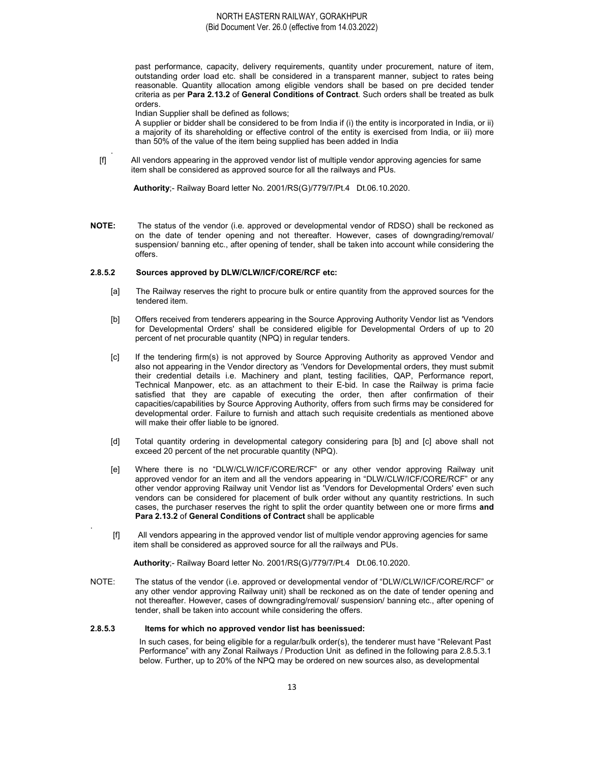past performance, capacity, delivery requirements, quantity under procurement, nature of item, outstanding order load etc. shall be considered in a transparent manner, subject to rates being reasonable. Quantity allocation among eligible vendors shall be based on pre decided tender criteria as per **Para 2.13.2** of **General Conditions of Contract**. Such orders shall be treated as bulk orders.

Indian Supplier shall be defined as follows;

A supplier or bidder shall be considered to be from India if (i) the entity is incorporated in India, or ii) a majority of its shareholding or effective control of the entity is exercised from India, or iii) more than 50% of the value of the item being supplied has been added in India

[f] All vendors appearing in the approved vendor list of multiple vendor approving agencies for same item shall be considered as approved source for all the railways and PUs.

**Authority**;- Railway Board letter No. 2001/RS(G)/779/7/Pt.4 Dt.06.10.2020.

**NOTE:** The status of the vendor (i.e. approved or developmental vendor of RDSO) shall be reckoned as on the date of tender opening and not thereafter. However, cases of downgrading/removal/ suspension/ banning etc., after opening of tender, shall be taken into account while considering the offers.

**2.8.5.2 Sources approved by DLW/CLW/ICF/CORE/RCF etc:**

[a] The Railway reserves the right to procure bulk or entire quantity from the approved sources for the tendered item.

[b] Offers received from tenderers appearing in the Source Approving Authority Vendor list as 'Vendors for Developmental Orders' shall be considered eligible for Developmental Orders of up to 20 percent of net procurable quantity (NPQ) in regular tenders.

[c] If the tendering firm(s) is not approved by Source Approving Authority as approved Vendor and also not appearing in the Vendor directory as 'Vendors for Developmental orders, they must submit their credential details i.e. Machinery and plant, testing facilities, QAP, Performance report, Technical Manpower, etc. as an attachment to their E-bid. In case the Railway is prima facie satisfied that they are capable of executing the order, then after confirmation of their capacities/capabilities by Source Approving Authority, offers from such firms may be considered for developmental order. Failure to furnish and attach such requisite credentials as mentioned above will make their offer liable to be ignored.

[d] Total quantity ordering in developmental category considering para [b] and [c] above shall not exceed 20 percent of the net procurable quantity (NPQ).

[e] Where there is no "DLW/CLW/ICF/CORE/RCF" or any other vendor approving Railway unit approved vendor for an item and all the vendors appearing in "DLW/CLW/ICF/CORE/RCF" or any other vendor approving Railway unit Vendor list as 'Vendors for Developmental Orders' even such vendors can be considered for placement of bulk order without any quantity restrictions. In such cases, the purchaser reserves the right to split the order quantity between one or more firms **and Para 2.13.2** of **General Conditions of Contract** shall be applicable

[f] All vendors appearing in the approved vendor list of multiple vendor approving agencies for same item shall be considered as approved source for all the railways and PUs.

**Authority**;- Railway Board letter No. 2001/RS(G)/779/7/Pt.4 Dt.06.10.2020.

NOTE: The status of the vendor (i.e. approved or developmental vendor of "DLW/CLW/ICF/CORE/RCF" or any other vendor approving Railway unit) shall be reckoned as on the date of tender opening and not thereafter. However, cases of downgrading/removal/ suspension/ banning etc., after opening of tender, shall be taken into account while considering the offers.

**2.8.5.3 Items for which no approved vendor list has beenissued:**

In such cases, for being eligible for a regular/bulk order(s), the tenderer must have "Relevant Past Performance" with any Zonal Railways / Production Unit as defined in the following para 2.8.5.3.1 below. Further, up to 20% of the NPQ may be ordered on new sources also, as developmental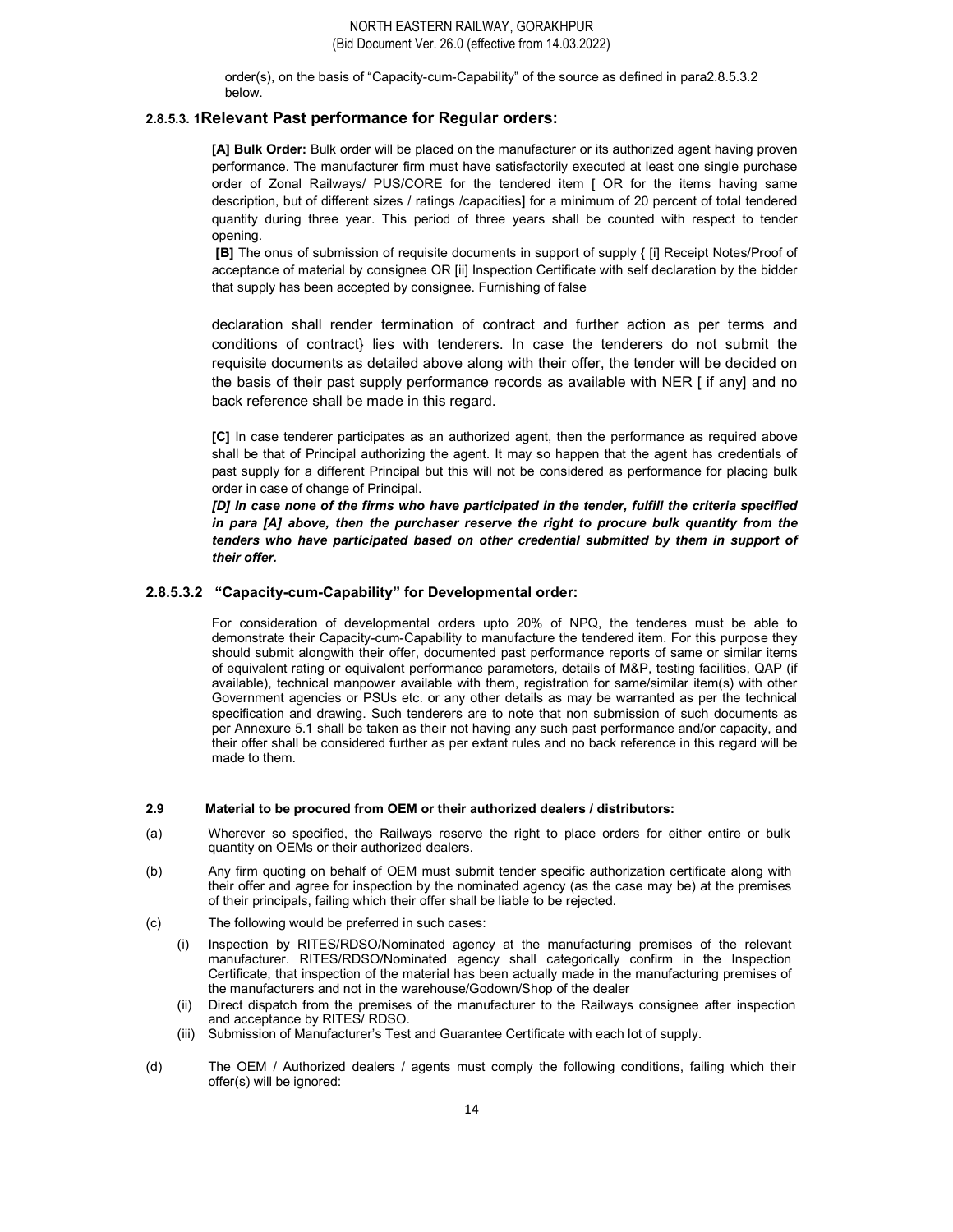order(s), on the basis of "Capacity-cum-Capability" of the source as defined in para2.8.5.3.2 below.

### 2.8.5.3. 1Relevant Past performance for Regular orders:

**[A] Bulk Order:** Bulk order will be placed on the manufacturer or its authorized agent having proven performance. The manufacturer firm must have satisfactorily executed at least one single purchase order of Zonal Railways/ PUS/CORE for the tendered item [ OR for the items having same description, but of different sizes / ratings /capacities] for a minimum of 20 percent of total tendered quantity during three year. This period of three years shall be counted with respect to tender opening.

**[B]** The onus of submission of requisite documents in support of supply { [i] Receipt Notes/Proof of acceptance of material by consignee OR [ii] Inspection Certificate with self declaration by the bidder that supply has been accepted by consignee. Furnishing of false declaration shall render termination of contract and further action as per terms and conditions of contract} lies with tenderers. In case the tenderers do not submit the requisite documents as detailed above along with their offer, the tender will be decided on the basis of their past supply performance records as available with NER [ if any] and no back reference shall be made in this regard.

**[C]** In case tenderer participates as an authorized agent, then the performance as required above shall be that of Principal authorizing the agent. It may so happen that the agent has credentials of past supply for a different Principal but this will not be considered as performance for placing bulk order in case of change of Principal.

***[D] In case none of the firms who have participated in the tender, fulfill the criteria specified in para [A] above, then the purchaser reserve the right to procure bulk quantity from the tenders who have participated based on other credential submitted by them in support of their offer.***

### 2.8.5.3.2 "Capacity-cum-Capability" for Developmental order:

For consideration of developmental orders upto 20% of NPQ, the tenderes must be able to demonstrate their Capacity-cum-Capability to manufacture the tendered item. For this purpose they should submit alongwith their offer, documented past performance reports of same or similar items of equivalent rating or equivalent performance parameters, details of M&P, testing facilities, QAP (if available), technical manpower available with them, registration for same/similar item(s) with other Government agencies or PSUs etc. or any other details as may be warranted as per the technical specification and drawing. Such tenderers are to note that non submission of such documents as per Annexure 5.1 shall be taken as their not having any such past performance and/or capacity, and their offer shall be considered further as per extant rules and no back reference in this regard will be made to them.

### 2.9 Material to be procured from OEM or their authorized dealers / distributors:

(a) Wherever so specified, the Railways reserve the right to place orders for either entire or bulk quantity on OEMs or their authorized dealers.

(b) Any firm quoting on behalf of OEM must submit tender specific authorization certificate along with their offer and agree for inspection by the nominated agency (as the case may be) at the premises of their principals, failing which their offer shall be liable to be rejected.

(c) The following would be preferred in such cases:

   (i) Inspection by RITES/RDSO/Nominated agency at the manufacturing premises of the relevant manufacturer. RITES/RDSO/Nominated agency shall categorically confirm in the Inspection Certificate, that inspection of the material has been actually made in the manufacturing premises of the manufacturers and not in the warehouse/Godown/Shop of the dealer

   (ii) Direct dispatch from the premises of the manufacturer to the Railways consignee after inspection and acceptance by RITES/ RDSO.

   (iii) Submission of Manufacturer's Test and Guarantee Certificate with each lot of supply.

(d) The OEM / Authorized dealers / agents must comply the following conditions, failing which their offer(s) will be ignored: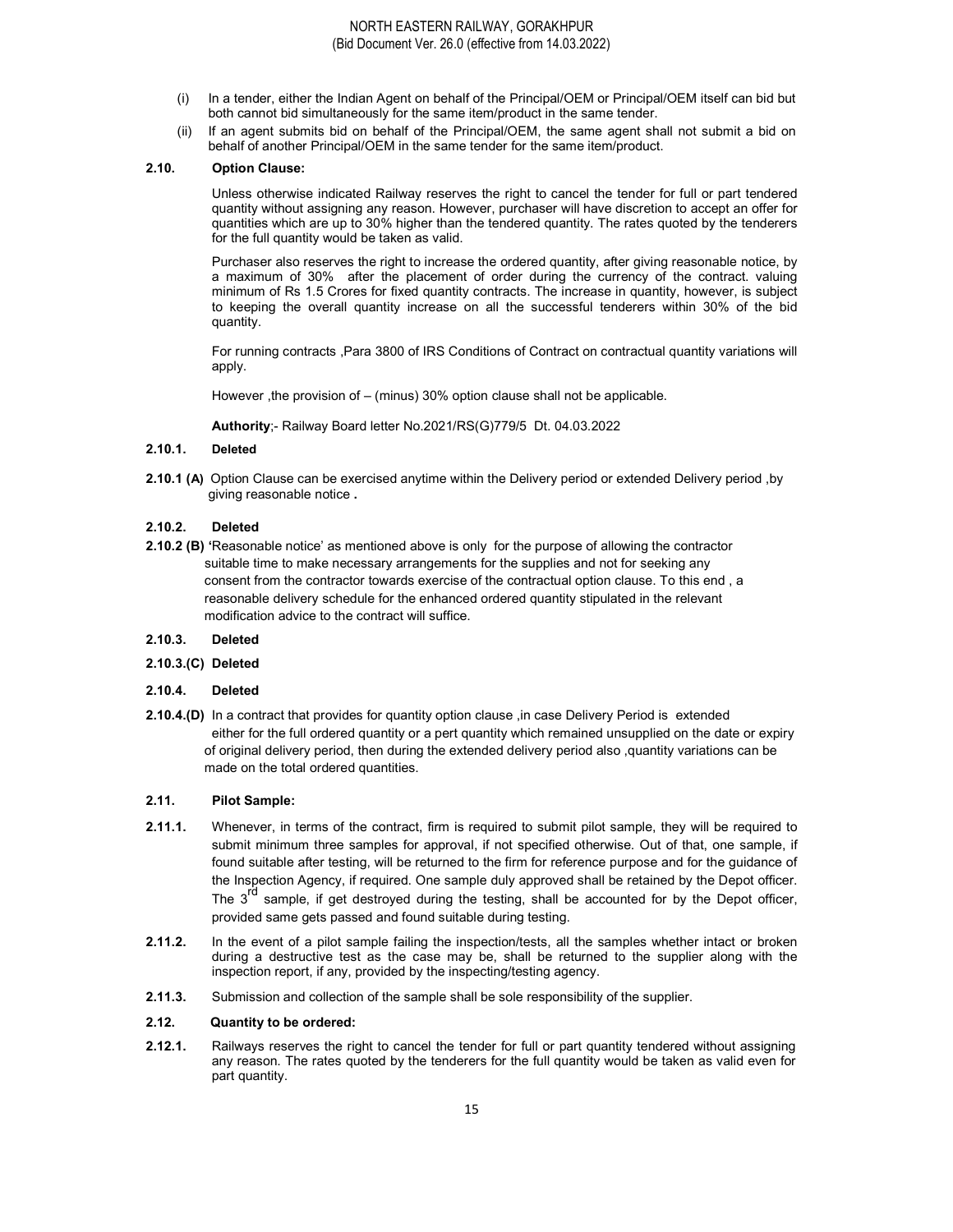(i) In a tender, either the Indian Agent on behalf of the Principal/OEM or Principal/OEM itself can bid but both cannot bid simultaneously for the same item/product in the same tender.

(ii) If an agent submits bid on behalf of the Principal/OEM, the same agent shall not submit a bid on behalf of another Principal/OEM in the same tender for the same item/product.

**2.10. Option Clause:**

Unless otherwise indicated Railway reserves the right to cancel the tender for full or part tendered quantity without assigning any reason. However, purchaser will have discretion to accept an offer for quantities which are up to 30% higher than the tendered quantity. The rates quoted by the tenderers for the full quantity would be taken as valid.

Purchaser also reserves the right to increase the ordered quantity, after giving reasonable notice, by a maximum of 30% after the placement of order during the currency of the contract. valuing minimum of Rs 1.5 Crores for fixed quantity contracts. The increase in quantity, however, is subject to keeping the overall quantity increase on all the successful tenderers within 30% of the bid quantity.

For running contracts ,Para 3800 of IRS Conditions of Contract on contractual quantity variations will apply.

However ,the provision of – (minus) 30% option clause shall not be applicable.

**Authority**;- Railway Board letter No.2021/RS(G)779/5 Dt. 04.03.2022

**2.10.1. Deleted**

**2.10.1 (A)** Option Clause can be exercised anytime within the Delivery period or extended Delivery period ,by giving reasonable notice **.**

**2.10.2. Deleted**

**2.10.2 (B) '**Reasonable notice' as mentioned above is only for the purpose of allowing the contractor suitable time to make necessary arrangements for the supplies and not for seeking any consent from the contractor towards exercise of the contractual option clause. To this end , a reasonable delivery schedule for the enhanced ordered quantity stipulated in the relevant modification advice to the contract will suffice.

**2.10.3. Deleted**

**2.10.3.(C) Deleted**

**2.10.4. Deleted**

**2.10.4.(D)** In a contract that provides for quantity option clause ,in case Delivery Period is extended either for the full ordered quantity or a pert quantity which remained unsupplied on the date or expiry of original delivery period, then during the extended delivery period also ,quantity variations can be made on the total ordered quantities.

**2.11. Pilot Sample:**

**2.11.1.** Whenever, in terms of the contract, firm is required to submit pilot sample, they will be required to submit minimum three samples for approval, if not specified otherwise. Out of that, one sample, if found suitable after testing, will be returned to the firm for reference purpose and for the guidance of the Inspection Agency, if required. One sample duly approved shall be retained by the Depot officer. The 3rd sample, if get destroyed during the testing, shall be accounted for by the Depot officer, provided same gets passed and found suitable during testing.

**2.11.2.** In the event of a pilot sample failing the inspection/tests, all the samples whether intact or broken during a destructive test as the case may be, shall be returned to the supplier along with the inspection report, if any, provided by the inspecting/testing agency.

**2.11.3.** Submission and collection of the sample shall be sole responsibility of the supplier.

**2.12. Quantity to be ordered:**

**2.12.1.** Railways reserves the right to cancel the tender for full or part quantity tendered without assigning any reason. The rates quoted by the tenderers for the full quantity would be taken as valid even for part quantity.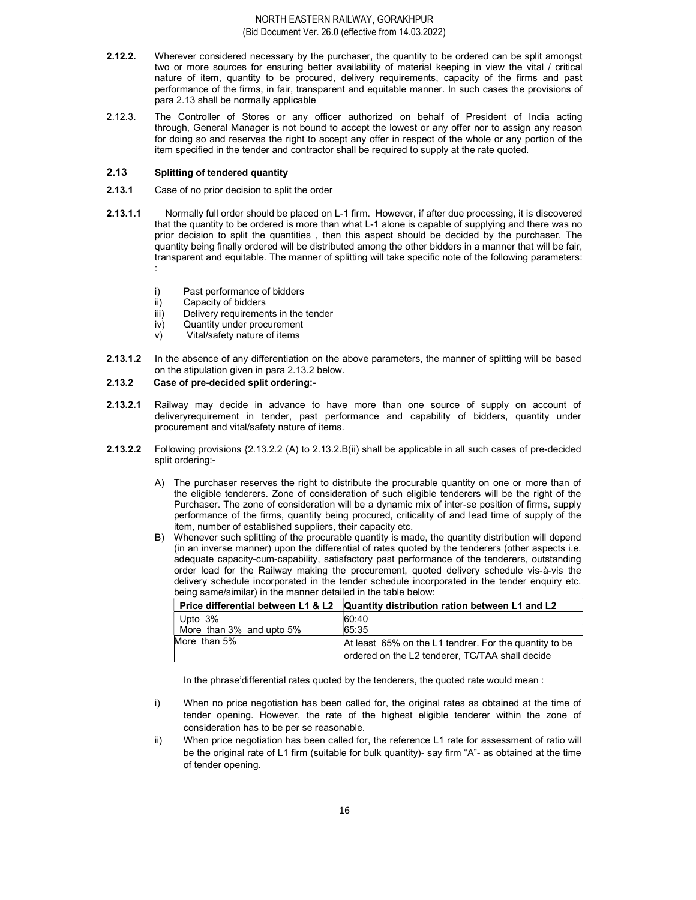**2.12.2.** Wherever considered necessary by the purchaser, the quantity to be ordered can be split amongst two or more sources for ensuring better availability of material keeping in view the vital / critical nature of item, quantity to be procured, delivery requirements, capacity of the firms and past performance of the firms, in fair, transparent and equitable manner. In such cases the provisions of para 2.13 shall be normally applicable

2.12.3. The Controller of Stores or any officer authorized on behalf of President of India acting through, General Manager is not bound to accept the lowest or any offer nor to assign any reason for doing so and reserves the right to accept any offer in respect of the whole or any portion of the item specified in the tender and contractor shall be required to supply at the rate quoted.

### 2.13 Splitting of tendered quantity

**2.13.1** Case of no prior decision to split the order

**2.13.1.1** Normally full order should be placed on L-1 firm. However, if after due processing, it is discovered that the quantity to be ordered is more than what L-1 alone is capable of supplying and there was no prior decision to split the quantities , then this aspect should be decided by the purchaser. The quantity being finally ordered will be distributed among the other bidders in a manner that will be fair, transparent and equitable. The manner of splitting will take specific note of the following parameters: :

i) Past performance of bidders
ii) Capacity of bidders
iii) Delivery requirements in the tender
iv) Quantity under procurement
v) Vital/safety nature of items

**2.13.1.2** In the absence of any differentiation on the above parameters, the manner of splitting will be based on the stipulation given in para 2.13.2 below.

**2.13.2 Case of pre-decided split ordering:-**

**2.13.2.1** Railway may decide in advance to have more than one source of supply on account of deliveryrequirement in tender, past performance and capability of bidders, quantity under procurement and vital/safety nature of items.

**2.13.2.2** Following provisions {2.13.2.2 (A) to 2.13.2.B(ii) shall be applicable in all such cases of pre-decided split ordering:-

A) The purchaser reserves the right to distribute the procurable quantity on one or more than of the eligible tenderers. Zone of consideration of such eligible tenderers will be the right of the Purchaser. The zone of consideration will be a dynamic mix of inter-se position of firms, supply performance of the firms, quantity being procured, criticality of and lead time of supply of the item, number of established suppliers, their capacity etc.

B) Whenever such splitting of the procurable quantity is made, the quantity distribution will depend (in an inverse manner) upon the differential of rates quoted by the tenderers (other aspects i.e. adequate capacity-cum-capability, satisfactory past performance of the tenderers, outstanding order load for the Railway making the procurement, quoted delivery schedule vis-à-vis the delivery schedule incorporated in the tender schedule incorporated in the tender enquiry etc. being same/similar) in the manner detailed in the table below:

| Price differential between L1 & L2 | Quantity distribution ration between L1 and L2 |
|---|---|
| Upto 3% | 60:40 |
| More than 3% and upto 5% | 65:35 |
| More than 5% | At least 65% on the L1 tendrer. For the quantity to be ordered on the L2 tenderer, TC/TAA shall decide |

In the phrase'differential rates quoted by the tenderers, the quoted rate would mean :

i) When no price negotiation has been called for, the original rates as obtained at the time of tender opening. However, the rate of the highest eligible tenderer within the zone of consideration has to be per se reasonable.

ii) When price negotiation has been called for, the reference L1 rate for assessment of ratio will be the original rate of L1 firm (suitable for bulk quantity)- say firm "A"- as obtained at the time of tender opening.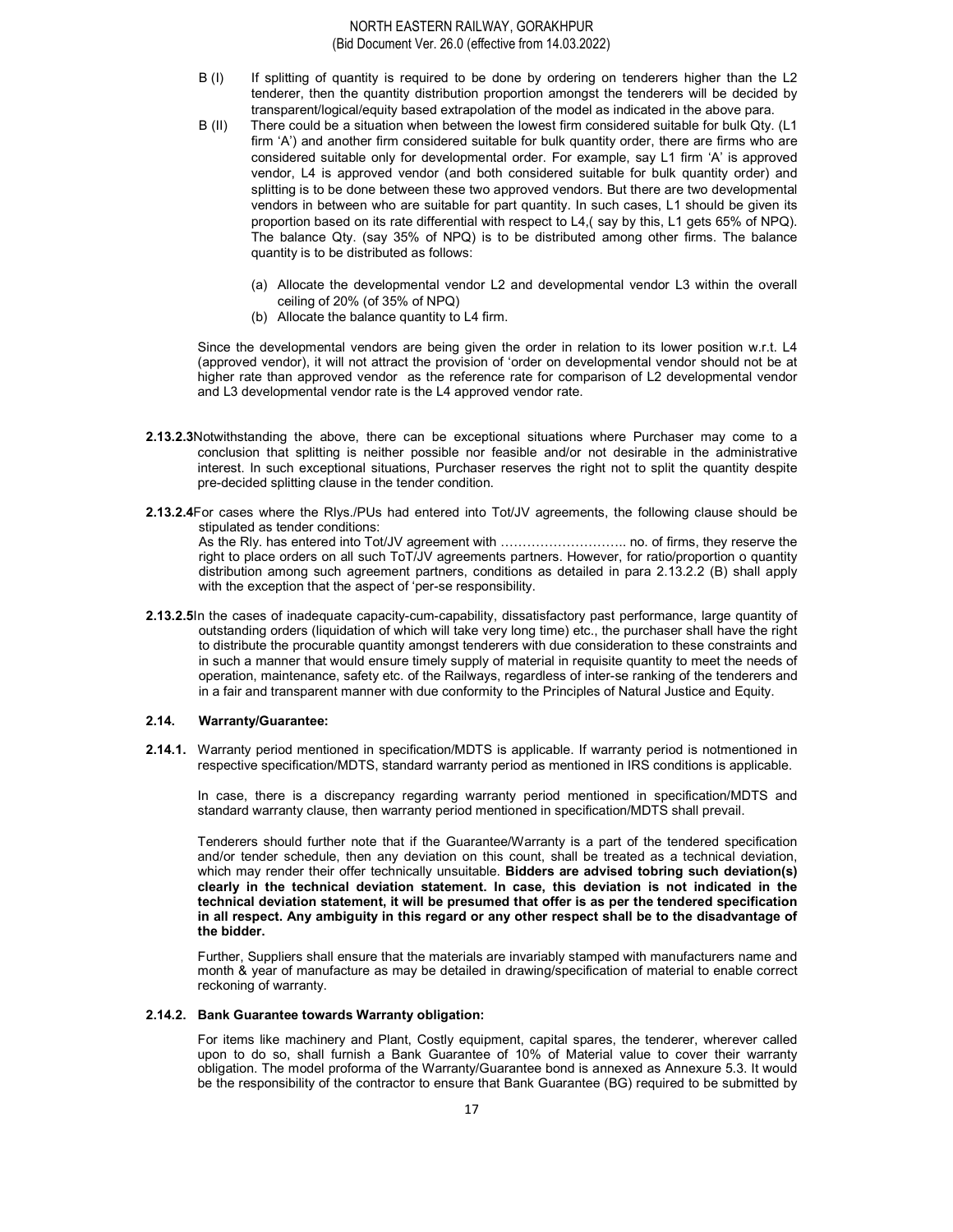B (I) If splitting of quantity is required to be done by ordering on tenderers higher than the L2 tenderer, then the quantity distribution proportion amongst the tenderers will be decided by transparent/logical/equity based extrapolation of the model as indicated in the above para.

B (II) There could be a situation when between the lowest firm considered suitable for bulk Qty. (L1 firm 'A') and another firm considered suitable for bulk quantity order, there are firms who are considered suitable only for developmental order. For example, say L1 firm 'A' is approved vendor, L4 is approved vendor (and both considered suitable for bulk quantity order) and splitting is to be done between these two approved vendors. But there are two developmental vendors in between who are suitable for part quantity. In such cases, L1 should be given its proportion based on its rate differential with respect to L4,( say by this, L1 gets 65% of NPQ). The balance Qty. (say 35% of NPQ) is to be distributed among other firms. The balance quantity is to be distributed as follows:

(a) Allocate the developmental vendor L2 and developmental vendor L3 within the overall ceiling of 20% (of 35% of NPQ)
(b) Allocate the balance quantity to L4 firm.

Since the developmental vendors are being given the order in relation to its lower position w.r.t. L4 (approved vendor), it will not attract the provision of 'order on developmental vendor should not be at higher rate than approved vendor as the reference rate for comparison of L2 developmental vendor and L3 developmental vendor rate is the L4 approved vendor rate.

**2.13.2.3** Notwithstanding the above, there can be exceptional situations where Purchaser may come to a conclusion that splitting is neither possible nor feasible and/or not desirable in the administrative interest. In such exceptional situations, Purchaser reserves the right not to split the quantity despite pre-decided splitting clause in the tender condition.

**2.13.2.4** For cases where the Rlys./PUs had entered into Tot/JV agreements, the following clause should be stipulated as tender conditions:
As the Rly. has entered into Tot/JV agreement with ……………………….. no. of firms, they reserve the right to place orders on all such ToT/JV agreements partners. However, for ratio/proportion o quantity distribution among such agreement partners, conditions as detailed in para 2.13.2.2 (B) shall apply with the exception that the aspect of 'per-se responsibility.

**2.13.2.5** In the cases of inadequate capacity-cum-capability, dissatisfactory past performance, large quantity of outstanding orders (liquidation of which will take very long time) etc., the purchaser shall have the right to distribute the procurable quantity amongst tenderers with due consideration to these constraints and in such a manner that would ensure timely supply of material in requisite quantity to meet the needs of operation, maintenance, safety etc. of the Railways, regardless of inter-se ranking of the tenderers and in a fair and transparent manner with due conformity to the Principles of Natural Justice and Equity.

### 2.14. Warranty/Guarantee:

**2.14.1.** Warranty period mentioned in specification/MDTS is applicable. If warranty period is notmentioned in respective specification/MDTS, standard warranty period as mentioned in IRS conditions is applicable.

In case, there is a discrepancy regarding warranty period mentioned in specification/MDTS and standard warranty clause, then warranty period mentioned in specification/MDTS shall prevail.

Tenderers should further note that if the Guarantee/Warranty is a part of the tendered specification and/or tender schedule, then any deviation on this count, shall be treated as a technical deviation, which may render their offer technically unsuitable. **Bidders are advised tobring such deviation(s) clearly in the technical deviation statement. In case, this deviation is not indicated in the technical deviation statement, it will be presumed that offer is as per the tendered specification in all respect. Any ambiguity in this regard or any other respect shall be to the disadvantage of the bidder.**

Further, Suppliers shall ensure that the materials are invariably stamped with manufacturers name and month & year of manufacture as may be detailed in drawing/specification of material to enable correct reckoning of warranty.

**2.14.2. Bank Guarantee towards Warranty obligation:**

For items like machinery and Plant, Costly equipment, capital spares, the tenderer, wherever called upon to do so, shall furnish a Bank Guarantee of 10% of Material value to cover their warranty obligation. The model proforma of the Warranty/Guarantee bond is annexed as Annexure 5.3. It would be the responsibility of the contractor to ensure that Bank Guarantee (BG) required to be submitted by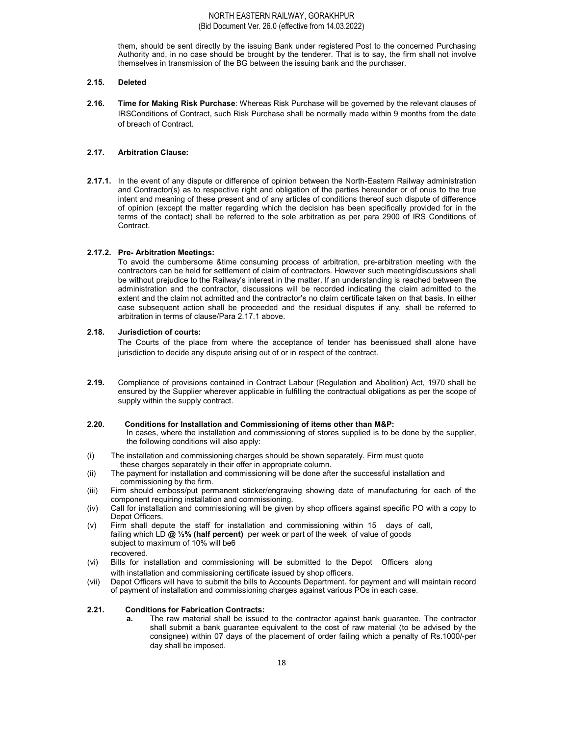them, should be sent directly by the issuing Bank under registered Post to the concerned Purchasing Authority and, in no case should be brought by the tenderer. That is to say, the firm shall not involve themselves in transmission of the BG between the issuing bank and the purchaser.

**2.15. Deleted**

**2.16. Time for Making Risk Purchase**: Whereas Risk Purchase will be governed by the relevant clauses of IRSConditions of Contract, such Risk Purchase shall be normally made within 9 months from the date of breach of Contract.

**2.17. Arbitration Clause:**

**2.17.1.** In the event of any dispute or difference of opinion between the North-Eastern Railway administration and Contractor(s) as to respective right and obligation of the parties hereunder or of onus to the true intent and meaning of these present and of any articles of conditions thereof such dispute of difference of opinion (except the matter regarding which the decision has been specifically provided for in the terms of the contact) shall be referred to the sole arbitration as per para 2900 of IRS Conditions of Contract.

**2.17.2. Pre- Arbitration Meetings:**

To avoid the cumbersome &time consuming process of arbitration, pre-arbitration meeting with the contractors can be held for settlement of claim of contractors. However such meeting/discussions shall be without prejudice to the Railway's interest in the matter. If an understanding is reached between the administration and the contractor, discussions will be recorded indicating the claim admitted to the extent and the claim not admitted and the contractor's no claim certificate taken on that basis. In either case subsequent action shall be proceeded and the residual disputes if any, shall be referred to arbitration in terms of clause/Para 2.17.1 above.

**2.18. Jurisdiction of courts:**

The Courts of the place from where the acceptance of tender has beenissued shall alone have jurisdiction to decide any dispute arising out of or in respect of the contract.

**2.19.** Compliance of provisions contained in Contract Labour (Regulation and Abolition) Act, 1970 shall be ensured by the Supplier wherever applicable in fulfilling the contractual obligations as per the scope of supply within the supply contract.

**2.20. Conditions for Installation and Commissioning of items other than M&P:**

In cases, where the installation and commissioning of stores supplied is to be done by the supplier, the following conditions will also apply:

(i) The installation and commissioning charges should be shown separately. Firm must quote these charges separately in their offer in appropriate column.

(ii) The payment for installation and commissioning will be done after the successful installation and commissioning by the firm.

(iii) Firm should emboss/put permanent sticker/engraving showing date of manufacturing for each of the component requiring installation and commissioning.

(iv) Call for installation and commissioning will be given by shop officers against specific PO with a copy to Depot Officers.

(v) Firm shall depute the staff for installation and commissioning within 15 days of call, failing which LD **@ ½% (half percent)** per week or part of the week of value of goods subject to maximum of 10% will be6 recovered.

(vi) Bills for installation and commissioning will be submitted to the Depot Officers along with installation and commissioning certificate issued by shop officers.

(vii) Depot Officers will have to submit the bills to Accounts Department. for payment and will maintain record of payment of installation and commissioning charges against various POs in each case.

**2.21. Conditions for Fabrication Contracts:**

**a.** The raw material shall be issued to the contractor against bank guarantee. The contractor shall submit a bank guarantee equivalent to the cost of raw material (to be advised by the consignee) within 07 days of the placement of order failing which a penalty of Rs.1000/-per day shall be imposed.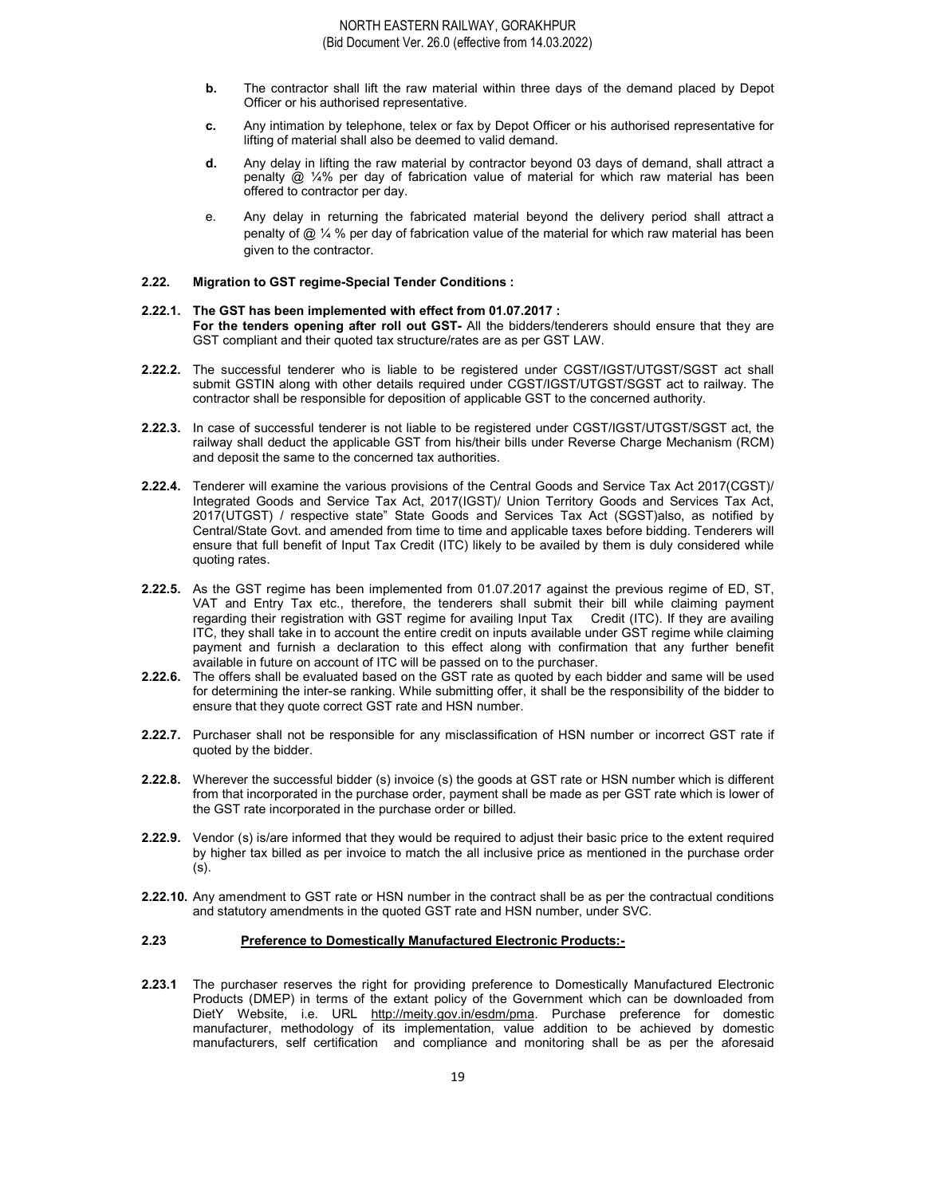**b.** The contractor shall lift the raw material within three days of the demand placed by Depot Officer or his authorised representative.

**c.** Any intimation by telephone, telex or fax by Depot Officer or his authorised representative for lifting of material shall also be deemed to valid demand.

**d.** Any delay in lifting the raw material by contractor beyond 03 days of demand, shall attract a penalty @ ¼% per day of fabrication value of material for which raw material has been offered to contractor per day.

e. Any delay in returning the fabricated material beyond the delivery period shall attract a penalty of @ ¼ % per day of fabrication value of the material for which raw material has been given to the contractor.

**2.22. Migration to GST regime-Special Tender Conditions :**

**2.22.1. The GST has been implemented with effect from 01.07.2017 :**
**For the tenders opening after roll out GST-** All the bidders/tenderers should ensure that they are GST compliant and their quoted tax structure/rates are as per GST LAW.

**2.22.2.** The successful tenderer who is liable to be registered under CGST/IGST/UTGST/SGST act shall submit GSTIN along with other details required under CGST/IGST/UTGST/SGST act to railway. The contractor shall be responsible for deposition of applicable GST to the concerned authority.

**2.22.3.** In case of successful tenderer is not liable to be registered under CGST/IGST/UTGST/SGST act, the railway shall deduct the applicable GST from his/their bills under Reverse Charge Mechanism (RCM) and deposit the same to the concerned tax authorities.

**2.22.4.** Tenderer will examine the various provisions of the Central Goods and Service Tax Act 2017(CGST)/ Integrated Goods and Service Tax Act, 2017(IGST)/ Union Territory Goods and Services Tax Act, 2017(UTGST) / respective state" State Goods and Services Tax Act (SGST)also, as notified by Central/State Govt. and amended from time to time and applicable taxes before bidding. Tenderers will ensure that full benefit of Input Tax Credit (ITC) likely to be availed by them is duly considered while quoting rates.

**2.22.5.** As the GST regime has been implemented from 01.07.2017 against the previous regime of ED, ST, VAT and Entry Tax etc., therefore, the tenderers shall submit their bill while claiming payment regarding their registration with GST regime for availing Input Tax Credit (ITC). If they are availing ITC, they shall take in to account the entire credit on inputs available under GST regime while claiming payment and furnish a declaration to this effect along with confirmation that any further benefit available in future on account of ITC will be passed on to the purchaser.

**2.22.6.** The offers shall be evaluated based on the GST rate as quoted by each bidder and same will be used for determining the inter-se ranking. While submitting offer, it shall be the responsibility of the bidder to ensure that they quote correct GST rate and HSN number.

**2.22.7.** Purchaser shall not be responsible for any misclassification of HSN number or incorrect GST rate if quoted by the bidder.

**2.22.8.** Wherever the successful bidder (s) invoice (s) the goods at GST rate or HSN number which is different from that incorporated in the purchase order, payment shall be made as per GST rate which is lower of the GST rate incorporated in the purchase order or billed.

**2.22.9.** Vendor (s) is/are informed that they would be required to adjust their basic price to the extent required by higher tax billed as per invoice to match the all inclusive price as mentioned in the purchase order (s).

**2.22.10.** Any amendment to GST rate or HSN number in the contract shall be as per the contractual conditions and statutory amendments in the quoted GST rate and HSN number, under SVC.

**2.23 Preference to Domestically Manufactured Electronic Products:-**

**2.23.1** The purchaser reserves the right for providing preference to Domestically Manufactured Electronic Products (DMEP) in terms of the extant policy of the Government which can be downloaded from DietY Website, i.e. URL http://meity.gov.in/esdm/pma. Purchase preference for domestic manufacturer, methodology of its implementation, value addition to be achieved by domestic manufacturers, self certification and compliance and monitoring shall be as per the aforesaid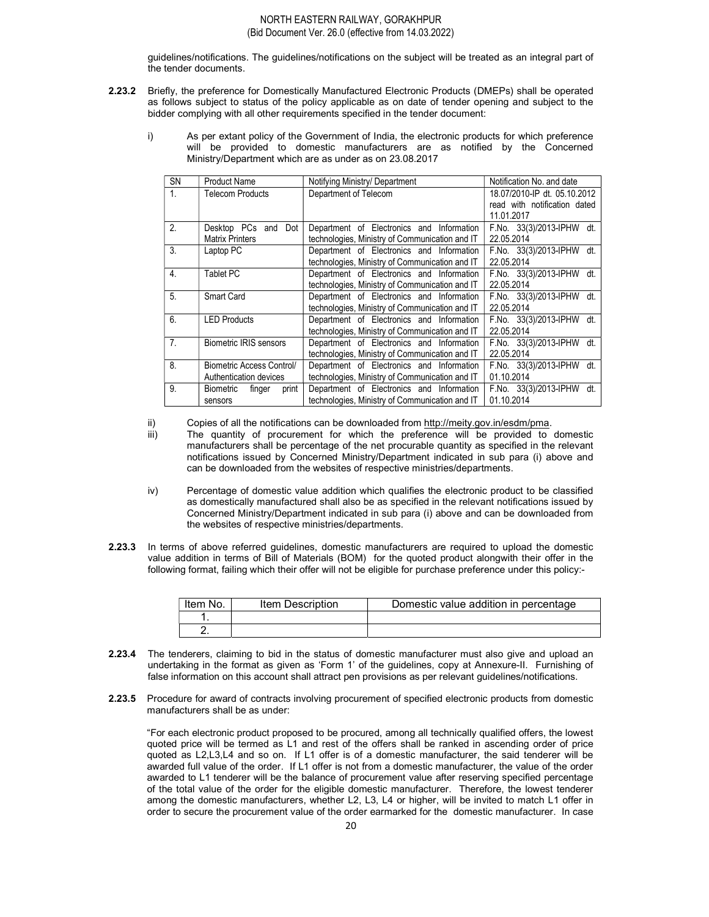guidelines/notifications. The guidelines/notifications on the subject will be treated as an integral part of the tender documents.

**2.23.2** Briefly, the preference for Domestically Manufactured Electronic Products (DMEPs) shall be operated as follows subject to status of the policy applicable as on date of tender opening and subject to the bidder complying with all other requirements specified in the tender document:

i) As per extant policy of the Government of India, the electronic products for which preference will be provided to domestic manufacturers are as notified by the Concerned Ministry/Department which are as under as on 23.08.2017

| SN | Product Name | Notifying Ministry/ Department | Notification No. and date |
|---|---|---|---|
| 1. | Telecom Products | Department of Telecom | 18.07/2010-IP dt. 05.10.2012 read with notification dated 11.01.2017 |
| 2. | Desktop PCs and Dot Matrix Printers | Department of Electronics and Information technologies, Ministry of Communication and IT | F.No. 33(3)/2013-IPHW dt. 22.05.2014 |
| 3. | Laptop PC | Department of Electronics and Information technologies, Ministry of Communication and IT | F.No. 33(3)/2013-IPHW dt. 22.05.2014 |
| 4. | Tablet PC | Department of Electronics and Information technologies, Ministry of Communication and IT | F.No. 33(3)/2013-IPHW dt. 22.05.2014 |
| 5. | Smart Card | Department of Electronics and Information technologies, Ministry of Communication and IT | F.No. 33(3)/2013-IPHW dt. 22.05.2014 |
| 6. | LED Products | Department of Electronics and Information technologies, Ministry of Communication and IT | F.No. 33(3)/2013-IPHW dt. 22.05.2014 |
| 7. | Biometric IRIS sensors | Department of Electronics and Information technologies, Ministry of Communication and IT | F.No. 33(3)/2013-IPHW dt. 22.05.2014 |
| 8. | Biometric Access Control/ Authentication devices | Department of Electronics and Information technologies, Ministry of Communication and IT | F.No. 33(3)/2013-IPHW dt. 01.10.2014 |
| 9. | Biometric finger print sensors | Department of Electronics and Information technologies, Ministry of Communication and IT | F.No. 33(3)/2013-IPHW dt. 01.10.2014 |

ii) Copies of all the notifications can be downloaded from http://meity.gov.in/esdm/pma.

iii) The quantity of procurement for which the preference will be provided to domestic manufacturers shall be percentage of the net procurable quantity as specified in the relevant notifications issued by Concerned Ministry/Department indicated in sub para (i) above and can be downloaded from the websites of respective ministries/departments.

iv) Percentage of domestic value addition which qualifies the electronic product to be classified as domestically manufactured shall also be as specified in the relevant notifications issued by Concerned Ministry/Department indicated in sub para (i) above and can be downloaded from the websites of respective ministries/departments.

**2.23.3** In terms of above referred guidelines, domestic manufacturers are required to upload the domestic value addition in terms of Bill of Materials (BOM) for the quoted product alongwith their offer in the following format, failing which their offer will not be eligible for purchase preference under this policy:-

| Item No. | Item Description | Domestic value addition in percentage |
|---|---|---|
| 1. | | |
| 2. | | |

**2.23.4** The tenderers, claiming to bid in the status of domestic manufacturer must also give and upload an undertaking in the format as given as 'Form 1' of the guidelines, copy at Annexure-II. Furnishing of false information on this account shall attract pen provisions as per relevant guidelines/notifications.

**2.23.5** Procedure for award of contracts involving procurement of specified electronic products from domestic manufacturers shall be as under:

"For each electronic product proposed to be procured, among all technically qualified offers, the lowest quoted price will be termed as L1 and rest of the offers shall be ranked in ascending order of price quoted as L2,L3,L4 and so on. If L1 offer is of a domestic manufacturer, the said tenderer will be awarded full value of the order. If L1 offer is not from a domestic manufacturer, the value of the order awarded to L1 tenderer will be the balance of procurement value after reserving specified percentage of the total value of the order for the eligible domestic manufacturer. Therefore, the lowest tenderer among the domestic manufacturers, whether L2, L3, L4 or higher, will be invited to match L1 offer in order to secure the procurement value of the order earmarked for the domestic manufacturer. In case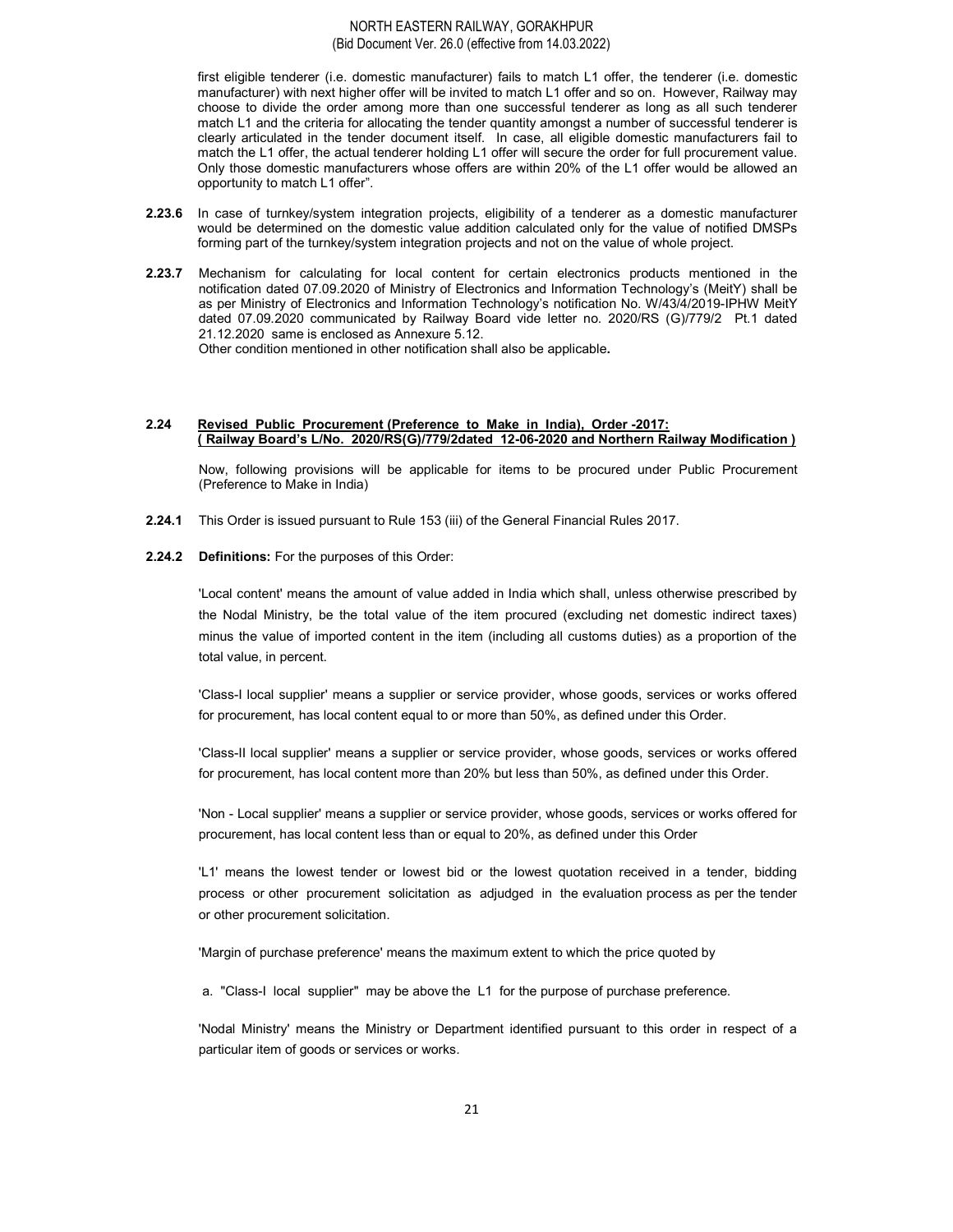first eligible tenderer (i.e. domestic manufacturer) fails to match L1 offer, the tenderer (i.e. domestic manufacturer) with next higher offer will be invited to match L1 offer and so on. However, Railway may choose to divide the order among more than one successful tenderer as long as all such tenderer match L1 and the criteria for allocating the tender quantity amongst a number of successful tenderer is clearly articulated in the tender document itself. In case, all eligible domestic manufacturers fail to match the L1 offer, the actual tenderer holding L1 offer will secure the order for full procurement value. Only those domestic manufacturers whose offers are within 20% of the L1 offer would be allowed an opportunity to match L1 offer".

**2.23.6** In case of turnkey/system integration projects, eligibility of a tenderer as a domestic manufacturer would be determined on the domestic value addition calculated only for the value of notified DMSPs forming part of the turnkey/system integration projects and not on the value of whole project.

**2.23.7** Mechanism for calculating for local content for certain electronics products mentioned in the notification dated 07.09.2020 of Ministry of Electronics and Information Technology's (MeitY) shall be as per Ministry of Electronics and Information Technology's notification No. W/43/4/2019-IPHW MeitY dated 07.09.2020 communicated by Railway Board vide letter no. 2020/RS (G)/779/2 Pt.1 dated 21.12.2020 same is enclosed as Annexure 5.12.
Other condition mentioned in other notification shall also be applicable**.**

## 2.24 Revised Public Procurement (Preference to Make in India), Order -2017: ( Railway Board's L/No. 2020/RS(G)/779/2dated 12-06-2020 and Northern Railway Modification )

Now, following provisions will be applicable for items to be procured under Public Procurement (Preference to Make in India)

**2.24.1** This Order is issued pursuant to Rule 153 (iii) of the General Financial Rules 2017.

**2.24.2 Definitions:** For the purposes of this Order:

'Local content' means the amount of value added in India which shall, unless otherwise prescribed by the Nodal Ministry, be the total value of the item procured (excluding net domestic indirect taxes) minus the value of imported content in the item (including all customs duties) as a proportion of the total value, in percent.

'Class-I local supplier' means a supplier or service provider, whose goods, services or works offered for procurement, has local content equal to or more than 50%, as defined under this Order.

'Class-II local supplier' means a supplier or service provider, whose goods, services or works offered for procurement, has local content more than 20% but less than 50%, as defined under this Order.

'Non - Local supplier' means a supplier or service provider, whose goods, services or works offered for procurement, has local content less than or equal to 20%, as defined under this Order

'L1' means the lowest tender or lowest bid or the lowest quotation received in a tender, bidding process or other procurement solicitation as adjudged in the evaluation process as per the tender or other procurement solicitation.

'Margin of purchase preference' means the maximum extent to which the price quoted by

a. "Class-I local supplier" may be above the L1 for the purpose of purchase preference.

'Nodal Ministry' means the Ministry or Department identified pursuant to this order in respect of a particular item of goods or services or works.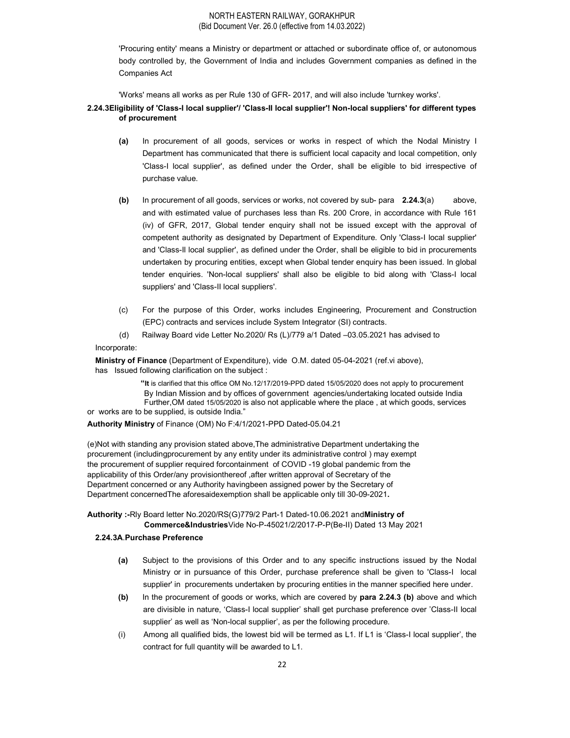'Procuring entity' means a Ministry or department or attached or subordinate office of, or autonomous body controlled by, the Government of India and includes Government companies as defined in the Companies Act

'Works' means all works as per Rule 130 of GFR- 2017, and will also include 'turnkey works'.

**2.24.3Eligibility of 'Class-I local supplier'/ 'Class-II local supplier'! Non-local suppliers' for different types of procurement**

**(a)** In procurement of all goods, services or works in respect of which the Nodal Ministry I Department has communicated that there is sufficient local capacity and local competition, only 'Class-I local supplier', as defined under the Order, shall be eligible to bid irrespective of purchase value.

**(b)** In procurement of all goods, services or works, not covered by sub- para **2.24.3**(a) above, and with estimated value of purchases less than Rs. 200 Crore, in accordance with Rule 161 (iv) of GFR, 2017, Global tender enquiry shall not be issued except with the approval of competent authority as designated by Department of Expenditure. Only 'Class-I local supplier' and 'Class-II local supplier', as defined under the Order, shall be eligible to bid in procurements undertaken by procuring entities, except when Global tender enquiry has been issued. In global tender enquiries. 'Non-local suppliers' shall also be eligible to bid along with 'Class-I local suppliers' and 'Class-II local suppliers'.

(c) For the purpose of this Order, works includes Engineering, Procurement and Construction (EPC) contracts and services include System Integrator (SI) contracts.

(d) Railway Board vide Letter No.2020/ Rs (L)/779 a/1 Dated –03.05.2021 has advised to Incorporate:

**Ministry of Finance** (Department of Expenditure), vide O.M. dated 05-04-2021 (ref.vi above), has Issued following clarification on the subject :

"It is clarified that this office OM No.12/17/2019-PPD dated 15/05/2020 does not apply to procurement By Indian Mission and by offices of government agencies/undertaking located outside India Further,OM dated 15/05/2020 is also not applicable where the place , at which goods, services or works are to be supplied, is outside India."

**Authority Ministry** of Finance (OM) No F:4/1/2021-PPD Dated-05.04.21

(e)Not with standing any provision stated above,The administrative Department undertaking the procurement (includingprocurement by any entity under its administrative control ) may exempt the procurement of supplier required forcontainment of COVID -19 global pandemic from the applicability of this Order/any provisionthereof ,after written approval of Secretary of the Department concerned or any Authority havingbeen assigned power by the Secretary of Department concernedThe aforesaidexemption shall be applicable only till 30-09-2021**.**

**Authority :-**Rly Board letter No.2020/RS(G)779/2 Part-1 Dated-10.06.2021 and**Ministry of Commerce&Industries**Vide No-P-45021/2/2017-P-P(Be-II) Dated 13 May 2021

**2.24.3A**.**Purchase Preference**

**(a)** Subject to the provisions of this Order and to any specific instructions issued by the Nodal Ministry or in pursuance of this Order, purchase preference shall be given to 'Class-I local supplier' in procurements undertaken by procuring entities in the manner specified here under.

**(b)** In the procurement of goods or works, which are covered by **para 2.24.3 (b)** above and which are divisible in nature, 'Class-I local supplier' shall get purchase preference over 'Class-II local supplier' as well as 'Non-local supplier', as per the following procedure.

(i) Among all qualified bids, the lowest bid will be termed as L1. If L1 is 'Class-I local supplier', the contract for full quantity will be awarded to L1.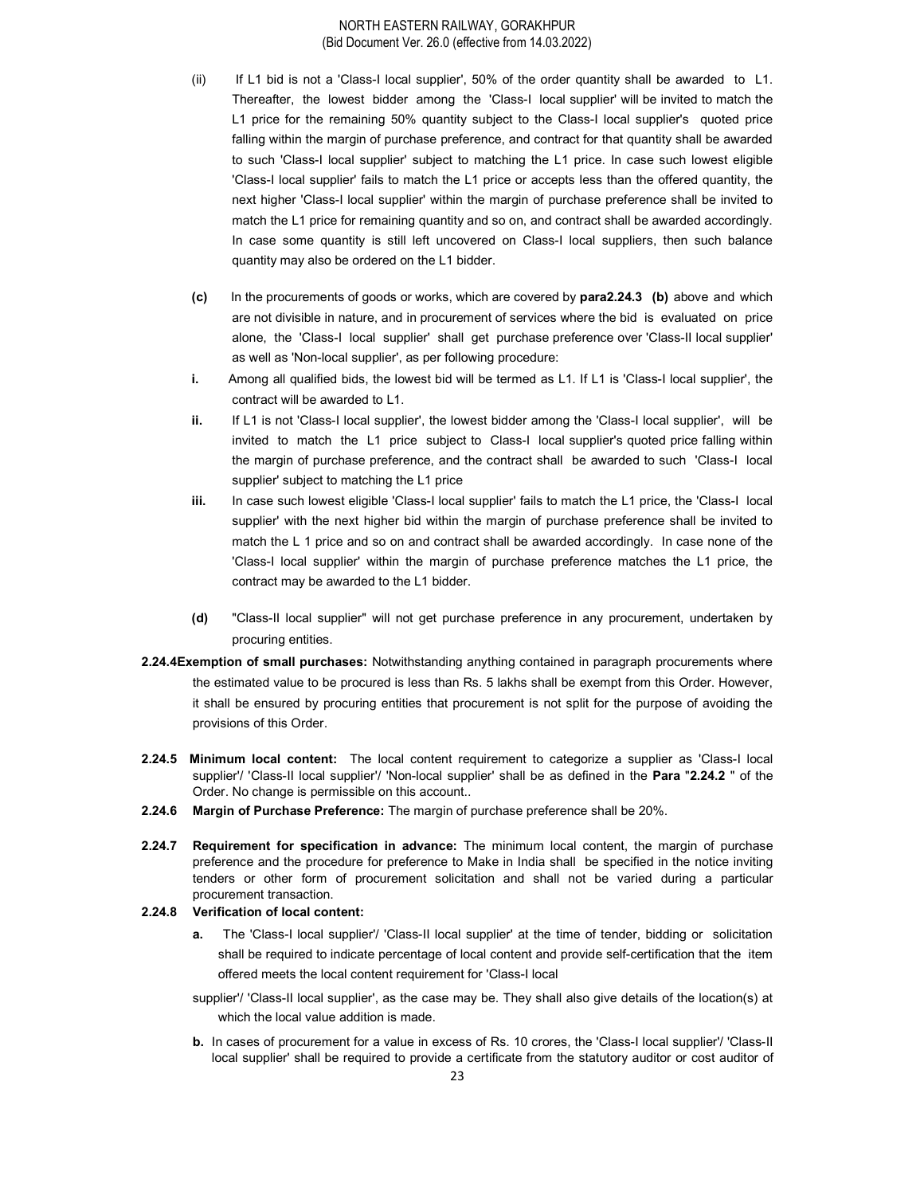(ii) If L1 bid is not a 'Class-I local supplier', 50% of the order quantity shall be awarded to L1. Thereafter, the lowest bidder among the 'Class-I local supplier' will be invited to match the L1 price for the remaining 50% quantity subject to the Class-I local supplier's quoted price falling within the margin of purchase preference, and contract for that quantity shall be awarded to such 'Class-I local supplier' subject to matching the L1 price. In case such lowest eligible 'Class-I local supplier' fails to match the L1 price or accepts less than the offered quantity, the next higher 'Class-I local supplier' within the margin of purchase preference shall be invited to match the L1 price for remaining quantity and so on, and contract shall be awarded accordingly. In case some quantity is still left uncovered on Class-I local suppliers, then such balance quantity may also be ordered on the L1 bidder.

**(c)** In the procurements of goods or works, which are covered by **para2.24.3 (b)** above and which are not divisible in nature, and in procurement of services where the bid is evaluated on price alone, the 'Class-I local supplier' shall get purchase preference over 'Class-II local supplier' as well as 'Non-local supplier', as per following procedure:

**i.** Among all qualified bids, the lowest bid will be termed as L1. If L1 is 'Class-I local supplier', the contract will be awarded to L1.

**ii.** If L1 is not 'Class-I local supplier', the lowest bidder among the 'Class-I local supplier', will be invited to match the L1 price subject to Class-I local supplier's quoted price falling within the margin of purchase preference, and the contract shall be awarded to such 'Class-I local supplier' subject to matching the L1 price

**iii.** In case such lowest eligible 'Class-I local supplier' fails to match the L1 price, the 'Class-I local supplier' with the next higher bid within the margin of purchase preference shall be invited to match the L 1 price and so on and contract shall be awarded accordingly. In case none of the 'Class-I local supplier' within the margin of purchase preference matches the L1 price, the contract may be awarded to the L1 bidder.

**(d)** "Class-II local supplier" will not get purchase preference in any procurement, undertaken by procuring entities.

**2.24.4 Exemption of small purchases:** Notwithstanding anything contained in paragraph procurements where the estimated value to be procured is less than Rs. 5 lakhs shall be exempt from this Order. However, it shall be ensured by procuring entities that procurement is not split for the purpose of avoiding the provisions of this Order.

**2.24.5 Minimum local content:** The local content requirement to categorize a supplier as 'Class-I local supplier'/ 'Class-II local supplier'/ 'Non-local supplier' shall be as defined in the **Para "2.24.2 "** of the Order. No change is permissible on this account..

**2.24.6 Margin of Purchase Preference:** The margin of purchase preference shall be 20%.

**2.24.7 Requirement for specification in advance:** The minimum local content, the margin of purchase preference and the procedure for preference to Make in India shall be specified in the notice inviting tenders or other form of procurement solicitation and shall not be varied during a particular procurement transaction.

**2.24.8 Verification of local content:**

**a.** The 'Class-I local supplier'/ 'Class-II local supplier' at the time of tender, bidding or solicitation shall be required to indicate percentage of local content and provide self-certification that the item offered meets the local content requirement for 'Class-I local supplier'/ 'Class-II local supplier', as the case may be. They shall also give details of the location(s) at which the local value addition is made.

**b.** In cases of procurement for a value in excess of Rs. 10 crores, the 'Class-I local supplier'/ 'Class-II local supplier' shall be required to provide a certificate from the statutory auditor or cost auditor of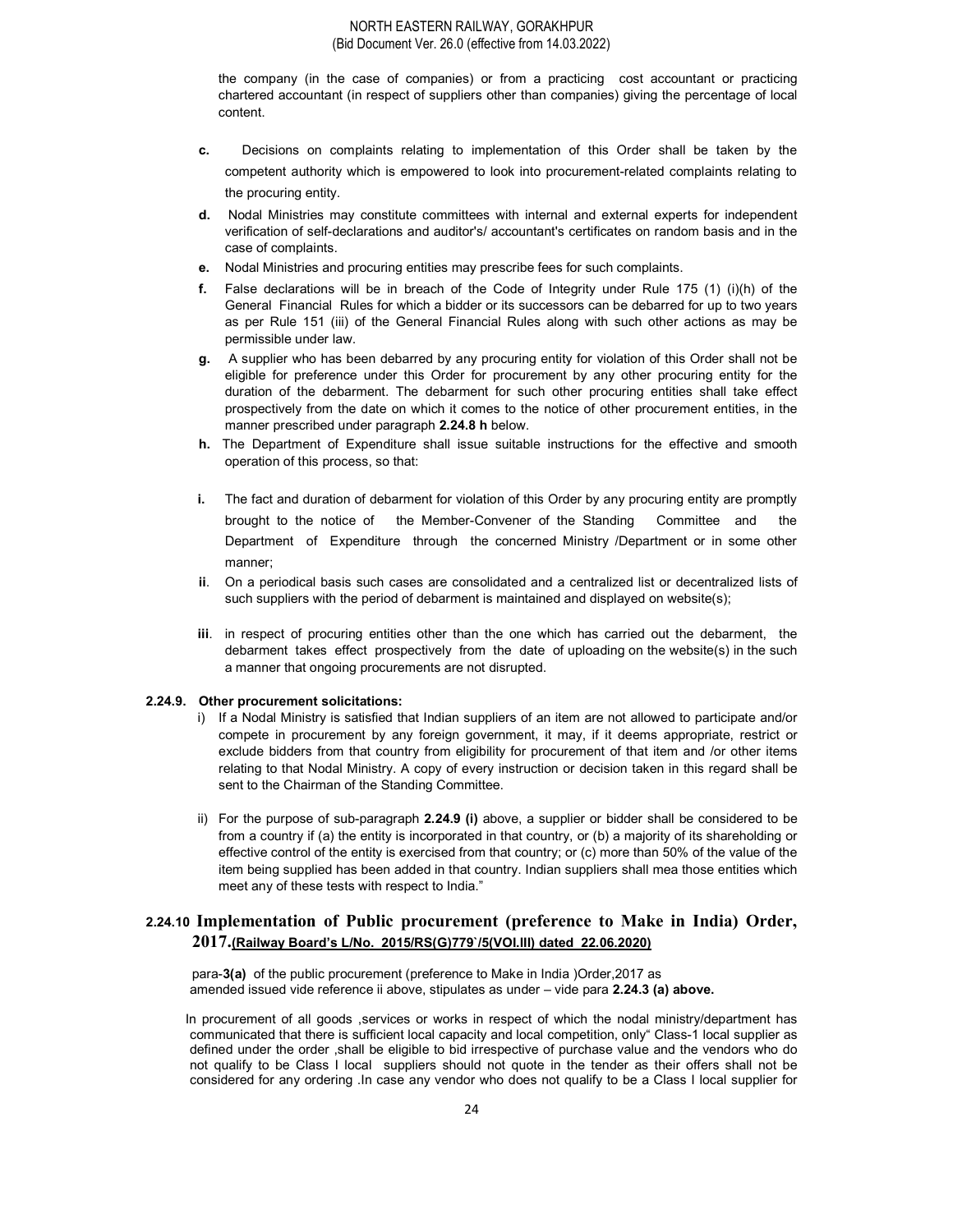the company (in the case of companies) or from a practicing cost accountant or practicing chartered accountant (in respect of suppliers other than companies) giving the percentage of local content.

**c.** Decisions on complaints relating to implementation of this Order shall be taken by the competent authority which is empowered to look into procurement-related complaints relating to the procuring entity.

**d.** Nodal Ministries may constitute committees with internal and external experts for independent verification of self-declarations and auditor's/ accountant's certificates on random basis and in the case of complaints.

**e.** Nodal Ministries and procuring entities may prescribe fees for such complaints.

**f.** False declarations will be in breach of the Code of Integrity under Rule 175 (1) (i)(h) of the General Financial Rules for which a bidder or its successors can be debarred for up to two years as per Rule 151 (iii) of the General Financial Rules along with such other actions as may be permissible under law.

**g.** A supplier who has been debarred by any procuring entity for violation of this Order shall not be eligible for preference under this Order for procurement by any other procuring entity for the duration of the debarment. The debarment for such other procuring entities shall take effect prospectively from the date on which it comes to the notice of other procurement entities, in the manner prescribed under paragraph **2.24.8 h** below.

**h.** The Department of Expenditure shall issue suitable instructions for the effective and smooth operation of this process, so that:

**i.** The fact and duration of debarment for violation of this Order by any procuring entity are promptly brought to the notice of the Member-Convener of the Standing Committee and the Department of Expenditure through the concerned Ministry /Department or in some other manner;

**ii**. On a periodical basis such cases are consolidated and a centralized list or decentralized lists of such suppliers with the period of debarment is maintained and displayed on website(s);

**iii**. in respect of procuring entities other than the one which has carried out the debarment, the debarment takes effect prospectively from the date of uploading on the website(s) in the such a manner that ongoing procurements are not disrupted.

**2.24.9. Other procurement solicitations:**

i) If a Nodal Ministry is satisfied that Indian suppliers of an item are not allowed to participate and/or compete in procurement by any foreign government, it may, if it deems appropriate, restrict or exclude bidders from that country from eligibility for procurement of that item and /or other items relating to that Nodal Ministry. A copy of every instruction or decision taken in this regard shall be sent to the Chairman of the Standing Committee.

ii) For the purpose of sub-paragraph **2.24.9 (i)** above, a supplier or bidder shall be considered to be from a country if (a) the entity is incorporated in that country, or (b) a majority of its shareholding or effective control of the entity is exercised from that country; or (c) more than 50% of the value of the item being supplied has been added in that country. Indian suppliers shall mea those entities which meet any of these tests with respect to India."

## 2.24.10 Implementation of Public procurement (preference to Make in India) Order, 2017.(Railway Board's L/No. 2015/RS(G)779`/5(VOl.III) dated 22.06.2020)

para-**3(a)** of the public procurement (preference to Make in India )Order,2017 as amended issued vide reference ii above, stipulates as under – vide para **2.24.3 (a) above.**

In procurement of all goods ,services or works in respect of which the nodal ministry/department has communicated that there is sufficient local capacity and local competition, only" Class-1 local supplier as defined under the order ,shall be eligible to bid irrespective of purchase value and the vendors who do not qualify to be Class I local suppliers should not quote in the tender as their offers shall not be considered for any ordering .In case any vendor who does not qualify to be a Class I local supplier for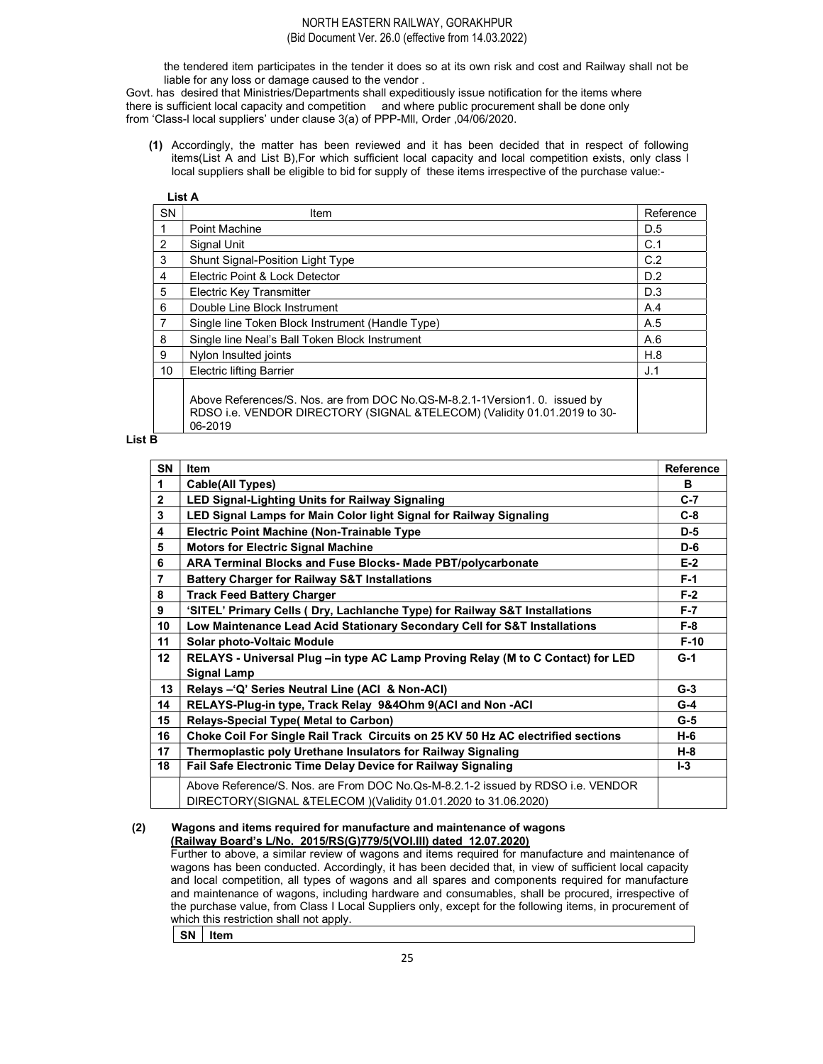the tendered item participates in the tender it does so at its own risk and cost and Railway shall not be liable for any loss or damage caused to the vendor .

Govt. has desired that Ministries/Departments shall expeditiously issue notification for the items where there is sufficient local capacity and competition and where public procurement shall be done only from 'Class-I local suppliers' under clause 3(a) of PPP-MII, Order ,04/06/2020.

**(1)** Accordingly, the matter has been reviewed and it has been decided that in respect of following items(List A and List B),For which sufficient local capacity and local competition exists, only class I local suppliers shall be eligible to bid for supply of these items irrespective of the purchase value:-

**List A**

| SN | Item | Reference |
|---|---|---|
| 1 | Point Machine | D.5 |
| 2 | Signal Unit | C.1 |
| 3 | Shunt Signal-Position Light Type | C.2 |
| 4 | Electric Point & Lock Detector | D.2 |
| 5 | Electric Key Transmitter | D.3 |
| 6 | Double Line Block Instrument | A.4 |
| 7 | Single line Token Block Instrument (Handle Type) | A.5 |
| 8 | Single line Neal's Ball Token Block Instrument | A.6 |
| 9 | Nylon Insulted joints | H.8 |
| 10 | Electric lifting Barrier | J.1 |
| | Above References/S. Nos. are from DOC No.QS-M-8.2.1-1Version1. 0. issued by RDSO i.e. VENDOR DIRECTORY (SIGNAL &TELECOM) (Validity 01.01.2019 to 30-06-2019 | |

**List B**

| SN | Item | Reference |
|---|---|---|
| **1** | **Cable(All Types)** | **B** |
| **2** | **LED Signal-Lighting Units for Railway Signaling** | **C-7** |
| **3** | **LED Signal Lamps for Main Color light Signal for Railway Signaling** | **C-8** |
| **4** | **Electric Point Machine (Non-Trainable Type** | **D-5** |
| **5** | **Motors for Electric Signal Machine** | **D-6** |
| **6** | **ARA Terminal Blocks and Fuse Blocks- Made PBT/polycarbonate** | **E-2** |
| **7** | **Battery Charger for Railway S&T Installations** | **F-1** |
| **8** | **Track Feed Battery Charger** | **F-2** |
| **9** | **'SITEL' Primary Cells ( Dry, Lachlanche Type) for Railway S&T Installations** | **F-7** |
| **10** | **Low Maintenance Lead Acid Stationary Secondary Cell for S&T Installations** | **F-8** |
| **11** | **Solar photo-Voltaic Module** | **F-10** |
| **12** | **RELAYS - Universal Plug –in type AC Lamp Proving Relay (M to C Contact) for LED Signal Lamp** | **G-1** |
| **13** | **Relays –'Q' Series Neutral Line (ACI & Non-ACI)** | **G-3** |
| **14** | **RELAYS-Plug-in type, Track Relay 9&4Ohm 9(ACI and Non -ACI** | **G-4** |
| **15** | **Relays-Special Type( Metal to Carbon)** | **G-5** |
| **16** | **Choke Coil For Single Rail Track Circuits on 25 KV 50 Hz AC electrified sections** | **H-6** |
| **17** | **Thermoplastic poly Urethane Insulators for Railway Signaling** | **H-8** |
| **18** | **Fail Safe Electronic Time Delay Device for Railway Signaling** | **I-3** |
| | Above Reference/S. Nos. are From DOC No.Qs-M-8.2.1-2 issued by RDSO i.e. VENDOR DIRECTORY(SIGNAL &TELECOM )(Validity 01.01.2020 to 31.06.2020) | |

**(2) Wagons and items required for manufacture and maintenance of wagons**
**(Railway Board's L/No. 2015/RS(G)779/5(VOl.III) dated 12.07.2020)**

Further to above, a similar review of wagons and items required for manufacture and maintenance of wagons has been conducted. Accordingly, it has been decided that, in view of sufficient local capacity and local competition, all types of wagons and all spares and components required for manufacture and maintenance of wagons, including hardware and consumables, shall be procured, irrespective of the purchase value, from Class I Local Suppliers only, except for the following items, in procurement of which this restriction shall not apply.

| SN | Item |
|---|---|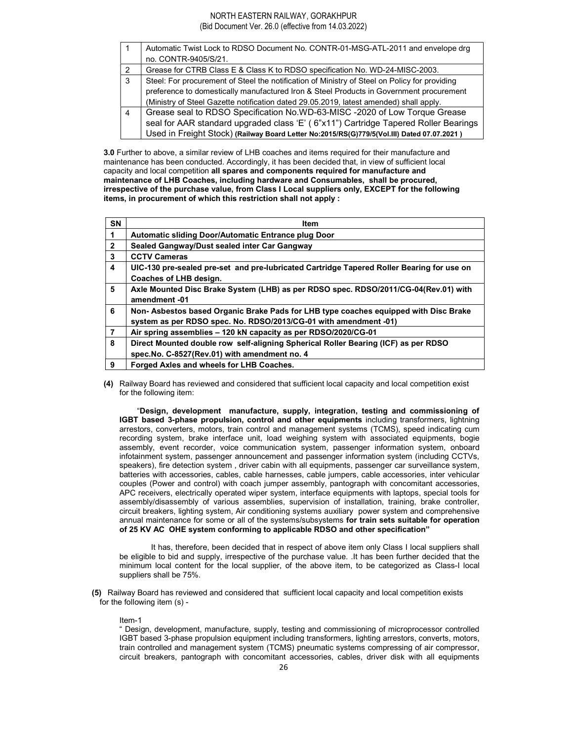| | |
|---|---|
| 1 | Automatic Twist Lock to RDSO Document No. CONTR-01-MSG-ATL-2011 and envelope drg no. CONTR-9405/S/21. |
| 2 | Grease for CTRB Class E & Class K to RDSO specification No. WD-24-MISC-2003. |
| 3 | Steel: For procurement of Steel the notification of Ministry of Steel on Policy for providing preference to domestically manufactured Iron & Steel Products in Government procurement (Ministry of Steel Gazette notification dated 29.05.2019, latest amended) shall apply. |
| 4 | Grease seal to RDSO Specification No.WD-63-MISC -2020 of Low Torque Grease seal for AAR standard upgraded class 'E' ( 6"x11") Cartridge Tapered Roller Bearings Used in Freight Stock) **(Railway Board Letter No:2015/RS(G)779/5(Vol.III) Dated 07.07.2021 )** |

**3.0** Further to above, a similar review of LHB coaches and items required for their manufacture and maintenance has been conducted. Accordingly, it has been decided that, in view of sufficient local capacity and local competition **all spares and components required for manufacture and maintenance of LHB Coaches, including hardware and Consumables, shall be procured, irrespective of the purchase value, from Class I Local suppliers only, EXCEPT for the following items, in procurement of which this restriction shall not apply :**

| SN | Item |
|---|---|
| **1** | **Automatic sliding Door/Automatic Entrance plug Door** |
| **2** | **Sealed Gangway/Dust sealed inter Car Gangway** |
| **3** | **CCTV Cameras** |
| **4** | **UIC-130 pre-sealed pre-set and pre-lubricated Cartridge Tapered Roller Bearing for use on Coaches of LHB design.** |
| **5** | **Axle Mounted Disc Brake System (LHB) as per RDSO spec. RDSO/2011/CG-04(Rev.01) with amendment -01** |
| **6** | **Non- Asbestos based Organic Brake Pads for LHB type coaches equipped with Disc Brake system as per RDSO spec. No. RDSO/2013/CG-01 with amendment -01)** |
| **7** | **Air spring assemblies – 120 kN capacity as per RDSO/2020/CG-01** |
| **8** | **Direct Mounted double row self-aligning Spherical Roller Bearing (ICF) as per RDSO spec.No. C-8527(Rev.01) with amendment no. 4** |
| **9** | **Forged Axles and wheels for LHB Coaches.** |

**(4)** Railway Board has reviewed and considered that sufficient local capacity and local competition exist for the following item:

"**Design, development manufacture, supply, integration, testing and commissioning of IGBT based 3-phase propulsion, control and other equipments** including transformers, lightning arrestors, converters, motors, train control and management systems (TCMS), speed indicating cum recording system, brake interface unit, load weighing system with associated equipments, bogie assembly, event recorder, voice communication system, passenger information system, onboard infotainment system, passenger announcement and passenger information system (including CCTVs, speakers), fire detection system , driver cabin with all equipments, passenger car surveillance system, batteries with accessories, cables, cable harnesses, cable jumpers, cable accessories, inter vehicular couples (Power and control) with coach jumper assembly, pantograph with concomitant accessories, APC receivers, electrically operated wiper system, interface equipments with laptops, special tools for assembly/disassembly of various assemblies, supervision of installation, training, brake controller, circuit breakers, lighting system, Air conditioning systems auxiliary power system and comprehensive annual maintenance for some or all of the systems/subsystems **for train sets suitable for operation of 25 KV AC OHE system conforming to applicable RDSO and other specification"**

It has, therefore, been decided that in respect of above item only Class I local suppliers shall be eligible to bid and supply, irrespective of the purchase value. .It has been further decided that the minimum local content for the local supplier, of the above item, to be categorized as Class-I local suppliers shall be 75%.

**(5)** Railway Board has reviewed and considered that sufficient local capacity and local competition exists for the following item (s) -

Item-1

" Design, development, manufacture, supply, testing and commissioning of microprocessor controlled IGBT based 3-phase propulsion equipment including transformers, lighting arrestors, converts, motors, train controlled and management system (TCMS) pneumatic systems compressing of air compressor, circuit breakers, pantograph with concomitant accessories, cables, driver disk with all equipments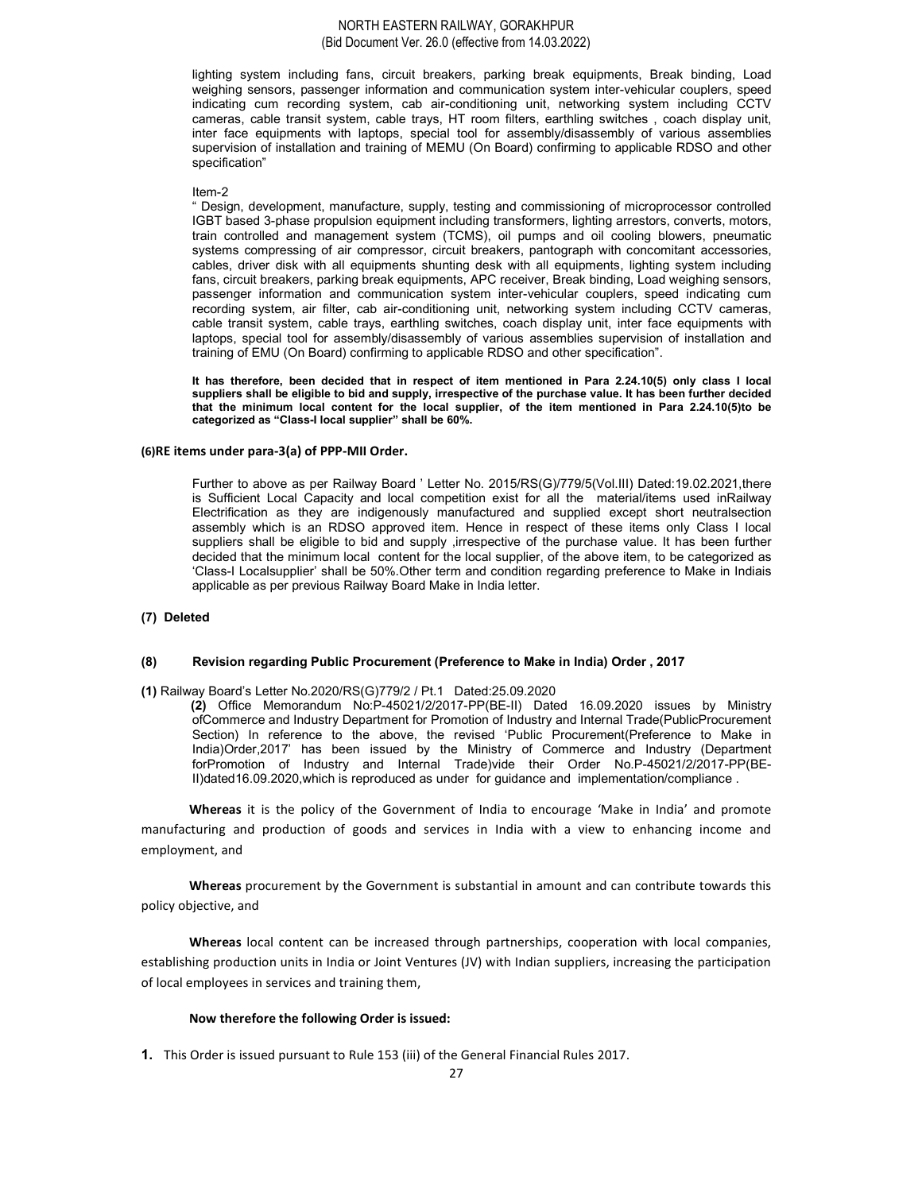lighting system including fans, circuit breakers, parking break equipments, Break binding, Load weighing sensors, passenger information and communication system inter-vehicular couplers, speed indicating cum recording system, cab air-conditioning unit, networking system including CCTV cameras, cable transit system, cable trays, HT room filters, earthling switches , coach display unit, inter face equipments with laptops, special tool for assembly/disassembly of various assemblies supervision of installation and training of MEMU (On Board) confirming to applicable RDSO and other specification"

Item-2

" Design, development, manufacture, supply, testing and commissioning of microprocessor controlled IGBT based 3-phase propulsion equipment including transformers, lighting arrestors, converts, motors, train controlled and management system (TCMS), oil pumps and oil cooling blowers, pneumatic systems compressing of air compressor, circuit breakers, pantograph with concomitant accessories, cables, driver disk with all equipments shunting desk with all equipments, lighting system including fans, circuit breakers, parking break equipments, APC receiver, Break binding, Load weighing sensors, passenger information and communication system inter-vehicular couplers, speed indicating cum recording system, air filter, cab air-conditioning unit, networking system including CCTV cameras, cable transit system, cable trays, earthling switches, coach display unit, inter face equipments with laptops, special tool for assembly/disassembly of various assemblies supervision of installation and training of EMU (On Board) confirming to applicable RDSO and other specification".

**It has therefore, been decided that in respect of item mentioned in Para 2.24.10(5) only class I local suppliers shall be eligible to bid and supply, irrespective of the purchase value. It has been further decided that the minimum local content for the local supplier, of the item mentioned in Para 2.24.10(5)to be categorized as "Class-I local supplier" shall be 60%.**

**(6)RE items under para-3(a) of PPP-MII Order.**

Further to above as per Railway Board ' Letter No. 2015/RS(G)/779/5(Vol.III) Dated:19.02.2021,there is Sufficient Local Capacity and local competition exist for all the material/items used inRailway Electrification as they are indigenously manufactured and supplied except short neutralsection assembly which is an RDSO approved item. Hence in respect of these items only Class I local suppliers shall be eligible to bid and supply ,irrespective of the purchase value. It has been further decided that the minimum local content for the local supplier, of the above item, to be categorized as 'Class-I Localsupplier' shall be 50%.Other term and condition regarding preference to Make in Indiais applicable as per previous Railway Board Make in India letter.

**(7) Deleted**

**(8) Revision regarding Public Procurement (Preference to Make in India) Order , 2017**

**(1)** Railway Board's Letter No.2020/RS(G)779/2 / Pt.1 Dated:25.09.2020

**(2)** Office Memorandum No:P-45021/2/2017-PP(BE-II) Dated 16.09.2020 issues by Ministry ofCommerce and Industry Department for Promotion of Industry and Internal Trade(PublicProcurement Section) In reference to the above, the revised 'Public Procurement(Preference to Make in India)Order,2017' has been issued by the Ministry of Commerce and Industry (Department forPromotion of Industry and Internal Trade)vide their Order No.P-45021/2/2017-PP(BE-II)dated16.09.2020,which is reproduced as under for guidance and implementation/compliance .

**Whereas** it is the policy of the Government of India to encourage 'Make in India' and promote manufacturing and production of goods and services in India with a view to enhancing income and employment, and

**Whereas** procurement by the Government is substantial in amount and can contribute towards this policy objective, and

**Whereas** local content can be increased through partnerships, cooperation with local companies, establishing production units in India or Joint Ventures (JV) with Indian suppliers, increasing the participation of local employees in services and training them,

**Now therefore the following Order is issued:**

**1.** This Order is issued pursuant to Rule 153 (iii) of the General Financial Rules 2017.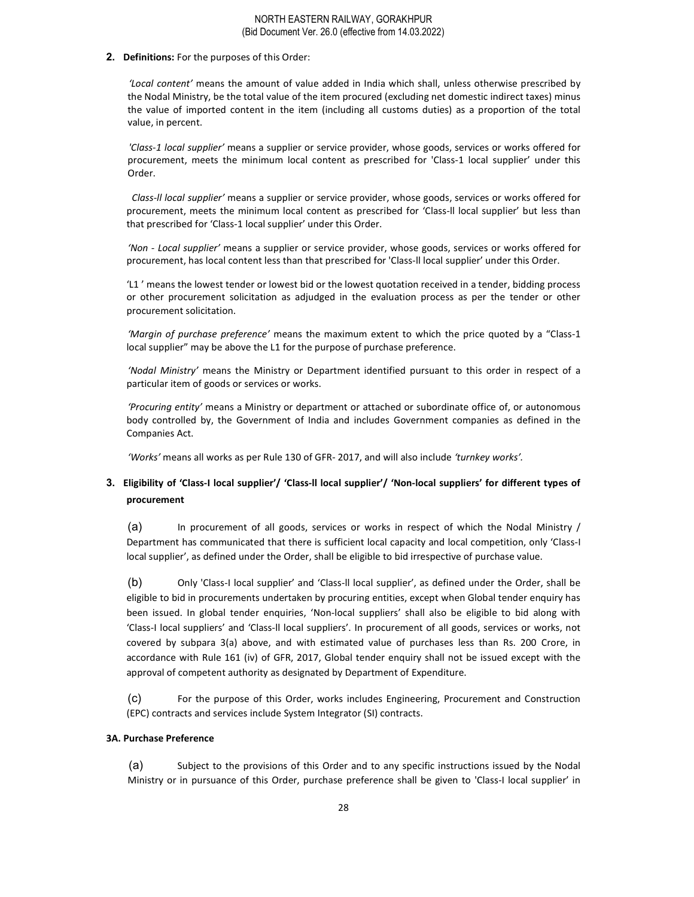**2. Definitions:** For the purposes of this Order:

*'Local content'* means the amount of value added in India which shall, unless otherwise prescribed by the Nodal Ministry, be the total value of the item procured (excluding net domestic indirect taxes) minus the value of imported content in the item (including all customs duties) as a proportion of the total value, in percent.

*'Class-1 local supplier'* means a supplier or service provider, whose goods, services or works offered for procurement, meets the minimum local content as prescribed for 'Class-1 local supplier' under this Order.

*Class-ll local supplier'* means a supplier or service provider, whose goods, services or works offered for procurement, meets the minimum local content as prescribed for 'Class-ll local supplier' but less than that prescribed for 'Class-1 local supplier' under this Order.

*'Non - Local supplier'* means a supplier or service provider, whose goods, services or works offered for procurement, has local content less than that prescribed for 'Class-ll local supplier' under this Order.

'L1 ' means the lowest tender or lowest bid or the lowest quotation received in a tender, bidding process or other procurement solicitation as adjudged in the evaluation process as per the tender or other procurement solicitation.

*'Margin of purchase preference'* means the maximum extent to which the price quoted by a "Class-1 local supplier" may be above the L1 for the purpose of purchase preference.

*'Nodal Ministry'* means the Ministry or Department identified pursuant to this order in respect of a particular item of goods or services or works.

*'Procuring entity'* means a Ministry or department or attached or subordinate office of, or autonomous body controlled by, the Government of India and includes Government companies as defined in the Companies Act.

*'Works'* means all works as per Rule 130 of GFR- 2017, and will also include *'turnkey works'.*

**3. Eligibility of 'Class-I local supplier'/ 'Class-ll local supplier'/ 'Non-local suppliers' for different types of procurement**

(a) In procurement of all goods, services or works in respect of which the Nodal Ministry / Department has communicated that there is sufficient local capacity and local competition, only 'Class-I local supplier', as defined under the Order, shall be eligible to bid irrespective of purchase value.

(b) Only 'Class-I local supplier' and 'Class-ll local supplier', as defined under the Order, shall be eligible to bid in procurements undertaken by procuring entities, except when Global tender enquiry has been issued. In global tender enquiries, 'Non-local suppliers' shall also be eligible to bid along with 'Class-I local suppliers' and 'Class-ll local suppliers'. In procurement of all goods, services or works, not covered by subpara 3(a) above, and with estimated value of purchases less than Rs. 200 Crore, in accordance with Rule 161 (iv) of GFR, 2017, Global tender enquiry shall not be issued except with the approval of competent authority as designated by Department of Expenditure.

(c) For the purpose of this Order, works includes Engineering, Procurement and Construction (EPC) contracts and services include System Integrator (SI) contracts.

**3A. Purchase Preference**

(a) Subject to the provisions of this Order and to any specific instructions issued by the Nodal Ministry or in pursuance of this Order, purchase preference shall be given to 'Class-I local supplier' in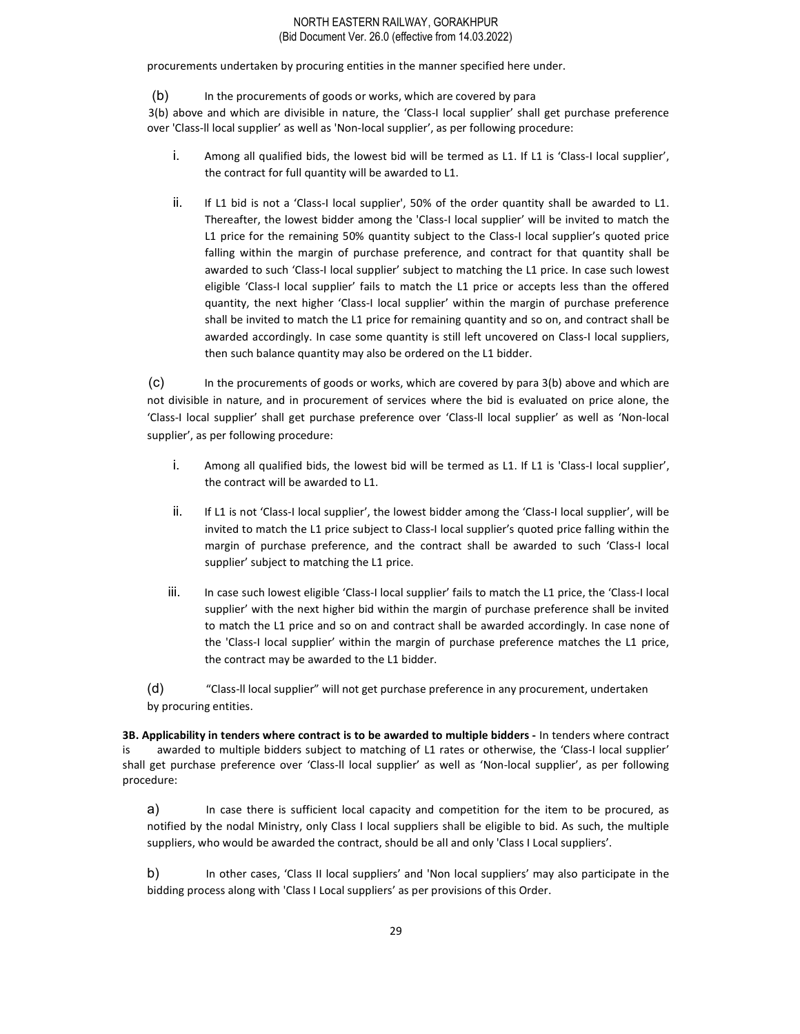procurements undertaken by procuring entities in the manner specified here under.

(b) In the procurements of goods or works, which are covered by para 3(b) above and which are divisible in nature, the 'Class-I local supplier' shall get purchase preference over 'Class-ll local supplier' as well as 'Non-local supplier', as per following procedure:

i. Among all qualified bids, the lowest bid will be termed as L1. If L1 is 'Class-I local supplier', the contract for full quantity will be awarded to L1.

ii. If L1 bid is not a 'Class-I local supplier', 50% of the order quantity shall be awarded to L1. Thereafter, the lowest bidder among the 'Class-I local supplier' will be invited to match the L1 price for the remaining 50% quantity subject to the Class-I local supplier's quoted price falling within the margin of purchase preference, and contract for that quantity shall be awarded to such 'Class-I local supplier' subject to matching the L1 price. In case such lowest eligible 'Class-I local supplier' fails to match the L1 price or accepts less than the offered quantity, the next higher 'Class-I local supplier' within the margin of purchase preference shall be invited to match the L1 price for remaining quantity and so on, and contract shall be awarded accordingly. In case some quantity is still left uncovered on Class-I local suppliers, then such balance quantity may also be ordered on the L1 bidder.

(c) In the procurements of goods or works, which are covered by para 3(b) above and which are not divisible in nature, and in procurement of services where the bid is evaluated on price alone, the 'Class-I local supplier' shall get purchase preference over 'Class-ll local supplier' as well as 'Non-local supplier', as per following procedure:

i. Among all qualified bids, the lowest bid will be termed as L1. If L1 is 'Class-I local supplier', the contract will be awarded to L1.

ii. If L1 is not 'Class-I local supplier', the lowest bidder among the 'Class-I local supplier', will be invited to match the L1 price subject to Class-I local supplier's quoted price falling within the margin of purchase preference, and the contract shall be awarded to such 'Class-I local supplier' subject to matching the L1 price.

iii. In case such lowest eligible 'Class-I local supplier' fails to match the L1 price, the 'Class-I local supplier' with the next higher bid within the margin of purchase preference shall be invited to match the L1 price and so on and contract shall be awarded accordingly. In case none of the 'Class-I local supplier' within the margin of purchase preference matches the L1 price, the contract may be awarded to the L1 bidder.

(d) "Class-ll local supplier" will not get purchase preference in any procurement, undertaken by procuring entities.

**3B. Applicability in tenders where contract is to be awarded to multiple bidders -** In tenders where contract is awarded to multiple bidders subject to matching of L1 rates or otherwise, the 'Class-I local supplier' shall get purchase preference over 'Class-ll local supplier' as well as 'Non-local supplier', as per following procedure:

a) In case there is sufficient local capacity and competition for the item to be procured, as notified by the nodal Ministry, only Class I local suppliers shall be eligible to bid. As such, the multiple suppliers, who would be awarded the contract, should be all and only 'Class I Local suppliers'.

b) In other cases, 'Class II local suppliers' and 'Non local suppliers' may also participate in the bidding process along with 'Class I Local suppliers' as per provisions of this Order.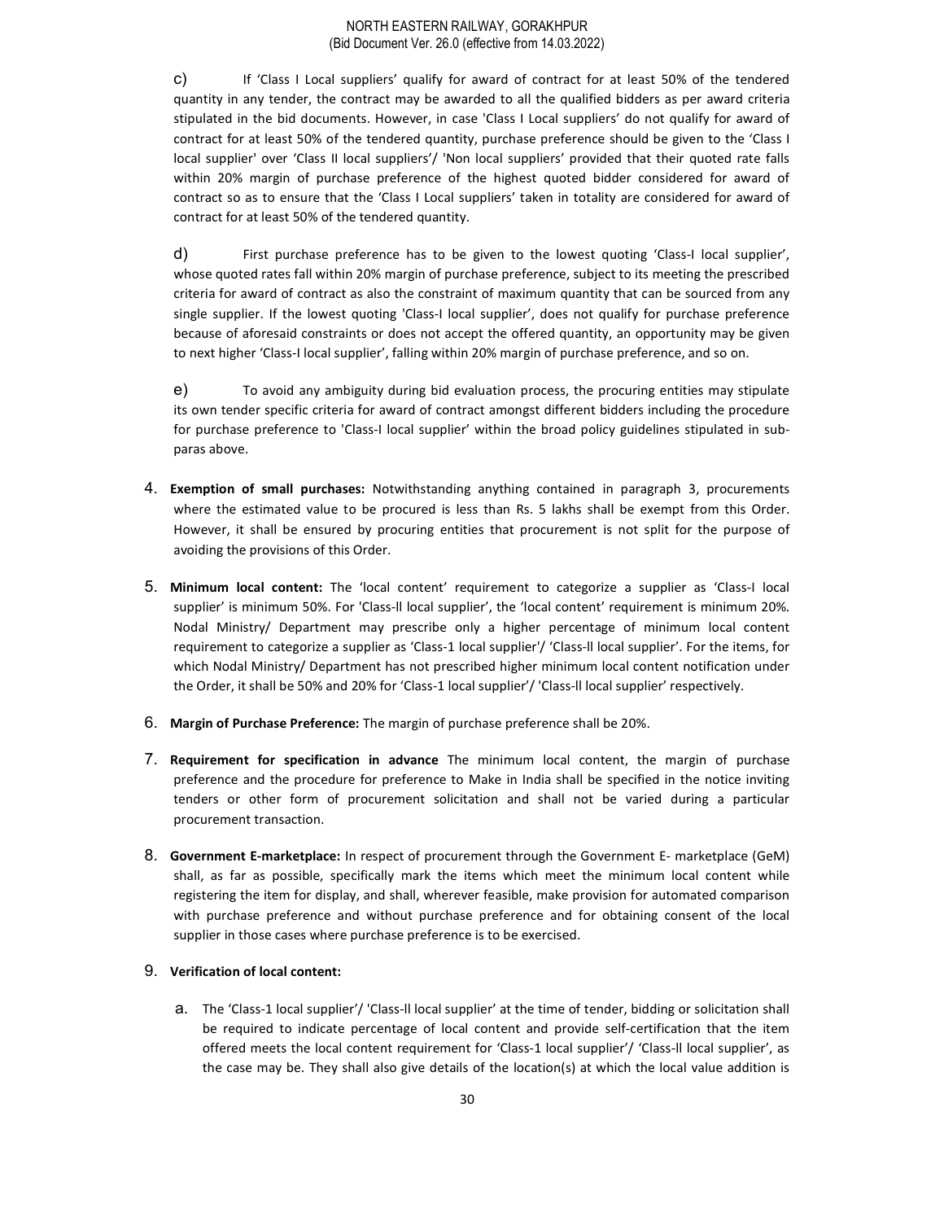c) If 'Class I Local suppliers' qualify for award of contract for at least 50% of the tendered quantity in any tender, the contract may be awarded to all the qualified bidders as per award criteria stipulated in the bid documents. However, in case 'Class I Local suppliers' do not qualify for award of contract for at least 50% of the tendered quantity, purchase preference should be given to the 'Class I local supplier' over 'Class II local suppliers'/ 'Non local suppliers' provided that their quoted rate falls within 20% margin of purchase preference of the highest quoted bidder considered for award of contract so as to ensure that the 'Class I Local suppliers' taken in totality are considered for award of contract for at least 50% of the tendered quantity.

d) First purchase preference has to be given to the lowest quoting 'Class-I local supplier', whose quoted rates fall within 20% margin of purchase preference, subject to its meeting the prescribed criteria for award of contract as also the constraint of maximum quantity that can be sourced from any single supplier. If the lowest quoting 'Class-I local supplier', does not qualify for purchase preference because of aforesaid constraints or does not accept the offered quantity, an opportunity may be given to next higher 'Class-I local supplier', falling within 20% margin of purchase preference, and so on.

e) To avoid any ambiguity during bid evaluation process, the procuring entities may stipulate its own tender specific criteria for award of contract amongst different bidders including the procedure for purchase preference to 'Class-I local supplier' within the broad policy guidelines stipulated in sub-paras above.

4. **Exemption of small purchases:** Notwithstanding anything contained in paragraph 3, procurements where the estimated value to be procured is less than Rs. 5 lakhs shall be exempt from this Order. However, it shall be ensured by procuring entities that procurement is not split for the purpose of avoiding the provisions of this Order.

5. **Minimum local content:** The 'local content' requirement to categorize a supplier as 'Class-I local supplier' is minimum 50%. For 'Class-ll local supplier', the 'local content' requirement is minimum 20%. Nodal Ministry/ Department may prescribe only a higher percentage of minimum local content requirement to categorize a supplier as 'Class-1 local supplier'/ 'Class-ll local supplier'. For the items, for which Nodal Ministry/ Department has not prescribed higher minimum local content notification under the Order, it shall be 50% and 20% for 'Class-1 local supplier'/ 'Class-ll local supplier' respectively.

6. **Margin of Purchase Preference:** The margin of purchase preference shall be 20%.

7. **Requirement for specification in advance** The minimum local content, the margin of purchase preference and the procedure for preference to Make in India shall be specified in the notice inviting tenders or other form of procurement solicitation and shall not be varied during a particular procurement transaction.

8. **Government E-marketplace:** In respect of procurement through the Government E- marketplace (GeM) shall, as far as possible, specifically mark the items which meet the minimum local content while registering the item for display, and shall, wherever feasible, make provision for automated comparison with purchase preference and without purchase preference and for obtaining consent of the local supplier in those cases where purchase preference is to be exercised.

9. **Verification of local content:**

   a. The 'Class-1 local supplier'/ 'Class-ll local supplier' at the time of tender, bidding or solicitation shall be required to indicate percentage of local content and provide self-certification that the item offered meets the local content requirement for 'Class-1 local supplier'/ 'Class-ll local supplier', as the case may be. They shall also give details of the location(s) at which the local value addition is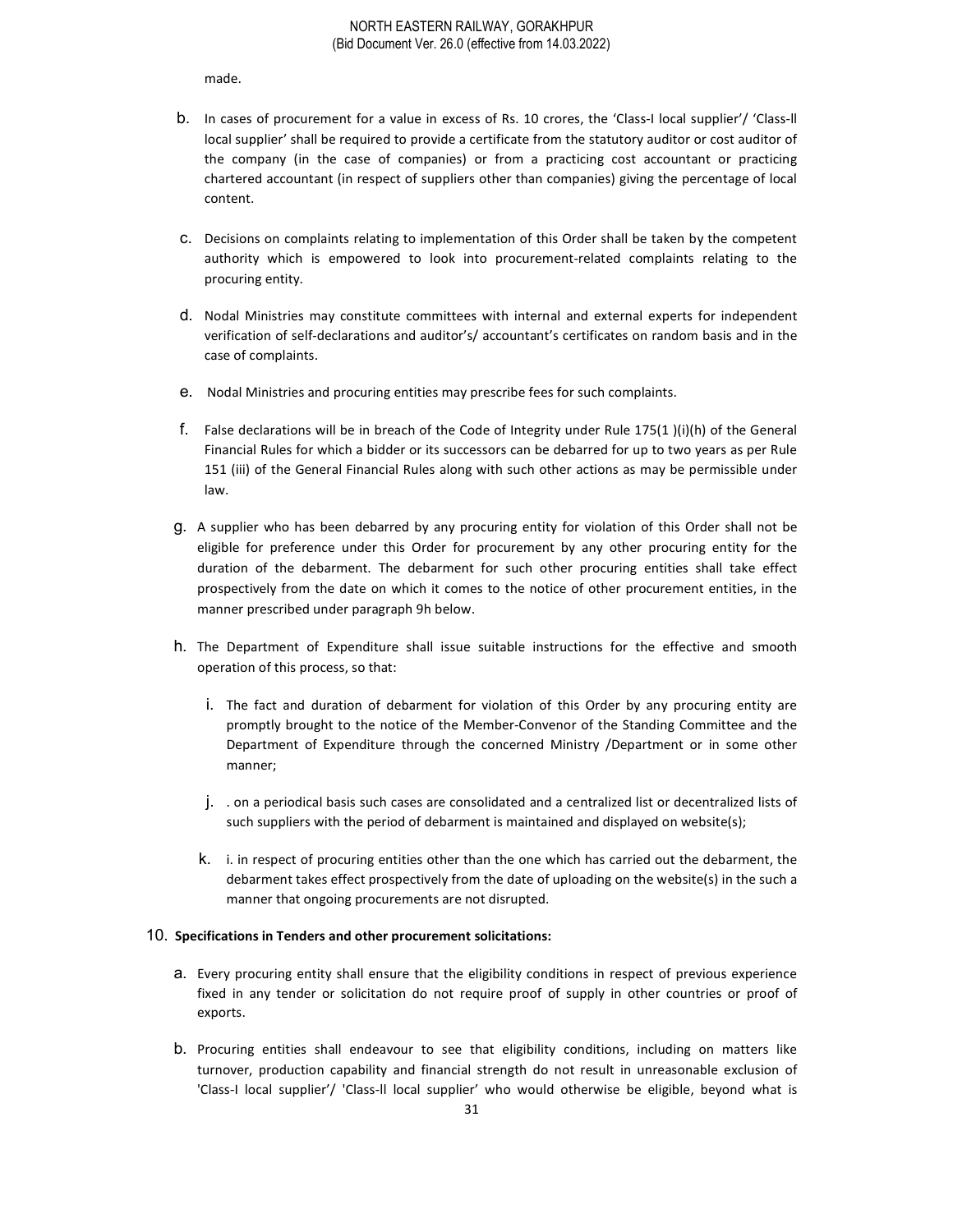made.

b. In cases of procurement for a value in excess of Rs. 10 crores, the 'Class-I local supplier'/ 'Class-ll local supplier' shall be required to provide a certificate from the statutory auditor or cost auditor of the company (in the case of companies) or from a practicing cost accountant or practicing chartered accountant (in respect of suppliers other than companies) giving the percentage of local content.

c. Decisions on complaints relating to implementation of this Order shall be taken by the competent authority which is empowered to look into procurement-related complaints relating to the procuring entity.

d. Nodal Ministries may constitute committees with internal and external experts for independent verification of self-declarations and auditor's/ accountant's certificates on random basis and in the case of complaints.

e. Nodal Ministries and procuring entities may prescribe fees for such complaints.

f. False declarations will be in breach of the Code of Integrity under Rule 175(1 )(i)(h) of the General Financial Rules for which a bidder or its successors can be debarred for up to two years as per Rule 151 (iii) of the General Financial Rules along with such other actions as may be permissible under law.

g. A supplier who has been debarred by any procuring entity for violation of this Order shall not be eligible for preference under this Order for procurement by any other procuring entity for the duration of the debarment. The debarment for such other procuring entities shall take effect prospectively from the date on which it comes to the notice of other procurement entities, in the manner prescribed under paragraph 9h below.

h. The Department of Expenditure shall issue suitable instructions for the effective and smooth operation of this process, so that:

    i. The fact and duration of debarment for violation of this Order by any procuring entity are promptly brought to the notice of the Member-Convenor of the Standing Committee and the Department of Expenditure through the concerned Ministry /Department or in some other manner;

    j. . on a periodical basis such cases are consolidated and a centralized list or decentralized lists of such suppliers with the period of debarment is maintained and displayed on website(s);

    k. i. in respect of procuring entities other than the one which has carried out the debarment, the debarment takes effect prospectively from the date of uploading on the website(s) in the such a manner that ongoing procurements are not disrupted.

10. **Specifications in Tenders and other procurement solicitations:**

    a. Every procuring entity shall ensure that the eligibility conditions in respect of previous experience fixed in any tender or solicitation do not require proof of supply in other countries or proof of exports.

    b. Procuring entities shall endeavour to see that eligibility conditions, including on matters like turnover, production capability and financial strength do not result in unreasonable exclusion of 'Class-I local supplier'/ 'Class-ll local supplier' who would otherwise be eligible, beyond what is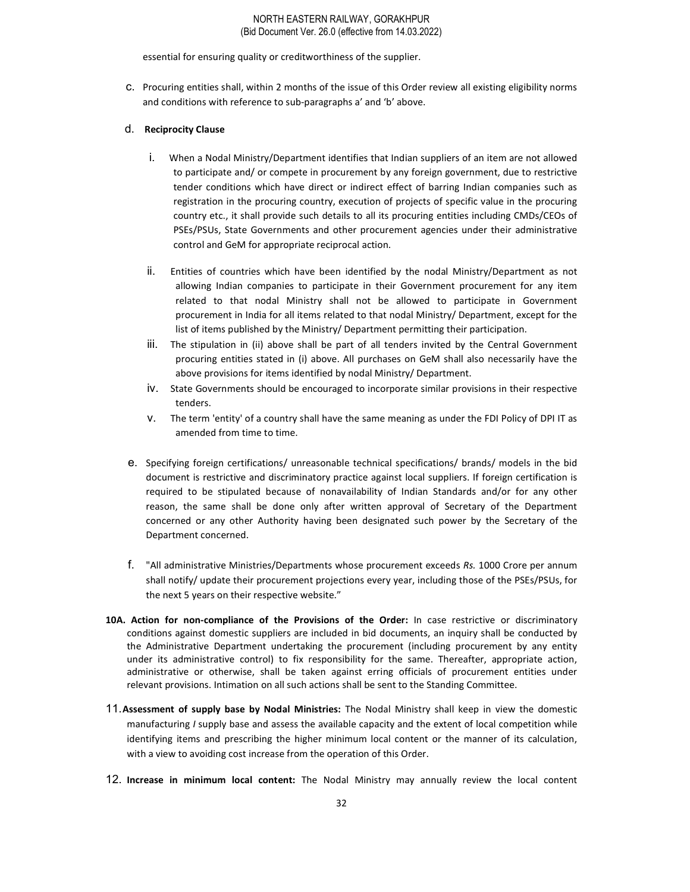essential for ensuring quality or creditworthiness of the supplier.

c. Procuring entities shall, within 2 months of the issue of this Order review all existing eligibility norms and conditions with reference to sub-paragraphs a' and 'b' above.

d. **Reciprocity Clause**

   i. When a Nodal Ministry/Department identifies that Indian suppliers of an item are not allowed to participate and/ or compete in procurement by any foreign government, due to restrictive tender conditions which have direct or indirect effect of barring Indian companies such as registration in the procuring country, execution of projects of specific value in the procuring country etc., it shall provide such details to all its procuring entities including CMDs/CEOs of PSEs/PSUs, State Governments and other procurement agencies under their administrative control and GeM for appropriate reciprocal action.

   ii. Entities of countries which have been identified by the nodal Ministry/Department as not allowing Indian companies to participate in their Government procurement for any item related to that nodal Ministry shall not be allowed to participate in Government procurement in India for all items related to that nodal Ministry/ Department, except for the list of items published by the Ministry/ Department permitting their participation.

   iii. The stipulation in (ii) above shall be part of all tenders invited by the Central Government procuring entities stated in (i) above. All purchases on GeM shall also necessarily have the above provisions for items identified by nodal Ministry/ Department.

   iv. State Governments should be encouraged to incorporate similar provisions in their respective tenders.

   v. The term 'entity' of a country shall have the same meaning as under the FDI Policy of DPI IT as amended from time to time.

e. Specifying foreign certifications/ unreasonable technical specifications/ brands/ models in the bid document is restrictive and discriminatory practice against local suppliers. If foreign certification is required to be stipulated because of nonavailability of Indian Standards and/or for any other reason, the same shall be done only after written approval of Secretary of the Department concerned or any other Authority having been designated such power by the Secretary of the Department concerned.

f. "All administrative Ministries/Departments whose procurement exceeds *Rs.* 1000 Crore per annum shall notify/ update their procurement projections every year, including those of the PSEs/PSUs, for the next 5 years on their respective website."

**10A. Action for non-compliance of the Provisions of the Order:** In case restrictive or discriminatory conditions against domestic suppliers are included in bid documents, an inquiry shall be conducted by the Administrative Department undertaking the procurement (including procurement by any entity under its administrative control) to fix responsibility for the same. Thereafter, appropriate action, administrative or otherwise, shall be taken against erring officials of procurement entities under relevant provisions. Intimation on all such actions shall be sent to the Standing Committee.

11. **Assessment of supply base by Nodal Ministries:** The Nodal Ministry shall keep in view the domestic manufacturing / supply base and assess the available capacity and the extent of local competition while identifying items and prescribing the higher minimum local content or the manner of its calculation, with a view to avoiding cost increase from the operation of this Order.

12. **Increase in minimum local content:** The Nodal Ministry may annually review the local content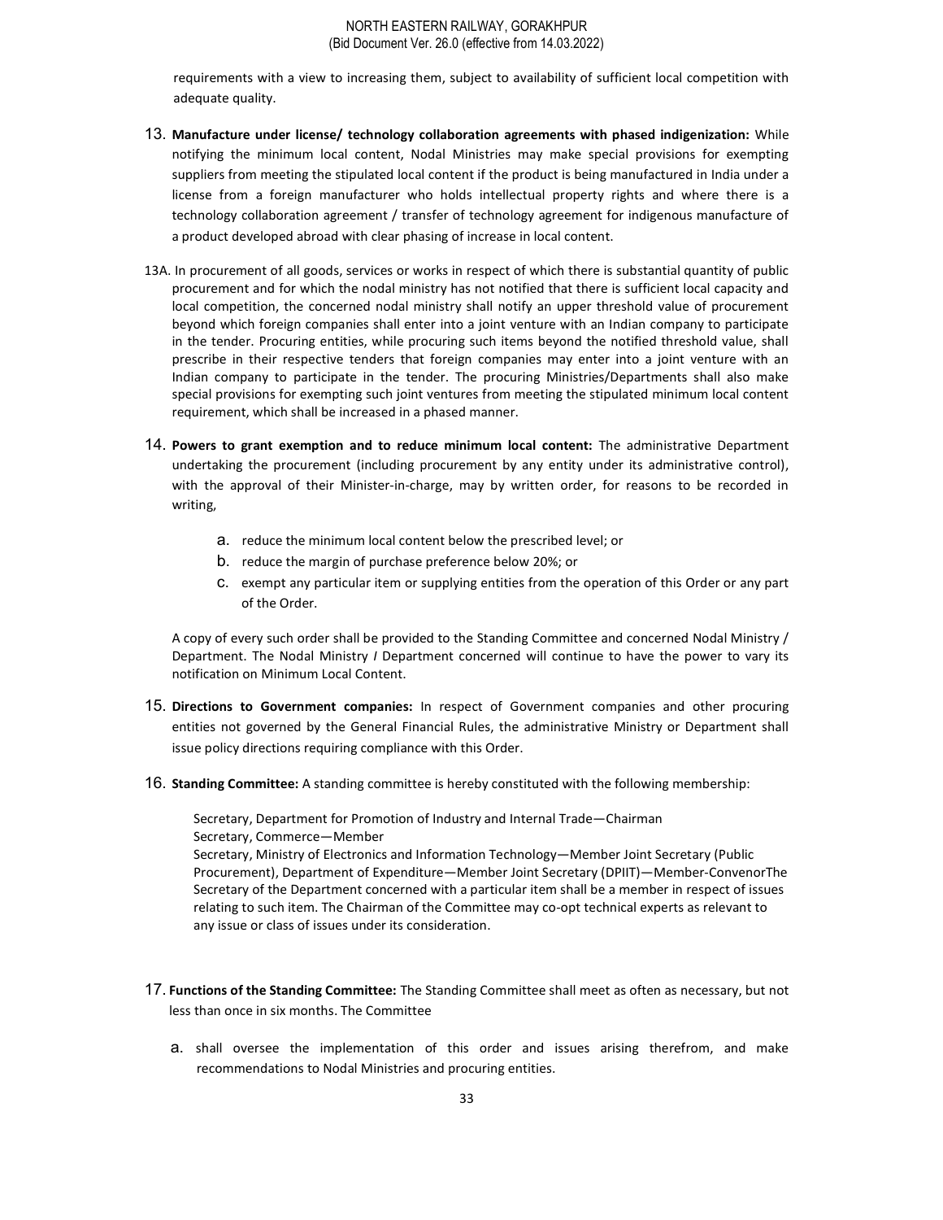requirements with a view to increasing them, subject to availability of sufficient local competition with adequate quality.

13. **Manufacture under license/ technology collaboration agreements with phased indigenization:** While notifying the minimum local content, Nodal Ministries may make special provisions for exempting suppliers from meeting the stipulated local content if the product is being manufactured in India under a license from a foreign manufacturer who holds intellectual property rights and where there is a technology collaboration agreement / transfer of technology agreement for indigenous manufacture of a product developed abroad with clear phasing of increase in local content.

13A. In procurement of all goods, services or works in respect of which there is substantial quantity of public procurement and for which the nodal ministry has not notified that there is sufficient local capacity and local competition, the concerned nodal ministry shall notify an upper threshold value of procurement beyond which foreign companies shall enter into a joint venture with an Indian company to participate in the tender. Procuring entities, while procuring such items beyond the notified threshold value, shall prescribe in their respective tenders that foreign companies may enter into a joint venture with an Indian company to participate in the tender. The procuring Ministries/Departments shall also make special provisions for exempting such joint ventures from meeting the stipulated minimum local content requirement, which shall be increased in a phased manner.

14. **Powers to grant exemption and to reduce minimum local content:** The administrative Department undertaking the procurement (including procurement by any entity under its administrative control), with the approval of their Minister-in-charge, may by written order, for reasons to be recorded in writing,

    a. reduce the minimum local content below the prescribed level; or
    b. reduce the margin of purchase preference below 20%; or
    c. exempt any particular item or supplying entities from the operation of this Order or any part of the Order.

    A copy of every such order shall be provided to the Standing Committee and concerned Nodal Ministry / Department. The Nodal Ministry / Department concerned will continue to have the power to vary its notification on Minimum Local Content.

15. **Directions to Government companies:** In respect of Government companies and other procuring entities not governed by the General Financial Rules, the administrative Ministry or Department shall issue policy directions requiring compliance with this Order.

16. **Standing Committee:** A standing committee is hereby constituted with the following membership:

    Secretary, Department for Promotion of Industry and Internal Trade—Chairman
    Secretary, Commerce—Member
    Secretary, Ministry of Electronics and Information Technology—Member Joint Secretary (Public Procurement), Department of Expenditure—Member Joint Secretary (DPIIT)—Member-ConvenorThe Secretary of the Department concerned with a particular item shall be a member in respect of issues relating to such item. The Chairman of the Committee may co-opt technical experts as relevant to any issue or class of issues under its consideration.

17. **Functions of the Standing Committee:** The Standing Committee shall meet as often as necessary, but not less than once in six months. The Committee

    a. shall oversee the implementation of this order and issues arising therefrom, and make recommendations to Nodal Ministries and procuring entities.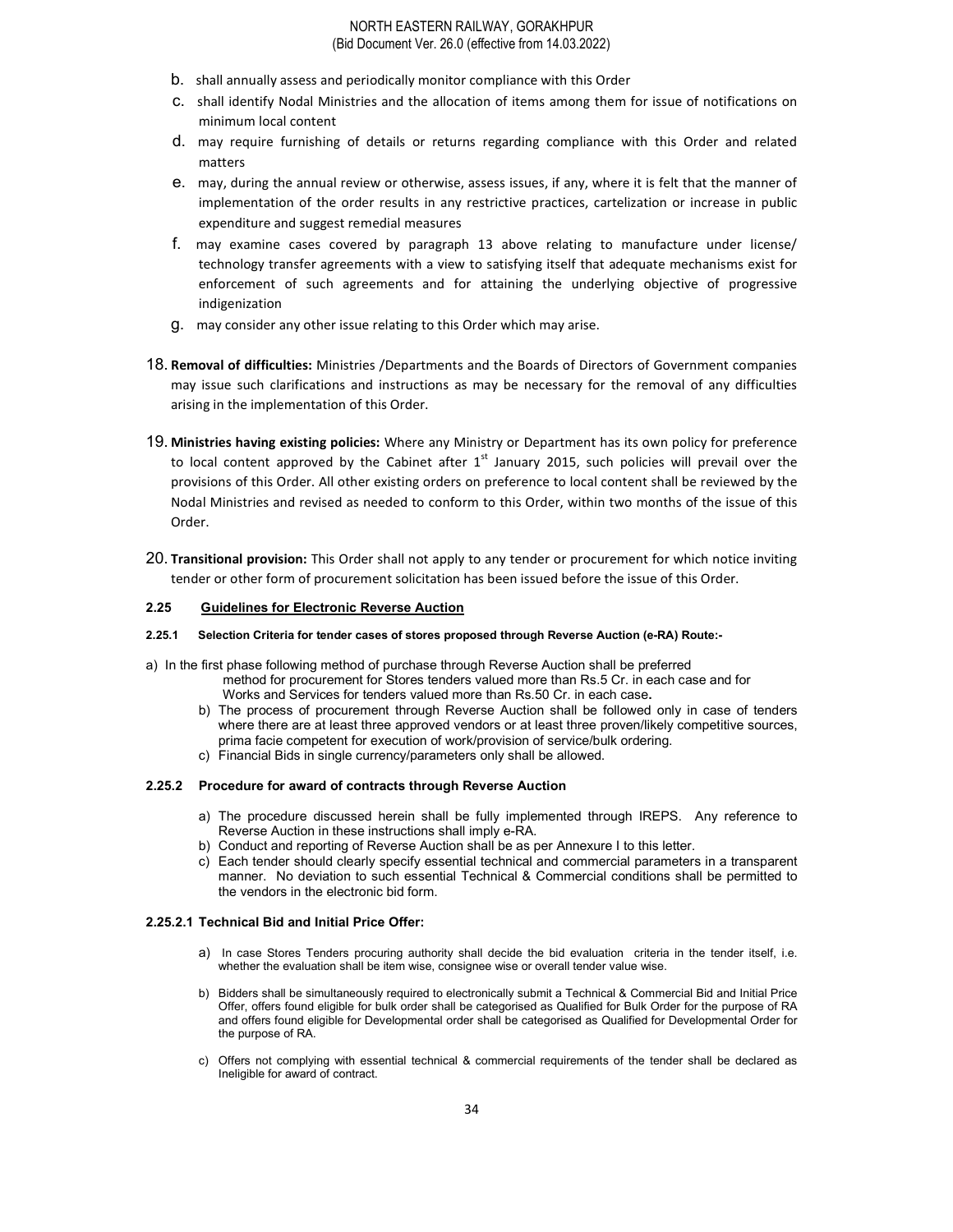b. shall annually assess and periodically monitor compliance with this Order

c. shall identify Nodal Ministries and the allocation of items among them for issue of notifications on minimum local content

d. may require furnishing of details or returns regarding compliance with this Order and related matters

e. may, during the annual review or otherwise, assess issues, if any, where it is felt that the manner of implementation of the order results in any restrictive practices, cartelization or increase in public expenditure and suggest remedial measures

f. may examine cases covered by paragraph 13 above relating to manufacture under license/ technology transfer agreements with a view to satisfying itself that adequate mechanisms exist for enforcement of such agreements and for attaining the underlying objective of progressive indigenization

g. may consider any other issue relating to this Order which may arise.

18. **Removal of difficulties:** Ministries /Departments and the Boards of Directors of Government companies may issue such clarifications and instructions as may be necessary for the removal of any difficulties arising in the implementation of this Order.

19. **Ministries having existing policies:** Where any Ministry or Department has its own policy for preference to local content approved by the Cabinet after 1st January 2015, such policies will prevail over the provisions of this Order. All other existing orders on preference to local content shall be reviewed by the Nodal Ministries and revised as needed to conform to this Order, within two months of the issue of this Order.

20. **Transitional provision:** This Order shall not apply to any tender or procurement for which notice inviting tender or other form of procurement solicitation has been issued before the issue of this Order.

## 2.25 Guidelines for Electronic Reverse Auction

#### 2.25.1 Selection Criteria for tender cases of stores proposed through Reverse Auction (e-RA) Route:-

a) In the first phase following method of purchase through Reverse Auction shall be preferred method for procurement for Stores tenders valued more than Rs.5 Cr. in each case and for Works and Services for tenders valued more than Rs.50 Cr. in each case.

b) The process of procurement through Reverse Auction shall be followed only in case of tenders where there are at least three approved vendors or at least three proven/likely competitive sources, prima facie competent for execution of work/provision of service/bulk ordering.

c) Financial Bids in single currency/parameters only shall be allowed.

### 2.25.2 Procedure for award of contracts through Reverse Auction

a) The procedure discussed herein shall be fully implemented through IREPS. Any reference to Reverse Auction in these instructions shall imply e-RA.

b) Conduct and reporting of Reverse Auction shall be as per Annexure I to this letter.

c) Each tender should clearly specify essential technical and commercial parameters in a transparent manner. No deviation to such essential Technical & Commercial conditions shall be permitted to the vendors in the electronic bid form.

### 2.25.2.1 Technical Bid and Initial Price Offer:

a) In case Stores Tenders procuring authority shall decide the bid evaluation criteria in the tender itself, i.e. whether the evaluation shall be item wise, consignee wise or overall tender value wise.

b) Bidders shall be simultaneously required to electronically submit a Technical & Commercial Bid and Initial Price Offer, offers found eligible for bulk order shall be categorised as Qualified for Bulk Order for the purpose of RA and offers found eligible for Developmental order shall be categorised as Qualified for Developmental Order for the purpose of RA.

c) Offers not complying with essential technical & commercial requirements of the tender shall be declared as Ineligible for award of contract.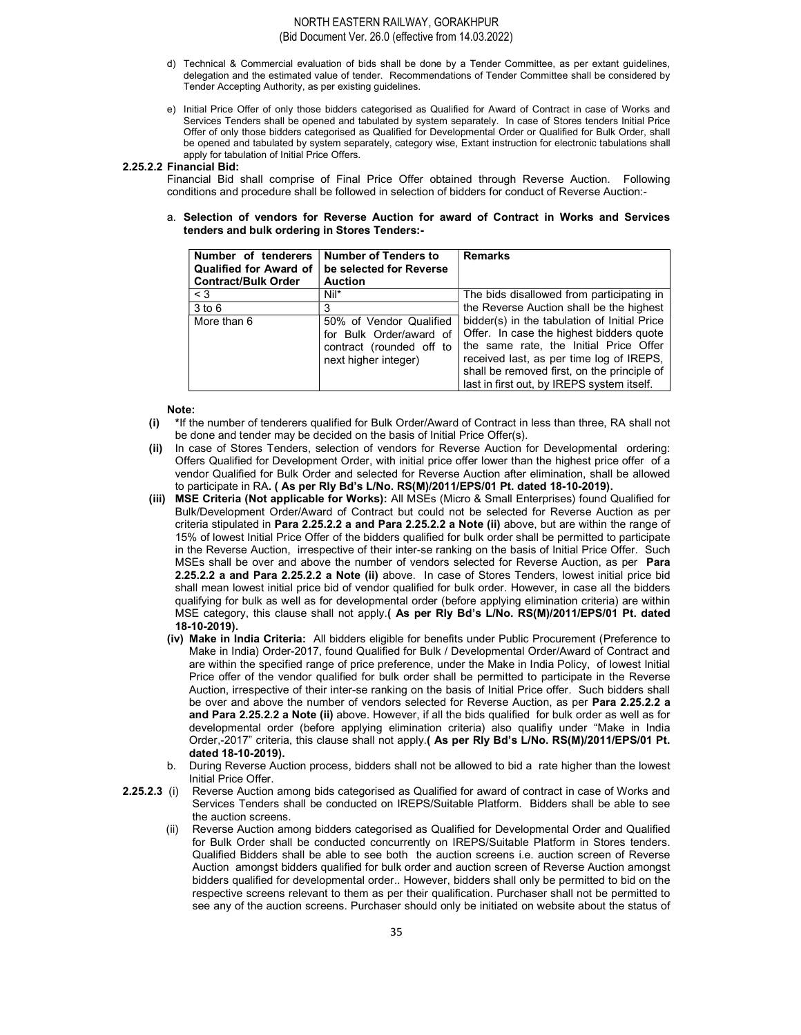d) Technical & Commercial evaluation of bids shall be done by a Tender Committee, as per extant guidelines, delegation and the estimated value of tender. Recommendations of Tender Committee shall be considered by Tender Accepting Authority, as per existing guidelines.

e) Initial Price Offer of only those bidders categorised as Qualified for Award of Contract in case of Works and Services Tenders shall be opened and tabulated by system separately. In case of Stores tenders Initial Price Offer of only those bidders categorised as Qualified for Developmental Order or Qualified for Bulk Order, shall be opened and tabulated by system separately, category wise, Extant instruction for electronic tabulations shall apply for tabulation of Initial Price Offers.

**2.25.2.2 Financial Bid:**

Financial Bid shall comprise of Final Price Offer obtained through Reverse Auction. Following conditions and procedure shall be followed in selection of bidders for conduct of Reverse Auction:-

a. **Selection of vendors for Reverse Auction for award of Contract in Works and Services tenders and bulk ordering in Stores Tenders:-**

| Number of tenderers Qualified for Award of Contract/Bulk Order | Number of Tenders to be selected for Reverse Auction | Remarks |
|---|---|---|
| < 3 | Nil* | The bids disallowed from participating in the Reverse Auction shall be the highest bidder(s) in the tabulation of Initial Price Offer. In case the highest bidders quote the same rate, the Initial Price Offer received last, as per time log of IREPS, shall be removed first, on the principle of last in first out, by IREPS system itself. |
| 3 to 6 | 3 | |
| More than 6 | 50% of Vendor Qualified for Bulk Order/award of contract (rounded off to next higher integer) | |

**Note:**

**(i)** *If the number of tenderers qualified for Bulk Order/Award of Contract in less than three, RA shall not be done and tender may be decided on the basis of Initial Price Offer(s).

**(ii)** In case of Stores Tenders, selection of vendors for Reverse Auction for Developmental ordering: Offers Qualified for Development Order, with initial price offer lower than the highest price offer of a vendor Qualified for Bulk Order and selected for Reverse Auction after elimination, shall be allowed to participate in RA**. ( As per Rly Bd's L/No. RS(M)/2011/EPS/01 Pt. dated 18-10-2019).**

**(iii)** **MSE Criteria (Not applicable for Works):** All MSEs (Micro & Small Enterprises) found Qualified for Bulk/Development Order/Award of Contract but could not be selected for Reverse Auction as per criteria stipulated in **Para 2.25.2.2 a and Para 2.25.2.2 a Note (ii)** above, but are within the range of 15% of lowest Initial Price Offer of the bidders qualified for bulk order shall be permitted to participate in the Reverse Auction, irrespective of their inter-se ranking on the basis of Initial Price Offer. Such MSEs shall be over and above the number of vendors selected for Reverse Auction, as per **Para 2.25.2.2 a and Para 2.25.2.2 a Note (ii)** above. In case of Stores Tenders, lowest initial price bid shall mean lowest initial price bid of vendor qualified for bulk order. However, in case all the bidders qualifying for bulk as well as for developmental order (before applying elimination criteria) are within MSE category, this clause shall not apply.**( As per Rly Bd's L/No. RS(M)/2011/EPS/01 Pt. dated 18-10-2019).**

**(iv)** **Make in India Criteria:** All bidders eligible for benefits under Public Procurement (Preference to Make in India) Order-2017, found Qualified for Bulk / Developmental Order/Award of Contract and are within the specified range of price preference, under the Make in India Policy, of lowest Initial Price offer of the vendor qualified for bulk order shall be permitted to participate in the Reverse Auction, irrespective of their inter-se ranking on the basis of Initial Price offer. Such bidders shall be over and above the number of vendors selected for Reverse Auction, as per **Para 2.25.2.2 a and Para 2.25.2.2 a Note (ii)** above. However, if all the bids qualified for bulk order as well as for developmental order (before applying elimination criteria) also qualifiy under "Make in India Order,-2017" criteria, this clause shall not apply.**( As per Rly Bd's L/No. RS(M)/2011/EPS/01 Pt. dated 18-10-2019).**

b. During Reverse Auction process, bidders shall not be allowed to bid a rate higher than the lowest Initial Price Offer.

**2.25.2.3** (i) Reverse Auction among bids categorised as Qualified for award of contract in case of Works and Services Tenders shall be conducted on IREPS/Suitable Platform. Bidders shall be able to see the auction screens.

(ii) Reverse Auction among bidders categorised as Qualified for Developmental Order and Qualified for Bulk Order shall be conducted concurrently on IREPS/Suitable Platform in Stores tenders. Qualified Bidders shall be able to see both the auction screens i.e. auction screen of Reverse Auction amongst bidders qualified for bulk order and auction screen of Reverse Auction amongst bidders qualified for developmental order.. However, bidders shall only be permitted to bid on the respective screens relevant to them as per their qualification. Purchaser shall not be permitted to see any of the auction screens. Purchaser should only be initiated on website about the status of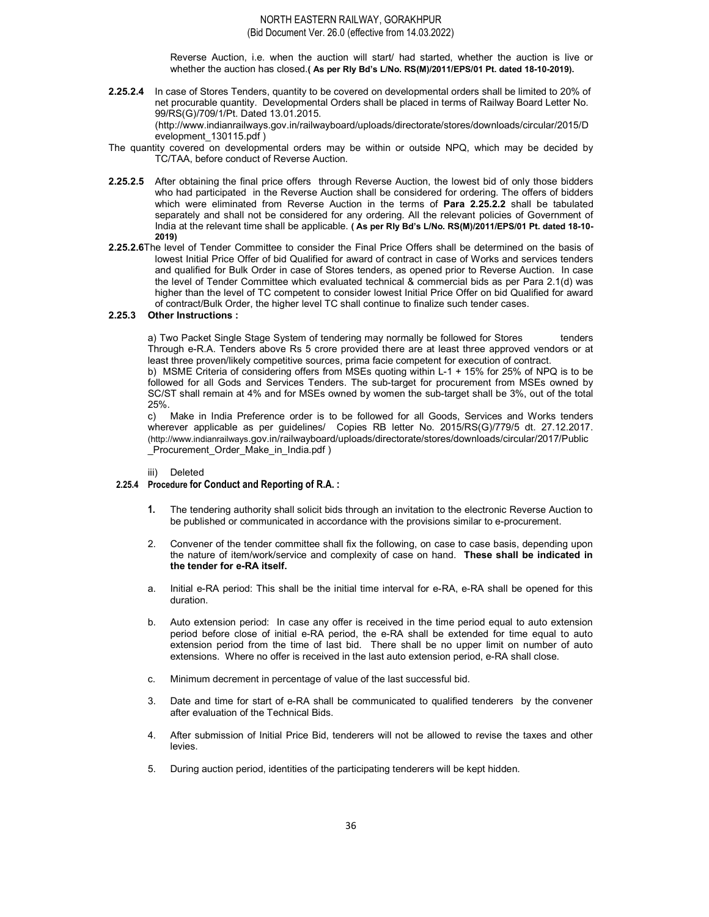Reverse Auction, i.e. when the auction will start/ had started, whether the auction is live or whether the auction has closed.**( As per Rly Bd's L/No. RS(M)/2011/EPS/01 Pt. dated 18-10-2019).**

**2.25.2.4** In case of Stores Tenders, quantity to be covered on developmental orders shall be limited to 20% of net procurable quantity. Developmental Orders shall be placed in terms of Railway Board Letter No. 99/RS(G)/709/1/Pt. Dated 13.01.2015. (http://www.indianrailways.gov.in/railwayboard/uploads/directorate/stores/downloads/circular/2015/Development_130115.pdf )

The quantity covered on developmental orders may be within or outside NPQ, which may be decided by TC/TAA, before conduct of Reverse Auction.

**2.25.2.5** After obtaining the final price offers through Reverse Auction, the lowest bid of only those bidders who had participated in the Reverse Auction shall be considered for ordering. The offers of bidders which were eliminated from Reverse Auction in the terms of **Para 2.25.2.2** shall be tabulated separately and shall not be considered for any ordering. All the relevant policies of Government of India at the relevant time shall be applicable. **( As per Rly Bd's L/No. RS(M)/2011/EPS/01 Pt. dated 18-10-2019)**

**2.25.2.6** The level of Tender Committee to consider the Final Price Offers shall be determined on the basis of lowest Initial Price Offer of bid Qualified for award of contract in case of Works and services tenders and qualified for Bulk Order in case of Stores tenders, as opened prior to Reverse Auction. In case the level of Tender Committee which evaluated technical & commercial bids as per Para 2.1(d) was higher than the level of TC competent to consider lowest Initial Price Offer on bid Qualified for award of contract/Bulk Order, the higher level TC shall continue to finalize such tender cases.

### 2.25.3 Other Instructions :

a) Two Packet Single Stage System of tendering may normally be followed for Stores tenders Through e-R.A. Tenders above Rs 5 crore provided there are at least three approved vendors or at least three proven/likely competitive sources, prima facie competent for execution of contract.

b) MSME Criteria of considering offers from MSEs quoting within L-1 + 15% for 25% of NPQ is to be followed for all Gods and Services Tenders. The sub-target for procurement from MSEs owned by SC/ST shall remain at 4% and for MSEs owned by women the sub-target shall be 3%, out of the total 25%.

c) Make in India Preference order is to be followed for all Goods, Services and Works tenders wherever applicable as per guidelines/ Copies RB letter No. 2015/RS(G)/779/5 dt. 27.12.2017. (http://www.indianrailways.gov.in/railwayboard/uploads/directorate/stores/downloads/circular/2017/Public_Procurement_Order_Make_in_India.pdf )

iii) Deleted

### 2.25.4 Procedure for Conduct and Reporting of R.A. :

1. The tendering authority shall solicit bids through an invitation to the electronic Reverse Auction to be published or communicated in accordance with the provisions similar to e-procurement.

2. Convener of the tender committee shall fix the following, on case to case basis, depending upon the nature of item/work/service and complexity of case on hand. **These shall be indicated in the tender for e-RA itself.**

   a. Initial e-RA period: This shall be the initial time interval for e-RA, e-RA shall be opened for this duration.

   b. Auto extension period: In case any offer is received in the time period equal to auto extension period before close of initial e-RA period, the e-RA shall be extended for time equal to auto extension period from the time of last bid. There shall be no upper limit on number of auto extensions. Where no offer is received in the last auto extension period, e-RA shall close.

   c. Minimum decrement in percentage of value of the last successful bid.

3. Date and time for start of e-RA shall be communicated to qualified tenderers by the convener after evaluation of the Technical Bids.

4. After submission of Initial Price Bid, tenderers will not be allowed to revise the taxes and other levies.

5. During auction period, identities of the participating tenderers will be kept hidden.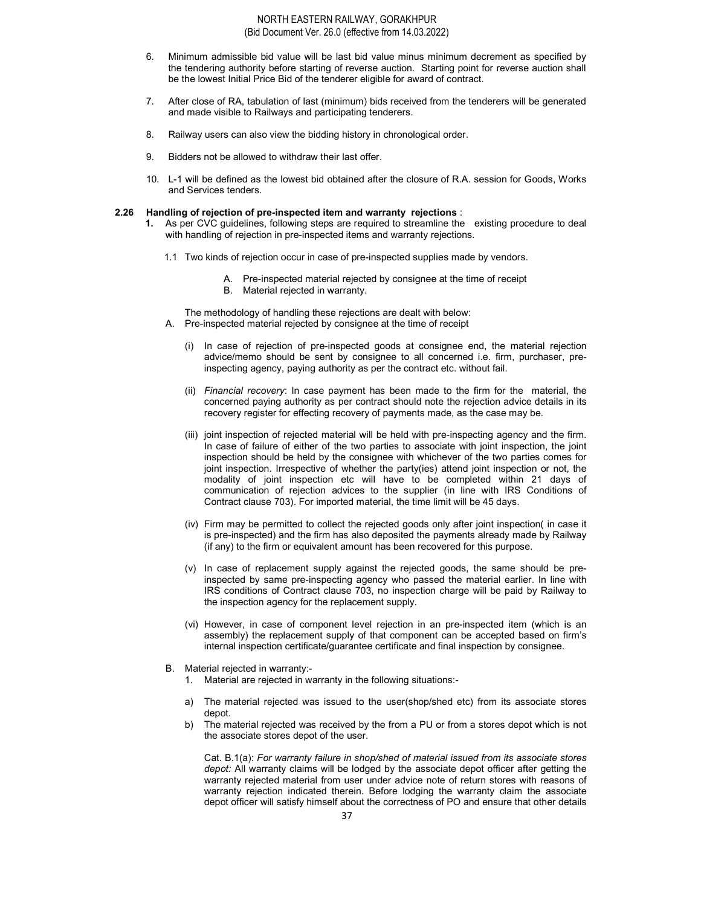6. Minimum admissible bid value will be last bid value minus minimum decrement as specified by the tendering authority before starting of reverse auction. Starting point for reverse auction shall be the lowest Initial Price Bid of the tenderer eligible for award of contract.

7. After close of RA, tabulation of last (minimum) bids received from the tenderers will be generated and made visible to Railways and participating tenderers.

8. Railway users can also view the bidding history in chronological order.

9. Bidders not be allowed to withdraw their last offer.

10. L-1 will be defined as the lowest bid obtained after the closure of R.A. session for Goods, Works and Services tenders.

**2.26 Handling of rejection of pre-inspected item and warranty rejections** :

**1.** As per CVC guidelines, following steps are required to streamline the existing procedure to deal with handling of rejection in pre-inspected items and warranty rejections.

1.1 Two kinds of rejection occur in case of pre-inspected supplies made by vendors.

A. Pre-inspected material rejected by consignee at the time of receipt
B. Material rejected in warranty.

The methodology of handling these rejections are dealt with below:

A. Pre-inspected material rejected by consignee at the time of receipt

(i) In case of rejection of pre-inspected goods at consignee end, the material rejection advice/memo should be sent by consignee to all concerned i.e. firm, purchaser, pre-inspecting agency, paying authority as per the contract etc. without fail.

(ii) *Financial recovery*: In case payment has been made to the firm for the material, the concerned paying authority as per contract should note the rejection advice details in its recovery register for effecting recovery of payments made, as the case may be.

(iii) joint inspection of rejected material will be held with pre-inspecting agency and the firm. In case of failure of either of the two parties to associate with joint inspection, the joint inspection should be held by the consignee with whichever of the two parties comes for joint inspection. Irrespective of whether the party(ies) attend joint inspection or not, the modality of joint inspection etc will have to be completed within 21 days of communication of rejection advices to the supplier (in line with IRS Conditions of Contract clause 703). For imported material, the time limit will be 45 days.

(iv) Firm may be permitted to collect the rejected goods only after joint inspection( in case it is pre-inspected) and the firm has also deposited the payments already made by Railway (if any) to the firm or equivalent amount has been recovered for this purpose.

(v) In case of replacement supply against the rejected goods, the same should be pre-inspected by same pre-inspecting agency who passed the material earlier. In line with IRS conditions of Contract clause 703, no inspection charge will be paid by Railway to the inspection agency for the replacement supply.

(vi) However, in case of component level rejection in an pre-inspected item (which is an assembly) the replacement supply of that component can be accepted based on firm's internal inspection certificate/guarantee certificate and final inspection by consignee.

B. Material rejected in warranty:-

1. Material are rejected in warranty in the following situations:-

a) The material rejected was issued to the user(shop/shed etc) from its associate stores depot.

b) The material rejected was received by the from a PU or from a stores depot which is not the associate stores depot of the user.

Cat. B.1(a): *For warranty failure in shop/shed of material issued from its associate stores depot:* All warranty claims will be lodged by the associate depot officer after getting the warranty rejected material from user under advice note of return stores with reasons of warranty rejection indicated therein. Before lodging the warranty claim the associate depot officer will satisfy himself about the correctness of PO and ensure that other details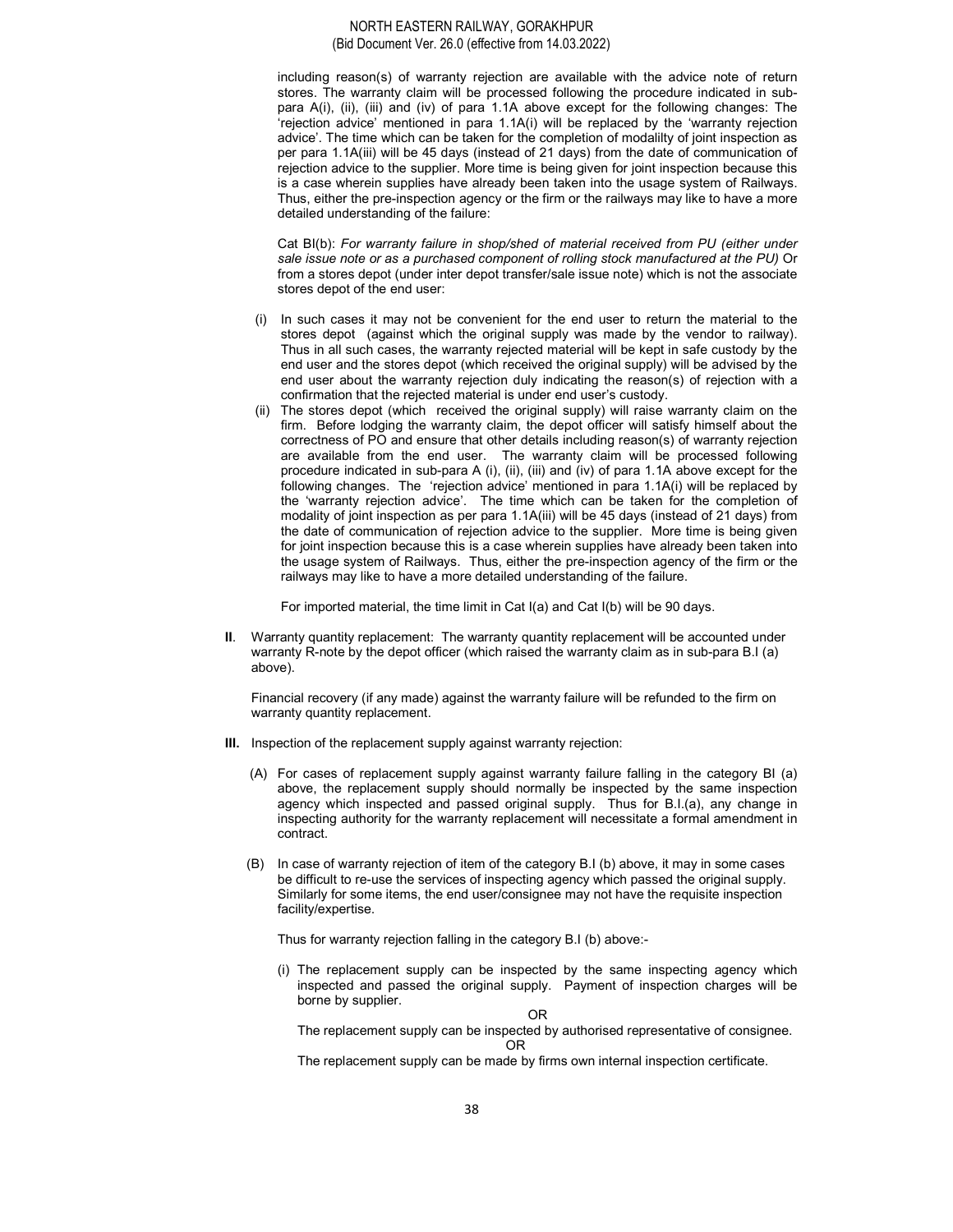including reason(s) of warranty rejection are available with the advice note of return stores. The warranty claim will be processed following the procedure indicated in sub-para A(i), (ii), (iii) and (iv) of para 1.1A above except for the following changes: The 'rejection advice' mentioned in para 1.1A(i) will be replaced by the 'warranty rejection advice'. The time which can be taken for the completion of modalilty of joint inspection as per para 1.1A(iii) will be 45 days (instead of 21 days) from the date of communication of rejection advice to the supplier. More time is being given for joint inspection because this is a case wherein supplies have already been taken into the usage system of Railways. Thus, either the pre-inspection agency or the firm or the railways may like to have a more detailed understanding of the failure:

Cat BI(b): *For warranty failure in shop/shed of material received from PU (either under sale issue note or as a purchased component of rolling stock manufactured at the PU)* Or from a stores depot (under inter depot transfer/sale issue note) which is not the associate stores depot of the end user:

(i) In such cases it may not be convenient for the end user to return the material to the stores depot (against which the original supply was made by the vendor to railway). Thus in all such cases, the warranty rejected material will be kept in safe custody by the end user and the stores depot (which received the original supply) will be advised by the end user about the warranty rejection duly indicating the reason(s) of rejection with a confirmation that the rejected material is under end user's custody.

(ii) The stores depot (which received the original supply) will raise warranty claim on the firm. Before lodging the warranty claim, the depot officer will satisfy himself about the correctness of PO and ensure that other details including reason(s) of warranty rejection are available from the end user. The warranty claim will be processed following procedure indicated in sub-para A (i), (ii), (iii) and (iv) of para 1.1A above except for the following changes. The 'rejection advice' mentioned in para 1.1A(i) will be replaced by the 'warranty rejection advice'. The time which can be taken for the completion of modality of joint inspection as per para 1.1A(iii) will be 45 days (instead of 21 days) from the date of communication of rejection advice to the supplier. More time is being given for joint inspection because this is a case wherein supplies have already been taken into the usage system of Railways. Thus, either the pre-inspection agency of the firm or the railways may like to have a more detailed understanding of the failure.

For imported material, the time limit in Cat I(a) and Cat I(b) will be 90 days.

**II**. Warranty quantity replacement: The warranty quantity replacement will be accounted under warranty R-note by the depot officer (which raised the warranty claim as in sub-para B.I (a) above).

Financial recovery (if any made) against the warranty failure will be refunded to the firm on warranty quantity replacement.

**III.** Inspection of the replacement supply against warranty rejection:

(A) For cases of replacement supply against warranty failure falling in the category BI (a) above, the replacement supply should normally be inspected by the same inspection agency which inspected and passed original supply. Thus for B.I.(a), any change in inspecting authority for the warranty replacement will necessitate a formal amendment in contract.

(B) In case of warranty rejection of item of the category B.I (b) above, it may in some cases be difficult to re-use the services of inspecting agency which passed the original supply. Similarly for some items, the end user/consignee may not have the requisite inspection facility/expertise.

Thus for warranty rejection falling in the category B.I (b) above:-

(i) The replacement supply can be inspected by the same inspecting agency which inspected and passed the original supply. Payment of inspection charges will be borne by supplier.

OR

The replacement supply can be inspected by authorised representative of consignee.

OR

The replacement supply can be made by firms own internal inspection certificate.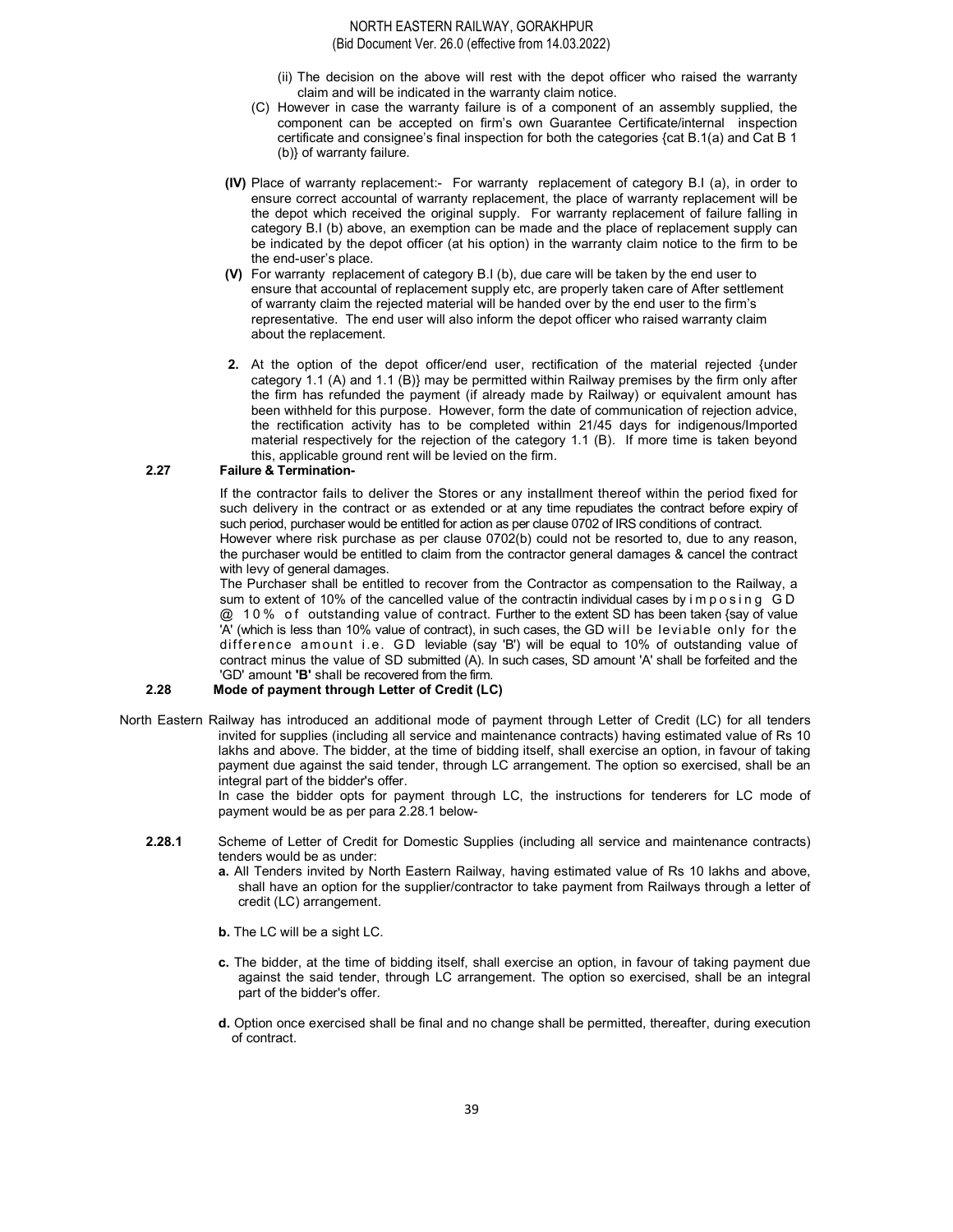(ii) The decision on the above will rest with the depot officer who raised the warranty claim and will be indicated in the warranty claim notice.

(C) However in case the warranty failure is of a component of an assembly supplied, the component can be accepted on firm's own Guarantee Certificate/internal inspection certificate and consignee's final inspection for both the categories {cat B.1(a) and Cat B 1 (b)} of warranty failure.

**(IV)** Place of warranty replacement:- For warranty replacement of category B.I (a), in order to ensure correct accountal of warranty replacement, the place of warranty replacement will be the depot which received the original supply. For warranty replacement of failure falling in category B.I (b) above, an exemption can be made and the place of replacement supply can be indicated by the depot officer (at his option) in the warranty claim notice to the firm to be the end-user's place.

**(V)** For warranty replacement of category B.I (b), due care will be taken by the end user to ensure that accountal of replacement supply etc, are properly taken care of After settlement of warranty claim the rejected material will be handed over by the end user to the firm's representative. The end user will also inform the depot officer who raised warranty claim about the replacement.

**2.** At the option of the depot officer/end user, rectification of the material rejected {under category 1.1 (A) and 1.1 (B)} may be permitted within Railway premises by the firm only after the firm has refunded the payment (if already made by Railway) or equivalent amount has been withheld for this purpose. However, form the date of communication of rejection advice, the rectification activity has to be completed within 21/45 days for indigenous/Imported material respectively for the rejection of the category 1.1 (B). If more time is taken beyond this, applicable ground rent will be levied on the firm.

### 2.27 Failure & Termination-

If the contractor fails to deliver the Stores or any installment thereof within the period fixed for such delivery in the contract or as extended or at any time repudiates the contract before expiry of such period, purchaser would be entitled for action as per clause 0702 of IRS conditions of contract.
However where risk purchase as per clause 0702(b) could not be resorted to, due to any reason, the purchaser would be entitled to claim from the contractor general damages & cancel the contract with levy of general damages.
The Purchaser shall be entitled to recover from the Contractor as compensation to the Railway, a sum to extent of 10% of the cancelled value of the contractin individual cases by imposing GD @ 10% of outstanding value of contract. Further to the extent SD has been taken {say of value 'A' (which is less than 10% value of contract), in such cases, the GD will be leviable only for the difference amount i.e. GD leviable (say 'B') will be equal to 10% of outstanding value of contract minus the value of SD submitted (A). In such cases, SD amount 'A' shall be forfeited and the 'GD' amount **'B'** shall be recovered from the firm.

### 2.28 Mode of payment through Letter of Credit (LC)

North Eastern Railway has introduced an additional mode of payment through Letter of Credit (LC) for all tenders invited for supplies (including all service and maintenance contracts) having estimated value of Rs 10 lakhs and above. The bidder, at the time of bidding itself, shall exercise an option, in favour of taking payment due against the said tender, through LC arrangement. The option so exercised, shall be an integral part of the bidder's offer.
In case the bidder opts for payment through LC, the instructions for tenderers for LC mode of payment would be as per para 2.28.1 below-

**2.28.1** Scheme of Letter of Credit for Domestic Supplies (including all service and maintenance contracts) tenders would be as under:

**a.** All Tenders invited by North Eastern Railway, having estimated value of Rs 10 lakhs and above, shall have an option for the supplier/contractor to take payment from Railways through a letter of credit (LC) arrangement.

**b.** The LC will be a sight LC.

**c.** The bidder, at the time of bidding itself, shall exercise an option, in favour of taking payment due against the said tender, through LC arrangement. The option so exercised, shall be an integral part of the bidder's offer.

**d.** Option once exercised shall be final and no change shall be permitted, thereafter, during execution of contract.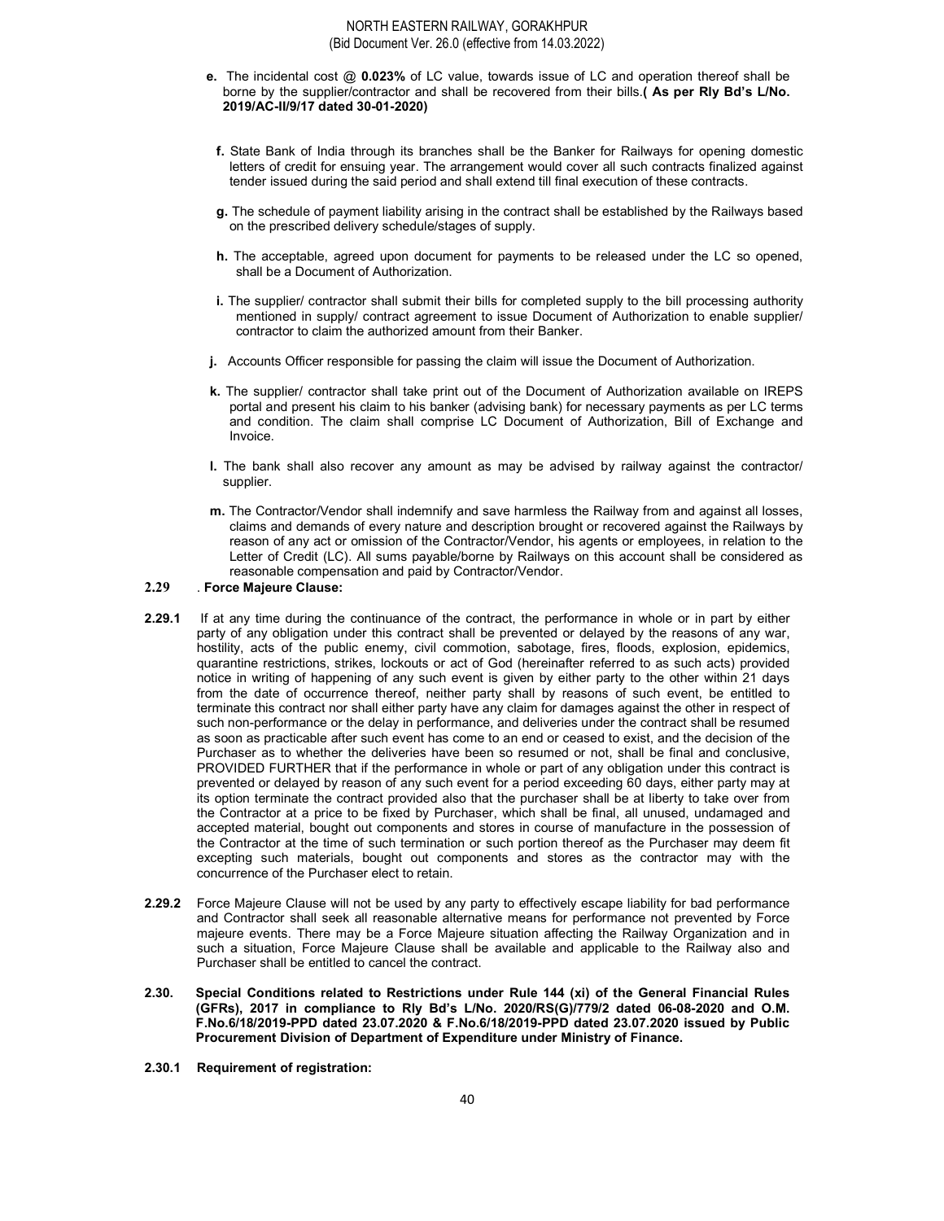**e.** The incidental cost @ **0.023%** of LC value, towards issue of LC and operation thereof shall be borne by the supplier/contractor and shall be recovered from their bills.**( As per Rly Bd's L/No. 2019/AC-II/9/17 dated 30-01-2020)**

**f.** State Bank of India through its branches shall be the Banker for Railways for opening domestic letters of credit for ensuing year. The arrangement would cover all such contracts finalized against tender issued during the said period and shall extend till final execution of these contracts.

**g.** The schedule of payment liability arising in the contract shall be established by the Railways based on the prescribed delivery schedule/stages of supply.

**h.** The acceptable, agreed upon document for payments to be released under the LC so opened, shall be a Document of Authorization.

**i.** The supplier/ contractor shall submit their bills for completed supply to the bill processing authority mentioned in supply/ contract agreement to issue Document of Authorization to enable supplier/ contractor to claim the authorized amount from their Banker.

**j.** Accounts Officer responsible for passing the claim will issue the Document of Authorization.

**k.** The supplier/ contractor shall take print out of the Document of Authorization available on IREPS portal and present his claim to his banker (advising bank) for necessary payments as per LC terms and condition. The claim shall comprise LC Document of Authorization, Bill of Exchange and Invoice.

**l.** The bank shall also recover any amount as may be advised by railway against the contractor/ supplier.

**m.** The Contractor/Vendor shall indemnify and save harmless the Railway from and against all losses, claims and demands of every nature and description brought or recovered against the Railways by reason of any act or omission of the Contractor/Vendor, his agents or employees, in relation to the Letter of Credit (LC). All sums payable/borne by Railways on this account shall be considered as reasonable compensation and paid by Contractor/Vendor.

**2.29** . **Force Majeure Clause:**

**2.29.1** If at any time during the continuance of the contract, the performance in whole or in part by either party of any obligation under this contract shall be prevented or delayed by the reasons of any war, hostility, acts of the public enemy, civil commotion, sabotage, fires, floods, explosion, epidemics, quarantine restrictions, strikes, lockouts or act of God (hereinafter referred to as such acts) provided notice in writing of happening of any such event is given by either party to the other within 21 days from the date of occurrence thereof, neither party shall by reasons of such event, be entitled to terminate this contract nor shall either party have any claim for damages against the other in respect of such non-performance or the delay in performance, and deliveries under the contract shall be resumed as soon as practicable after such event has come to an end or ceased to exist, and the decision of the Purchaser as to whether the deliveries have been so resumed or not, shall be final and conclusive, PROVIDED FURTHER that if the performance in whole or part of any obligation under this contract is prevented or delayed by reason of any such event for a period exceeding 60 days, either party may at its option terminate the contract provided also that the purchaser shall be at liberty to take over from the Contractor at a price to be fixed by Purchaser, which shall be final, all unused, undamaged and accepted material, bought out components and stores in course of manufacture in the possession of the Contractor at the time of such termination or such portion thereof as the Purchaser may deem fit excepting such materials, bought out components and stores as the contractor may with the concurrence of the Purchaser elect to retain.

**2.29.2** Force Majeure Clause will not be used by any party to effectively escape liability for bad performance and Contractor shall seek all reasonable alternative means for performance not prevented by Force majeure events. There may be a Force Majeure situation affecting the Railway Organization and in such a situation, Force Majeure Clause shall be available and applicable to the Railway also and Purchaser shall be entitled to cancel the contract.

**2.30. Special Conditions related to Restrictions under Rule 144 (xi) of the General Financial Rules (GFRs), 2017 in compliance to Rly Bd's L/No. 2020/RS(G)/779/2 dated 06-08-2020 and O.M. F.No.6/18/2019-PPD dated 23.07.2020 & F.No.6/18/2019-PPD dated 23.07.2020 issued by Public Procurement Division of Department of Expenditure under Ministry of Finance.**

**2.30.1 Requirement of registration:**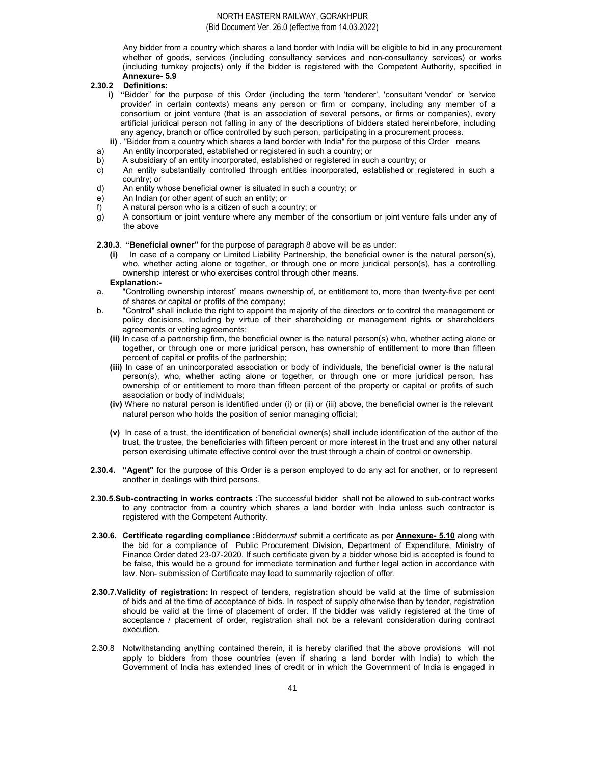Any bidder from a country which shares a land border with India will be eligible to bid in any procurement whether of goods, services (including consultancy services and non-consultancy services) or works (including turnkey projects) only if the bidder is registered with the Competent Authority, specified in **Annexure- 5.9**

**2.30.2 Definitions:**

**i)** **"**Bidder" for the purpose of this Order (including the term 'tenderer', 'consultant 'vendor' or 'service provider' in certain contexts) means any person or firm or company, including any member of a consortium or joint venture (that is an association of several persons, or firms or companies), every artificial juridical person not falling in any of the descriptions of bidders stated hereinbefore, including any agency, branch or office controlled by such person, participating in a procurement process.

**ii)** . "Bidder from a country which shares a land border with India" for the purpose of this Order means

a) An entity incorporated, established or registered in such a country; or

b) A subsidiary of an entity incorporated, established or registered in such a country; or

c) An entity substantially controlled through entities incorporated, established or registered in such a country; or

d) An entity whose beneficial owner is situated in such a country; or

e) An Indian (or other agent of such an entity; or

f) A natural person who is a citizen of such a country; or

g) A consortium or joint venture where any member of the consortium or joint venture falls under any of the above

**2.30.3**. **"Beneficial owner"** for the purpose of paragraph 8 above will be as under:

**(i)** In case of a company or Limited Liability Partnership, the beneficial owner is the natural person(s), who, whether acting alone or together, or through one or more juridical person(s), has a controlling ownership interest or who exercises control through other means.

**Explanation:-**

a. "Controlling ownership interest" means ownership of, or entitlement to, more than twenty-five per cent of shares or capital or profits of the company;

b. "Control" shall include the right to appoint the majority of the directors or to control the management or policy decisions, including by virtue of their shareholding or management rights or shareholders agreements or voting agreements;

**(ii)** In case of a partnership firm, the beneficial owner is the natural person(s) who, whether acting alone or together, or through one or more juridical person, has ownership of entitlement to more than fifteen percent of capital or profits of the partnership;

**(iii)** In case of an unincorporated association or body of individuals, the beneficial owner is the natural person(s), who, whether acting alone or together, or through one or more juridical person, has ownership of or entitlement to more than fifteen percent of the property or capital or profits of such association or body of individuals;

**(iv)** Where no natural person is identified under (i) or (ii) or (iii) above, the beneficial owner is the relevant natural person who holds the position of senior managing official;

**(v)** In case of a trust, the identification of beneficial owner(s) shall include identification of the author of the trust, the trustee, the beneficiaries with fifteen percent or more interest in the trust and any other natural person exercising ultimate effective control over the trust through a chain of control or ownership.

**2.30.4.** **"Agent"** for the purpose of this Order is a person employed to do any act for another, or to represent another in dealings with third persons.

**2.30.5.Sub-contracting in works contracts :**The successful bidder shall not be allowed to sub-contract works to any contractor from a country which shares a land border with India unless such contractor is registered with the Competent Authority.

**2.30.6. Certificate regarding compliance :**Bidder*must* submit a certificate as per **Annexure- 5.10** along with the bid for a compliance of Public Procurement Division, Department of Expenditure, Ministry of Finance Order dated 23-07-2020. If such certificate given by a bidder whose bid is accepted is found to be false, this would be a ground for immediate termination and further legal action in accordance with law. Non- submission of Certificate may lead to summarily rejection of offer.

**2.30.7.Validity of registration:** In respect of tenders, registration should be valid at the time of submission of bids and at the time of acceptance of bids. In respect of supply otherwise than by tender, registration should be valid at the time of placement of order. If the bidder was validly registered at the time of acceptance / placement of order, registration shall not be a relevant consideration during contract execution.

2.30.8 Notwithstanding anything contained therein, it is hereby clarified that the above provisions will not apply to bidders from those countries (even if sharing a land border with India) to which the Government of India has extended lines of credit or in which the Government of India is engaged in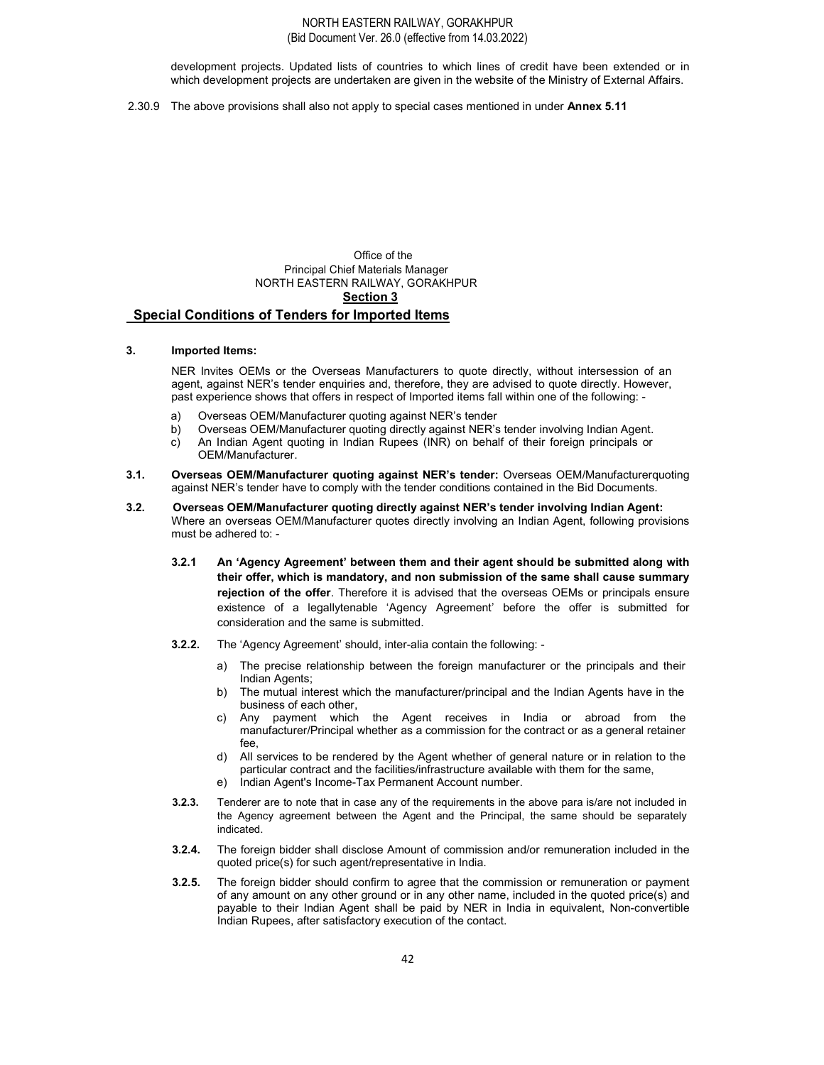development projects. Updated lists of countries to which lines of credit have been extended or in which development projects are undertaken are given in the website of the Ministry of External Affairs.

2.30.9 The above provisions shall also not apply to special cases mentioned in under **Annex 5.11**

Office of the
Principal Chief Materials Manager
NORTH EASTERN RAILWAY, GORAKHPUR

**Section 3**

## Special Conditions of Tenders for Imported Items

### 3. Imported Items:

NER Invites OEMs or the Overseas Manufacturers to quote directly, without intersession of an agent, against NER's tender enquiries and, therefore, they are advised to quote directly. However, past experience shows that offers in respect of Imported items fall within one of the following: -

a) Overseas OEM/Manufacturer quoting against NER's tender
b) Overseas OEM/Manufacturer quoting directly against NER's tender involving Indian Agent.
c) An Indian Agent quoting in Indian Rupees (INR) on behalf of their foreign principals or OEM/Manufacturer.

**3.1. Overseas OEM/Manufacturer quoting against NER's tender:** Overseas OEM/Manufacturerquoting against NER's tender have to comply with the tender conditions contained in the Bid Documents.

**3.2. Overseas OEM/Manufacturer quoting directly against NER's tender involving Indian Agent:** Where an overseas OEM/Manufacturer quotes directly involving an Indian Agent, following provisions must be adhered to: -

**3.2.1 An 'Agency Agreement' between them and their agent should be submitted along with their offer, which is mandatory, and non submission of the same shall cause summary rejection of the offer**. Therefore it is advised that the overseas OEMs or principals ensure existence of a legallytenable 'Agency Agreement' before the offer is submitted for consideration and the same is submitted.

**3.2.2.** The 'Agency Agreement' should, inter-alia contain the following: -

a) The precise relationship between the foreign manufacturer or the principals and their Indian Agents;
b) The mutual interest which the manufacturer/principal and the Indian Agents have in the business of each other,
c) Any payment which the Agent receives in India or abroad from the manufacturer/Principal whether as a commission for the contract or as a general retainer fee,
d) All services to be rendered by the Agent whether of general nature or in relation to the particular contract and the facilities/infrastructure available with them for the same,
e) Indian Agent's Income-Tax Permanent Account number.

**3.2.3.** Tenderer are to note that in case any of the requirements in the above para is/are not included in the Agency agreement between the Agent and the Principal, the same should be separately indicated.

**3.2.4.** The foreign bidder shall disclose Amount of commission and/or remuneration included in the quoted price(s) for such agent/representative in India.

**3.2.5.** The foreign bidder should confirm to agree that the commission or remuneration or payment of any amount on any other ground or in any other name, included in the quoted price(s) and payable to their Indian Agent shall be paid by NER in India in equivalent, Non-convertible Indian Rupees, after satisfactory execution of the contact.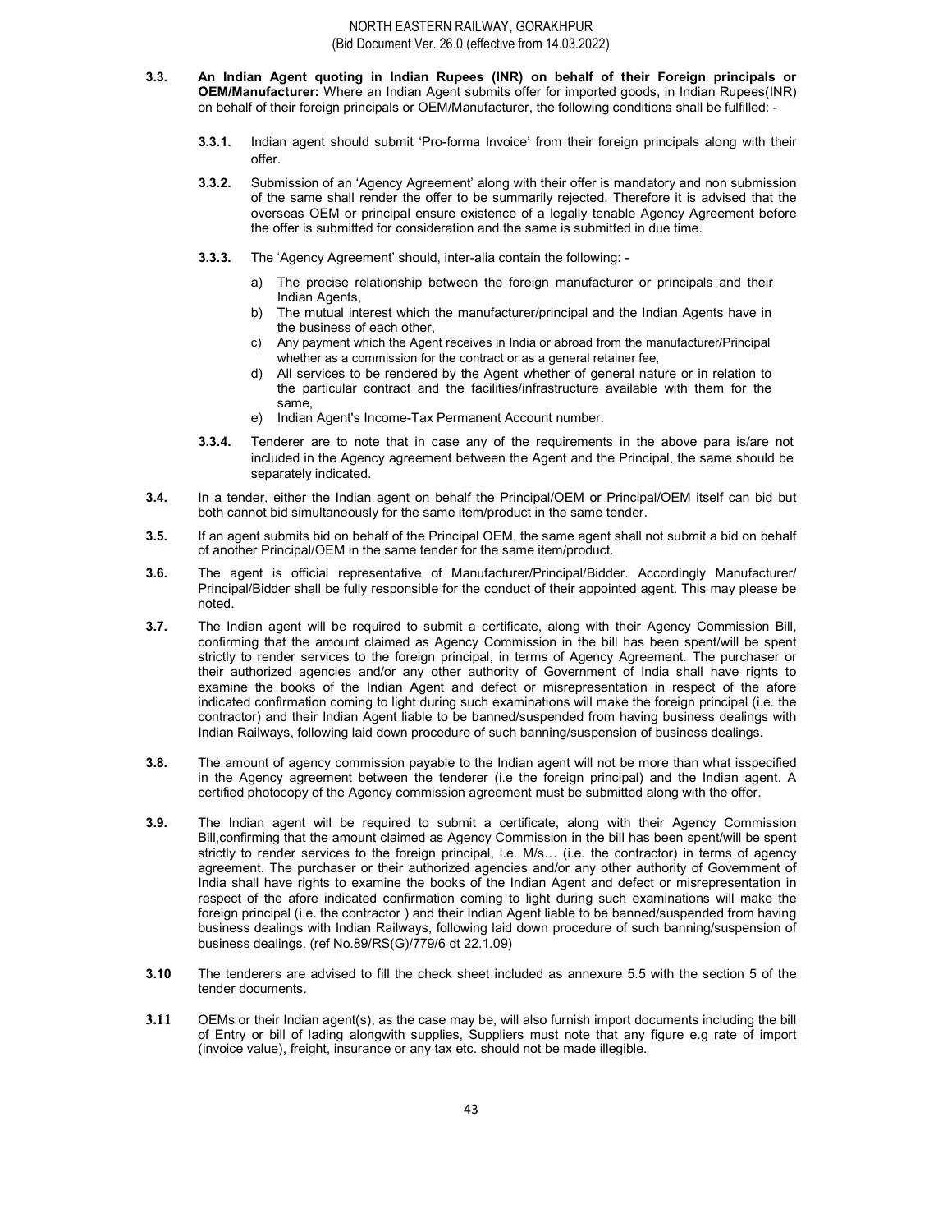**3.3. An Indian Agent quoting in Indian Rupees (INR) on behalf of their Foreign principals or OEM/Manufacturer:** Where an Indian Agent submits offer for imported goods, in Indian Rupees(INR) on behalf of their foreign principals or OEM/Manufacturer, the following conditions shall be fulfilled: -

**3.3.1.** Indian agent should submit 'Pro-forma Invoice' from their foreign principals along with their offer.

**3.3.2.** Submission of an 'Agency Agreement' along with their offer is mandatory and non submission of the same shall render the offer to be summarily rejected. Therefore it is advised that the overseas OEM or principal ensure existence of a legally tenable Agency Agreement before the offer is submitted for consideration and the same is submitted in due time.

**3.3.3.** The 'Agency Agreement' should, inter-alia contain the following: -

a) The precise relationship between the foreign manufacturer or principals and their Indian Agents,
b) The mutual interest which the manufacturer/principal and the Indian Agents have in the business of each other,
c) Any payment which the Agent receives in India or abroad from the manufacturer/Principal whether as a commission for the contract or as a general retainer fee,
d) All services to be rendered by the Agent whether of general nature or in relation to the particular contract and the facilities/infrastructure available with them for the same,
e) Indian Agent's Income-Tax Permanent Account number.

**3.3.4.** Tenderer are to note that in case any of the requirements in the above para is/are not included in the Agency agreement between the Agent and the Principal, the same should be separately indicated.

**3.4.** In a tender, either the Indian agent on behalf the Principal/OEM or Principal/OEM itself can bid but both cannot bid simultaneously for the same item/product in the same tender.

**3.5.** If an agent submits bid on behalf of the Principal OEM, the same agent shall not submit a bid on behalf of another Principal/OEM in the same tender for the same item/product.

**3.6.** The agent is official representative of Manufacturer/Principal/Bidder. Accordingly Manufacturer/ Principal/Bidder shall be fully responsible for the conduct of their appointed agent. This may please be noted.

**3.7.** The Indian agent will be required to submit a certificate, along with their Agency Commission Bill, confirming that the amount claimed as Agency Commission in the bill has been spent/will be spent strictly to render services to the foreign principal, in terms of Agency Agreement. The purchaser or their authorized agencies and/or any other authority of Government of India shall have rights to examine the books of the Indian Agent and defect or misrepresentation in respect of the afore indicated confirmation coming to light during such examinations will make the foreign principal (i.e. the contractor) and their Indian Agent liable to be banned/suspended from having business dealings with Indian Railways, following laid down procedure of such banning/suspension of business dealings.

**3.8.** The amount of agency commission payable to the Indian agent will not be more than what isspecified in the Agency agreement between the tenderer (i.e the foreign principal) and the Indian agent. A certified photocopy of the Agency commission agreement must be submitted along with the offer.

**3.9.** The Indian agent will be required to submit a certificate, along with their Agency Commission Bill,confirming that the amount claimed as Agency Commission in the bill has been spent/will be spent strictly to render services to the foreign principal, i.e. M/s… (i.e. the contractor) in terms of agency agreement. The purchaser or their authorized agencies and/or any other authority of Government of India shall have rights to examine the books of the Indian Agent and defect or misrepresentation in respect of the afore indicated confirmation coming to light during such examinations will make the foreign principal (i.e. the contractor ) and their Indian Agent liable to be banned/suspended from having business dealings with Indian Railways, following laid down procedure of such banning/suspension of business dealings. (ref No.89/RS(G)/779/6 dt 22.1.09)

**3.10** The tenderers are advised to fill the check sheet included as annexure 5.5 with the section 5 of the tender documents.

**3.11** OEMs or their Indian agent(s), as the case may be, will also furnish import documents including the bill of Entry or bill of lading alongwith supplies, Suppliers must note that any figure e.g rate of import (invoice value), freight, insurance or any tax etc. should not be made illegible.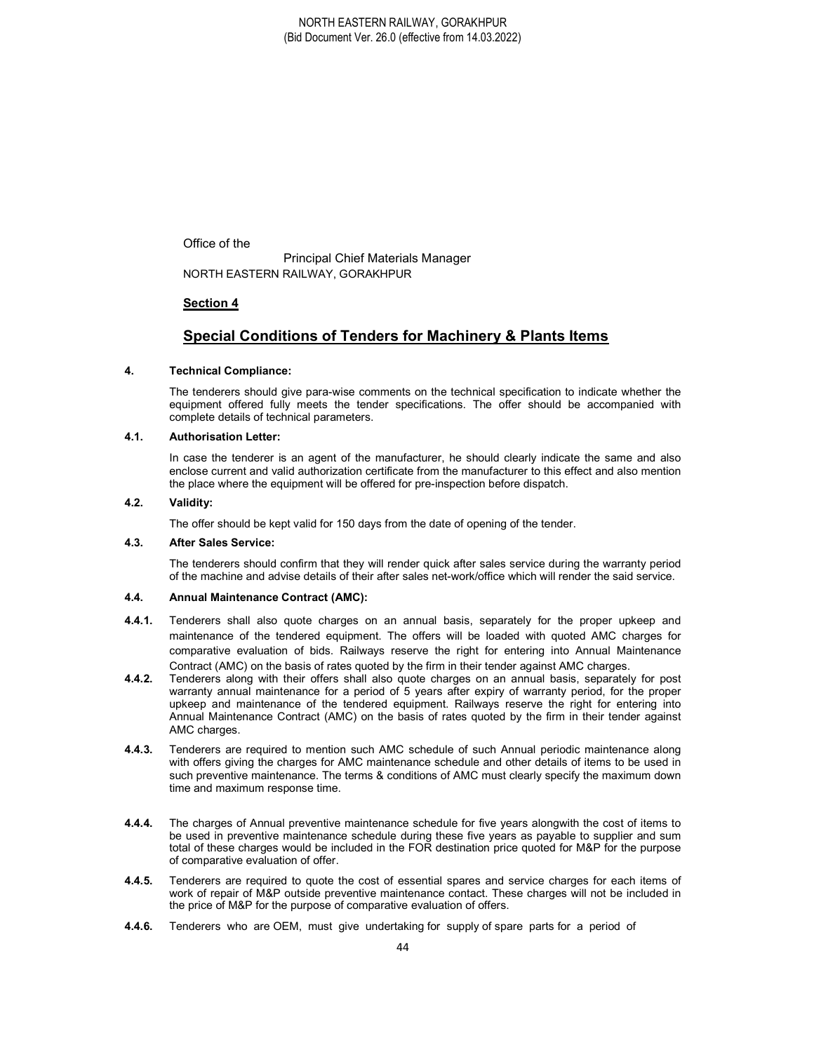Office of the

Principal Chief Materials Manager

NORTH EASTERN RAILWAY, GORAKHPUR

**Section 4**

# Special Conditions of Tenders for Machinery & Plants Items

**4. Technical Compliance:**

The tenderers should give para-wise comments on the technical specification to indicate whether the equipment offered fully meets the tender specifications. The offer should be accompanied with complete details of technical parameters.

**4.1. Authorisation Letter:**

In case the tenderer is an agent of the manufacturer, he should clearly indicate the same and also enclose current and valid authorization certificate from the manufacturer to this effect and also mention the place where the equipment will be offered for pre-inspection before dispatch.

**4.2. Validity:**

The offer should be kept valid for 150 days from the date of opening of the tender.

**4.3. After Sales Service:**

The tenderers should confirm that they will render quick after sales service during the warranty period of the machine and advise details of their after sales net-work/office which will render the said service.

**4.4. Annual Maintenance Contract (AMC):**

**4.4.1.** Tenderers shall also quote charges on an annual basis, separately for the proper upkeep and maintenance of the tendered equipment. The offers will be loaded with quoted AMC charges for comparative evaluation of bids. Railways reserve the right for entering into Annual Maintenance Contract (AMC) on the basis of rates quoted by the firm in their tender against AMC charges.

**4.4.2.** Tenderers along with their offers shall also quote charges on an annual basis, separately for post warranty annual maintenance for a period of 5 years after expiry of warranty period, for the proper upkeep and maintenance of the tendered equipment. Railways reserve the right for entering into Annual Maintenance Contract (AMC) on the basis of rates quoted by the firm in their tender against AMC charges.

**4.4.3.** Tenderers are required to mention such AMC schedule of such Annual periodic maintenance along with offers giving the charges for AMC maintenance schedule and other details of items to be used in such preventive maintenance. The terms & conditions of AMC must clearly specify the maximum down time and maximum response time.

**4.4.4.** The charges of Annual preventive maintenance schedule for five years alongwith the cost of items to be used in preventive maintenance schedule during these five years as payable to supplier and sum total of these charges would be included in the FOR destination price quoted for M&P for the purpose of comparative evaluation of offer.

**4.4.5.** Tenderers are required to quote the cost of essential spares and service charges for each items of work of repair of M&P outside preventive maintenance contact. These charges will not be included in the price of M&P for the purpose of comparative evaluation of offers.

**4.4.6.** Tenderers who are OEM, must give undertaking for supply of spare parts for a period of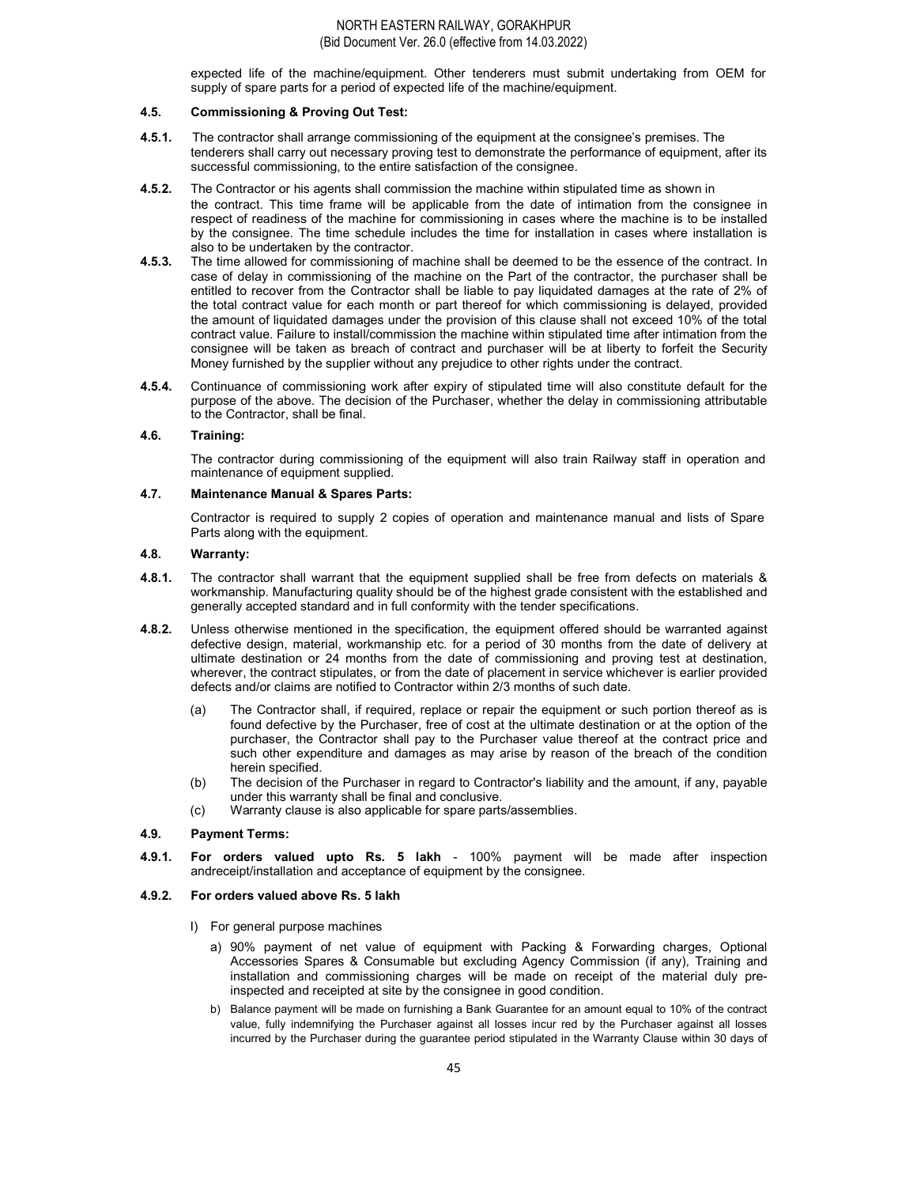expected life of the machine/equipment. Other tenderers must submit undertaking from OEM for supply of spare parts for a period of expected life of the machine/equipment.

**4.5. Commissioning & Proving Out Test:**

**4.5.1.** The contractor shall arrange commissioning of the equipment at the consignee's premises. The tenderers shall carry out necessary proving test to demonstrate the performance of equipment, after its successful commissioning, to the entire satisfaction of the consignee.

**4.5.2.** The Contractor or his agents shall commission the machine within stipulated time as shown in the contract. This time frame will be applicable from the date of intimation from the consignee in respect of readiness of the machine for commissioning in cases where the machine is to be installed by the consignee. The time schedule includes the time for installation in cases where installation is also to be undertaken by the contractor.

**4.5.3.** The time allowed for commissioning of machine shall be deemed to be the essence of the contract. In case of delay in commissioning of the machine on the Part of the contractor, the purchaser shall be entitled to recover from the Contractor shall be liable to pay liquidated damages at the rate of 2% of the total contract value for each month or part thereof for which commissioning is delayed, provided the amount of liquidated damages under the provision of this clause shall not exceed 10% of the total contract value. Failure to install/commission the machine within stipulated time after intimation from the consignee will be taken as breach of contract and purchaser will be at liberty to forfeit the Security Money furnished by the supplier without any prejudice to other rights under the contract.

**4.5.4.** Continuance of commissioning work after expiry of stipulated time will also constitute default for the purpose of the above. The decision of the Purchaser, whether the delay in commissioning attributable to the Contractor, shall be final.

**4.6. Training:**

The contractor during commissioning of the equipment will also train Railway staff in operation and maintenance of equipment supplied.

**4.7. Maintenance Manual & Spares Parts:**

Contractor is required to supply 2 copies of operation and maintenance manual and lists of Spare Parts along with the equipment.

**4.8. Warranty:**

**4.8.1.** The contractor shall warrant that the equipment supplied shall be free from defects on materials & workmanship. Manufacturing quality should be of the highest grade consistent with the established and generally accepted standard and in full conformity with the tender specifications.

**4.8.2.** Unless otherwise mentioned in the specification, the equipment offered should be warranted against defective design, material, workmanship etc. for a period of 30 months from the date of delivery at ultimate destination or 24 months from the date of commissioning and proving test at destination, wherever, the contract stipulates, or from the date of placement in service whichever is earlier provided defects and/or claims are notified to Contractor within 2/3 months of such date.

(a) The Contractor shall, if required, replace or repair the equipment or such portion thereof as is found defective by the Purchaser, free of cost at the ultimate destination or at the option of the purchaser, the Contractor shall pay to the Purchaser value thereof at the contract price and such other expenditure and damages as may arise by reason of the breach of the condition herein specified.

(b) The decision of the Purchaser in regard to Contractor's liability and the amount, if any, payable under this warranty shall be final and conclusive.

(c) Warranty clause is also applicable for spare parts/assemblies.

**4.9. Payment Terms:**

**4.9.1. For orders valued upto Rs. 5 lakh** - 100% payment will be made after inspection andreceipt/installation and acceptance of equipment by the consignee.

**4.9.2. For orders valued above Rs. 5 lakh**

I) For general purpose machines

a) 90% payment of net value of equipment with Packing & Forwarding charges, Optional Accessories Spares & Consumable but excluding Agency Commission (if any), Training and installation and commissioning charges will be made on receipt of the material duly pre-inspected and receipted at site by the consignee in good condition.

b) Balance payment will be made on furnishing a Bank Guarantee for an amount equal to 10% of the contract value, fully indemnifying the Purchaser against all losses incur red by the Purchaser against all losses incurred by the Purchaser during the guarantee period stipulated in the Warranty Clause within 30 days of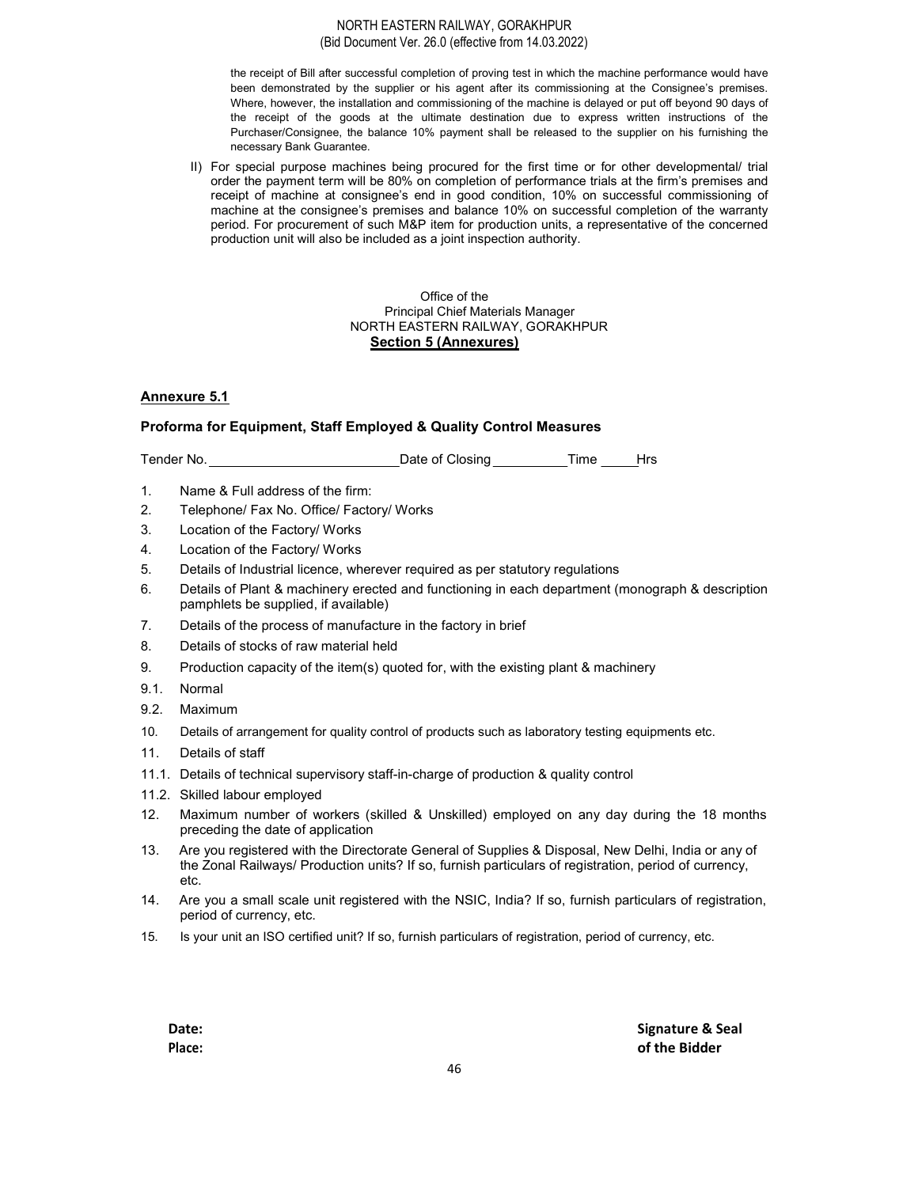the receipt of Bill after successful completion of proving test in which the machine performance would have been demonstrated by the supplier or his agent after its commissioning at the Consignee's premises. Where, however, the installation and commissioning of the machine is delayed or put off beyond 90 days of the receipt of the goods at the ultimate destination due to express written instructions of the Purchaser/Consignee, the balance 10% payment shall be released to the supplier on his furnishing the necessary Bank Guarantee.

II) For special purpose machines being procured for the first time or for other developmental/ trial order the payment term will be 80% on completion of performance trials at the firm's premises and receipt of machine at consignee's end in good condition, 10% on successful commissioning of machine at the consignee's premises and balance 10% on successful completion of the warranty period. For procurement of such M&P item for production units, a representative of the concerned production unit will also be included as a joint inspection authority.

Office of the
Principal Chief Materials Manager
NORTH EASTERN RAILWAY, GORAKHPUR

**Section 5 (Annexures)**

## Annexure 5.1

### Proforma for Equipment, Staff Employed & Quality Control Measures

Tender No. \_\_\_\_\_\_\_\_\_\_\_\_\_\_\_\_\_\_\_\_\_\_\_\_ Date of Closing \_\_\_\_\_\_\_\_\_\_ Time \_\_\_\_\_ Hrs

1. Name & Full address of the firm:
2. Telephone/ Fax No. Office/ Factory/ Works
3. Location of the Factory/ Works
4. Location of the Factory/ Works
5. Details of Industrial licence, wherever required as per statutory regulations
6. Details of Plant & machinery erected and functioning in each department (monograph & description pamphlets be supplied, if available)
7. Details of the process of manufacture in the factory in brief
8. Details of stocks of raw material held
9. Production capacity of the item(s) quoted for, with the existing plant & machinery

9.1. Normal

9.2. Maximum

10. Details of arrangement for quality control of products such as laboratory testing equipments etc.
11. Details of staff

11.1. Details of technical supervisory staff-in-charge of production & quality control

11.2. Skilled labour employed

12. Maximum number of workers (skilled & Unskilled) employed on any day during the 18 months preceding the date of application
13. Are you registered with the Directorate General of Supplies & Disposal, New Delhi, India or any of the Zonal Railways/ Production units? If so, furnish particulars of registration, period of currency, etc.
14. Are you a small scale unit registered with the NSIC, India? If so, furnish particulars of registration, period of currency, etc.
15. Is your unit an ISO certified unit? If so, furnish particulars of registration, period of currency, etc.

**Date:**
**Place:**

**Signature & Seal**
**of the Bidder**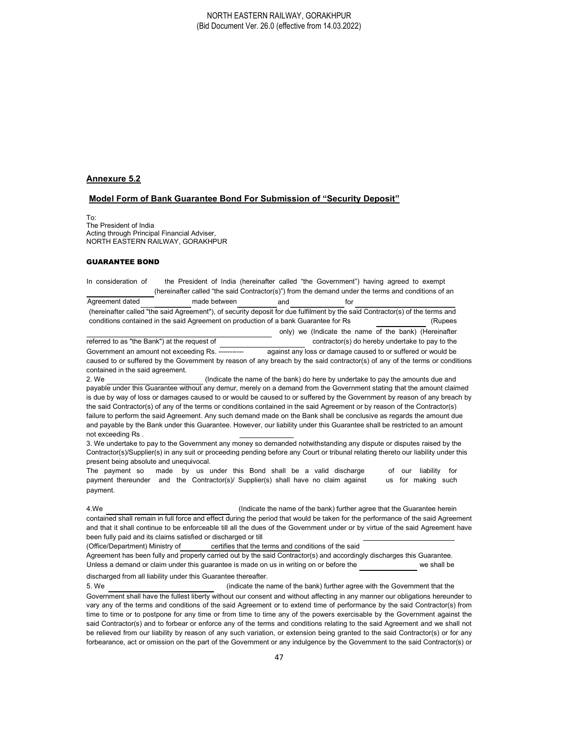## Annexure 5.2

### Model Form of Bank Guarantee Bond For Submission of "Security Deposit"

To:
The President of India
Acting through Principal Financial Adviser,
NORTH EASTERN RAILWAY, GORAKHPUR

**GUARANTEE BOND**

In consideration of the President of India (hereinafter called "the Government") having agreed to exempt ________ (hereinafter called "the said Contractor(s)") from the demand under the terms and conditions of an Agreement dated ________ made between ________ and ________ for ________ (hereinafter called "the said Agreement"), of security deposit for due fulfilment by the said Contractor(s) of the terms and conditions contained in the said Agreement on production of a bank Guarantee for Rs ________ (Rupees ________ only) we (Indicate the name of the bank) (Hereinafter referred to as "the Bank") at the request of ________ contractor(s) do hereby undertake to pay to the Government an amount not exceeding Rs. ---------- against any loss or damage caused to or suffered or would be caused to or suffered by the Government by reason of any breach by the said contractor(s) of any of the terms or conditions contained in the said agreement.

2. We ________ (Indicate the name of the bank) do here by undertake to pay the amounts due and payable under this Guarantee without any demur, merely on a demand from the Government stating that the amount claimed is due by way of loss or damages caused to or would be caused to or suffered by the Government by reason of any breach by the said Contractor(s) of any of the terms or conditions contained in the said Agreement or by reason of the Contractor(s) failure to perform the said Agreement. Any such demand made on the Bank shall be conclusive as regards the amount due and payable by the Bank under this Guarantee. However, our liability under this Guarantee shall be restricted to an amount not exceeding Rs . ________

3. We undertake to pay to the Government any money so demanded notwithstanding any dispute or disputes raised by the Contractor(s)/Supplier(s) in any suit or proceeding pending before any Court or tribunal relating thereto our liability under this present being absolute and unequivocal.

The payment so made by us under this Bond shall be a valid discharge of our liability for payment thereunder and the Contractor(s)/ Supplier(s) shall have no claim against us for making such payment.

4.We ________ (Indicate the name of the bank) further agree that the Guarantee herein contained shall remain in full force and effect during the period that would be taken for the performance of the said Agreement and that it shall continue to be enforceable till all the dues of the Government under or by virtue of the said Agreement have been fully paid and its claims satisfied or discharged or till ________ (Office/Department) Ministry of ________ certifies that the terms and conditions of the said Agreement has been fully and properly carried out by the said Contractor(s) and accordingly discharges this Guarantee. Unless a demand or claim under this guarantee is made on us in writing on or before the ________ we shall be discharged from all liability under this Guarantee thereafter.

5. We ________ (indicate the name of the bank) further agree with the Government that the Government shall have the fullest liberty without our consent and without affecting in any manner our obligations hereunder to vary any of the terms and conditions of the said Agreement or to extend time of performance by the said Contractor(s) from time to time or to postpone for any time or from time to time any of the powers exercisable by the Government against the said Contractor(s) and to forbear or enforce any of the terms and conditions relating to the said Agreement and we shall not be relieved from our liability by reason of any such variation, or extension being granted to the said Contractor(s) or for any forbearance, act or omission on the part of the Government or any indulgence by the Government to the said Contractor(s) or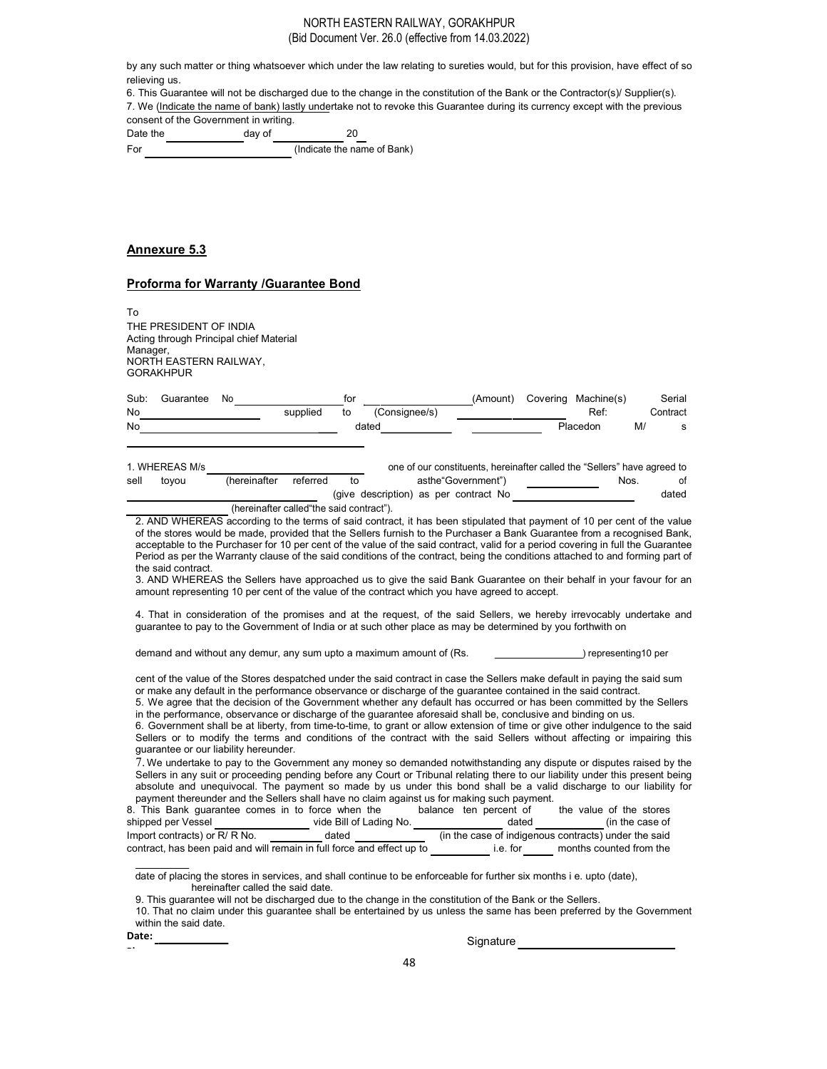by any such matter or thing whatsoever which under the law relating to sureties would, but for this provision, have effect of so relieving us.

6. This Guarantee will not be discharged due to the change in the constitution of the Bank or the Contractor(s)/ Supplier(s).

7. We (Indicate the name of bank) lastly undertake not to revoke this Guarantee during its currency except with the previous consent of the Government in writing.

Date the ____________ day of ____________ 20 __

For ________________________ (Indicate the name of Bank)

## Annexure 5.3

### Proforma for Warranty /Guarantee Bond

To
THE PRESIDENT OF INDIA
Acting through Principal chief Material Manager,
NORTH EASTERN RAILWAY,
GORAKHPUR

Sub: Guarantee No ________________ for ________________ (Amount) Covering Machine(s) Serial No ________________ supplied to (Consignee/s) ________________ Ref: Contract No ________________ dated ____________ ____________ Placedon M/s ________________________

1. WHEREAS M/s ________________________ one of our constituents, hereinafter called the "Sellers" have agreed to sell toyou (hereinafter referred to asthe"Government") ____________ Nos. of ________________ (give description) as per contract No ________________ dated ________________ (hereinafter called"the said contract").

2. AND WHEREAS according to the terms of said contract, it has been stipulated that payment of 10 per cent of the value of the stores would be made, provided that the Sellers furnish to the Purchaser a Bank Guarantee from a recognised Bank, acceptable to the Purchaser for 10 per cent of the value of the said contract, valid for a period covering in full the Guarantee Period as per the Warranty clause of the said conditions of the contract, being the conditions attached to and forming part of the said contract.

3. AND WHEREAS the Sellers have approached us to give the said Bank Guarantee on their behalf in your favour for an amount representing 10 per cent of the value of the contract which you have agreed to accept.

4. That in consideration of the promises and at the request, of the said Sellers, we hereby irrevocably undertake and guarantee to pay to the Government of India or at such other place as may be determined by you forthwith on

demand and without any demur, any sum upto a maximum amount of (Rs. ________________) representing10 per

cent of the value of the Stores despatched under the said contract in case the Sellers make default in paying the said sum or make any default in the performance observance or discharge of the guarantee contained in the said contract.

5. We agree that the decision of the Government whether any default has occurred or has been committed by the Sellers in the performance, observance or discharge of the guarantee aforesaid shall be, conclusive and binding on us.

6. Government shall be at liberty, from time-to-time, to grant or allow extension of time or give other indulgence to the said Sellers or to modify the terms and conditions of the contract with the said Sellers without affecting or impairing this guarantee or our liability hereunder.

7. We undertake to pay to the Government any money so demanded notwithstanding any dispute or disputes raised by the Sellers in any suit or proceeding pending before any Court or Tribunal relating there to our liability under this present being absolute and unequivocal. The payment so made by us under this bond shall be a valid discharge to our liability for payment thereunder and the Sellers shall have no claim against us for making such payment.

8. This Bank guarantee comes in to force when the balance ten percent of the value of the stores shipped per Vessel ________________ vide Bill of Lading No. ________________ dated ____________ (in the case of Import contracts) or R/ R No. ____________ dated ____________ (in the case of indigenous contracts) under the said contract, has been paid and will remain in full force and effect up to ____________ i.e. for ______ months counted from the

date of placing the stores in services, and shall continue to be enforceable for further six months i e. upto (date), hereinafter called the said date.

9. This guarantee will not be discharged due to the change in the constitution of the Bank or the Sellers.

10. That no claim under this guarantee shall be entertained by us unless the same has been preferred by the Government within the said date.

**Date:** ____________

Signature ________________________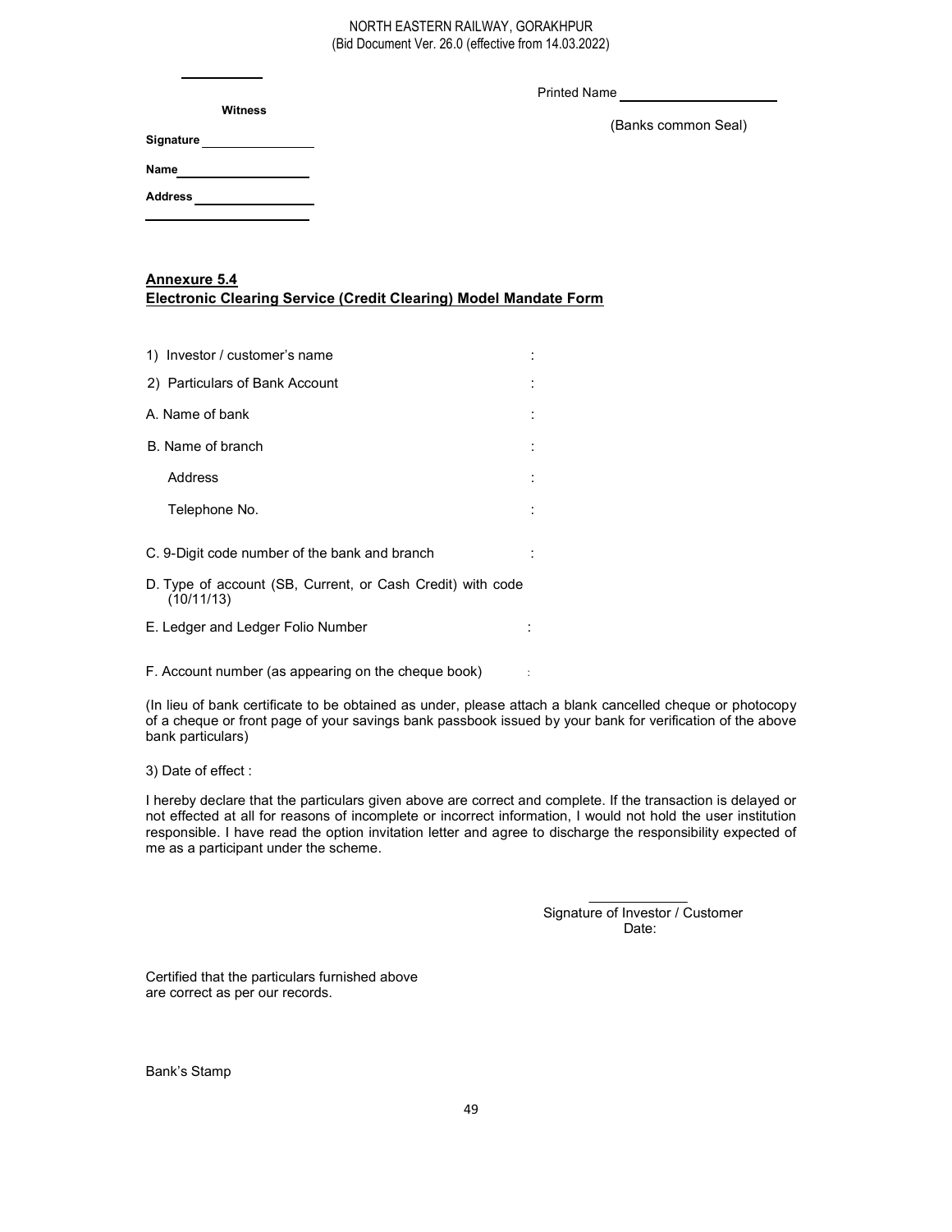Printed Name ____________________

**Witness**

(Banks common Seal)

**Signature** ______________

**Name** ________________

**Address** ______________

________________________

**<u>Annexure 5.4</u>**
**<u>Electronic Clearing Service (Credit Clearing) Model Mandate Form</u>**

1) Investor / customer's name :

2) Particulars of Bank Account :

A. Name of bank :

B. Name of branch :

Address :

Telephone No. :

C. 9-Digit code number of the bank and branch :

D. Type of account (SB, Current, or Cash Credit) with code (10/11/13)

E. Ledger and Ledger Folio Number :

F. Account number (as appearing on the cheque book) :

(In lieu of bank certificate to be obtained as under, please attach a blank cancelled cheque or photocopy of a cheque or front page of your savings bank passbook issued by your bank for verification of the above bank particulars)

3) Date of effect :

I hereby declare that the particulars given above are correct and complete. If the transaction is delayed or not effected at all for reasons of incomplete or incorrect information, I would not hold the user institution responsible. I have read the option invitation letter and agree to discharge the responsibility expected of me as a participant under the scheme.

Signature of Investor / Customer
Date:

Certified that the particulars furnished above are correct as per our records.

Bank's Stamp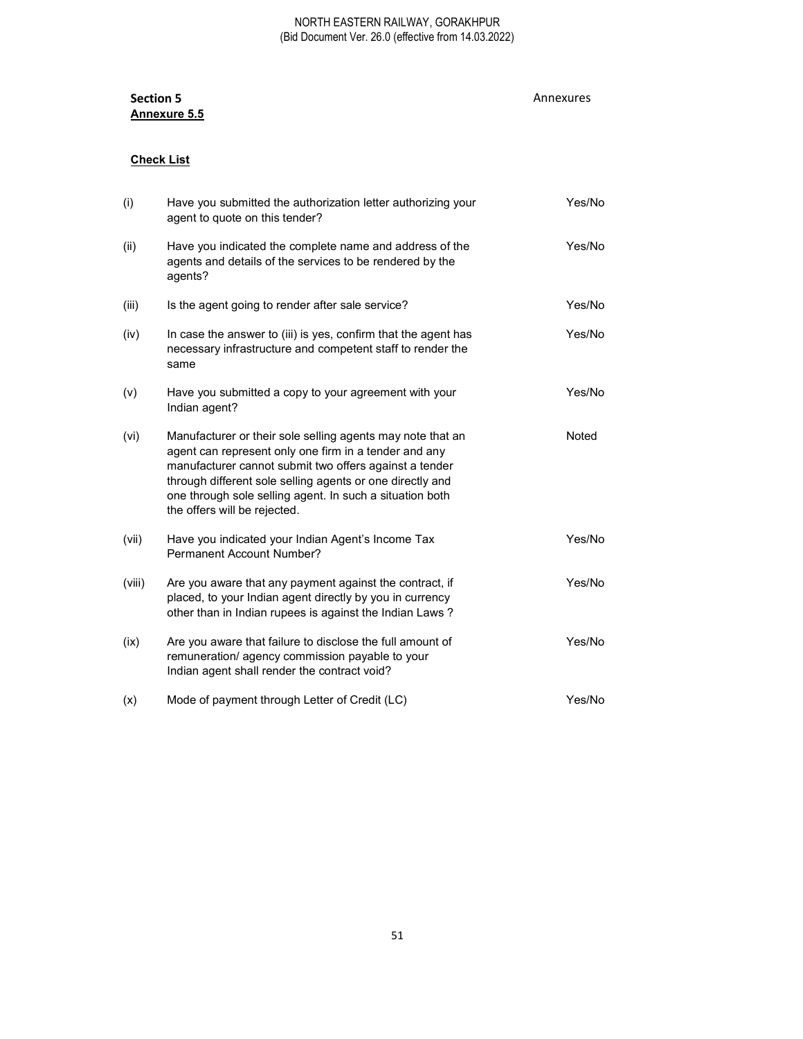**Section 5** Annexures

**Annexure 5.5**

**Check List**

| | | |
|---|---|---|
| (i) | Have you submitted the authorization letter authorizing your agent to quote on this tender? | Yes/No |
| (ii) | Have you indicated the complete name and address of the agents and details of the services to be rendered by the agents? | Yes/No |
| (iii) | Is the agent going to render after sale service? | Yes/No |
| (iv) | In case the answer to (iii) is yes, confirm that the agent has necessary infrastructure and competent staff to render the same | Yes/No |
| (v) | Have you submitted a copy to your agreement with your Indian agent? | Yes/No |
| (vi) | Manufacturer or their sole selling agents may note that an agent can represent only one firm in a tender and any manufacturer cannot submit two offers against a tender through different sole selling agents or one directly and one through sole selling agent. In such a situation both the offers will be rejected. | Noted |
| (vii) | Have you indicated your Indian Agent's Income Tax Permanent Account Number? | Yes/No |
| (viii) | Are you aware that any payment against the contract, if placed, to your Indian agent directly by you in currency other than in Indian rupees is against the Indian Laws ? | Yes/No |
| (ix) | Are you aware that failure to disclose the full amount of remuneration/ agency commission payable to your Indian agent shall render the contract void? | Yes/No |
| (x) | Mode of payment through Letter of Credit (LC) | Yes/No |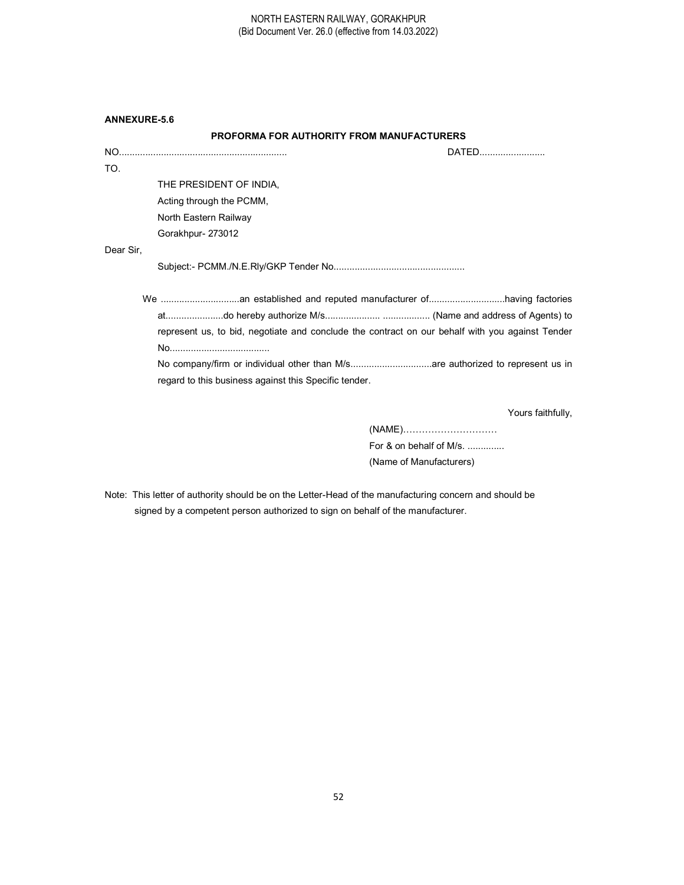**ANNEXURE-5.6**

**PROFORMA FOR AUTHORITY FROM MANUFACTURERS**

NO................................................................ DATED.........................

TO.

THE PRESIDENT OF INDIA,
Acting through the PCMM,
North Eastern Railway
Gorakhpur- 273012

Dear Sir,

Subject:- PCMM./N.E.Rly/GKP Tender No..................................................

We ..............................an established and reputed manufacturer of.............................having factories at......................do hereby authorize M/s..................... .................. (Name and address of Agents) to represent us, to bid, negotiate and conclude the contract on our behalf with you against Tender No......................................

No company/firm or individual other than M/s...............................are authorized to represent us in regard to this business against this Specific tender.

Yours faithfully,

(NAME)…………………………
For & on behalf of M/s. ..............
(Name of Manufacturers)

Note: This letter of authority should be on the Letter-Head of the manufacturing concern and should be signed by a competent person authorized to sign on behalf of the manufacturer.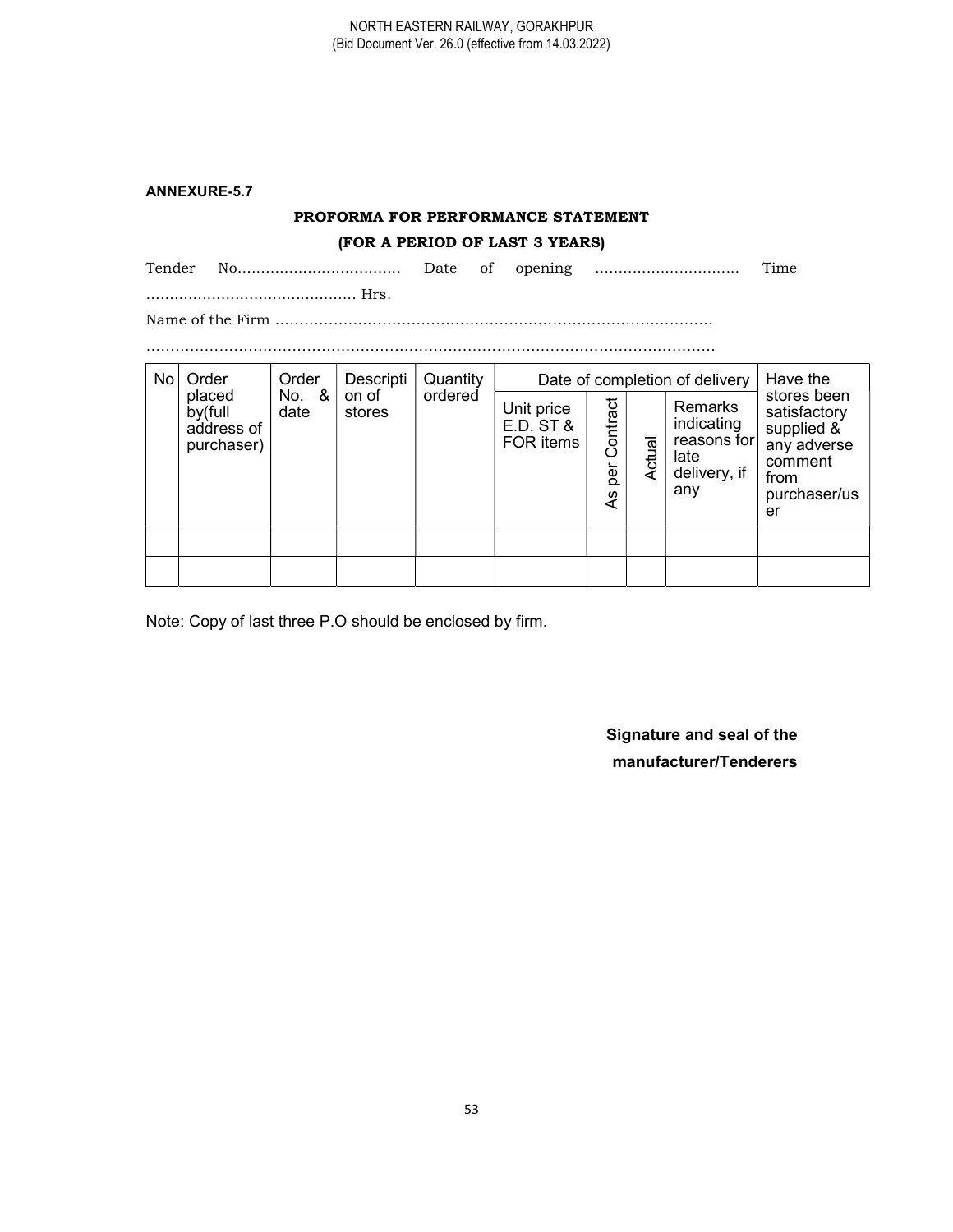**ANNEXURE-5.7**

**PROFORMA FOR PERFORMANCE STATEMENT**

**(FOR A PERIOD OF LAST 3 YEARS)**

Tender No.................................... Date of opening ............................... Time ............................................ Hrs.

Name of the Firm ..........................................................................................

.......................................................................................................................

| No | Order placed by(full address of purchaser) | Order No. & date | Description of stores | Quantity ordered | Date of completion of delivery | | | | Have the stores been satisfactory supplied & any adverse comment from purchaser/user |
|---|---|---|---|---|---|---|---|---|---|
| | | | | | Unit price E.D. ST & FOR items | As per Contract | Actual | Remarks indicating reasons for late delivery, if any | |
| | | | | | | | | | |
| | | | | | | | | | |

Note: Copy of last three P.O should be enclosed by firm.

**Signature and seal of the manufacturer/Tenderers**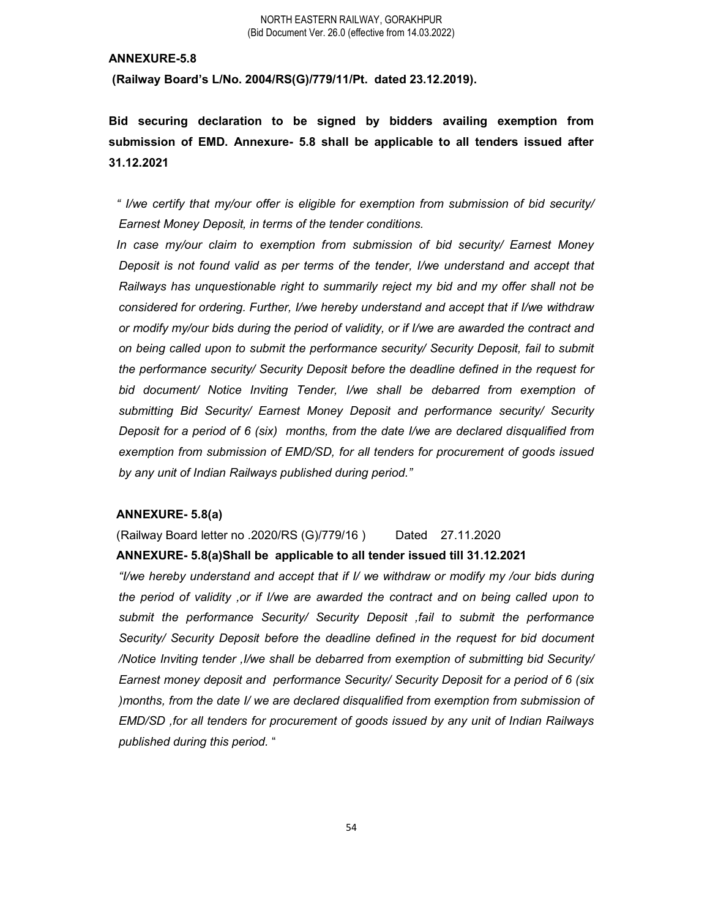**ANNEXURE-5.8**

**(Railway Board's L/No. 2004/RS(G)/779/11/Pt. dated 23.12.2019).**

**Bid securing declaration to be signed by bidders availing exemption from submission of EMD. Annexure- 5.8 shall be applicable to all tenders issued after 31.12.2021**

*" I/we certify that my/our offer is eligible for exemption from submission of bid security/ Earnest Money Deposit, in terms of the tender conditions.*

*In case my/our claim to exemption from submission of bid security/ Earnest Money Deposit is not found valid as per terms of the tender, I/we understand and accept that Railways has unquestionable right to summarily reject my bid and my offer shall not be considered for ordering. Further, I/we hereby understand and accept that if I/we withdraw or modify my/our bids during the period of validity, or if I/we are awarded the contract and on being called upon to submit the performance security/ Security Deposit, fail to submit the performance security/ Security Deposit before the deadline defined in the request for bid document/ Notice Inviting Tender, I/we shall be debarred from exemption of submitting Bid Security/ Earnest Money Deposit and performance security/ Security Deposit for a period of 6 (six) months, from the date I/we are declared disqualified from exemption from submission of EMD/SD, for all tenders for procurement of goods issued by any unit of Indian Railways published during period."*

**ANNEXURE- 5.8(a)**

(Railway Board letter no .2020/RS (G)/779/16 ) Dated 27.11.2020

**ANNEXURE- 5.8(a)Shall be applicable to all tender issued till 31.12.2021**

*"I/we hereby understand and accept that if I/ we withdraw or modify my /our bids during the period of validity ,or if I/we are awarded the contract and on being called upon to submit the performance Security/ Security Deposit ,fail to submit the performance Security/ Security Deposit before the deadline defined in the request for bid document /Notice Inviting tender ,I/we shall be debarred from exemption of submitting bid Security/ Earnest money deposit and performance Security/ Security Deposit for a period of 6 (six )months, from the date I/ we are declared disqualified from exemption from submission of EMD/SD ,for all tenders for procurement of goods issued by any unit of Indian Railways published during this period.* "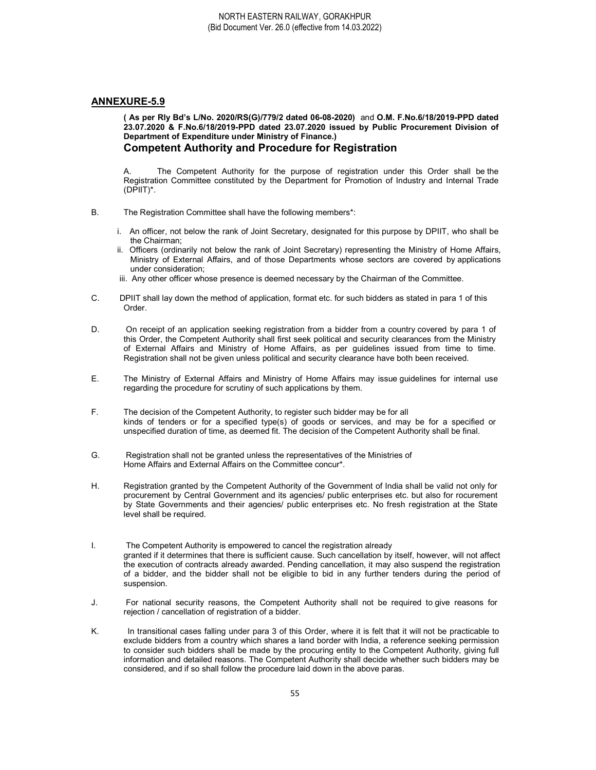## ANNEXURE-5.9

**( As per Rly Bd's L/No. 2020/RS(G)/779/2 dated 06-08-2020)** and **O.M. F.No.6/18/2019-PPD dated 23.07.2020 & F.No.6/18/2019-PPD dated 23.07.2020 issued by Public Procurement Division of Department of Expenditure under Ministry of Finance.)**

### Competent Authority and Procedure for Registration

A. The Competent Authority for the purpose of registration under this Order shall be the Registration Committee constituted by the Department for Promotion of Industry and Internal Trade (DPIIT)*.

B. The Registration Committee shall have the following members*:

i. An officer, not below the rank of Joint Secretary, designated for this purpose by DPIIT, who shall be the Chairman;

ii. Officers (ordinarily not below the rank of Joint Secretary) representing the Ministry of Home Affairs, Ministry of External Affairs, and of those Departments whose sectors are covered by applications under consideration;

iii. Any other officer whose presence is deemed necessary by the Chairman of the Committee.

C. DPIIT shall lay down the method of application, format etc. for such bidders as stated in para 1 of this Order.

D. On receipt of an application seeking registration from a bidder from a country covered by para 1 of this Order, the Competent Authority shall first seek political and security clearances from the Ministry of External Affairs and Ministry of Home Affairs, as per guidelines issued from time to time. Registration shall not be given unless political and security clearance have both been received.

E. The Ministry of External Affairs and Ministry of Home Affairs may issue guidelines for internal use regarding the procedure for scrutiny of such applications by them.

F. The decision of the Competent Authority, to register such bidder may be for all kinds of tenders or for a specified type(s) of goods or services, and may be for a specified or unspecified duration of time, as deemed fit. The decision of the Competent Authority shall be final.

G. Registration shall not be granted unless the representatives of the Ministries of Home Affairs and External Affairs on the Committee concur*.

H. Registration granted by the Competent Authority of the Government of India shall be valid not only for procurement by Central Government and its agencies/ public enterprises etc. but also for rocurement by State Governments and their agencies/ public enterprises etc. No fresh registration at the State level shall be required.

I. The Competent Authority is empowered to cancel the registration already granted if it determines that there is sufficient cause. Such cancellation by itself, however, will not affect the execution of contracts already awarded. Pending cancellation, it may also suspend the registration of a bidder, and the bidder shall not be eligible to bid in any further tenders during the period of suspension.

J. For national security reasons, the Competent Authority shall not be required to give reasons for rejection / cancellation of registration of a bidder.

K. In transitional cases falling under para 3 of this Order, where it is felt that it will not be practicable to exclude bidders from a country which shares a land border with India, a reference seeking permission to consider such bidders shall be made by the procuring entity to the Competent Authority, giving full information and detailed reasons. The Competent Authority shall decide whether such bidders may be considered, and if so shall follow the procedure laid down in the above paras.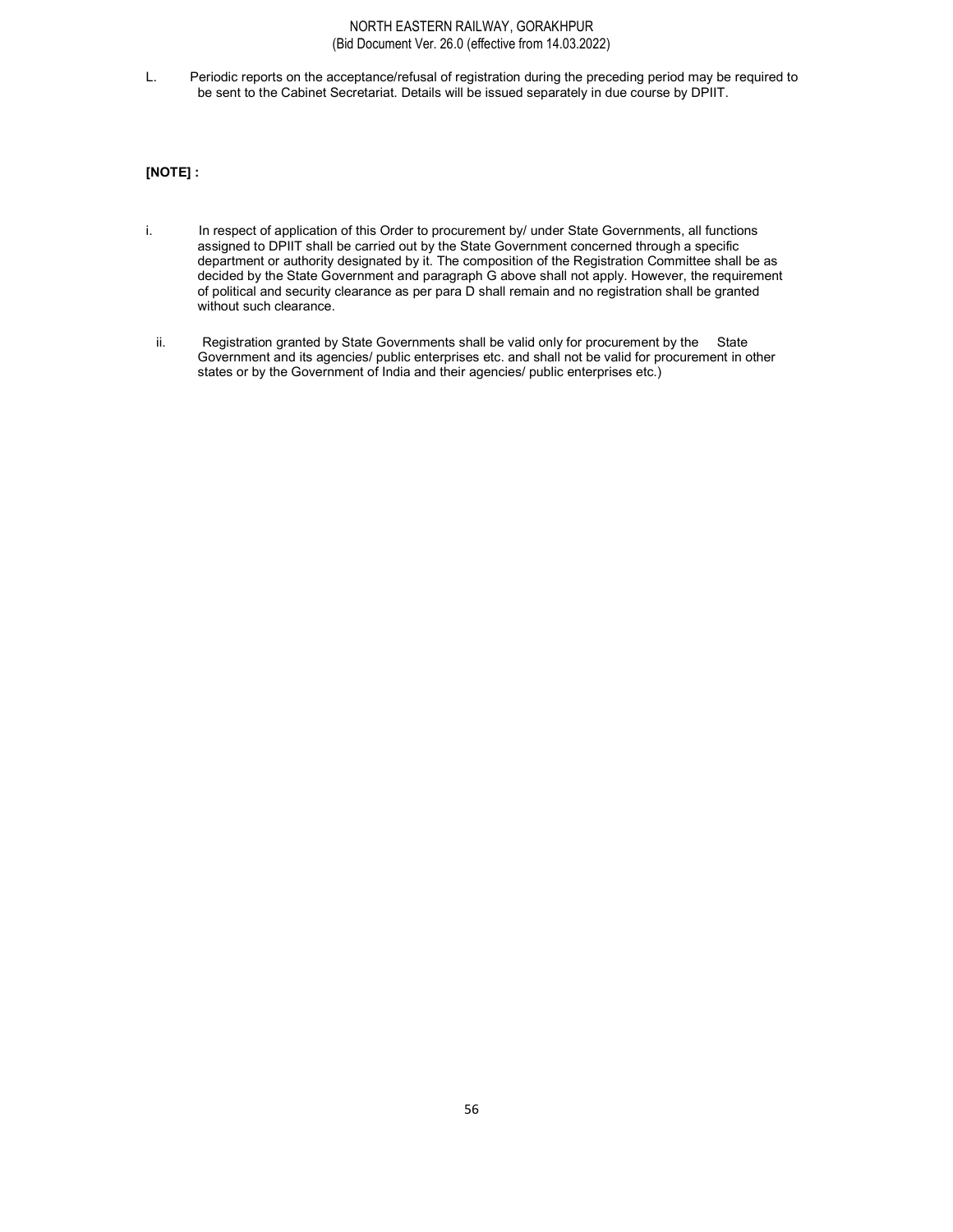L. Periodic reports on the acceptance/refusal of registration during the preceding period may be required to be sent to the Cabinet Secretariat. Details will be issued separately in due course by DPIIT.

**[NOTE] :**

i. In respect of application of this Order to procurement by/ under State Governments, all functions assigned to DPIIT shall be carried out by the State Government concerned through a specific department or authority designated by it. The composition of the Registration Committee shall be as decided by the State Government and paragraph G above shall not apply. However, the requirement of political and security clearance as per para D shall remain and no registration shall be granted without such clearance.

ii. Registration granted by State Governments shall be valid only for procurement by the State Government and its agencies/ public enterprises etc. and shall not be valid for procurement in other states or by the Government of India and their agencies/ public enterprises etc.)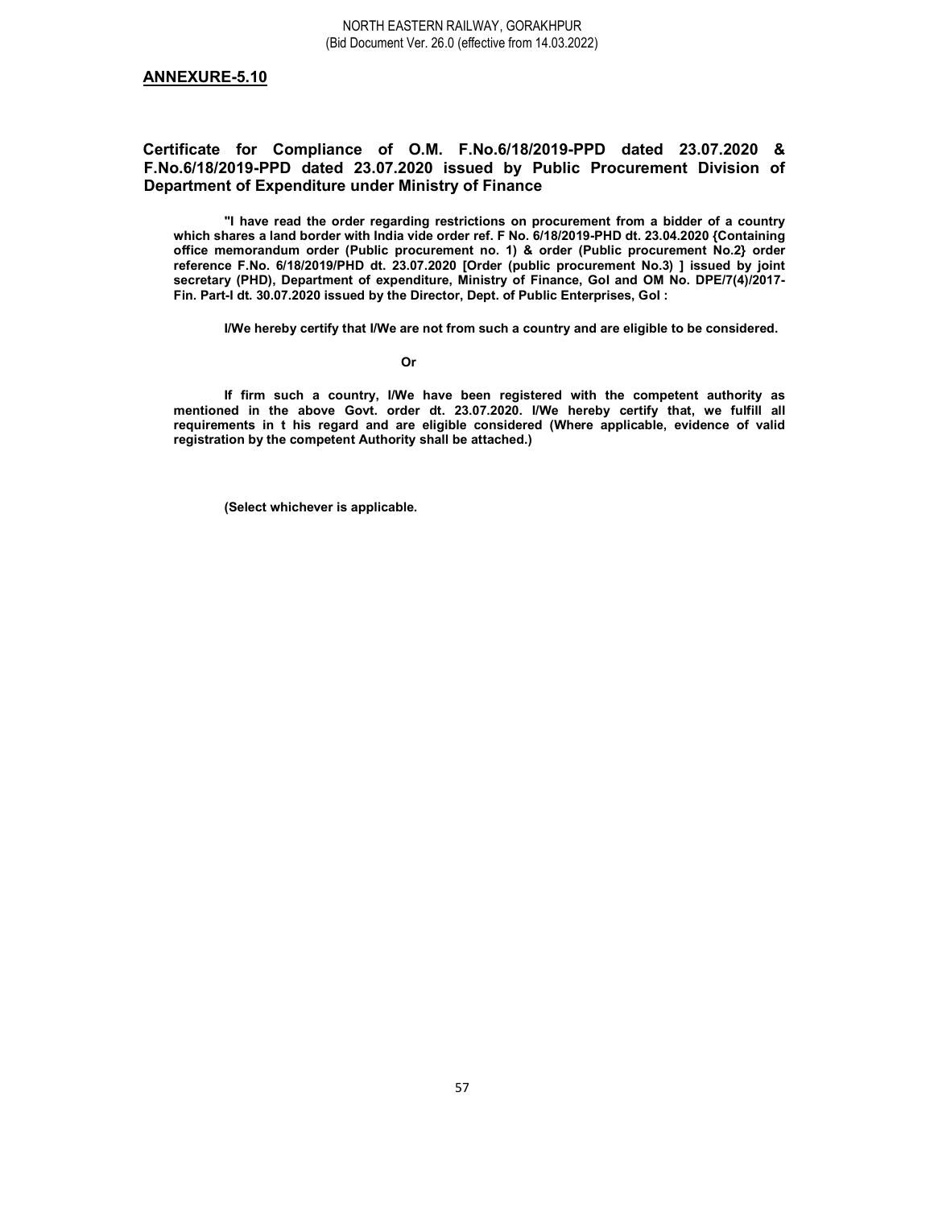## ANNEXURE-5.10

### Certificate for Compliance of O.M. F.No.6/18/2019-PPD dated 23.07.2020 & F.No.6/18/2019-PPD dated 23.07.2020 issued by Public Procurement Division of Department of Expenditure under Ministry of Finance

**"I have read the order regarding restrictions on procurement from a bidder of a country which shares a land border with India vide order ref. F No. 6/18/2019-PHD dt. 23.04.2020 {Containing office memorandum order (Public procurement no. 1) & order (Public procurement No.2} order reference F.No. 6/18/2019/PHD dt. 23.07.2020 [Order (public procurement No.3) ] issued by joint secretary (PHD), Department of expenditure, Ministry of Finance, GoI and OM No. DPE/7(4)/2017-Fin. Part-I dt. 30.07.2020 issued by the Director, Dept. of Public Enterprises, GoI :**

**I/We hereby certify that I/We are not from such a country and are eligible to be considered.**

**Or**

**If firm such a country, I/We have been registered with the competent authority as mentioned in the above Govt. order dt. 23.07.2020. I/We hereby certify that, we fulfill all requirements in t his regard and are eligible considered (Where applicable, evidence of valid registration by the competent Authority shall be attached.)**

**(Select whichever is applicable.**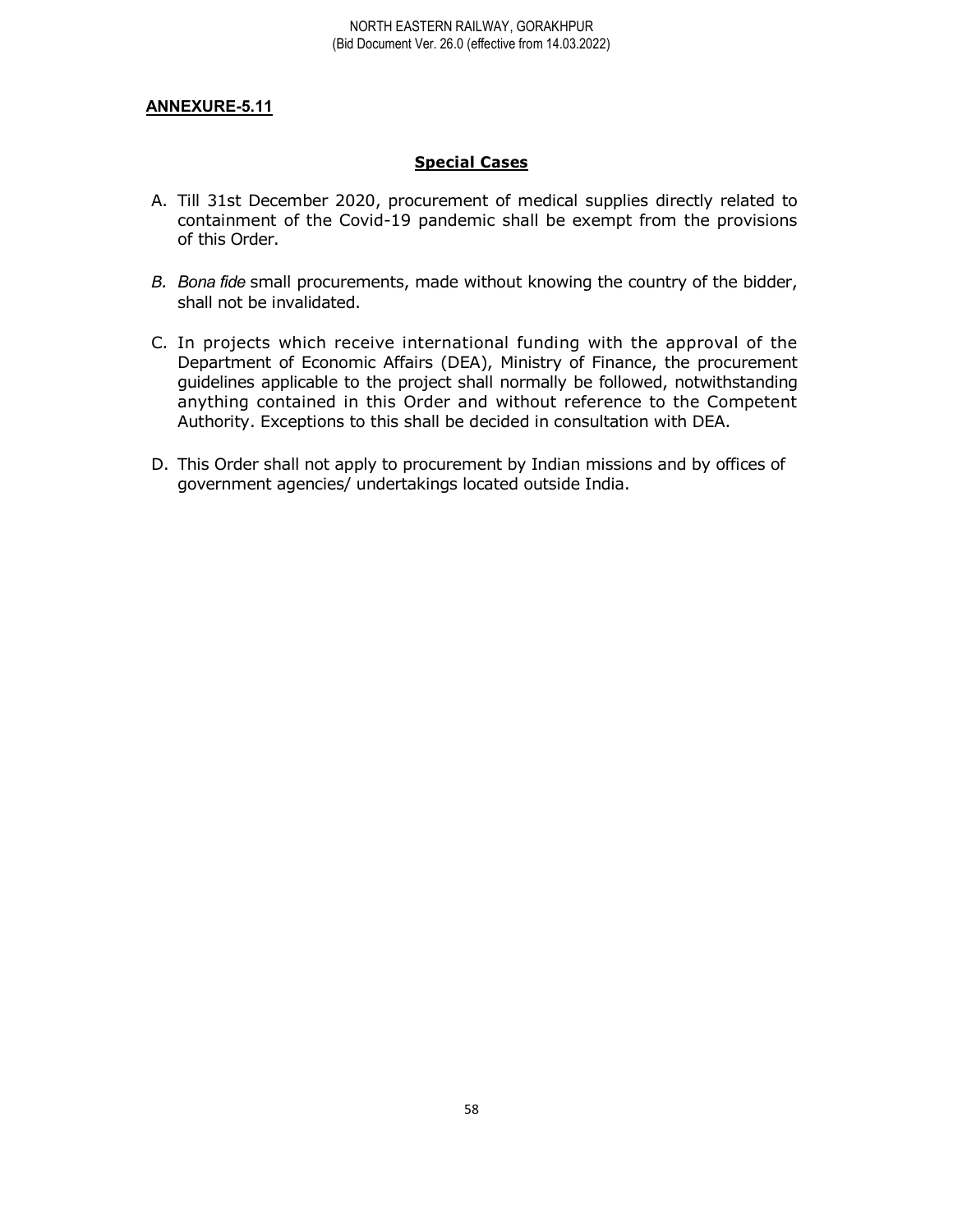**ANNEXURE-5.11**

## **Special Cases**

A. Till 31st December 2020, procurement of medical supplies directly related to containment of the Covid-19 pandemic shall be exempt from the provisions of this Order.

B. *Bona fide* small procurements, made without knowing the country of the bidder, shall not be invalidated.

C. In projects which receive international funding with the approval of the Department of Economic Affairs (DEA), Ministry of Finance, the procurement guidelines applicable to the project shall normally be followed, notwithstanding anything contained in this Order and without reference to the Competent Authority. Exceptions to this shall be decided in consultation with DEA.

D. This Order shall not apply to procurement by Indian missions and by offices of government agencies/ undertakings located outside India.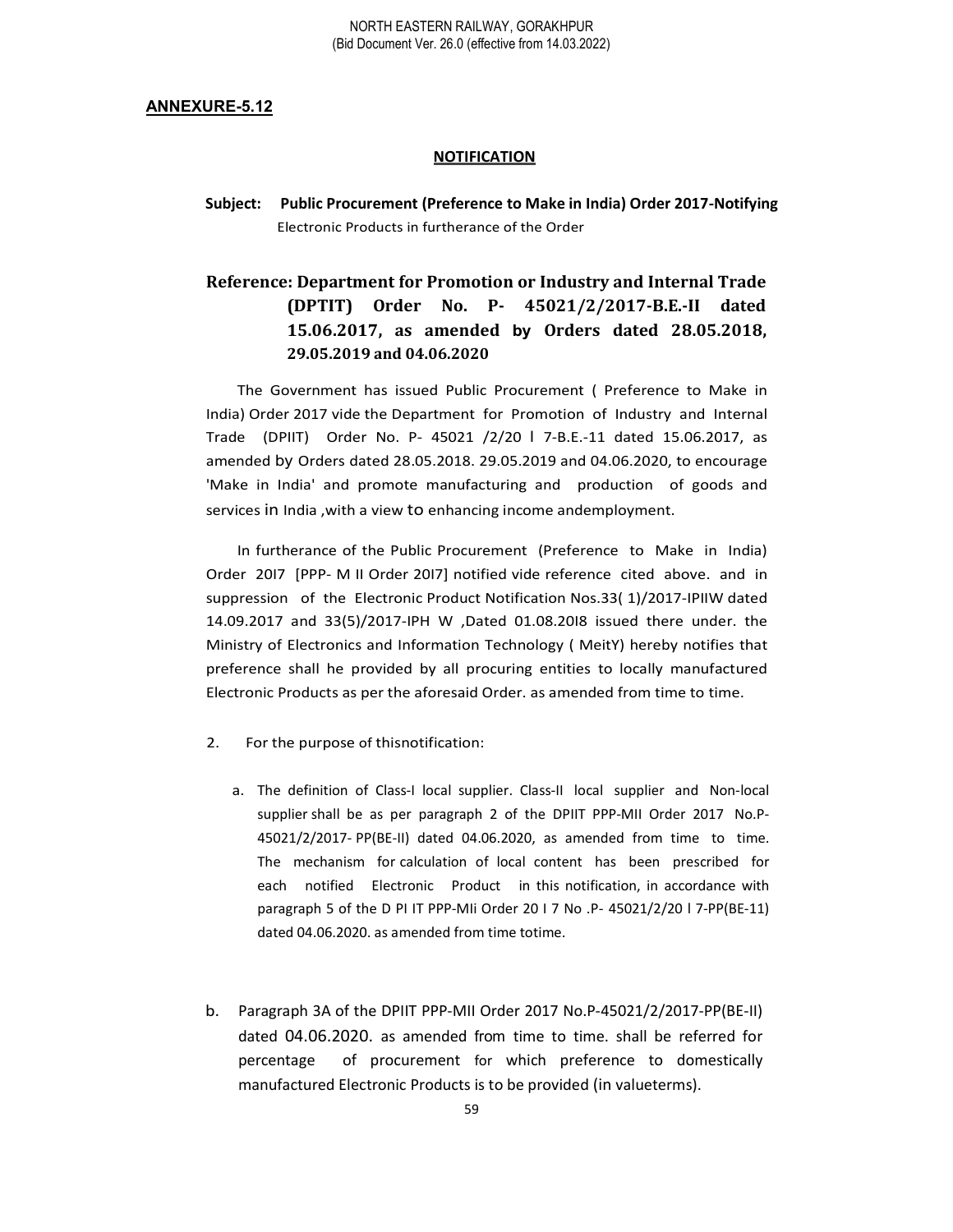**ANNEXURE-5.12**

**NOTIFICATION**

**Subject: Public Procurement (Preference to Make in India) Order 2017-Notifying** Electronic Products in furtherance of the Order

**Reference: Department for Promotion or Industry and Internal Trade (DPTIT) Order No. P- 45021/2/2017-B.E.-II dated 15.06.2017, as amended by Orders dated 28.05.2018, 29.05.2019 and 04.06.2020**

The Government has issued Public Procurement ( Preference to Make in India) Order 2017 vide the Department for Promotion of Industry and Internal Trade (DPIIT) Order No. P- 45021 /2/20 l 7-B.E.-11 dated 15.06.2017, as amended by Orders dated 28.05.2018. 29.05.2019 and 04.06.2020, to encourage 'Make in India' and promote manufacturing and production of goods and services in India ,with a view to enhancing income andemployment.

In furtherance of the Public Procurement (Preference to Make in India) Order 20I7 [PPP- M II Order 20I7] notified vide reference cited above. and in suppression of the Electronic Product Notification Nos.33( 1)/2017-IPIIW dated 14.09.2017 and 33(5)/2017-IPH W ,Dated 01.08.20I8 issued there under. the Ministry of Electronics and Information Technology ( MeitY) hereby notifies that preference shall he provided by all procuring entities to locally manufactured Electronic Products as per the aforesaid Order. as amended from time to time.

2. For the purpose of thisnotification:

   a. The definition of Class-I local supplier. Class-II local supplier and Non-local supplier shall be as per paragraph 2 of the DPIIT PPP-MII Order 2017 No.P-45021/2/2017- PP(BE-II) dated 04.06.2020, as amended from time to time. The mechanism for calculation of local content has been prescribed for each notified Electronic Product in this notification, in accordance with paragraph 5 of the D PI IT PPP-MIi Order 20 I 7 No .P- 45021/2/20 l 7-PP(BE-11) dated 04.06.2020. as amended from time totime.

   b. Paragraph 3A of the DPIIT PPP-MII Order 2017 No.P-45021/2/2017-PP(BE-II) dated 04.06.2020. as amended from time to time. shall be referred for percentage of procurement for which preference to domestically manufactured Electronic Products is to be provided (in valueterms).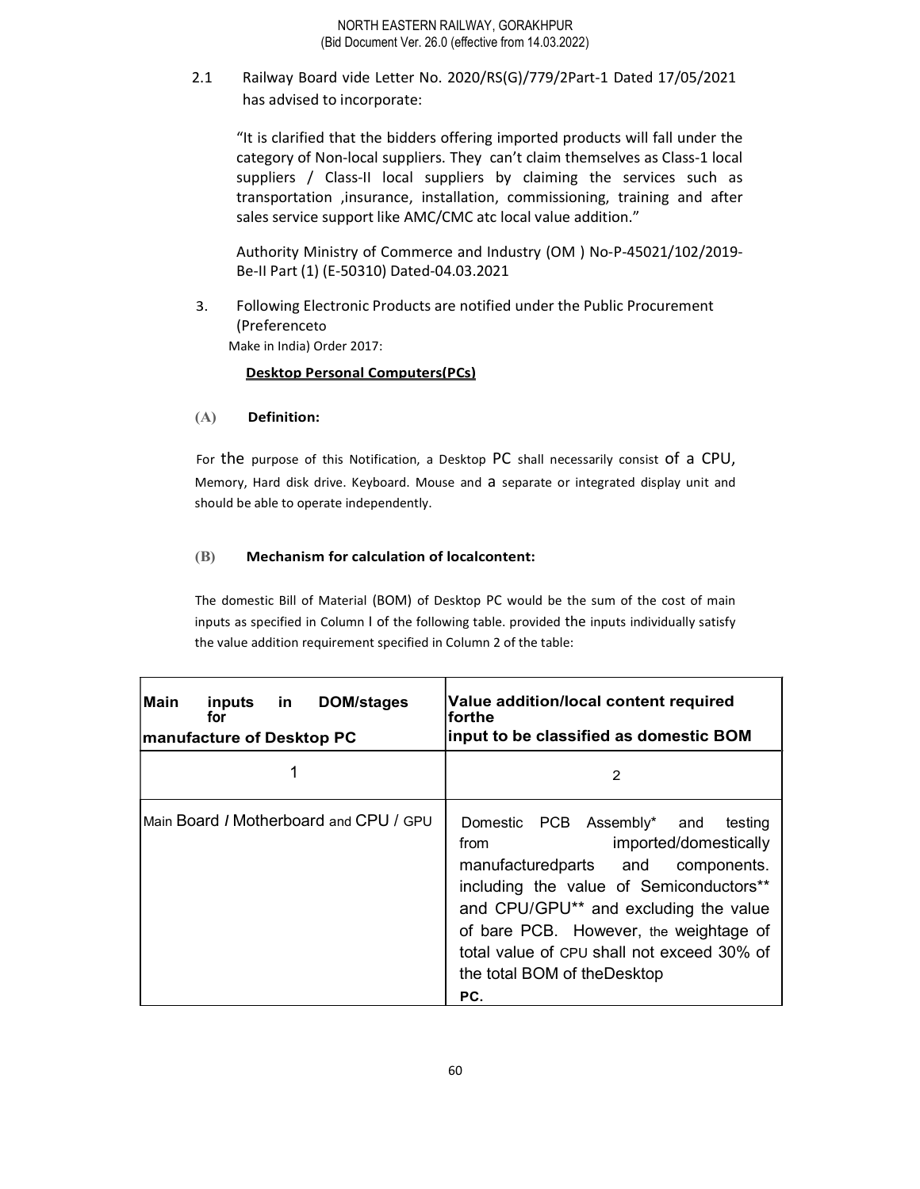2.1 Railway Board vide Letter No. 2020/RS(G)/779/2Part-1 Dated 17/05/2021 has advised to incorporate:

"It is clarified that the bidders offering imported products will fall under the category of Non-local suppliers. They can't claim themselves as Class-1 local suppliers / Class-II local suppliers by claiming the services such as transportation ,insurance, installation, commissioning, training and after sales service support like AMC/CMC atc local value addition."

Authority Ministry of Commerce and Industry (OM ) No-P-45021/102/2019-Be-II Part (1) (E-50310) Dated-04.03.2021

3. Following Electronic Products are notified under the Public Procurement (Preferenceto Make in India) Order 2017:

**Desktop Personal Computers(PCs)**

**(A) Definition:**

For the purpose of this Notification, a Desktop PC shall necessarily consist of a CPU, Memory, Hard disk drive. Keyboard. Mouse and a separate or integrated display unit and should be able to operate independently.

**(B) Mechanism for calculation of localcontent:**

The domestic Bill of Material (BOM) of Desktop PC would be the sum of the cost of main inputs as specified in Column I of the following table. provided the inputs individually satisfy the value addition requirement specified in Column 2 of the table:

| **Main inputs in DOM/stages for manufacture of Desktop PC** | **Value addition/local content required forthe input to be classified as domestic BOM** |
|---|---|
| 1 | 2 |
| Main Board / Motherboard and CPU / GPU | Domestic PCB Assembly* and testing from imported/domestically manufacturedparts and components. including the value of Semiconductors** and CPU/GPU** and excluding the value of bare PCB. However, the weightage of total value of CPU shall not exceed 30% of the total BOM of theDesktop PC. |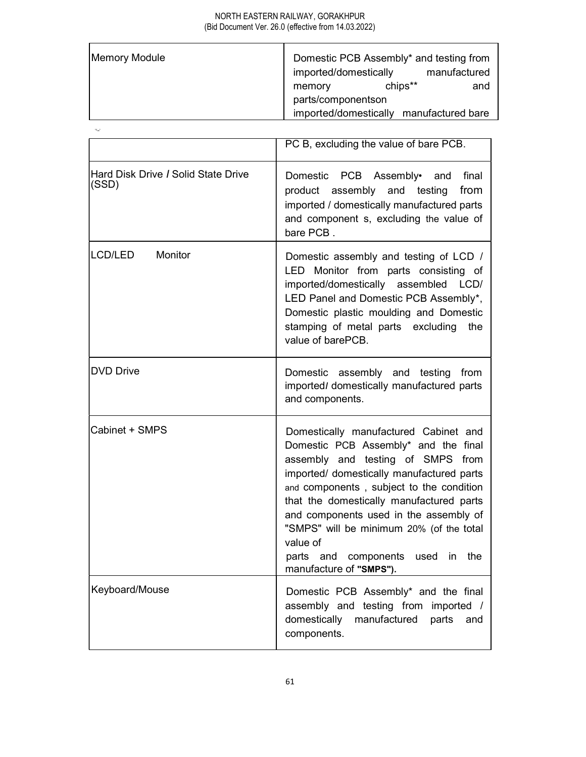| | |
|---|---|
| Memory Module | Domestic PCB Assembly* and testing from imported/domestically manufactured memory chips** and parts/componentson imported/domestically manufactured bare PC B, excluding the value of bare PCB. |
| Hard Disk Drive / Solid State Drive (SSD) | Domestic PCB Assembly• and final product assembly and testing from imported / domestically manufactured parts and component s, excluding the value of bare PCB . |
| LCD/LED Monitor | Domestic assembly and testing of LCD / LED Monitor from parts consisting of imported/domestically assembled LCD/ LED Panel and Domestic PCB Assembly*, Domestic plastic moulding and Domestic stamping of metal parts excluding the value of barePCB. |
| DVD Drive | Domestic assembly and testing from imported/ domestically manufactured parts and components. |
| Cabinet + SMPS | Domestically manufactured Cabinet and Domestic PCB Assembly* and the final assembly and testing of SMPS from imported/ domestically manufactured parts and components , subject to the condition that the domestically manufactured parts and components used in the assembly of "SMPS" will be minimum 20% (of the total value of parts and components used in the manufacture of **"SMPS").** |
| Keyboard/Mouse | Domestic PCB Assembly* and the final assembly and testing from imported / domestically manufactured parts and components. |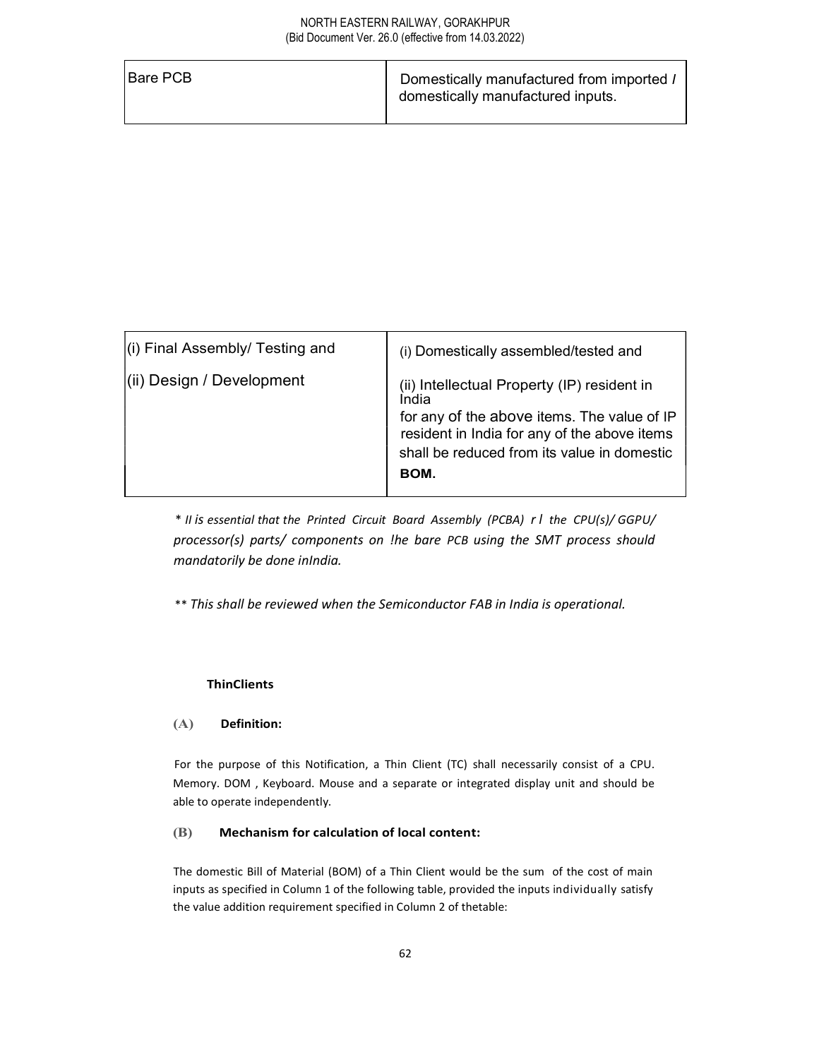| Bare PCB | Domestically manufactured from imported / domestically manufactured inputs. |
|---|---|

| (i) Final Assembly/ Testing and<br>(ii) Design / Development | (i) Domestically assembled/tested and<br>(ii) Intellectual Property (IP) resident in India<br>for any of the above items. The value of IP resident in India for any of the above items shall be reduced from its value in domestic **BOM.** |
|---|---|

*\* II is essential that the Printed Circuit Board Assembly (PCBA) r l the CPU(s)/ GGPU/ processor(s) parts/ components on !he bare PCB using the SMT process should mandatorily be done inIndia.*

*\*\* This shall be reviewed when the Semiconductor FAB in India is operational.*

**ThinClients**

**(A) Definition:**

For the purpose of this Notification, a Thin Client (TC) shall necessarily consist of a CPU. Memory. DOM , Keyboard. Mouse and a separate or integrated display unit and should be able to operate independently.

**(B) Mechanism for calculation of local content:**

The domestic Bill of Material (BOM) of a Thin Client would be the sum of the cost of main inputs as specified in Column 1 of the following table, provided the inputs individually satisfy the value addition requirement specified in Column 2 of thetable: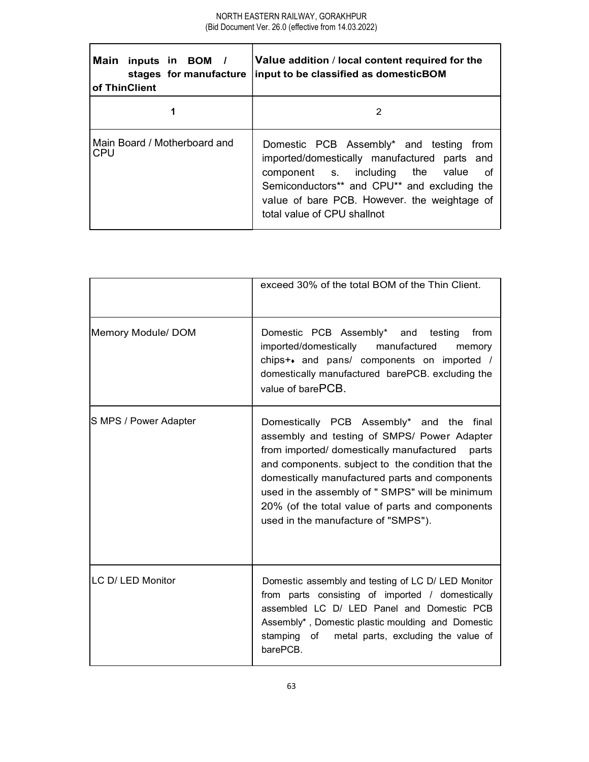| Main inputs in BOM / stages for manufacture of ThinClient | Value addition / local content required for the input to be classified as domesticBOM |
|---|---|
| 1 | 2 |
| Main Board / Motherboard and CPU | Domestic PCB Assembly* and testing from imported/domestically manufactured parts and component s. including the value of Semiconductors** and CPU** and excluding the value of bare PCB. However. the weightage of total value of CPU shallnot exceed 30% of the total BOM of the Thin Client. |
| Memory Module/ DOM | Domestic PCB Assembly* and testing from imported/domestically manufactured memory chips+♦ and pans/ components on imported / domestically manufactured barePCB. excluding the value of barePCB. |
| S MPS / Power Adapter | Domestically PCB Assembly* and the final assembly and testing of SMPS/ Power Adapter from imported/ domestically manufactured parts and components. subject to the condition that the domestically manufactured parts and components used in the assembly of " SMPS" will be minimum 20% (of the total value of parts and components used in the manufacture of "SMPS"). |
| LC D/ LED Monitor | Domestic assembly and testing of LC D/ LED Monitor from parts consisting of imported / domestically assembled LC D/ LED Panel and Domestic PCB Assembly* , Domestic plastic moulding and Domestic stamping of metal parts, excluding the value of barePCB. |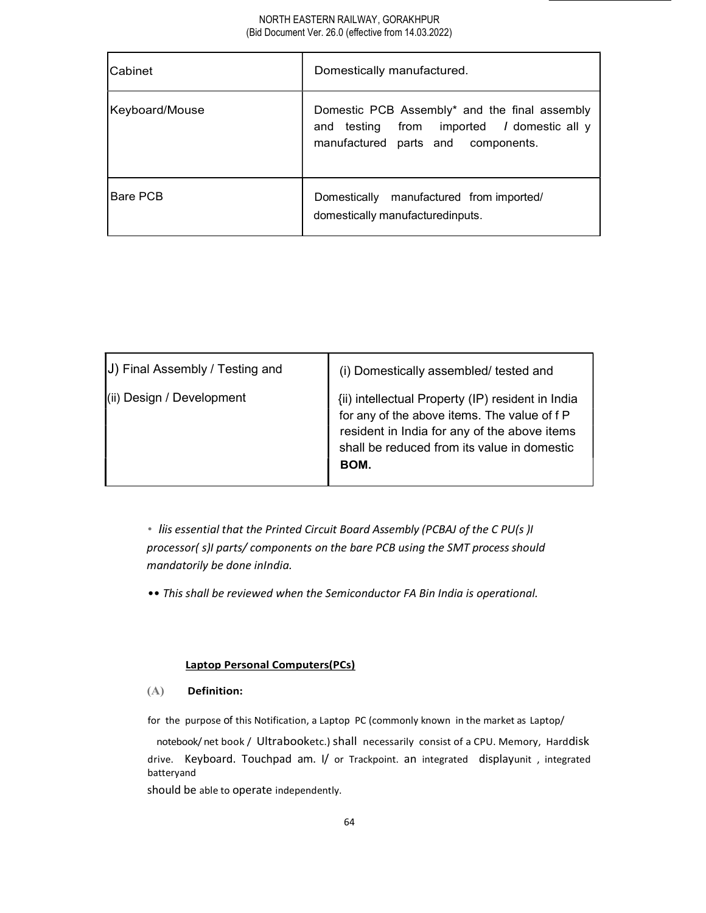| Cabinet | Domestically manufactured. |
|---|---|
| Keyboard/Mouse | Domestic PCB Assembly* and the final assembly and testing from imported I domestic all y manufactured parts and components. |
| Bare PCB | Domestically manufactured from imported/ domestically manufacturedinputs. |

| J) Final Assembly / Testing and<br>(ii) Design / Development | (i) Domestically assembled/ tested and<br>{ii) intellectual Property (IP) resident in India for any of the above items. The value of f P resident in India for any of the above items shall be reduced from its value in domestic **BOM.** |
|---|---|

- *Iiis essential that the Printed Circuit Board Assembly (PCBAJ of the C PU(s )I processor( s)I parts/ components on the bare PCB using the SMT process should mandatorily be done inIndia.*

•• *This shall be reviewed when the Semiconductor FA Bin India is operational.*

**Laptop Personal Computers(PCs)**

(A) **Definition:**

for the purpose of this Notification, a Laptop PC (commonly known in the market as Laptop/ notebook/ net book / Ultrabooketc.) shall necessarily consist of a CPU. Memory, Harddisk drive. Keyboard. Touchpad am. I/ or Trackpoint. an integrated displayunit , integrated batteryand should be able to operate independently.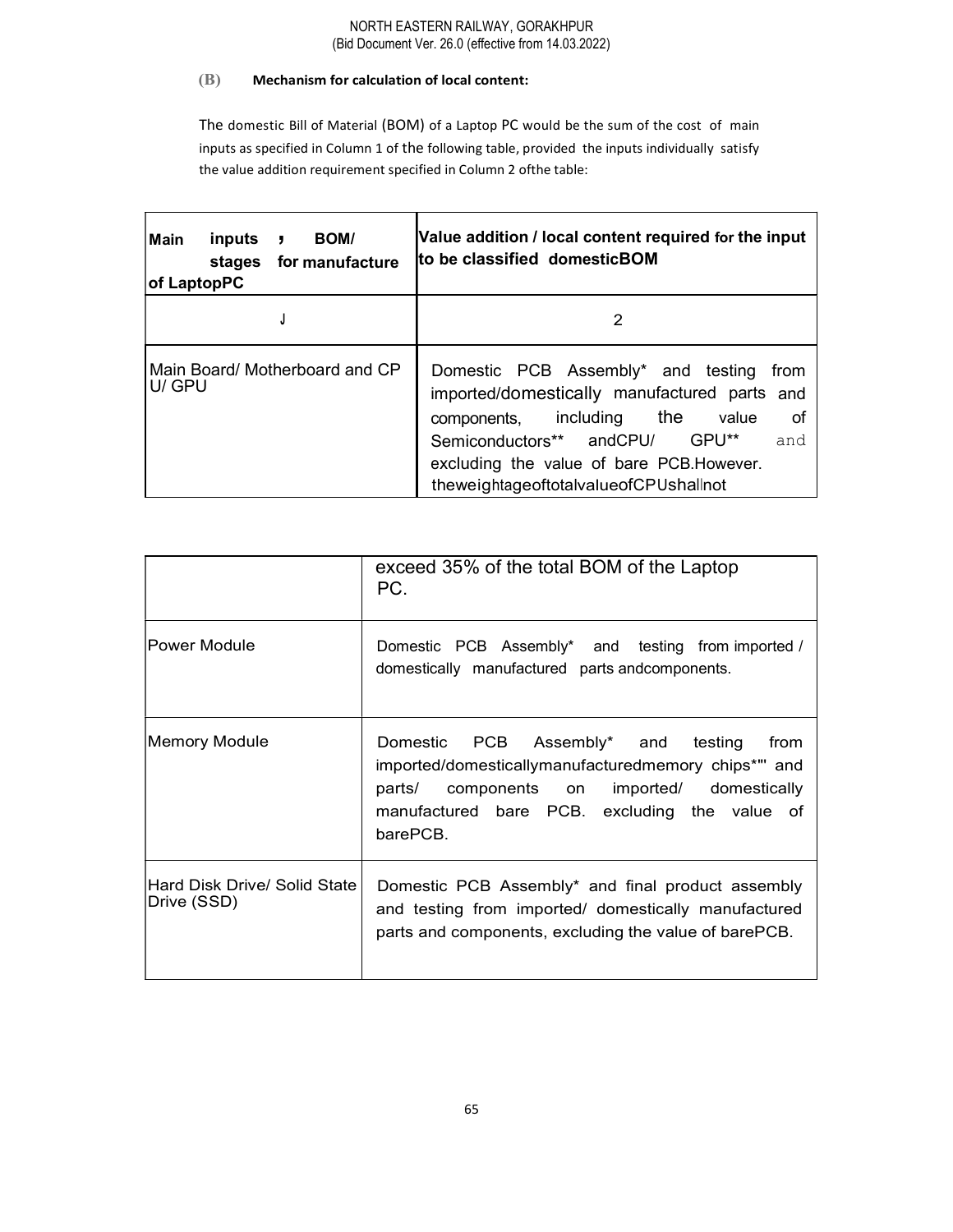**(B) Mechanism for calculation of local content:**

The domestic Bill of Material (BOM) of a Laptop PC would be the sum of the cost of main inputs as specified in Column 1 of the following table, provided the inputs individually satisfy the value addition requirement specified in Column 2 ofthe table:

| Main inputs , BOM/ stages for manufacture of LaptopPC | Value addition / local content required for the input to be classified domesticBOM |
|---|---|
| J | 2 |
| Main Board/ Motherboard and CP U/ GPU | Domestic PCB Assembly* and testing from imported/domestically manufactured parts and components, including the value of Semiconductors** andCPU/ GPU** and excluding the value of bare PCB.However. theweightageoftotalvalueofCPUshallnot exceed 35% of the total BOM of the Laptop PC. |
| Power Module | Domestic PCB Assembly* and testing from imported / domestically manufactured parts andcomponents. |
| Memory Module | Domestic PCB Assembly* and testing from imported/domesticallymanufacturedmemory chips*" and parts/ components on imported/ domestically manufactured bare PCB. excluding the value of barePCB. |
| Hard Disk Drive/ Solid State Drive (SSD) | Domestic PCB Assembly* and final product assembly and testing from imported/ domestically manufactured parts and components, excluding the value of barePCB. |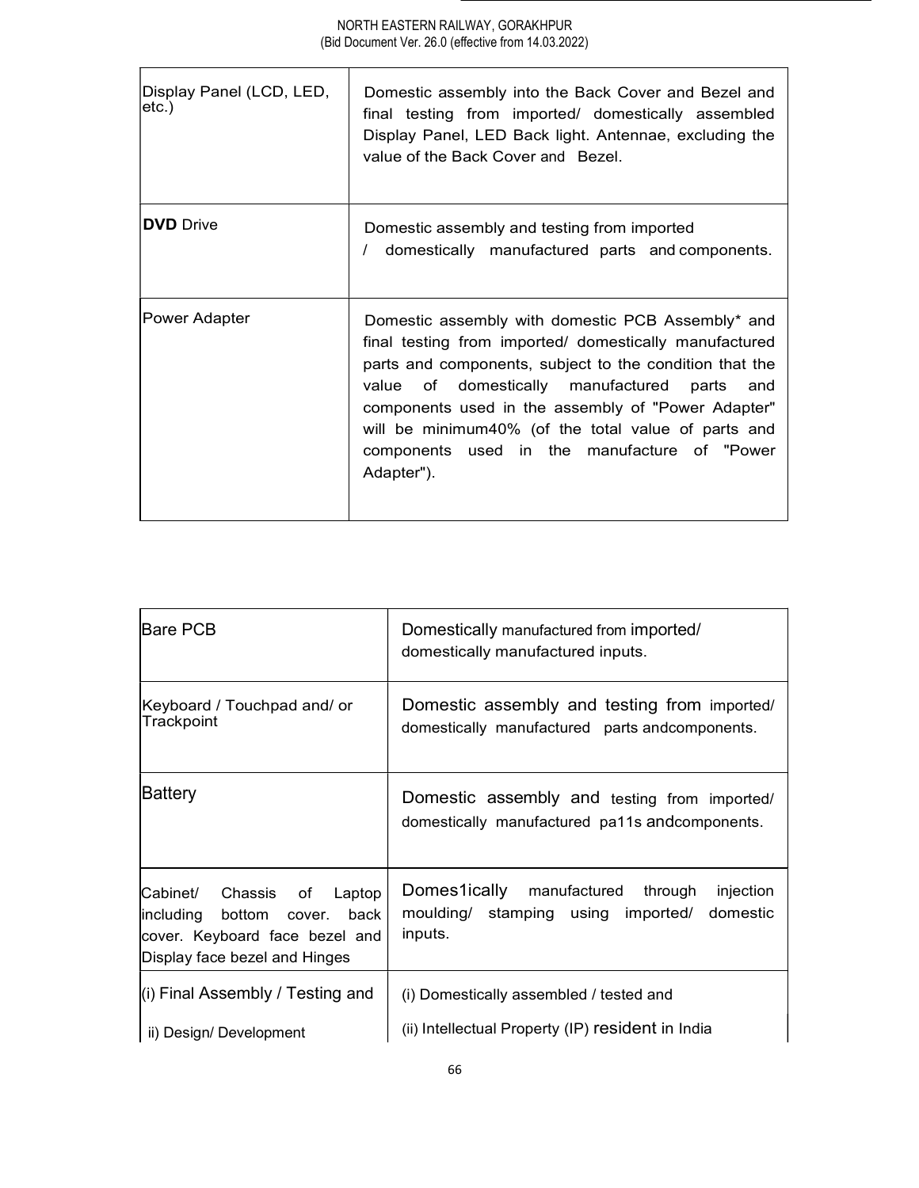| | |
|---|---|
| Display Panel (LCD, LED, etc.) | Domestic assembly into the Back Cover and Bezel and final testing from imported/ domestically assembled Display Panel, LED Back light. Antennae, excluding the value of the Back Cover and Bezel. |
| **DVD** Drive | Domestic assembly and testing from imported / domestically manufactured parts and components. |
| Power Adapter | Domestic assembly with domestic PCB Assembly* and final testing from imported/ domestically manufactured parts and components, subject to the condition that the value of domestically manufactured parts and components used in the assembly of "Power Adapter" will be minimum40% (of the total value of parts and components used in the manufacture of "Power Adapter"). |

| | |
|---|---|
| Bare PCB | Domestically manufactured from imported/ domestically manufactured inputs. |
| Keyboard / Touchpad and/ or Trackpoint | Domestic assembly and testing from imported/ domestically manufactured parts andcomponents. |
| Battery | Domestic assembly and testing from imported/ domestically manufactured pa11s andcomponents. |
| Cabinet/ Chassis of Laptop including bottom cover. back cover. Keyboard face bezel and Display face bezel and Hinges | Domes1ically manufactured through injection moulding/ stamping using imported/ domestic inputs. |
| (i) Final Assembly / Testing and<br>ii) Design/ Development | (i) Domestically assembled / tested and<br>(ii) Intellectual Property (IP) resident in India |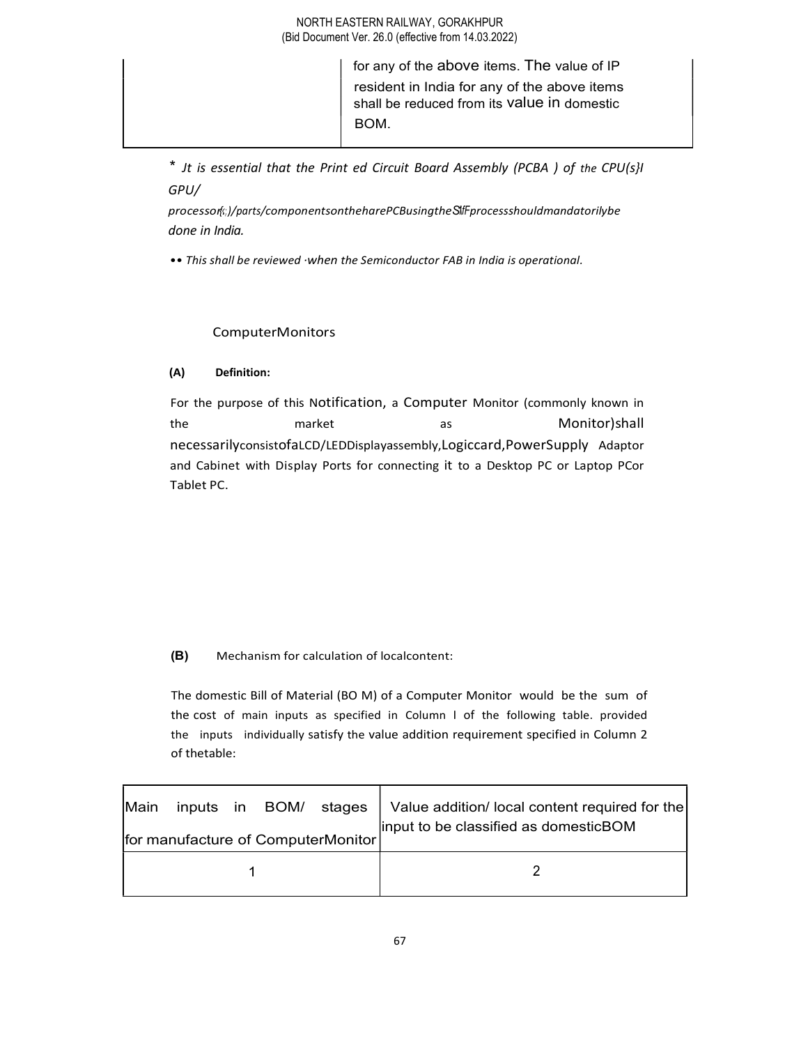| | for any of the above items. The value of IP resident in India for any of the above items shall be reduced from its value in domestic BOM. |
|---|---|

\* *Jt is essential that the Print ed Circuit Board Assembly (PCBA ) of the CPU(s}I GPU/ processor(s)/parts/componentsontheharePCBusingtheSMTprocessshouldmandatorilybe done in India.*

•• *This shall be reviewed ·when the Semiconductor FAB in India is operational.*

ComputerMonitors

**(A) Definition:**

For the purpose of this Notification, a Computer Monitor (commonly known in the market as Monitor)shall necessarilyconsistofaLCD/LEDDisplayassembly,Logiccard,PowerSupply Adaptor and Cabinet with Display Ports for connecting it to a Desktop PC or Laptop PCor Tablet PC.

**(B)** Mechanism for calculation of localcontent:

The domestic Bill of Material (BO M) of a Computer Monitor would be the sum of the cost of main inputs as specified in Column l of the following table. provided the inputs individually satisfy the value addition requirement specified in Column 2 of thetable:

| Main inputs in BOM/ stages for manufacture of ComputerMonitor | Value addition/ local content required for the input to be classified as domesticBOM |
|---|---|
| 1 | 2 |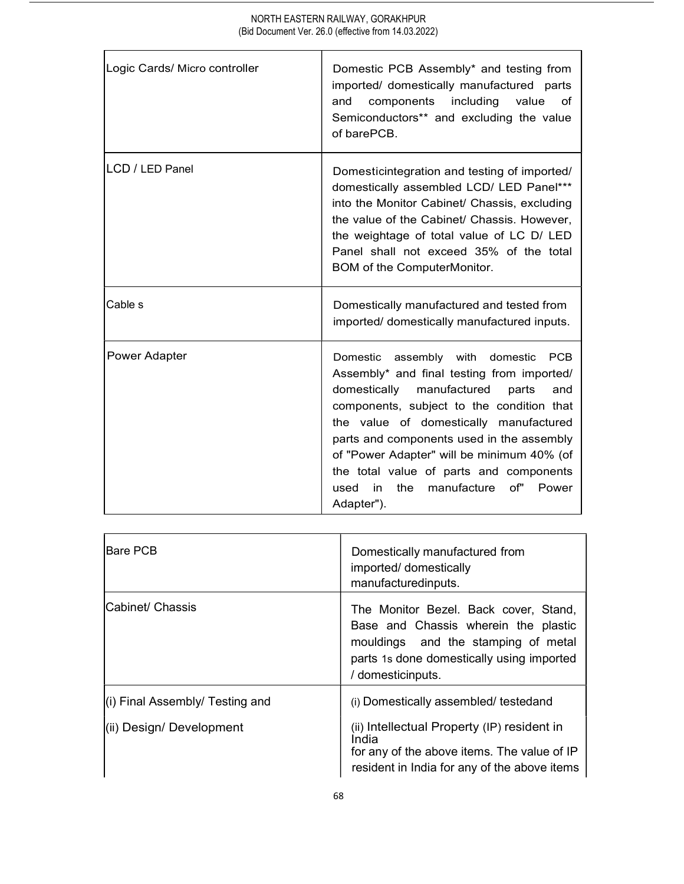| Logic Cards/ Micro controller | Domestic PCB Assembly* and testing from imported/ domestically manufactured parts and components including value of Semiconductors** and excluding the value of barePCB. |
|---|---|
| LCD / LED Panel | Domesticintegration and testing of imported/ domestically assembled LCD/ LED Panel*** into the Monitor Cabinet/ Chassis, excluding the value of the Cabinet/ Chassis. However, the weightage of total value of LC D/ LED Panel shall not exceed 35% of the total BOM of the ComputerMonitor. |
| Cable s | Domestically manufactured and tested from imported/ domestically manufactured inputs. |
| Power Adapter | Domestic assembly with domestic PCB Assembly* and final testing from imported/ domestically manufactured parts and components, subject to the condition that the value of domestically manufactured parts and components used in the assembly of "Power Adapter" will be minimum 40% (of the total value of parts and components used in the manufacture of" Power Adapter"). |

| Bare PCB | Domestically manufactured from imported/ domestically manufacturedinputs. |
|---|---|
| Cabinet/ Chassis | The Monitor Bezel. Back cover, Stand, Base and Chassis wherein the plastic mouldings and the stamping of metal parts 1s done domestically using imported / domesticinputs. |
| (i) Final Assembly/ Testing and<br>(ii) Design/ Development | (i) Domestically assembled/ testedand<br>(ii) Intellectual Property (IP) resident in India for any of the above items. The value of IP resident in India for any of the above items |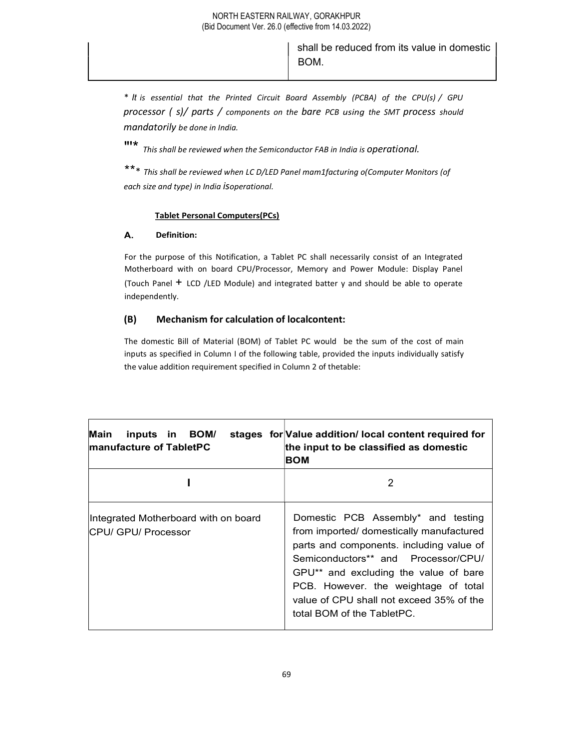| | shall be reduced from its value in domestic BOM. |
|---|---|

*\* It is essential that the Printed Circuit Board Assembly (PCBA) of the CPU(s) / GPU processor ( s)/ parts / components on the bare PCB using the SMT process should mandatorily be done in India.*

"'* *This shall be reviewed when the Semiconductor FAB in India is operational.*

**\* *This shall be reviewed when LC D/LED Panel mam1facturing o(Computer Monitors (of each size and type) in India isoperational.*

**Tablet Personal Computers(PCs)**

**A. Definition:**

For the purpose of this Notification, a Tablet PC shall necessarily consist of an Integrated Motherboard with on board CPU/Processor, Memory and Power Module: Display Panel (Touch Panel + LCD /LED Module) and integrated batter y and should be able to operate independently.

**(B) Mechanism for calculation of localcontent:**

The domestic Bill of Material (BOM) of Tablet PC would be the sum of the cost of main inputs as specified in Column I of the following table, provided the inputs individually satisfy the value addition requirement specified in Column 2 of thetable:

| Main inputs in BOM/ stages for manufacture of TabletPC | Value addition/ local content required for the input to be classified as domestic BOM |
|---|---|
| I | 2 |
| Integrated Motherboard with on board CPU/ GPU/ Processor | Domestic PCB Assembly* and testing from imported/ domestically manufactured parts and components. including value of Semiconductors** and Processor/CPU/ GPU** and excluding the value of bare PCB. However. the weightage of total value of CPU shall not exceed 35% of the total BOM of the TabletPC. |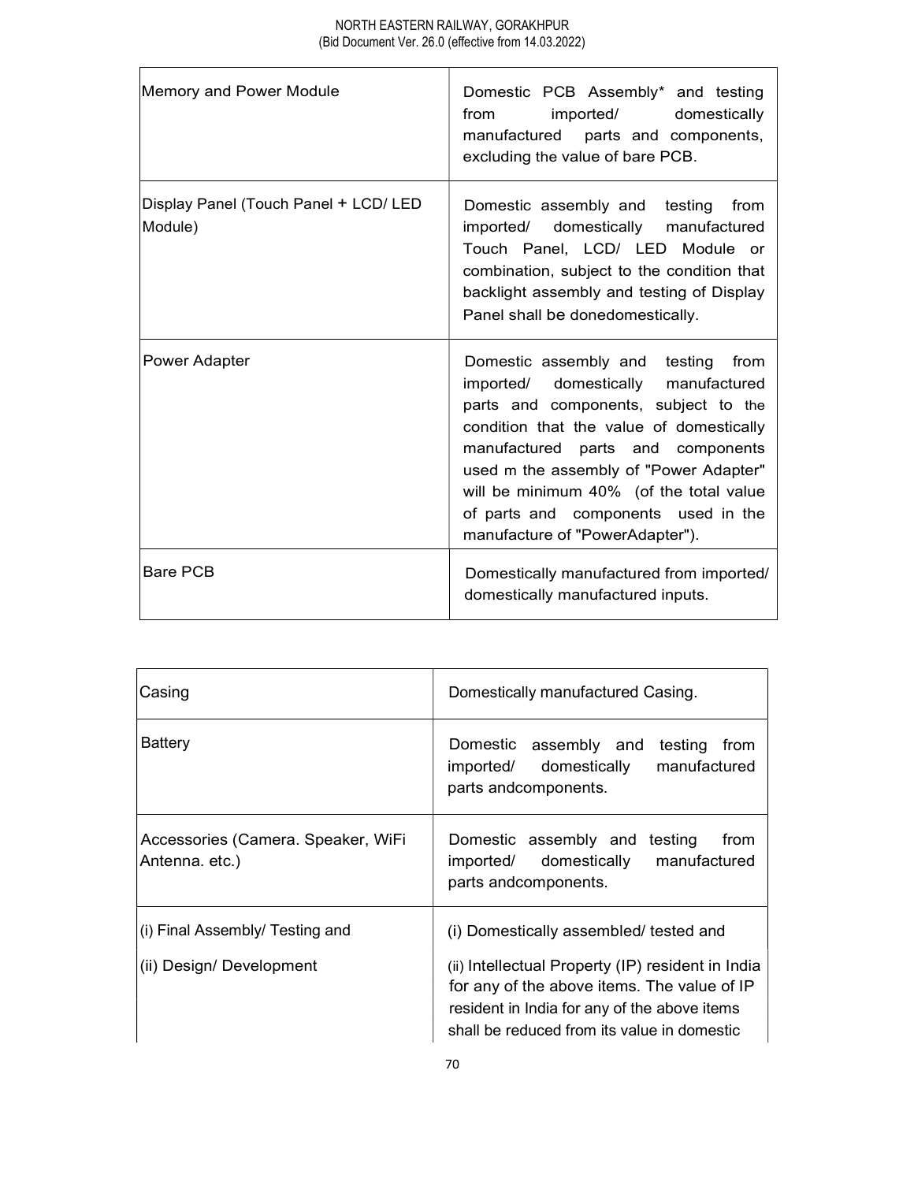| | |
|---|---|
| Memory and Power Module | Domestic PCB Assembly* and testing from imported/ domestically manufactured parts and components, excluding the value of bare PCB. |
| Display Panel (Touch Panel + LCD/ LED Module) | Domestic assembly and testing from imported/ domestically manufactured Touch Panel, LCD/ LED Module or combination, subject to the condition that backlight assembly and testing of Display Panel shall be donedomestically. |
| Power Adapter | Domestic assembly and testing from imported/ domestically manufactured parts and components, subject to the condition that the value of domestically manufactured parts and components used m the assembly of "Power Adapter" will be minimum 40% (of the total value of parts and components used in the manufacture of "PowerAdapter"). |
| Bare PCB | Domestically manufactured from imported/ domestically manufactured inputs. |

| | |
|---|---|
| Casing | Domestically manufactured Casing. |
| Battery | Domestic assembly and testing from imported/ domestically manufactured parts andcomponents. |
| Accessories (Camera. Speaker, WiFi Antenna. etc.) | Domestic assembly and testing from imported/ domestically manufactured parts andcomponents. |
| (i) Final Assembly/ Testing and<br>(ii) Design/ Development | (i) Domestically assembled/ tested and<br>(ii) Intellectual Property (IP) resident in India for any of the above items. The value of IP resident in India for any of the above items shall be reduced from its value in domestic |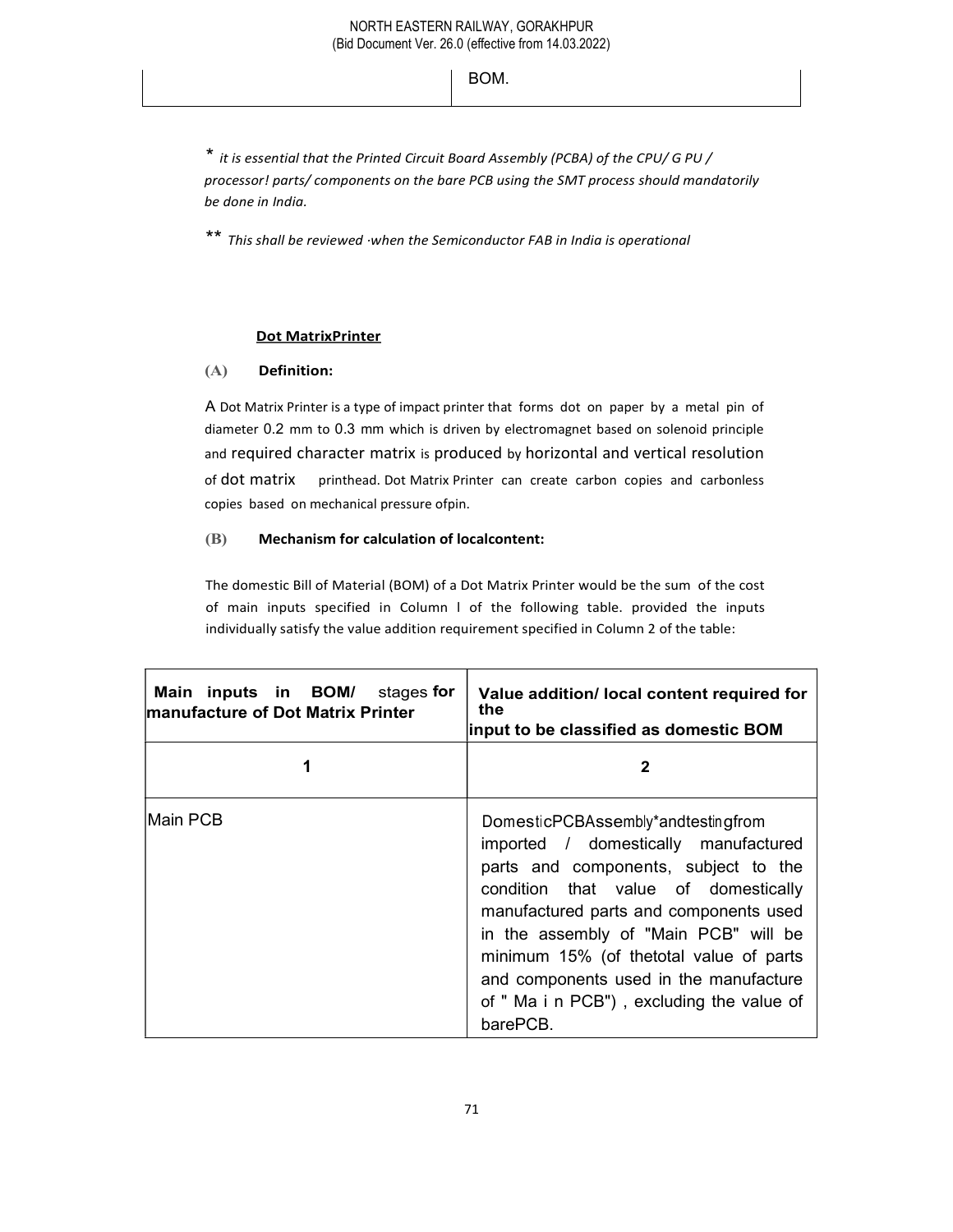| | BOM. |
|---|---|

\* *it is essential that the Printed Circuit Board Assembly (PCBA) of the CPU/ G PU / processor! parts/ components on the bare PCB using the SMT process should mandatorily be done in India.*

\*\* *This shall be reviewed ·when the Semiconductor FAB in India is operational*

**Dot MatrixPrinter**

**(A) Definition:**

A Dot Matrix Printer is a type of impact printer that forms dot on paper by a metal pin of diameter 0.2 mm to 0.3 mm which is driven by electromagnet based on solenoid principle and required character matrix is produced by horizontal and vertical resolution of dot matrix printhead. Dot Matrix Printer can create carbon copies and carbonless copies based on mechanical pressure ofpin.

**(B) Mechanism for calculation of localcontent:**

The domestic Bill of Material (BOM) of a Dot Matrix Printer would be the sum of the cost of main inputs specified in Column l of the following table. provided the inputs individually satisfy the value addition requirement specified in Column 2 of the table:

| Main inputs in BOM/ stages for manufacture of Dot Matrix Printer | Value addition/ local content required for the input to be classified as domestic BOM |
|---|---|
| 1 | 2 |
| Main PCB | DomesticPCBAssembly*andtestingfrom imported / domestically manufactured parts and components, subject to the condition that value of domestically manufactured parts and components used in the assembly of "Main PCB" will be minimum 15% (of thetotal value of parts and components used in the manufacture of " Ma i n PCB") , excluding the value of barePCB. |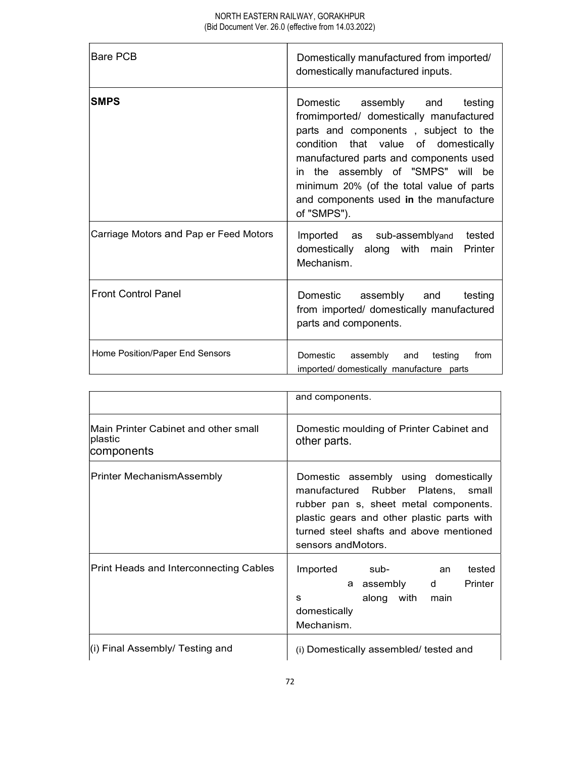| | |
|---|---|
| Bare PCB | Domestically manufactured from imported/ domestically manufactured inputs. |
| **SMPS** | Domestic assembly and testing fromimported/ domestically manufactured parts and components , subject to the condition that value of domestically manufactured parts and components used in the assembly of "SMPS" will be minimum 20% (of the total value of parts and components used **in** the manufacture of "SMPS"). |
| Carriage Motors and Pap er Feed Motors | Imported as sub-assemblyand tested domestically along with main Printer Mechanism. |
| Front Control Panel | Domestic assembly and testing from imported/ domestically manufactured parts and components. |
| Home Position/Paper End Sensors | Domestic assembly and testing from imported/ domestically manufacture parts and components. |
| Main Printer Cabinet and other small plastic components | Domestic moulding of Printer Cabinet and other parts. |
| Printer MechanismAssembly | Domestic assembly using domestically manufactured Rubber Platens, small rubber pan s, sheet metal components. plastic gears and other plastic parts with turned steel shafts and above mentioned sensors andMotors. |
| Print Heads and Interconnecting Cables | Imported sub-assembly and tested domestically along with main Printers Mechanism. |
| (i) Final Assembly/ Testing and | (i) Domestically assembled/ tested and |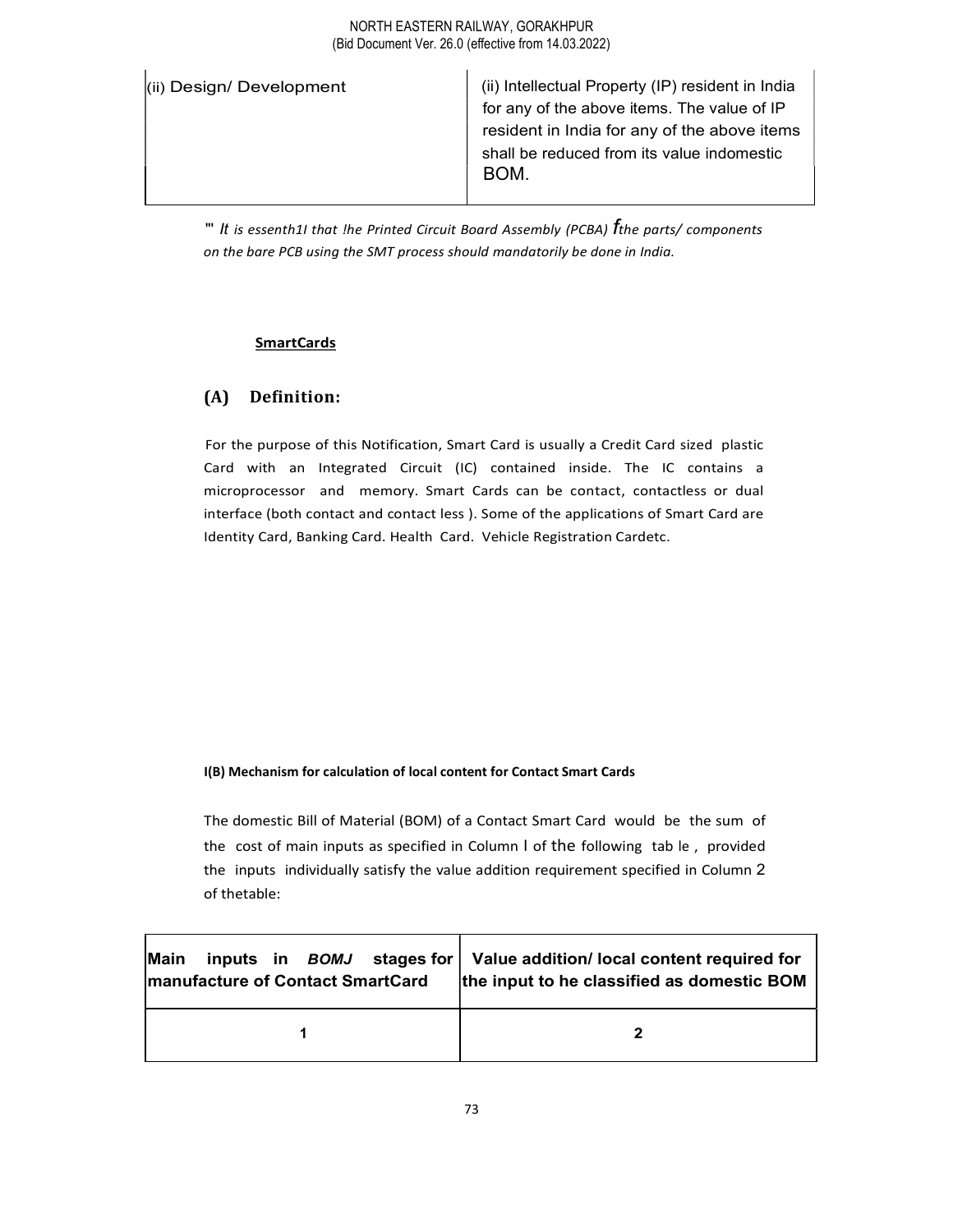| (ii) Design/ Development | (ii) Intellectual Property (IP) resident in India for any of the above items. The value of IP resident in India for any of the above items shall be reduced from its value indomestic BOM. |
|---|---|

"' *It is essenth1I that !he Printed Circuit Board Assembly (PCBA) fthe parts/ components on the bare PCB using the SMT process should mandatorily be done in India.*

**SmartCards**

## (A) Definition:

For the purpose of this Notification, Smart Card is usually a Credit Card sized plastic Card with an Integrated Circuit (IC) contained inside. The IC contains a microprocessor and memory. Smart Cards can be contact, contactless or dual interface (both contact and contact less ). Some of the applications of Smart Card are Identity Card, Banking Card. Health Card. Vehicle Registration Cardetc.

**I(B) Mechanism for calculation of local content for Contact Smart Cards**

The domestic Bill of Material (BOM) of a Contact Smart Card would be the sum of the cost of main inputs as specified in Column I of the following tab le , provided the inputs individually satisfy the value addition requirement specified in Column 2 of thetable:

| Main inputs in *BOMJ* stages for manufacture of Contact SmartCard | Value addition/ local content required for the input to he classified as domestic BOM |
|---|---|
| 1 | 2 |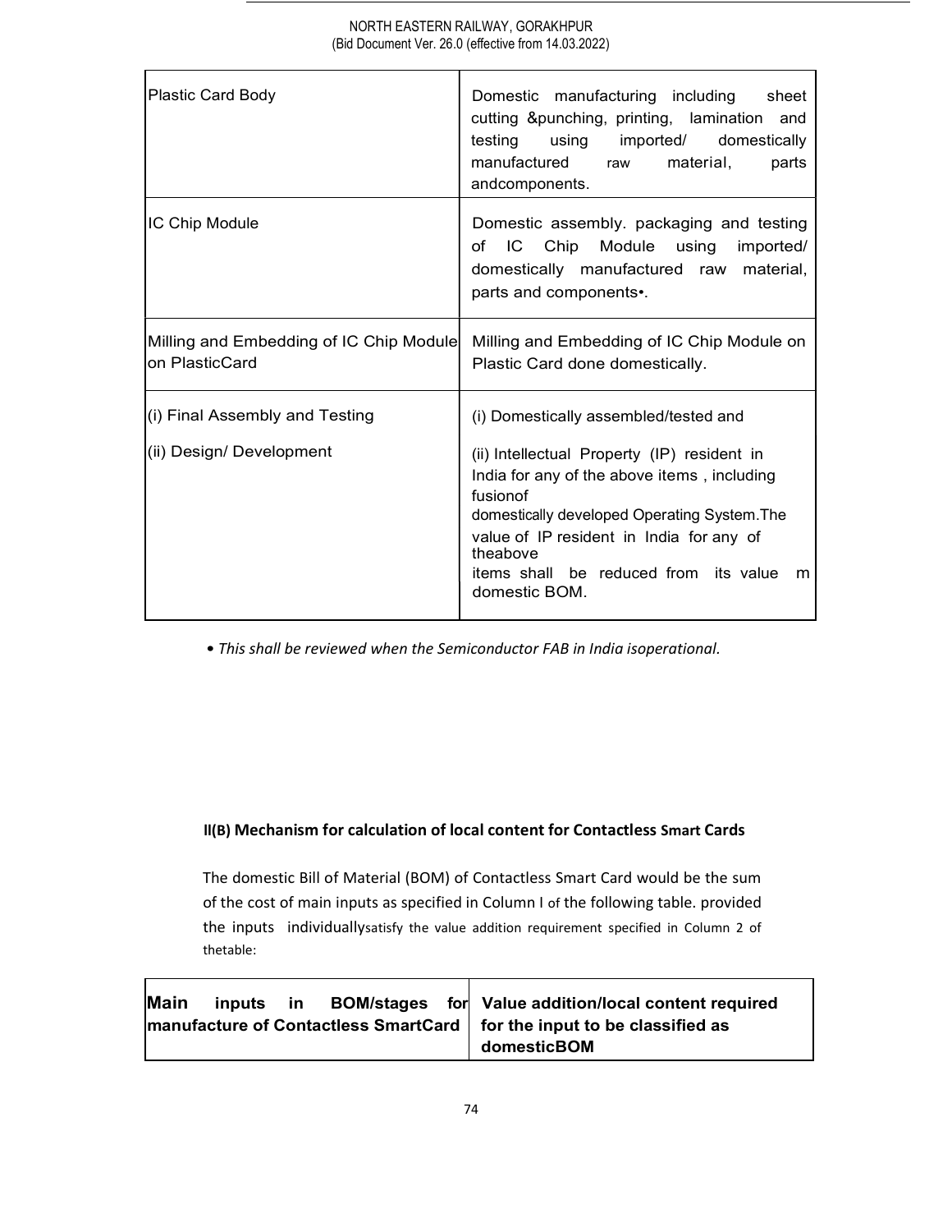| | |
|---|---|
| Plastic Card Body | Domestic manufacturing including sheet cutting &punching, printing, lamination and testing using imported/ domestically manufactured raw material, parts andcomponents. |
| IC Chip Module | Domestic assembly. packaging and testing of IC Chip Module using imported/ domestically manufactured raw material, parts and components•. |
| Milling and Embedding of IC Chip Module on PlasticCard | Milling and Embedding of IC Chip Module on Plastic Card done domestically. |
| (i) Final Assembly and Testing<br><br>(ii) Design/ Development | (i) Domestically assembled/tested and<br><br>(ii) Intellectual Property (IP) resident in India for any of the above items , including fusionof domestically developed Operating System.The value of IP resident in India for any of theabove items shall be reduced from its value m domestic BOM. |

• *This shall be reviewed when the Semiconductor FAB in India isoperational.*

**II(B) Mechanism for calculation of local content for Contactless Smart Cards**

The domestic Bill of Material (BOM) of Contactless Smart Card would be the sum of the cost of main inputs as specified in Column I of the following table. provided the inputs individuallysatisfy the value addition requirement specified in Column 2 of thetable:

| Main inputs in BOM/stages for manufacture of Contactless SmartCard | Value addition/local content required for the input to be classified as domesticBOM |
|---|---|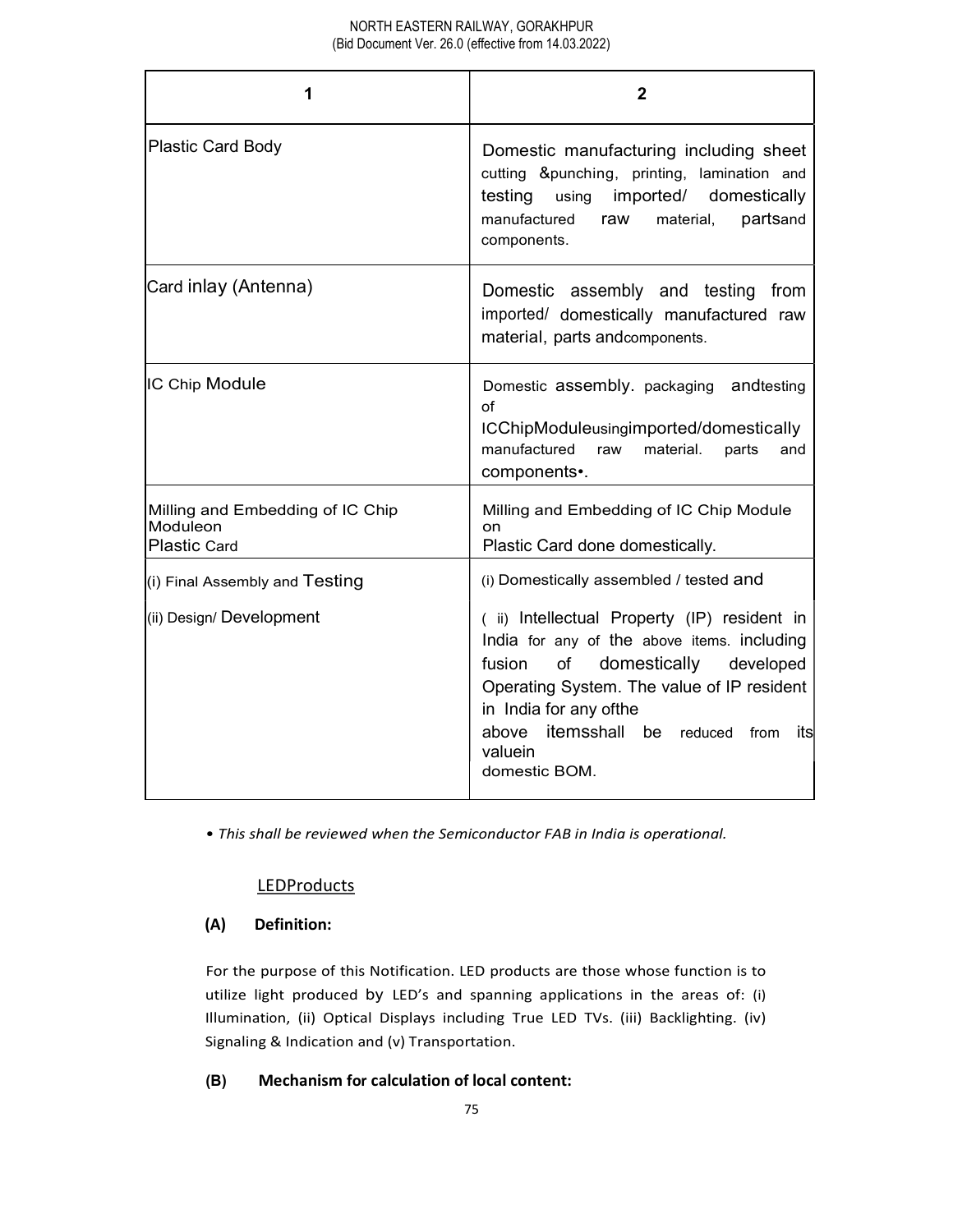| 1 | 2 |
|---|---|
| Plastic Card Body | Domestic manufacturing including sheet cutting &punching, printing, lamination and testing using imported/ domestically manufactured raw material, partsand components. |
| Card inlay (Antenna) | Domestic assembly and testing from imported/ domestically manufactured raw material, parts andcomponents. |
| IC Chip Module | Domestic assembly. packaging andtesting of ICChipModuleusingimported/domestically manufactured raw material. parts and components•. |
| Milling and Embedding of IC Chip Moduleon Plastic Card | Milling and Embedding of IC Chip Module on Plastic Card done domestically. |
| (i) Final Assembly and Testing<br>(ii) Design/ Development | (i) Domestically assembled / tested and<br>( ii) Intellectual Property (IP) resident in India for any of the above items. including fusion of domestically developed Operating System. The value of IP resident in India for any ofthe above itemsshall be reduced from its valuein domestic BOM. |

*• This shall be reviewed when the Semiconductor FAB in India is operational.*

LEDProducts

**(A) Definition:**

For the purpose of this Notification. LED products are those whose function is to utilize light produced by LED's and spanning applications in the areas of: (i) Illumination, (ii) Optical Displays including True LED TVs. (iii) Backlighting. (iv) Signaling & Indication and (v) Transportation.

**(B) Mechanism for calculation of local content:**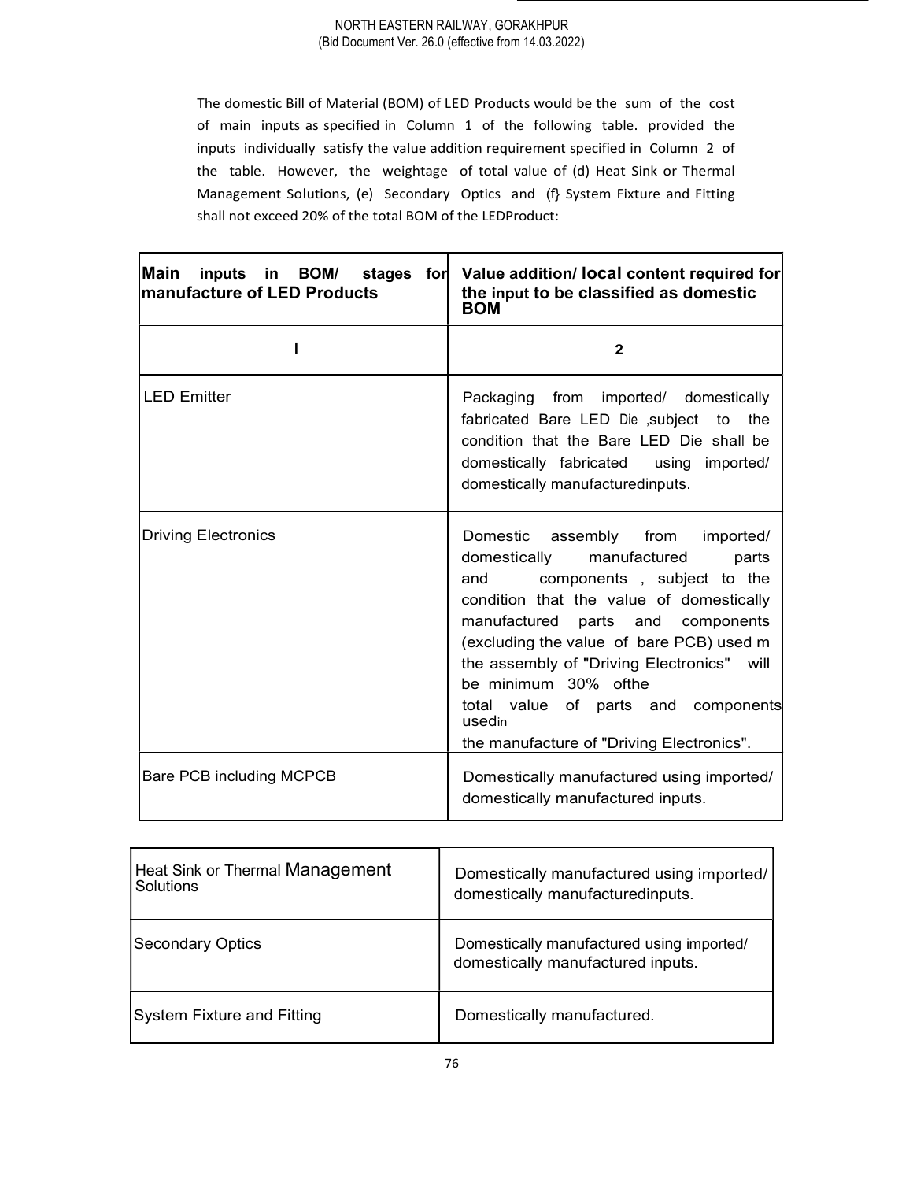The domestic Bill of Material (BOM) of LED Products would be the sum of the cost of main inputs as specified in Column 1 of the following table. provided the inputs individually satisfy the value addition requirement specified in Column 2 of the table. However, the weightage of total value of (d) Heat Sink or Thermal Management Solutions, (e) Secondary Optics and (f} System Fixture and Fitting shall not exceed 20% of the total BOM of the LEDProduct:

| Main inputs in BOM/ stages for manufacture of LED Products | Value addition/ local content required for the input to be classified as domestic BOM |
|---|---|
| I | 2 |
| LED Emitter | Packaging from imported/ domestically fabricated Bare LED Die ,subject to the condition that the Bare LED Die shall be domestically fabricated using imported/ domestically manufacturedinputs. |
| Driving Electronics | Domestic assembly from imported/ domestically manufactured parts and components , subject to the condition that the value of domestically manufactured parts and components (excluding the value of bare PCB) used m the assembly of "Driving Electronics" will be minimum 30% ofthe total value of parts and components usedin the manufacture of "Driving Electronics". |
| Bare PCB including MCPCB | Domestically manufactured using imported/ domestically manufactured inputs. |
| Heat Sink or Thermal Management Solutions | Domestically manufactured using imported/ domestically manufacturedinputs. |
| Secondary Optics | Domestically manufactured using imported/ domestically manufactured inputs. |
| System Fixture and Fitting | Domestically manufactured. |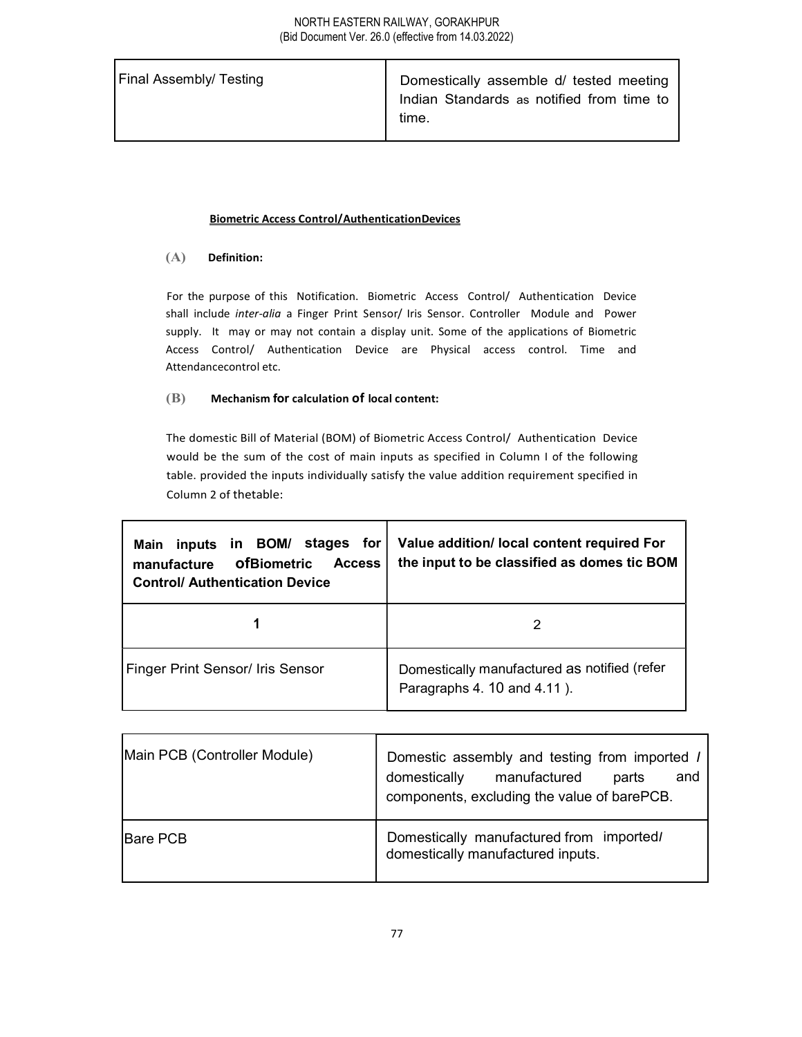| Final Assembly/ Testing | Domestically assemble d/ tested meeting Indian Standards as notified from time to time. |
|---|---|

**Biometric Access Control/AuthenticationDevices**

**(A) Definition:**

For the purpose of this Notification. Biometric Access Control/ Authentication Device shall include *inter-alia* a Finger Print Sensor/ Iris Sensor. Controller Module and Power supply. It may or may not contain a display unit. Some of the applications of Biometric Access Control/ Authentication Device are Physical access control. Time and Attendancecontrol etc.

**(B) Mechanism for calculation of local content:**

The domestic Bill of Material (BOM) of Biometric Access Control/ Authentication Device would be the sum of the cost of main inputs as specified in Column I of the following table. provided the inputs individually satisfy the value addition requirement specified in Column 2 of thetable:

| Main inputs in BOM/ stages for manufacture ofBiometric Access Control/ Authentication Device | Value addition/ local content required For the input to be classified as domes tic BOM |
|---|---|
| 1 | 2 |
| Finger Print Sensor/ Iris Sensor | Domestically manufactured as notified (refer Paragraphs 4. 10 and 4.11 ). |
| Main PCB (Controller Module) | Domestic assembly and testing from imported / domestically manufactured parts and components, excluding the value of barePCB. |
| Bare PCB | Domestically manufactured from imported/ domestically manufactured inputs. |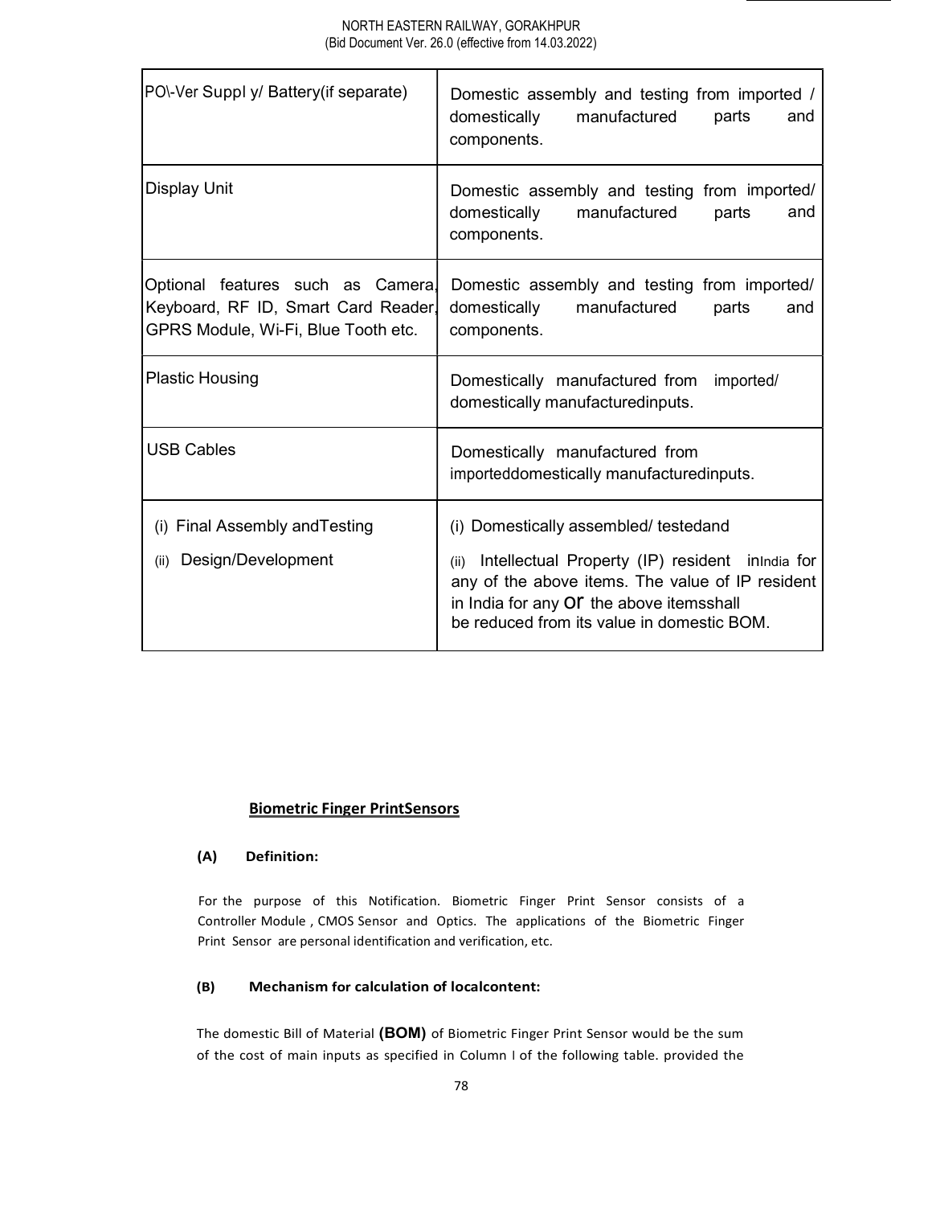| | |
|---|---|
| PO\-Ver Suppl y/ Battery(if separate) | Domestic assembly and testing from imported / domestically manufactured parts and components. |
| Display Unit | Domestic assembly and testing from imported/ domestically manufactured parts and components. |
| Optional features such as Camera, Keyboard, RF ID, Smart Card Reader, GPRS Module, Wi-Fi, Blue Tooth etc. | Domestic assembly and testing from imported/ domestically manufactured parts and components. |
| Plastic Housing | Domestically manufactured from imported/ domestically manufacturedinputs. |
| USB Cables | Domestically manufactured from importeddomestically manufacturedinputs. |
| (i) Final Assembly andTesting<br>(ii) Design/Development | (i) Domestically assembled/ testedand<br>(ii) Intellectual Property (IP) resident inIndia for any of the above items. The value of IP resident in India for any or the above itemsshall be reduced from its value in domestic BOM. |

**Biometric Finger PrintSensors**

**(A) Definition:**

For the purpose of this Notification. Biometric Finger Print Sensor consists of a Controller Module , CMOS Sensor and Optics. The applications of the Biometric Finger Print Sensor are personal identification and verification, etc.

**(B) Mechanism for calculation of localcontent:**

The domestic Bill of Material **(BOM)** of Biometric Finger Print Sensor would be the sum of the cost of main inputs as specified in Column I of the following table. provided the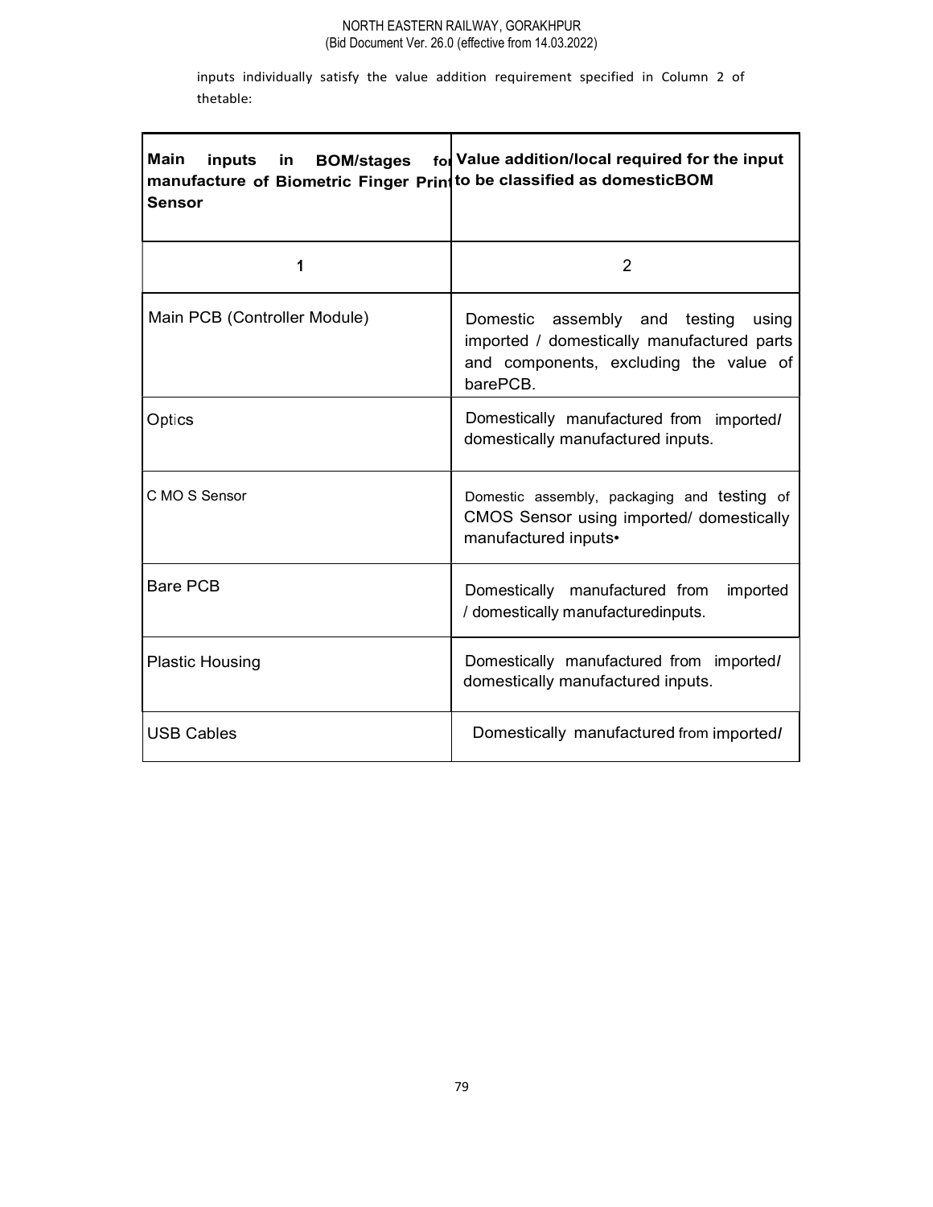inputs individually satisfy the value addition requirement specified in Column 2 of thetable:

| Main inputs in BOM/stages for manufacture of Biometric Finger Print Sensor | Value addition/local required for the input to be classified as domesticBOM |
|---|---|
| 1 | 2 |
| Main PCB (Controller Module) | Domestic assembly and testing using imported / domestically manufactured parts and components, excluding the value of barePCB. |
| Optics | Domestically manufactured from imported/ domestically manufactured inputs. |
| C MO S Sensor | Domestic assembly, packaging and testing of CMOS Sensor using imported/ domestically manufactured inputs• |
| Bare PCB | Domestically manufactured from imported / domestically manufacturedinputs. |
| Plastic Housing | Domestically manufactured from imported/ domestically manufactured inputs. |
| USB Cables | Domestically manufactured from imported/ |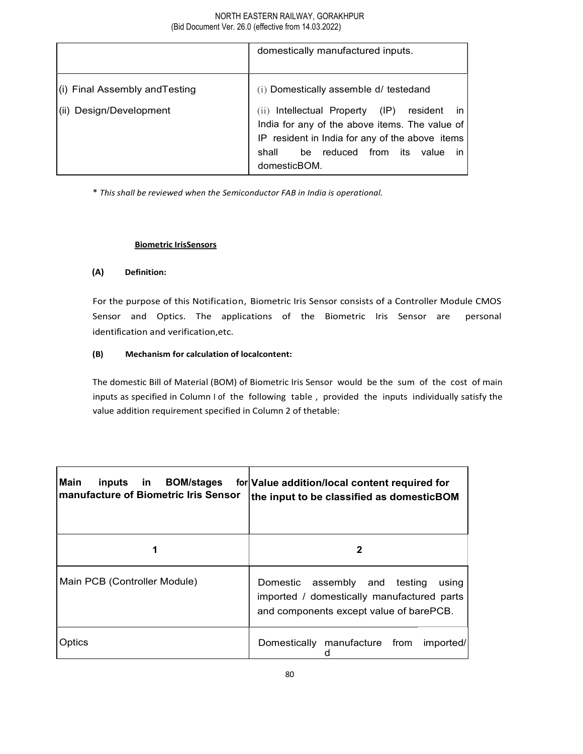| | |
|---|---|
| | domestically manufactured inputs. |
| (i) Final Assembly andTesting<br><br>(ii) Design/Development | (i) Domestically assemble d/ testedand<br><br>(ii) Intellectual Property (IP) resident in India for any of the above items. The value of IP resident in India for any of the above items shall be reduced from its value in domesticBOM. |

* *This shall be reviewed when the Semiconductor FAB in India is operational.*

**Biometric IrisSensors**

**(A) Definition:**

For the purpose of this Notification, Biometric Iris Sensor consists of a Controller Module CMOS Sensor and Optics. The applications of the Biometric Iris Sensor are personal identification and verification,etc.

**(B) Mechanism for calculation of localcontent:**

The domestic Bill of Material (BOM) of Biometric Iris Sensor would be the sum of the cost of main inputs as specified in Column I of the following table , provided the inputs individually satisfy the value addition requirement specified in Column 2 of thetable:

| Main inputs in BOM/stages for manufacture of Biometric Iris Sensor | Value addition/local content required for the input to be classified as domesticBOM |
|---|---|
| 1 | 2 |
| Main PCB (Controller Module) | Domestic assembly and testing using imported / domestically manufactured parts and components except value of barePCB. |
| Optics | Domestically manufacture from imported/ d |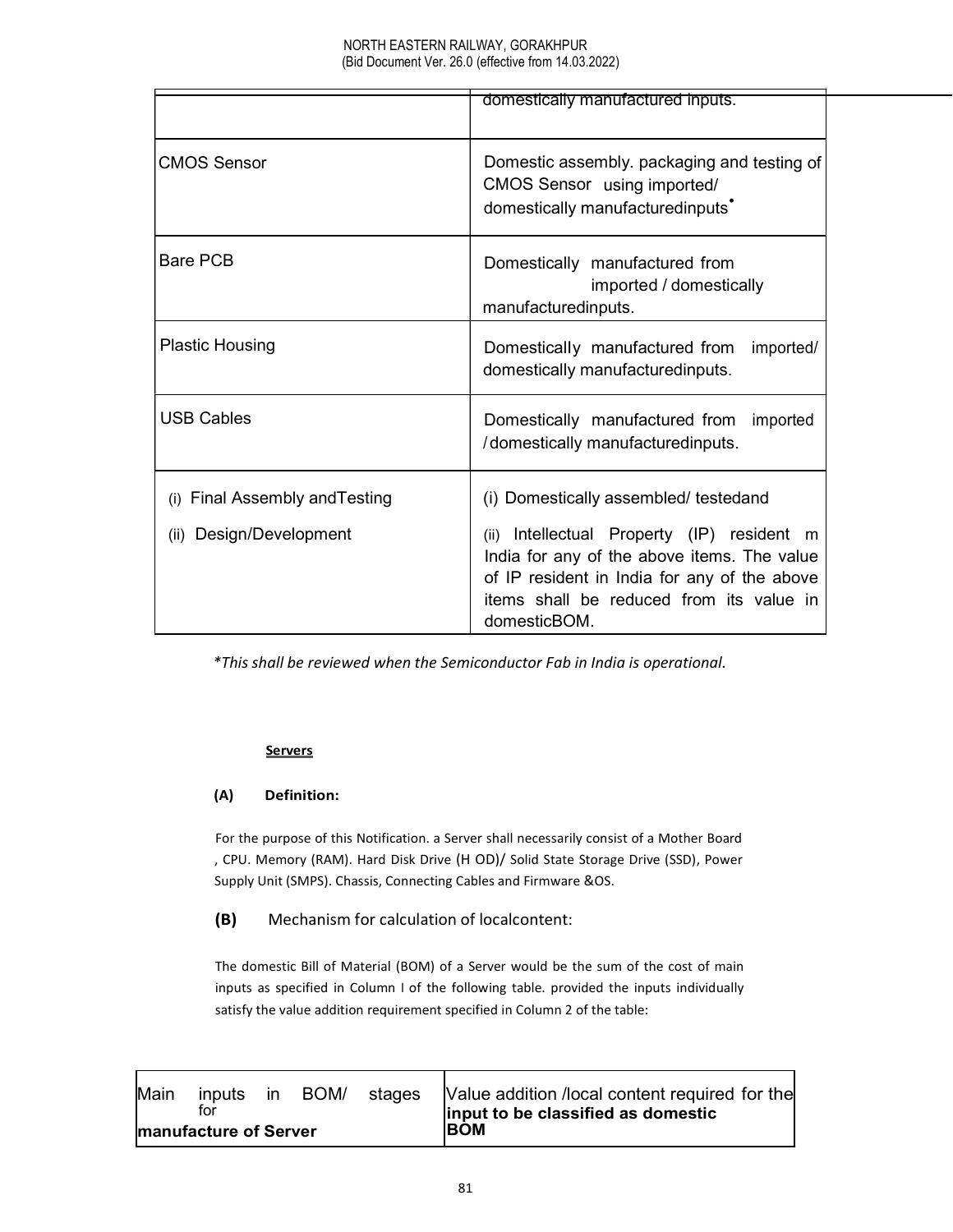| | |
|---|---|
| | domestically manufactured inputs. |
| CMOS Sensor | Domestic assembly. packaging and testing of CMOS Sensor using imported/ domestically manufacturedinputs* |
| Bare PCB | Domestically manufactured from imported / domestically manufacturedinputs. |
| Plastic Housing | Domestically manufactured from imported/ domestically manufacturedinputs. |
| USB Cables | Domestically manufactured from imported /domestically manufacturedinputs. |
| (i) Final Assembly andTesting<br><br>(ii) Design/Development | (i) Domestically assembled/ testedand<br><br>(ii) Intellectual Property (IP) resident m India for any of the above items. The value of IP resident in India for any of the above items shall be reduced from its value in domesticBOM. |

*\*This shall be reviewed when the Semiconductor Fab in India is operational.*

**Servers**

**(A) Definition:**

For the purpose of this Notification. a Server shall necessarily consist of a Mother Board , CPU. Memory (RAM). Hard Disk Drive (H OD)/ Solid State Storage Drive (SSD), Power Supply Unit (SMPS). Chassis, Connecting Cables and Firmware &OS.

**(B)** Mechanism for calculation of localcontent:

The domestic Bill of Material (BOM) of a Server would be the sum of the cost of main inputs as specified in Column I of the following table. provided the inputs individually satisfy the value addition requirement specified in Column 2 of the table:

| Main inputs in BOM/ stages for **manufacture of Server** | Value addition /local content required for the **input to be classified as domestic BOM** |
|---|---|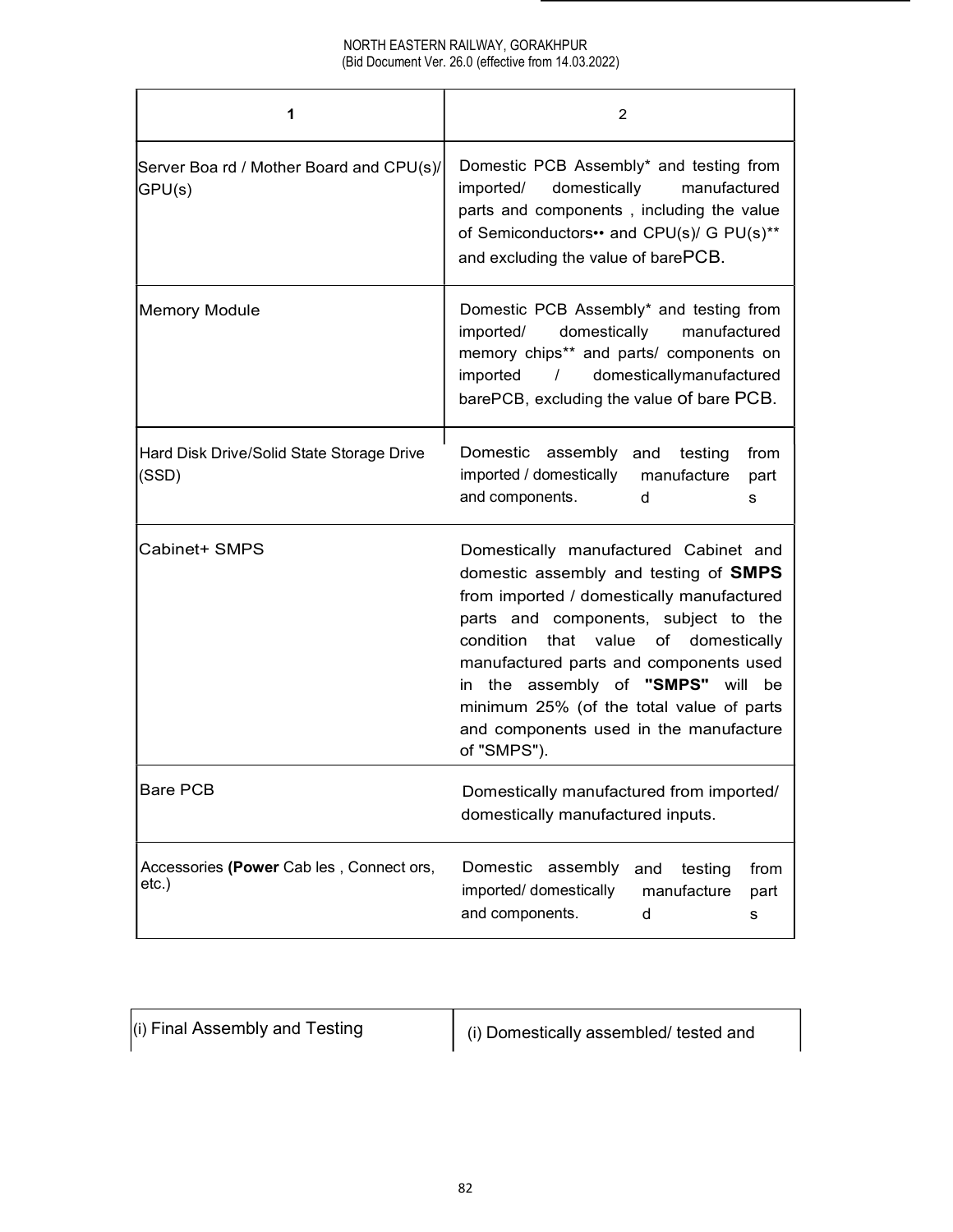| 1 | 2 |
|---|---|
| Server Boa rd / Mother Board and CPU(s)/ GPU(s) | Domestic PCB Assembly* and testing from imported/ domestically manufactured parts and components , including the value of Semiconductors•• and CPU(s)/ G PU(s)** and excluding the value of barePCB. |
| Memory Module | Domestic PCB Assembly* and testing from imported/ domestically manufactured memory chips** and parts/ components on imported / domesticallymanufactured barePCB, excluding the value of bare PCB. |
| Hard Disk Drive/Solid State Storage Drive (SSD) | Domestic assembly and testing from imported / domestically manufactured parts and components. |
| Cabinet+ SMPS | Domestically manufactured Cabinet and domestic assembly and testing of **SMPS** from imported / domestically manufactured parts and components, subject to the condition that value of domestically manufactured parts and components used in the assembly of **"SMPS"** will be minimum 25% (of the total value of parts and components used in the manufacture of "SMPS"). |
| Bare PCB | Domestically manufactured from imported/ domestically manufactured inputs. |
| Accessories (**Power** Cab les , Connect ors, etc.) | Domestic assembly and testing from imported/ domestically manufactured parts and components. |

| (i) Final Assembly and Testing | (i) Domestically assembled/ tested and |
|---|---|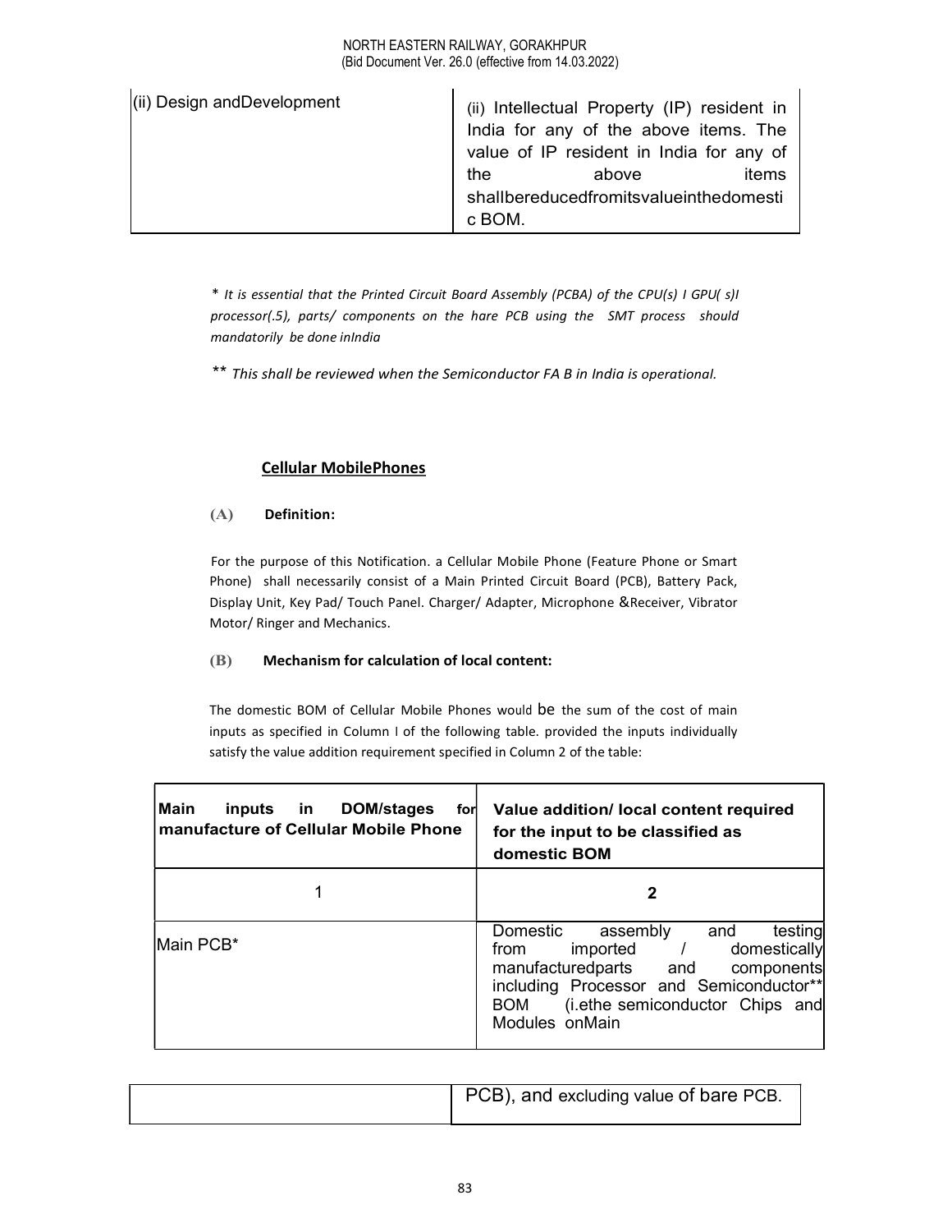| | |
|---|---|
| (ii) Design andDevelopment | (ii) Intellectual Property (IP) resident in India for any of the above items. The value of IP resident in India for any of the above items shallbereducedfromitsvalueinthedomestic BOM. |

* *It is essential that the Printed Circuit Board Assembly (PCBA) of the CPU(s) I GPU( s)I processor(.5), parts/ components on the hare PCB using the SMT process should mandatorily be done inIndia*

** *This shall be reviewed when the Semiconductor FA B in India is operational.*

**Cellular MobilePhones**

**(A) Definition:**

For the purpose of this Notification. a Cellular Mobile Phone (Feature Phone or Smart Phone) shall necessarily consist of a Main Printed Circuit Board (PCB), Battery Pack, Display Unit, Key Pad/ Touch Panel. Charger/ Adapter, Microphone &Receiver, Vibrator Motor/ Ringer and Mechanics.

**(B) Mechanism for calculation of local content:**

The domestic BOM of Cellular Mobile Phones would be the sum of the cost of main inputs as specified in Column I of the following table. provided the inputs individually satisfy the value addition requirement specified in Column 2 of the table:

| Main inputs in DOM/stages for manufacture of Cellular Mobile Phone | Value addition/ local content required for the input to be classified as domestic BOM |
|---|---|
| 1 | 2 |
| Main PCB* | Domestic assembly and testing from imported / domestically manufacturedparts and components including Processor and Semiconductor** BOM (i.ethe semiconductor Chips and Modules onMain PCB), and excluding value of bare PCB. |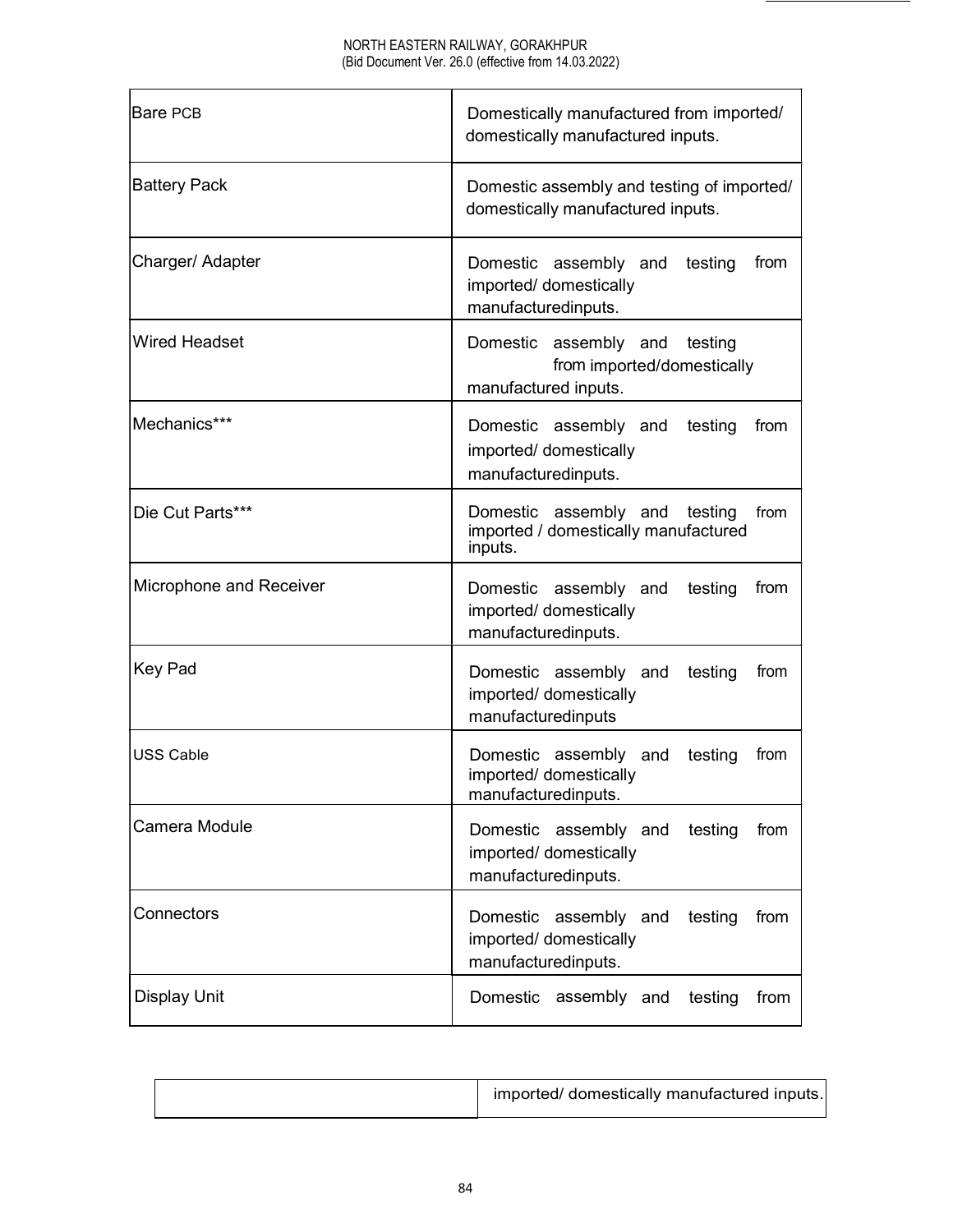| | |
|---|---|
| Bare PCB | Domestically manufactured from imported/ domestically manufactured inputs. |
| Battery Pack | Domestic assembly and testing of imported/ domestically manufactured inputs. |
| Charger/ Adapter | Domestic assembly and testing from imported/ domestically manufacturedinputs. |
| Wired Headset | Domestic assembly and testing from imported/domestically manufactured inputs. |
| Mechanics*** | Domestic assembly and testing from imported/ domestically manufacturedinputs. |
| Die Cut Parts*** | Domestic assembly and testing from imported / domestically manufactured inputs. |
| Microphone and Receiver | Domestic assembly and testing from imported/ domestically manufacturedinputs. |
| Key Pad | Domestic assembly and testing from imported/ domestically manufacturedinputs |
| USS Cable | Domestic assembly and testing from imported/ domestically manufacturedinputs. |
| Camera Module | Domestic assembly and testing from imported/ domestically manufacturedinputs. |
| Connectors | Domestic assembly and testing from imported/ domestically manufacturedinputs. |
| Display Unit | Domestic assembly and testing from imported/ domestically manufactured inputs. |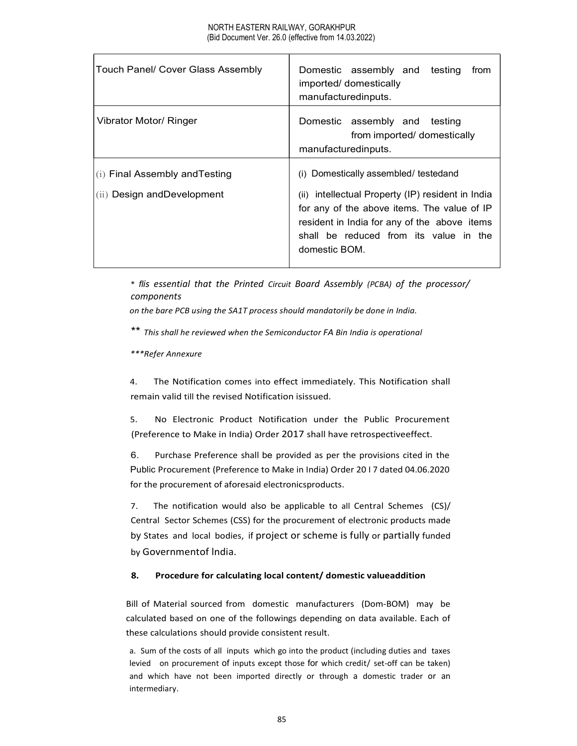| Touch Panel/ Cover Glass Assembly | Domestic assembly and testing from imported/ domestically manufacturedinputs. |
|---|---|
| Vibrator Motor/ Ringer | Domestic assembly and testing from imported/ domestically manufacturedinputs. |
| (i) Final Assembly andTesting<br><br>(ii) Design andDevelopment | (i) Domestically assembled/ testedand<br><br>(ii) intellectual Property (IP) resident in India for any of the above items. The value of IP resident in India for any of the above items shall be reduced from its value in the domestic BOM. |

*\* flis essential that the Printed Circuit Board Assembly (PCBA) of the processor/ components on the bare PCB using the SA1T process should mandatorily be done in India.*

** *This shall he reviewed when the Semiconductor FA Bin India is operational*

*\*\*\*Refer Annexure*

4. The Notification comes into effect immediately. This Notification shall remain valid till the revised Notification isissued.

5. No Electronic Product Notification under the Public Procurement (Preference to Make in India) Order 2017 shall have retrospectiveeffect.

6. Purchase Preference shall be provided as per the provisions cited in the Public Procurement (Preference to Make in India) Order 20 l 7 dated 04.06.2020 for the procurement of aforesaid electronicsproducts.

7. The notification would also be applicable to all Central Schemes (CS)/ Central Sector Schemes (CSS) for the procurement of electronic products made by States and local bodies, if project or scheme is fully or partially funded by Governmentof lndia.

**8. Procedure for calculating local content/ domestic valueaddition**

Bill of Material sourced from domestic manufacturers (Dom-BOM) may be calculated based on one of the followings depending on data available. Each of these calculations should provide consistent result.

a. Sum of the costs of all inputs which go into the product (including duties and taxes levied on procurement of inputs except those for which credit/ set-off can be taken) and which have not been imported directly or through a domestic trader or an intermediary.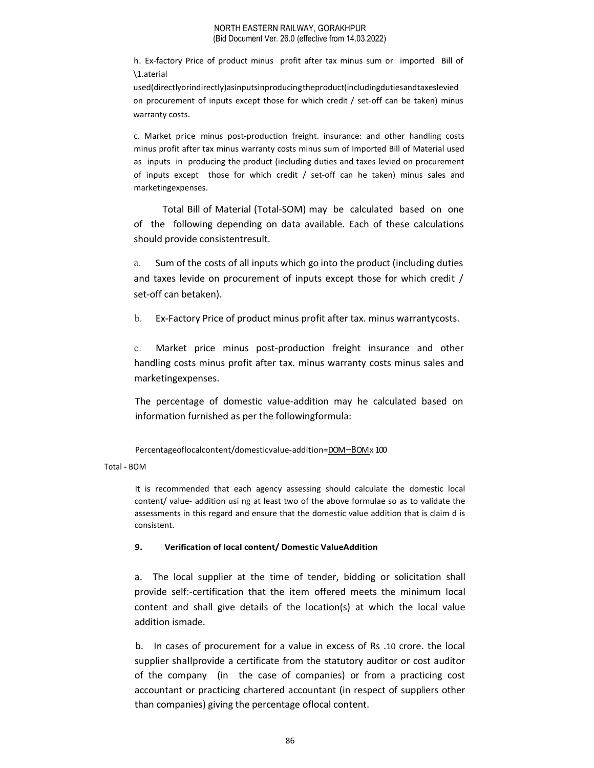h. Ex-factory Price of product minus profit after tax minus sum or imported Bill of \1.aterial used(directlyorindirectly)asinputsinproducingtheproduct(includingdutiesandtaxeslevied on procurement of inputs except those for which credit / set-off can be taken) minus warranty costs.

c. Market price minus post-production freight. insurance: and other handling costs minus profit after tax minus warranty costs minus sum of Imported Bill of Material used as inputs in producing the product (including duties and taxes levied on procurement of inputs except those for which credit / set-off can he taken) minus sales and marketingexpenses.

Total Bill of Material (Total-SOM) may be calculated based on one of the following depending on data available. Each of these calculations should provide consistentresult.

a. Sum of the costs of all inputs which go into the product (including duties and taxes levide on procurement of inputs except those for which credit / set-off can betaken).

b. Ex-Factory Price of product minus profit after tax. minus warrantycosts.

c. Market price minus post-production freight insurance and other handling costs minus profit after tax. minus warranty costs minus sales and marketingexpenses.

The percentage of domestic value-addition may he calculated based on information furnished as per the followingformula:

$$\text{Percentageoflocalcontent/domesticvalue-addition} = \frac{\text{DOM} - \text{BOM}}{\text{Total - BOM}} \times 100$$

It is recommended that each agency assessing should calculate the domestic local content/ value- addition usi ng at least two of the above formulae so as to validate the assessments in this regard and ensure that the domestic value addition that is claim d is consistent.

**9. Verification of local content/ Domestic ValueAddition**

a. The local supplier at the time of tender, bidding or solicitation shall provide self:-certification that the item offered meets the minimum local content and shall give details of the location(s) at which the local value addition ismade.

b. In cases of procurement for a value in excess of Rs .10 crore. the local supplier shallprovide a certificate from the statutory auditor or cost auditor of the company (in the case of companies) or from a practicing cost accountant or practicing chartered accountant (in respect of suppliers other than companies) giving the percentage oflocal content.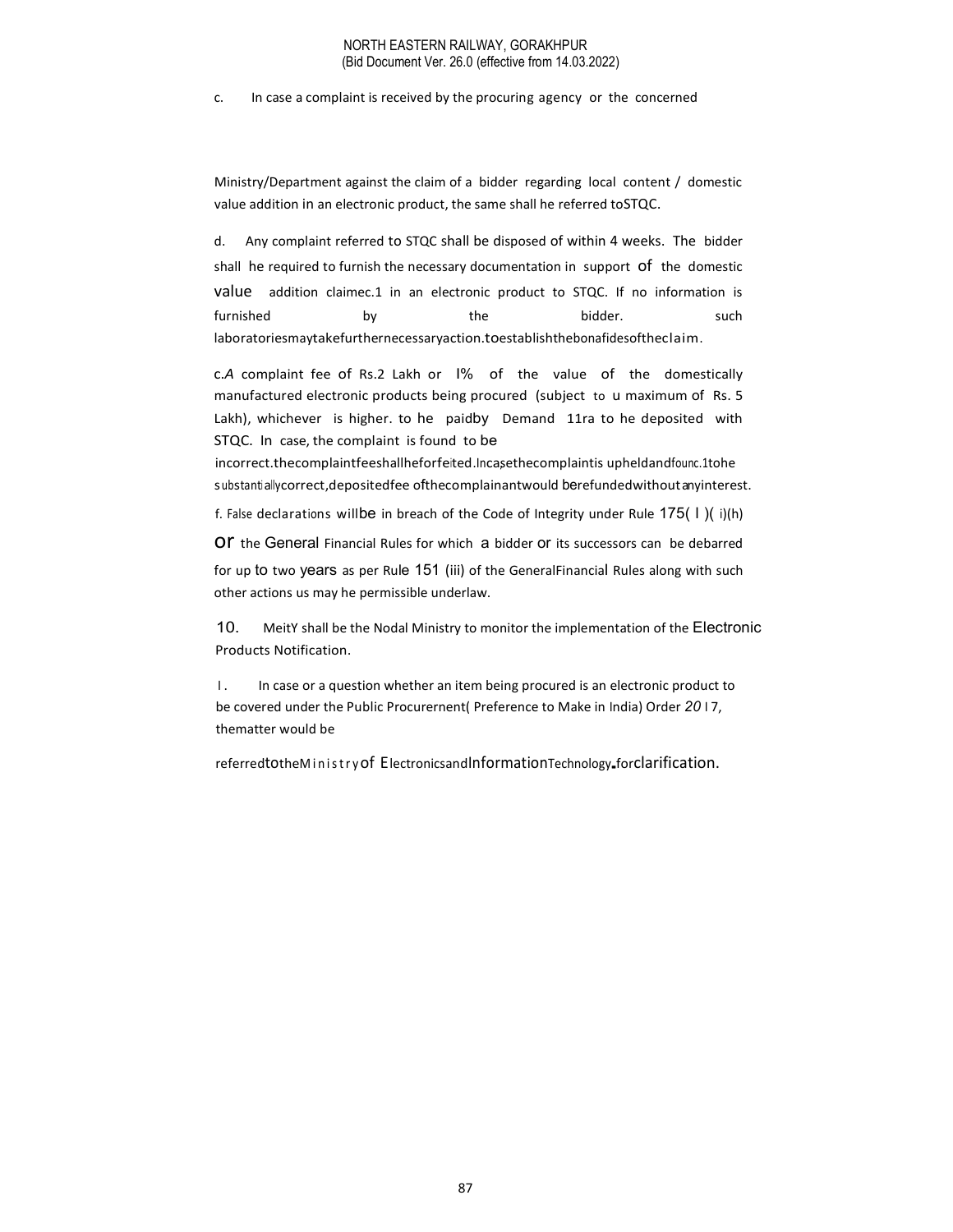c. In case a complaint is received by the procuring agency or the concerned

Ministry/Department against the claim of a bidder regarding local content / domestic value addition in an electronic product, the same shall he referred toSTQC.

d. Any complaint referred to STQC shall be disposed of within 4 weeks. The bidder shall he required to furnish the necessary documentation in support of the domestic value addition claimec.1 in an electronic product to STQC. If no information is furnished by the bidder. such laboratoriesmaytakefurthernecessaryaction.toestablishthebonafidesoftheclaim.

c.*A* complaint fee of Rs.2 Lakh or I% of the value of the domestically manufactured electronic products being procured (subject to u maximum of Rs. 5 Lakh), whichever is higher. to he paidby Demand 11ra to he deposited with STQC. In case, the complaint is found to be incorrect.thecomplaintfeeshallheforfeited.Incasethecomplaintis upheldandfounc.1tohe substantiallycorrect,depositedfee ofthecomplainantwould berefundedwithoutanyinterest.

f. False declarations willbe in breach of the Code of Integrity under Rule 175( l )( i)(h) or the General Financial Rules for which a bidder or its successors can be debarred for up to two years as per Rule 151 (iii) of the GeneralFinancial Rules along with such other actions us may he permissible underlaw.

10. MeitY shall be the Nodal Ministry to monitor the implementation of the Electronic Products Notification.

l. In case or a question whether an item being procured is an electronic product to be covered under the Public Procurernent( Preference to Make in India) Order *20* l 7, thematter would be

referredtotheMinistryof ElectronicsandInformationTechnology.forclarification.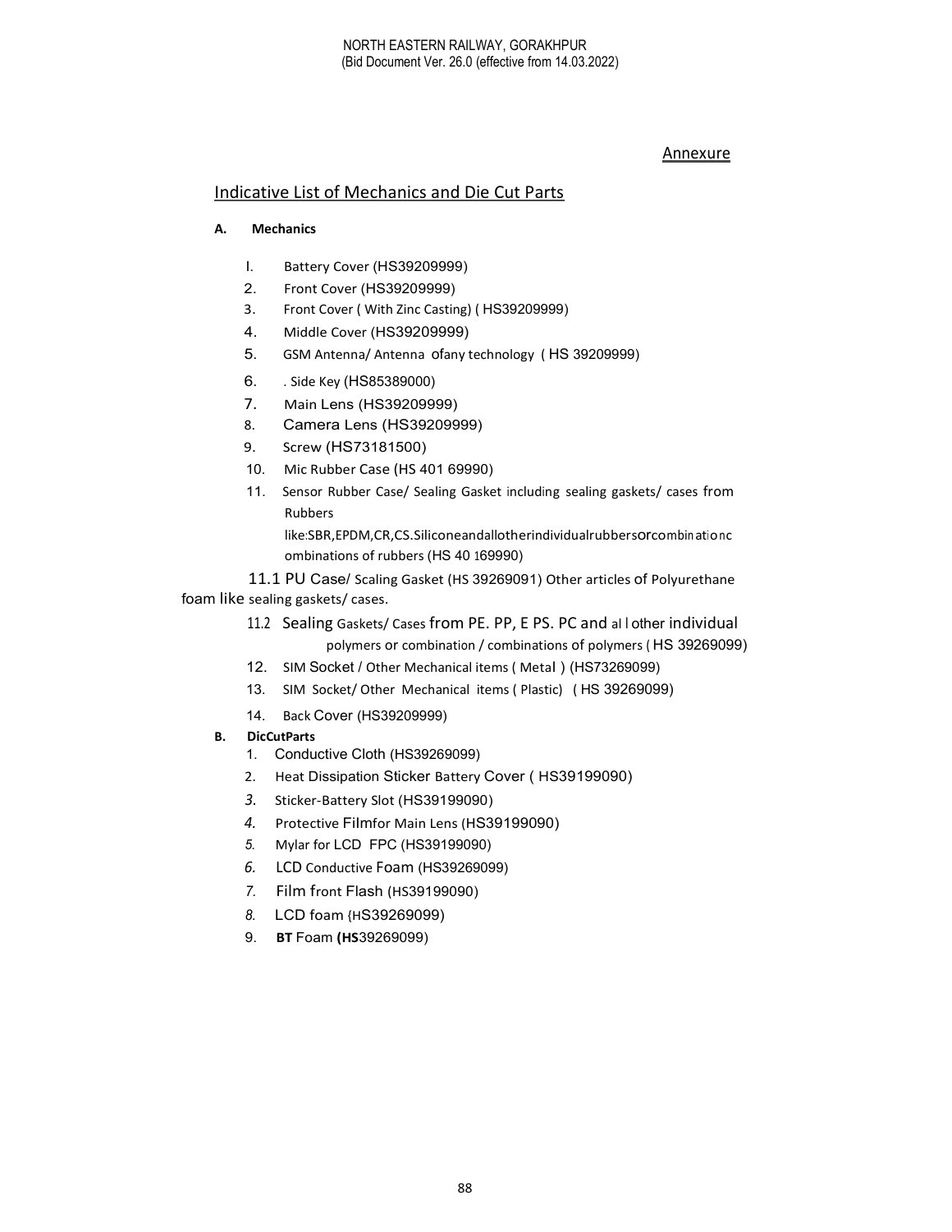Annexure

## Indicative List of Mechanics and Die Cut Parts

**A. Mechanics**

I. Battery Cover (HS39209999)
2. Front Cover (HS39209999)
3. Front Cover ( With Zinc Casting) ( HS39209999)
4. Middle Cover (HS39209999)
5. GSM Antenna/ Antenna ofany technology ( HS 39209999)
6. . Side Key (HS85389000)
7. Main Lens (HS39209999)
8. Camera Lens (HS39209999)
9. Screw (HS73181500)
10. Mic Rubber Case (HS 401 69990)
11. Sensor Rubber Case/ Sealing Gasket including sealing gaskets/ cases from Rubbers like:SBR,EPDM,CR,CS.Siliconeandallotherindividualrubbersorcombinationc ombinations of rubbers (HS 40 169990)

11.1 PU Case/ Scaling Gasket (HS 39269091) Other articles of Polyurethane foam like sealing gaskets/ cases.

11.2 Sealing Gaskets/ Cases from PE. PP, E PS. PC and al l other individual polymers or combination / combinations of polymers ( HS 39269099)

12. SIM Socket / Other Mechanical items ( Metal ) (HS73269099)
13. SIM Socket/ Other Mechanical items ( Plastic) ( HS 39269099)
14. Back Cover (HS39209999)

**B. DicCutParts**

1. Conductive Cloth (HS39269099)
2. Heat Dissipation Sticker Battery Cover ( HS39199090)
3. Sticker-Battery Slot (HS39199090)
4. Protective Filmfor Main Lens (HS39199090)
5. Mylar for LCD FPC (HS39199090)
6. LCD Conductive Foam (HS39269099)
7. Film front Flash (HS39199090)
8. LCD foam {HS39269099)
9. **BT** Foam **(HS**39269099)